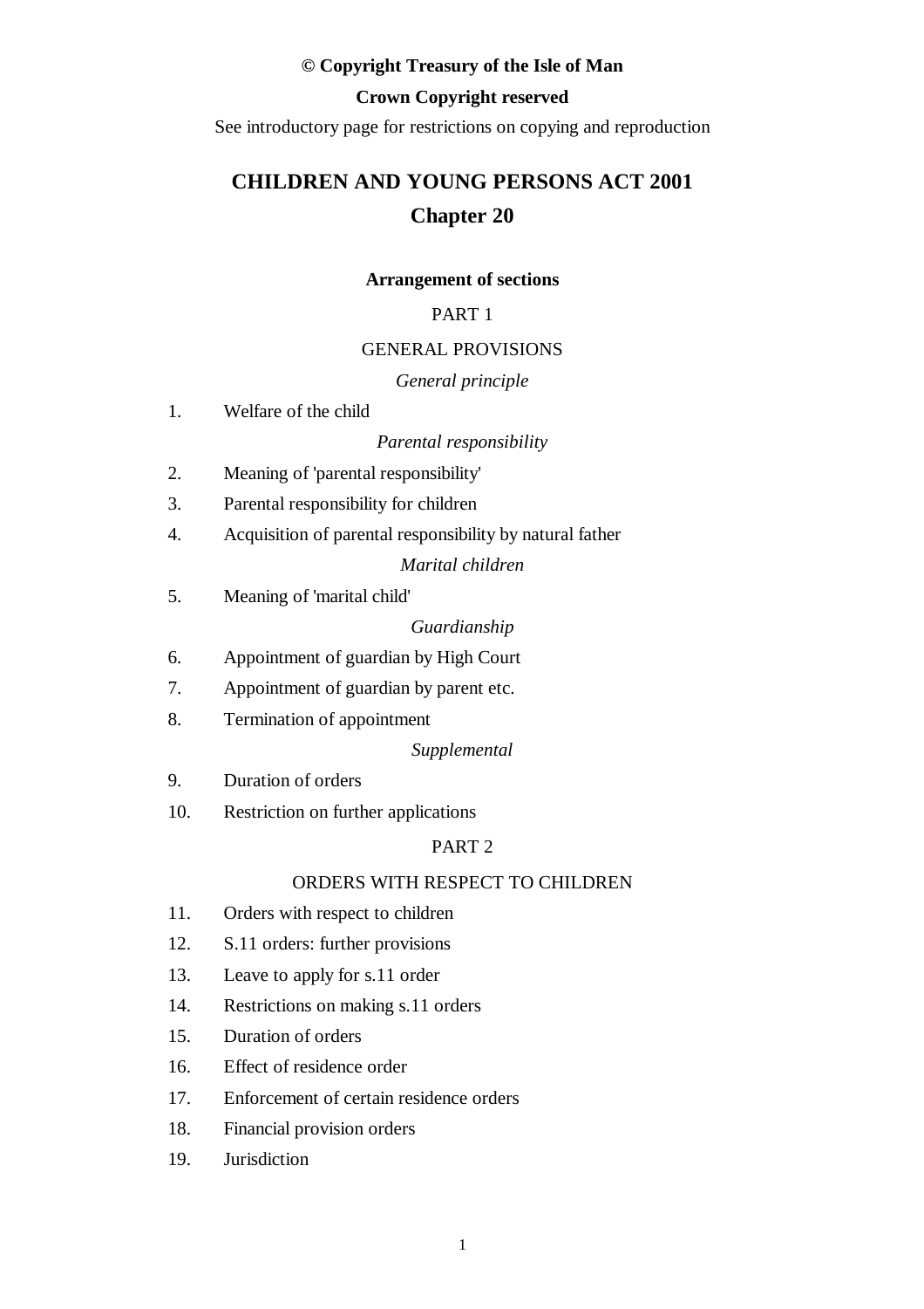**© Copyright Treasury of the Isle of Man**

**Crown Copyright reserved**

See introductory page for restrictions on copying and reproduction

# CHILDREN AND YOUNG PERSONS ACT 2001

## Chapter 20

**Arrangement of sections**

PART 1

GENERAL PROVISIONS

*General principle*

1. Welfare of the child

*Parental responsibility*

2. Meaning of 'parental responsibility'
3. Parental responsibility for children
4. Acquisition of parental responsibility by natural father

*Marital children*

5. Meaning of 'marital child'

*Guardianship*

6. Appointment of guardian by High Court
7. Appointment of guardian by parent etc.
8. Termination of appointment

*Supplemental*

9. Duration of orders
10. Restriction on further applications

PART 2

ORDERS WITH RESPECT TO CHILDREN

11. Orders with respect to children
12. S.11 orders: further provisions
13. Leave to apply for s.11 order
14. Restrictions on making s.11 orders
15. Duration of orders
16. Effect of residence order
17. Enforcement of certain residence orders
18. Financial provision orders
19. Jurisdiction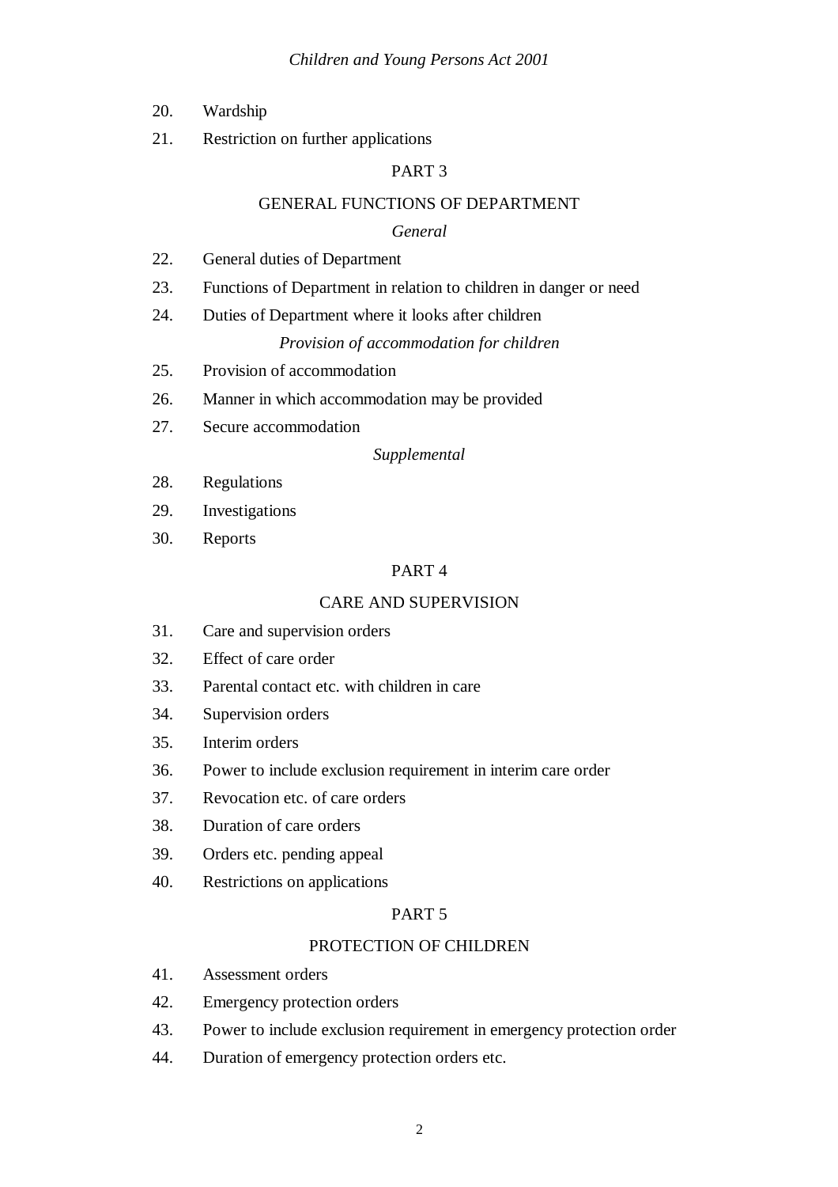20. Wardship

21. Restriction on further applications

## PART 3

## GENERAL FUNCTIONS OF DEPARTMENT

*General*

22. General duties of Department

23. Functions of Department in relation to children in danger or need

24. Duties of Department where it looks after children

*Provision of accommodation for children*

25. Provision of accommodation

26. Manner in which accommodation may be provided

27. Secure accommodation

*Supplemental*

28. Regulations

29. Investigations

30. Reports

## PART 4

## CARE AND SUPERVISION

31. Care and supervision orders

32. Effect of care order

33. Parental contact etc. with children in care

34. Supervision orders

35. Interim orders

36. Power to include exclusion requirement in interim care order

37. Revocation etc. of care orders

38. Duration of care orders

39. Orders etc. pending appeal

40. Restrictions on applications

## PART 5

## PROTECTION OF CHILDREN

41. Assessment orders

42. Emergency protection orders

43. Power to include exclusion requirement in emergency protection order

44. Duration of emergency protection orders etc.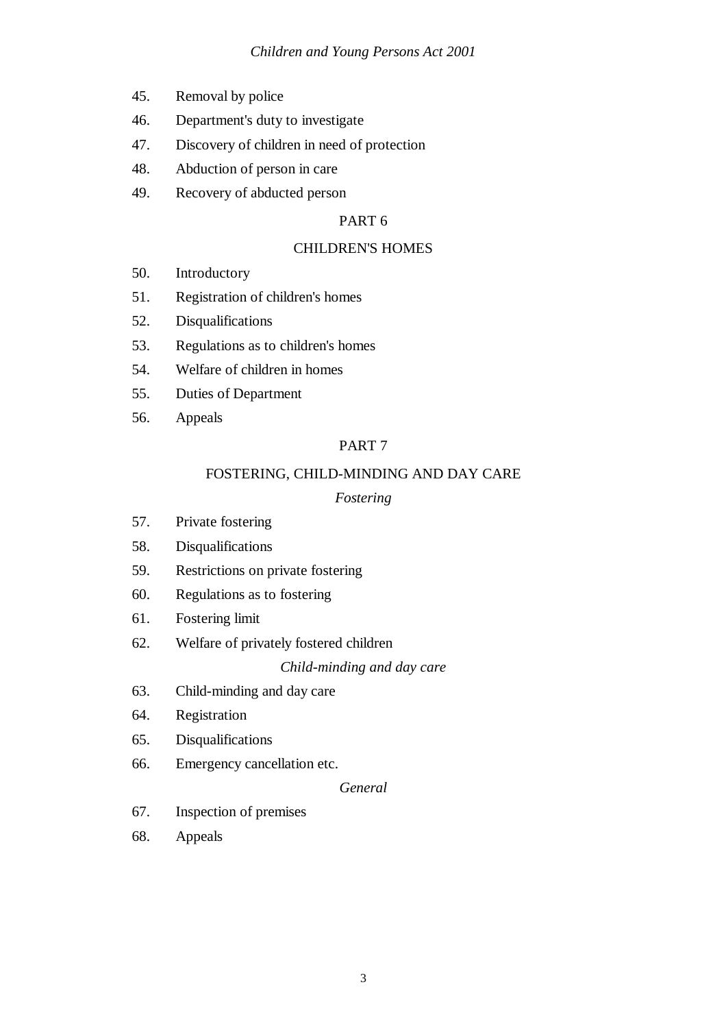45. Removal by police

46. Department's duty to investigate

47. Discovery of children in need of protection

48. Abduction of person in care

49. Recovery of abducted person

## PART 6

## CHILDREN'S HOMES

50. Introductory

51. Registration of children's homes

52. Disqualifications

53. Regulations as to children's homes

54. Welfare of children in homes

55. Duties of Department

56. Appeals

## PART 7

## FOSTERING, CHILD-MINDING AND DAY CARE

### *Fostering*

57. Private fostering

58. Disqualifications

59. Restrictions on private fostering

60. Regulations as to fostering

61. Fostering limit

62. Welfare of privately fostered children

### *Child-minding and day care*

63. Child-minding and day care

64. Registration

65. Disqualifications

66. Emergency cancellation etc.

### *General*

67. Inspection of premises

68. Appeals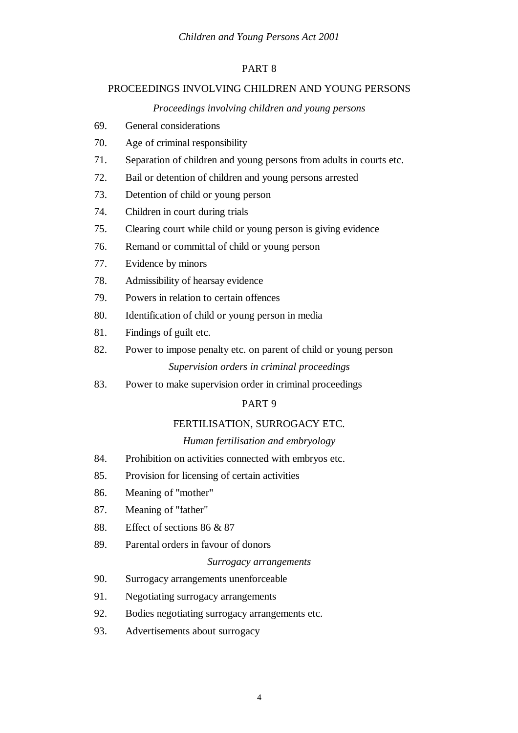## PART 8

## PROCEEDINGS INVOLVING CHILDREN AND YOUNG PERSONS

*Proceedings involving children and young persons*

69. General considerations
70. Age of criminal responsibility
71. Separation of children and young persons from adults in courts etc.
72. Bail or detention of children and young persons arrested
73. Detention of child or young person
74. Children in court during trials
75. Clearing court while child or young person is giving evidence
76. Remand or committal of child or young person
77. Evidence by minors
78. Admissibility of hearsay evidence
79. Powers in relation to certain offences
80. Identification of child or young person in media
81. Findings of guilt etc.
82. Power to impose penalty etc. on parent of child or young person

*Supervision orders in criminal proceedings*

83. Power to make supervision order in criminal proceedings

## PART 9

## FERTILISATION, SURROGACY ETC.

*Human fertilisation and embryology*

84. Prohibition on activities connected with embryos etc.
85. Provision for licensing of certain activities
86. Meaning of "mother"
87. Meaning of "father"
88. Effect of sections 86 & 87
89. Parental orders in favour of donors

*Surrogacy arrangements*

90. Surrogacy arrangements unenforceable
91. Negotiating surrogacy arrangements
92. Bodies negotiating surrogacy arrangements etc.
93. Advertisements about surrogacy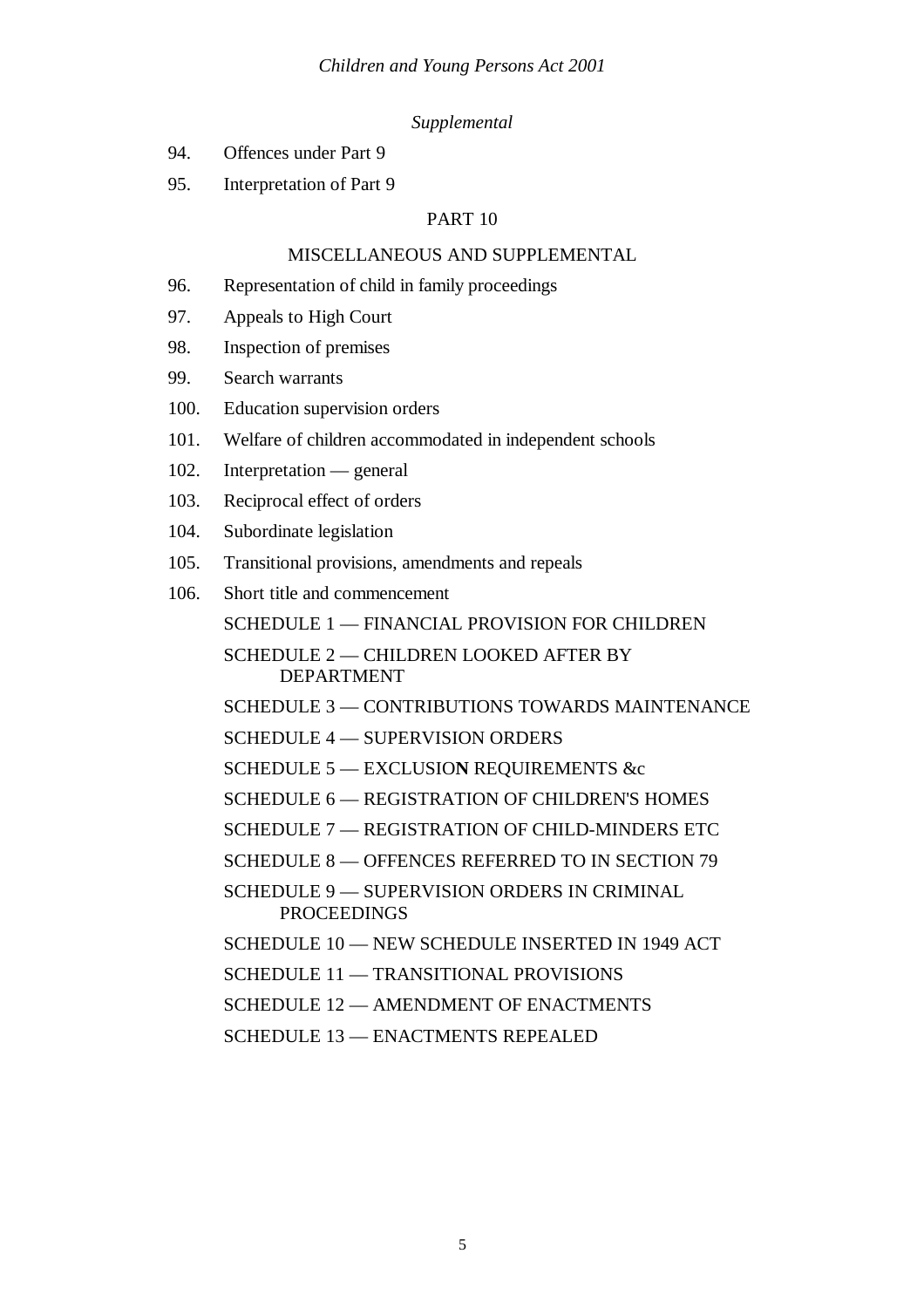*Supplemental*

94. Offences under Part 9

95. Interpretation of Part 9

PART 10

MISCELLANEOUS AND SUPPLEMENTAL

96. Representation of child in family proceedings

97. Appeals to High Court

98. Inspection of premises

99. Search warrants

100. Education supervision orders

101. Welfare of children accommodated in independent schools

102. Interpretation — general

103. Reciprocal effect of orders

104. Subordinate legislation

105. Transitional provisions, amendments and repeals

106. Short title and commencement

SCHEDULE 1 — FINANCIAL PROVISION FOR CHILDREN

SCHEDULE 2 — CHILDREN LOOKED AFTER BY DEPARTMENT

SCHEDULE 3 — CONTRIBUTIONS TOWARDS MAINTENANCE

SCHEDULE 4 — SUPERVISION ORDERS

SCHEDULE 5 — EXCLUSION REQUIREMENTS &c

SCHEDULE 6 — REGISTRATION OF CHILDREN'S HOMES

SCHEDULE 7 — REGISTRATION OF CHILD-MINDERS ETC

SCHEDULE 8 — OFFENCES REFERRED TO IN SECTION 79

SCHEDULE 9 — SUPERVISION ORDERS IN CRIMINAL PROCEEDINGS

SCHEDULE 10 — NEW SCHEDULE INSERTED IN 1949 ACT

SCHEDULE 11 — TRANSITIONAL PROVISIONS

SCHEDULE 12 — AMENDMENT OF ENACTMENTS

SCHEDULE 13 — ENACTMENTS REPEALED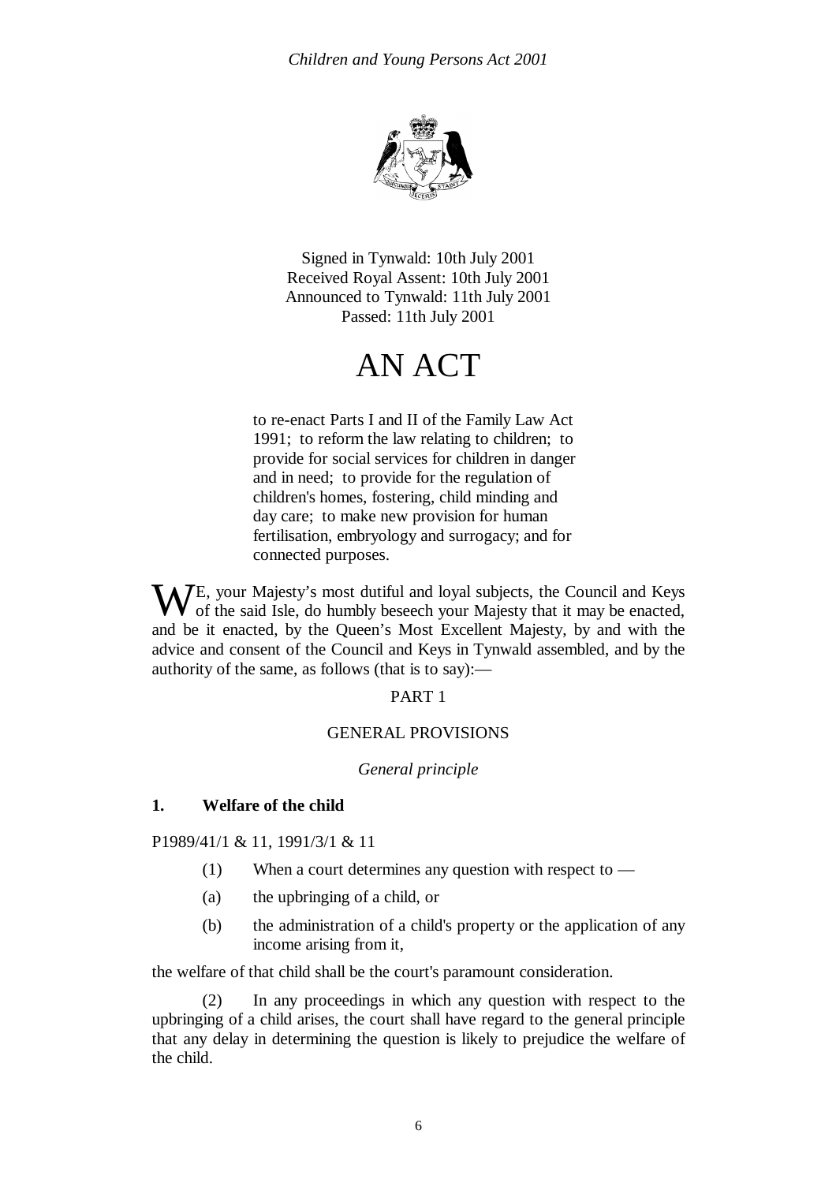Signed in Tynwald: 10th July 2001
Received Royal Assent: 10th July 2001
Announced to Tynwald: 11th July 2001
Passed: 11th July 2001

# AN ACT

to re-enact Parts I and II of the Family Law Act 1991; to reform the law relating to children; to provide for social services for children in danger and in need; to provide for the regulation of children's homes, fostering, child minding and day care; to make new provision for human fertilisation, embryology and surrogacy; and for connected purposes.

WE, your Majesty's most dutiful and loyal subjects, the Council and Keys of the said Isle, do humbly beseech your Majesty that it may be enacted, and be it enacted, by the Queen's Most Excellent Majesty, by and with the advice and consent of the Council and Keys in Tynwald assembled, and by the authority of the same, as follows (that is to say):—

## PART 1

## GENERAL PROVISIONS

*General principle*

### 1. Welfare of the child

P1989/41/1 & 11, 1991/3/1 & 11

(1) When a court determines any question with respect to —

(a) the upbringing of a child, or

(b) the administration of a child's property or the application of any income arising from it,

the welfare of that child shall be the court's paramount consideration.

(2) In any proceedings in which any question with respect to the upbringing of a child arises, the court shall have regard to the general principle that any delay in determining the question is likely to prejudice the welfare of the child.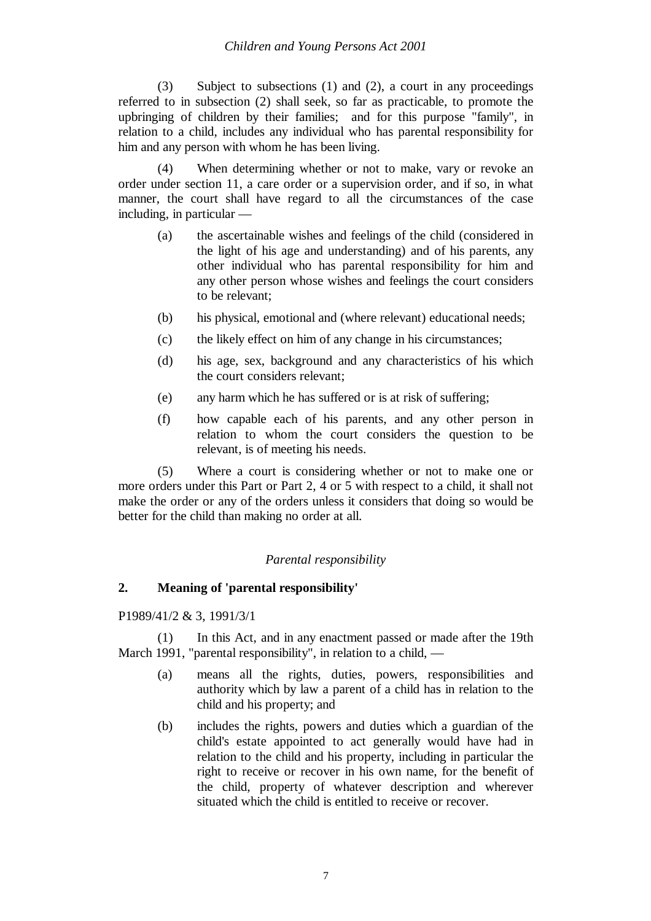(3) Subject to subsections (1) and (2), a court in any proceedings referred to in subsection (2) shall seek, so far as practicable, to promote the upbringing of children by their families; and for this purpose "family", in relation to a child, includes any individual who has parental responsibility for him and any person with whom he has been living.

(4) When determining whether or not to make, vary or revoke an order under section 11, a care order or a supervision order, and if so, in what manner, the court shall have regard to all the circumstances of the case including, in particular —

(a) the ascertainable wishes and feelings of the child (considered in the light of his age and understanding) and of his parents, any other individual who has parental responsibility for him and any other person whose wishes and feelings the court considers to be relevant;

(b) his physical, emotional and (where relevant) educational needs;

(c) the likely effect on him of any change in his circumstances;

(d) his age, sex, background and any characteristics of his which the court considers relevant;

(e) any harm which he has suffered or is at risk of suffering;

(f) how capable each of his parents, and any other person in relation to whom the court considers the question to be relevant, is of meeting his needs.

(5) Where a court is considering whether or not to make one or more orders under this Part or Part 2, 4 or 5 with respect to a child, it shall not make the order or any of the orders unless it considers that doing so would be better for the child than making no order at all.

*Parental responsibility*

## 2. Meaning of 'parental responsibility'

P1989/41/2 & 3, 1991/3/1

(1) In this Act, and in any enactment passed or made after the 19th March 1991, "parental responsibility", in relation to a child, —

(a) means all the rights, duties, powers, responsibilities and authority which by law a parent of a child has in relation to the child and his property; and

(b) includes the rights, powers and duties which a guardian of the child's estate appointed to act generally would have had in relation to the child and his property, including in particular the right to receive or recover in his own name, for the benefit of the child, property of whatever description and wherever situated which the child is entitled to receive or recover.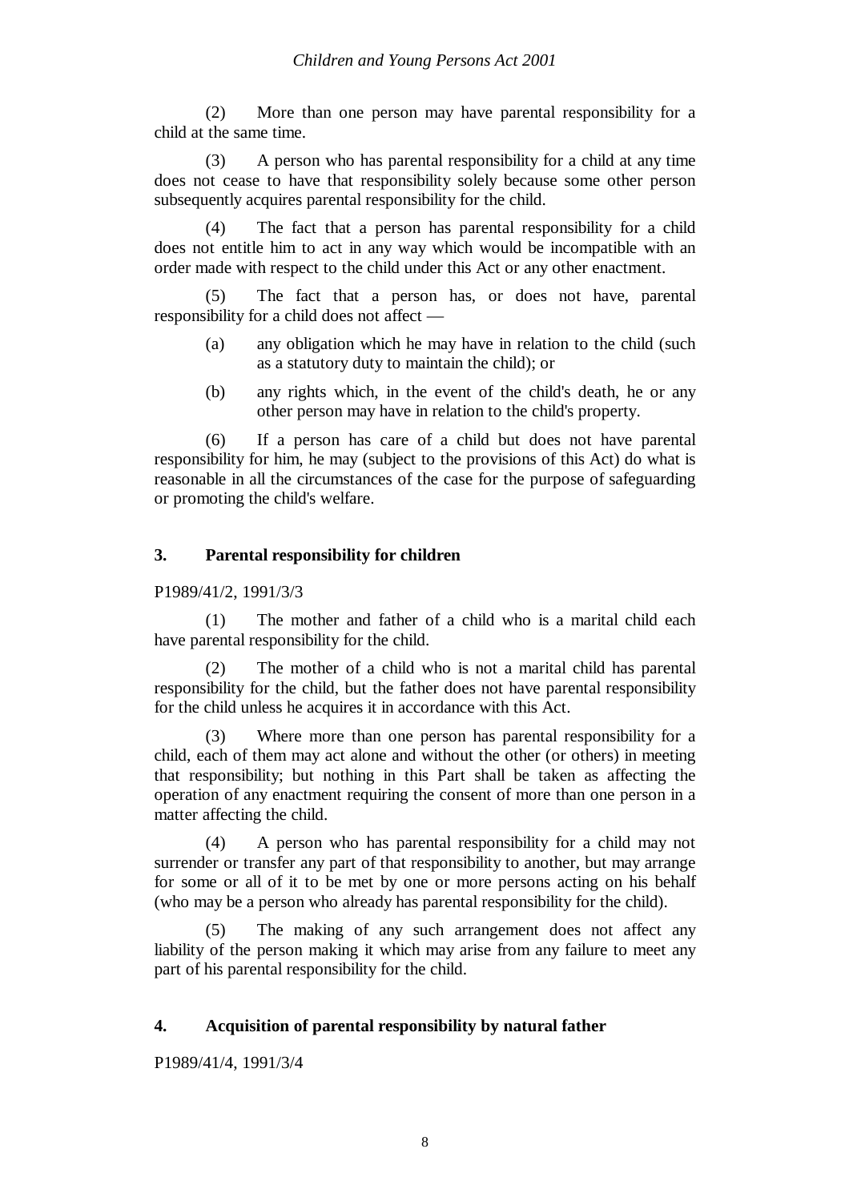(2) More than one person may have parental responsibility for a child at the same time.

(3) A person who has parental responsibility for a child at any time does not cease to have that responsibility solely because some other person subsequently acquires parental responsibility for the child.

(4) The fact that a person has parental responsibility for a child does not entitle him to act in any way which would be incompatible with an order made with respect to the child under this Act or any other enactment.

(5) The fact that a person has, or does not have, parental responsibility for a child does not affect —

(a) any obligation which he may have in relation to the child (such as a statutory duty to maintain the child); or

(b) any rights which, in the event of the child's death, he or any other person may have in relation to the child's property.

(6) If a person has care of a child but does not have parental responsibility for him, he may (subject to the provisions of this Act) do what is reasonable in all the circumstances of the case for the purpose of safeguarding or promoting the child's welfare.

### 3. Parental responsibility for children

P1989/41/2, 1991/3/3

(1) The mother and father of a child who is a marital child each have parental responsibility for the child.

(2) The mother of a child who is not a marital child has parental responsibility for the child, but the father does not have parental responsibility for the child unless he acquires it in accordance with this Act.

(3) Where more than one person has parental responsibility for a child, each of them may act alone and without the other (or others) in meeting that responsibility; but nothing in this Part shall be taken as affecting the operation of any enactment requiring the consent of more than one person in a matter affecting the child.

(4) A person who has parental responsibility for a child may not surrender or transfer any part of that responsibility to another, but may arrange for some or all of it to be met by one or more persons acting on his behalf (who may be a person who already has parental responsibility for the child).

(5) The making of any such arrangement does not affect any liability of the person making it which may arise from any failure to meet any part of his parental responsibility for the child.

### 4. Acquisition of parental responsibility by natural father

P1989/41/4, 1991/3/4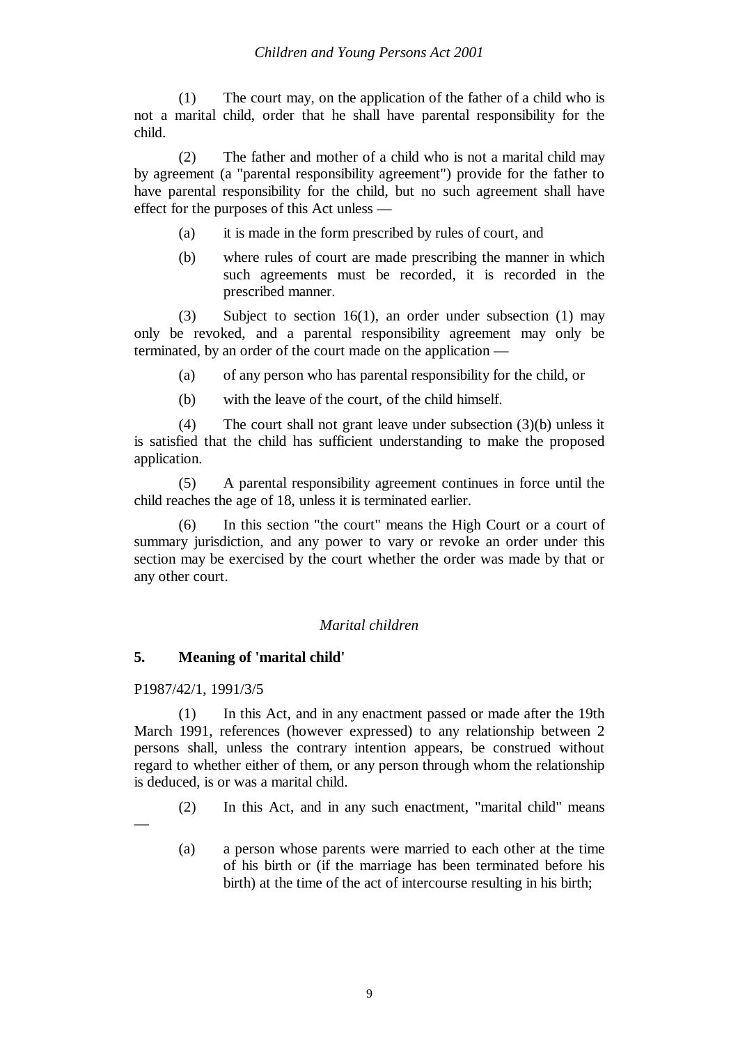(1) The court may, on the application of the father of a child who is not a marital child, order that he shall have parental responsibility for the child.

(2) The father and mother of a child who is not a marital child may by agreement (a "parental responsibility agreement") provide for the father to have parental responsibility for the child, but no such agreement shall have effect for the purposes of this Act unless —

(a) it is made in the form prescribed by rules of court, and

(b) where rules of court are made prescribing the manner in which such agreements must be recorded, it is recorded in the prescribed manner.

(3) Subject to section 16(1), an order under subsection (1) may only be revoked, and a parental responsibility agreement may only be terminated, by an order of the court made on the application —

(a) of any person who has parental responsibility for the child, or

(b) with the leave of the court, of the child himself.

(4) The court shall not grant leave under subsection (3)(b) unless it is satisfied that the child has sufficient understanding to make the proposed application.

(5) A parental responsibility agreement continues in force until the child reaches the age of 18, unless it is terminated earlier.

(6) In this section "the court" means the High Court or a court of summary jurisdiction, and any power to vary or revoke an order under this section may be exercised by the court whether the order was made by that or any other court.

*Marital children*

**5. Meaning of 'marital child'**

P1987/42/1, 1991/3/5

(1) In this Act, and in any enactment passed or made after the 19th March 1991, references (however expressed) to any relationship between 2 persons shall, unless the contrary intention appears, be construed without regard to whether either of them, or any person through whom the relationship is deduced, is or was a marital child.

(2) In this Act, and in any such enactment, "marital child" means —

(a) a person whose parents were married to each other at the time of his birth or (if the marriage has been terminated before his birth) at the time of the act of intercourse resulting in his birth;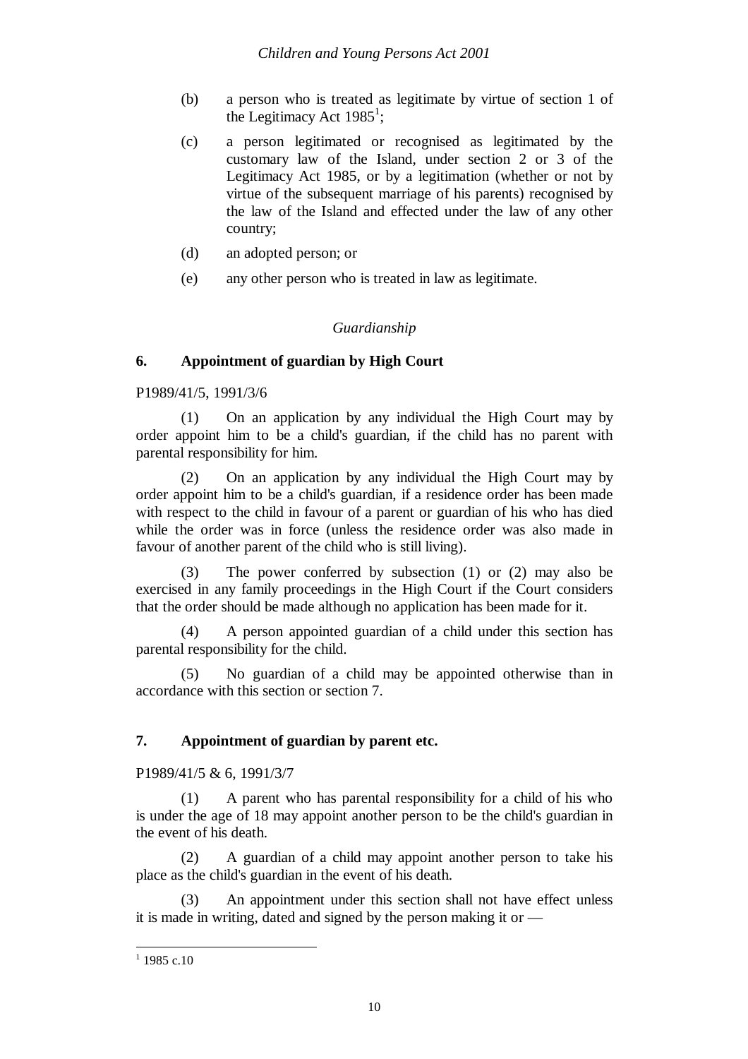(b) a person who is treated as legitimate by virtue of section 1 of the Legitimacy Act 1985[1];

(c) a person legitimated or recognised as legitimated by the customary law of the Island, under section 2 or 3 of the Legitimacy Act 1985, or by a legitimation (whether or not by virtue of the subsequent marriage of his parents) recognised by the law of the Island and effected under the law of any other country;

(d) an adopted person; or

(e) any other person who is treated in law as legitimate.

*Guardianship*

**6. Appointment of guardian by High Court**

P1989/41/5, 1991/3/6

(1) On an application by any individual the High Court may by order appoint him to be a child's guardian, if the child has no parent with parental responsibility for him.

(2) On an application by any individual the High Court may by order appoint him to be a child's guardian, if a residence order has been made with respect to the child in favour of a parent or guardian of his who has died while the order was in force (unless the residence order was also made in favour of another parent of the child who is still living).

(3) The power conferred by subsection (1) or (2) may also be exercised in any family proceedings in the High Court if the Court considers that the order should be made although no application has been made for it.

(4) A person appointed guardian of a child under this section has parental responsibility for the child.

(5) No guardian of a child may be appointed otherwise than in accordance with this section or section 7.

**7. Appointment of guardian by parent etc.**

P1989/41/5 & 6, 1991/3/7

(1) A parent who has parental responsibility for a child of his who is under the age of 18 may appoint another person to be the child's guardian in the event of his death.

(2) A guardian of a child may appoint another person to take his place as the child's guardian in the event of his death.

(3) An appointment under this section shall not have effect unless it is made in writing, dated and signed by the person making it or —

[1] 1985 c.10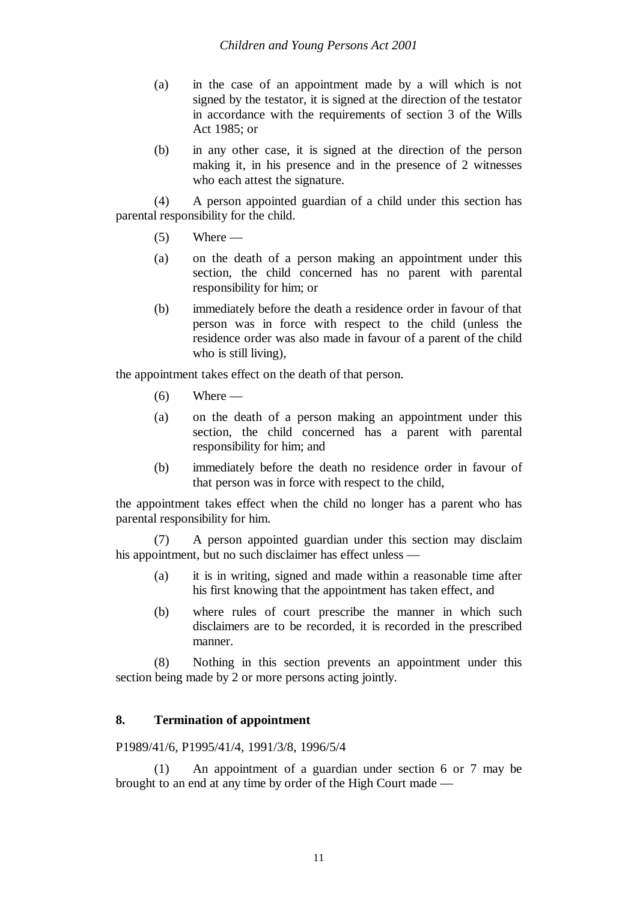(a) in the case of an appointment made by a will which is not signed by the testator, it is signed at the direction of the testator in accordance with the requirements of section 3 of the Wills Act 1985; or

(b) in any other case, it is signed at the direction of the person making it, in his presence and in the presence of 2 witnesses who each attest the signature.

(4) A person appointed guardian of a child under this section has parental responsibility for the child.

(5) Where —

(a) on the death of a person making an appointment under this section, the child concerned has no parent with parental responsibility for him; or

(b) immediately before the death a residence order in favour of that person was in force with respect to the child (unless the residence order was also made in favour of a parent of the child who is still living),

the appointment takes effect on the death of that person.

(6) Where —

(a) on the death of a person making an appointment under this section, the child concerned has a parent with parental responsibility for him; and

(b) immediately before the death no residence order in favour of that person was in force with respect to the child,

the appointment takes effect when the child no longer has a parent who has parental responsibility for him.

(7) A person appointed guardian under this section may disclaim his appointment, but no such disclaimer has effect unless —

(a) it is in writing, signed and made within a reasonable time after his first knowing that the appointment has taken effect, and

(b) where rules of court prescribe the manner in which such disclaimers are to be recorded, it is recorded in the prescribed manner.

(8) Nothing in this section prevents an appointment under this section being made by 2 or more persons acting jointly.

## 8. Termination of appointment

P1989/41/6, P1995/41/4, 1991/3/8, 1996/5/4

(1) An appointment of a guardian under section 6 or 7 may be brought to an end at any time by order of the High Court made —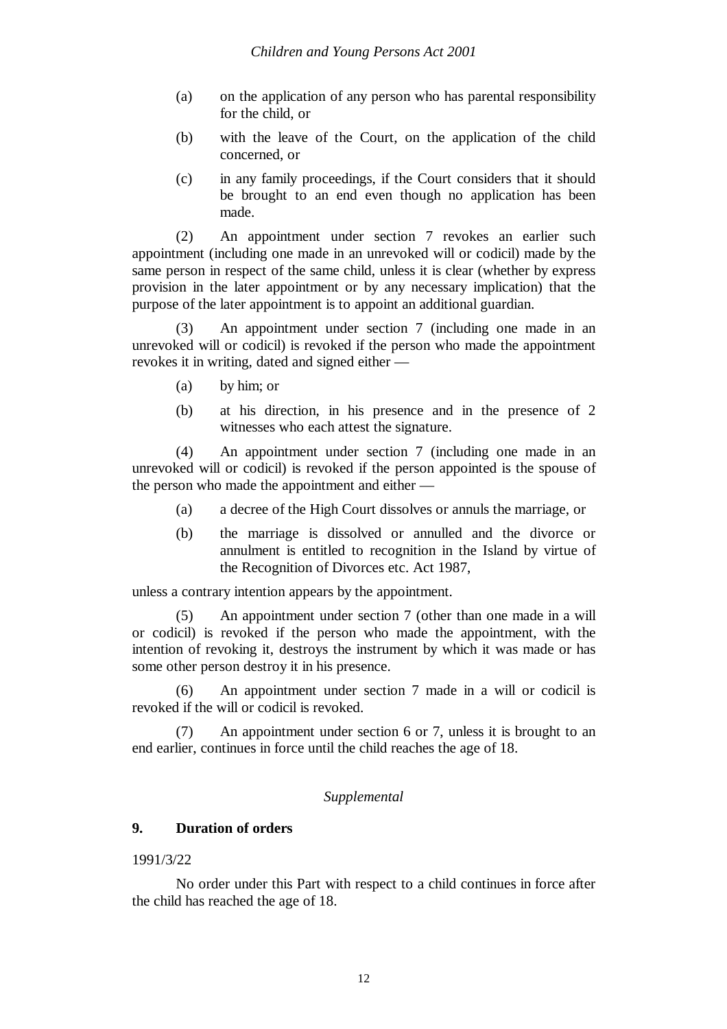(a) on the application of any person who has parental responsibility for the child, or

(b) with the leave of the Court, on the application of the child concerned, or

(c) in any family proceedings, if the Court considers that it should be brought to an end even though no application has been made.

(2) An appointment under section 7 revokes an earlier such appointment (including one made in an unrevoked will or codicil) made by the same person in respect of the same child, unless it is clear (whether by express provision in the later appointment or by any necessary implication) that the purpose of the later appointment is to appoint an additional guardian.

(3) An appointment under section 7 (including one made in an unrevoked will or codicil) is revoked if the person who made the appointment revokes it in writing, dated and signed either —

(a) by him; or

(b) at his direction, in his presence and in the presence of 2 witnesses who each attest the signature.

(4) An appointment under section 7 (including one made in an unrevoked will or codicil) is revoked if the person appointed is the spouse of the person who made the appointment and either —

(a) a decree of the High Court dissolves or annuls the marriage, or

(b) the marriage is dissolved or annulled and the divorce or annulment is entitled to recognition in the Island by virtue of the Recognition of Divorces etc. Act 1987,

unless a contrary intention appears by the appointment.

(5) An appointment under section 7 (other than one made in a will or codicil) is revoked if the person who made the appointment, with the intention of revoking it, destroys the instrument by which it was made or has some other person destroy it in his presence.

(6) An appointment under section 7 made in a will or codicil is revoked if the will or codicil is revoked.

(7) An appointment under section 6 or 7, unless it is brought to an end earlier, continues in force until the child reaches the age of 18.

*Supplemental*

**9. Duration of orders**

1991/3/22

No order under this Part with respect to a child continues in force after the child has reached the age of 18.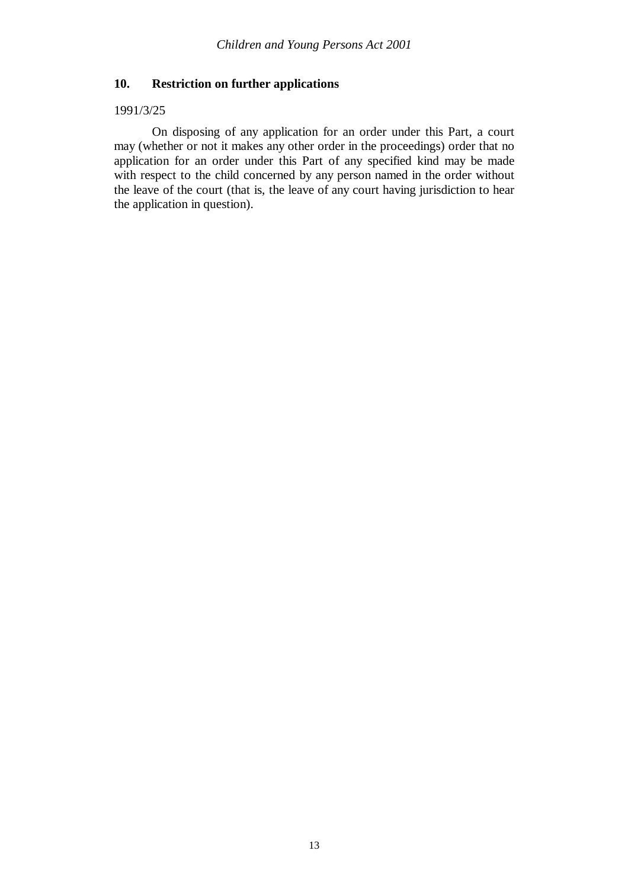## 10. Restriction on further applications

1991/3/25

On disposing of any application for an order under this Part, a court may (whether or not it makes any other order in the proceedings) order that no application for an order under this Part of any specified kind may be made with respect to the child concerned by any person named in the order without the leave of the court (that is, the leave of any court having jurisdiction to hear the application in question).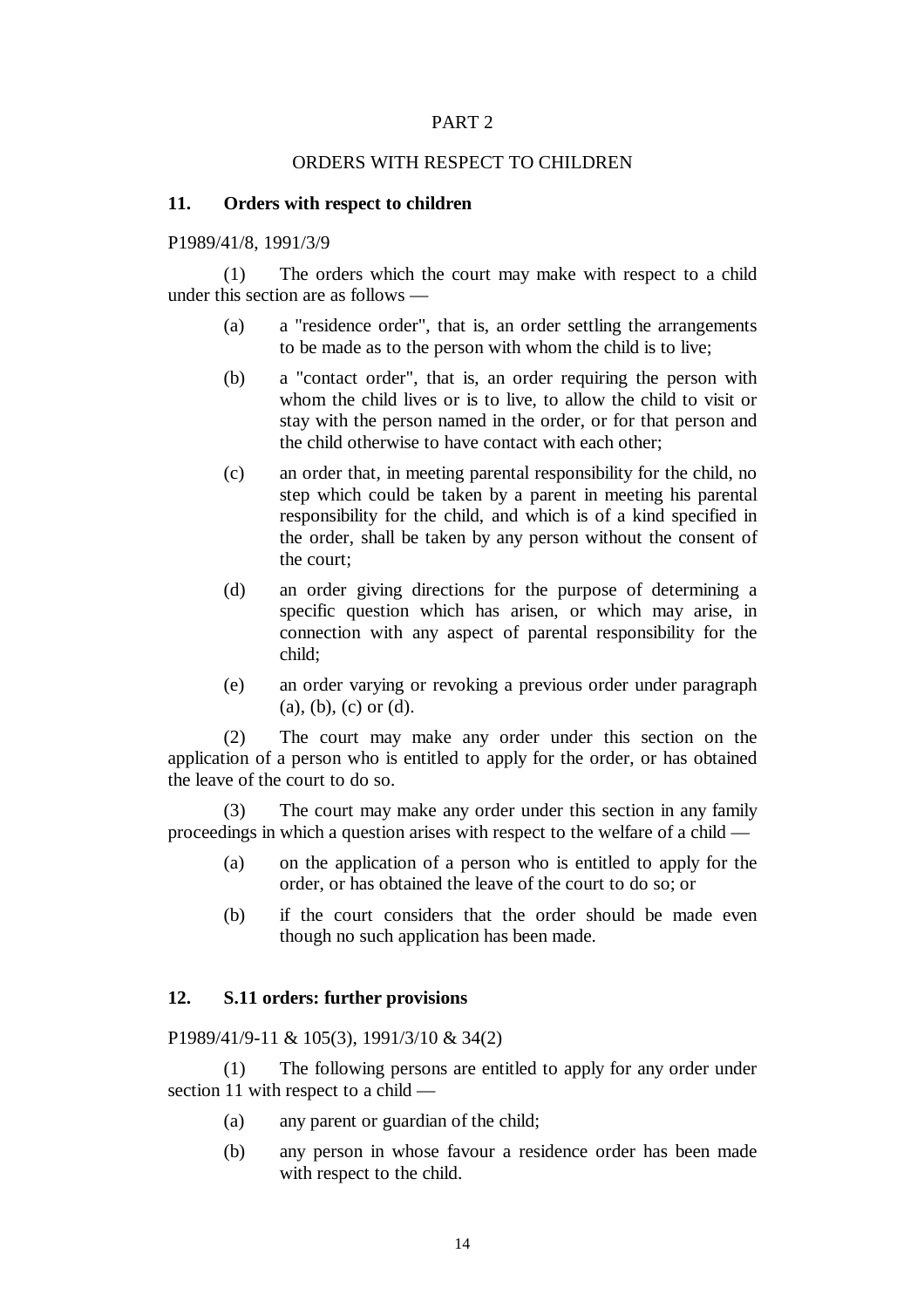# PART 2

## ORDERS WITH RESPECT TO CHILDREN

### 11. Orders with respect to children

P1989/41/8, 1991/3/9

(1) The orders which the court may make with respect to a child under this section are as follows —

- (a) a "residence order", that is, an order settling the arrangements to be made as to the person with whom the child is to live;
- (b) a "contact order", that is, an order requiring the person with whom the child lives or is to live, to allow the child to visit or stay with the person named in the order, or for that person and the child otherwise to have contact with each other;
- (c) an order that, in meeting parental responsibility for the child, no step which could be taken by a parent in meeting his parental responsibility for the child, and which is of a kind specified in the order, shall be taken by any person without the consent of the court;
- (d) an order giving directions for the purpose of determining a specific question which has arisen, or which may arise, in connection with any aspect of parental responsibility for the child;
- (e) an order varying or revoking a previous order under paragraph (a), (b), (c) or (d).

(2) The court may make any order under this section on the application of a person who is entitled to apply for the order, or has obtained the leave of the court to do so.

(3) The court may make any order under this section in any family proceedings in which a question arises with respect to the welfare of a child —

- (a) on the application of a person who is entitled to apply for the order, or has obtained the leave of the court to do so; or
- (b) if the court considers that the order should be made even though no such application has been made.

### 12. S.11 orders: further provisions

P1989/41/9-11 & 105(3), 1991/3/10 & 34(2)

(1) The following persons are entitled to apply for any order under section 11 with respect to a child —

- (a) any parent or guardian of the child;
- (b) any person in whose favour a residence order has been made with respect to the child.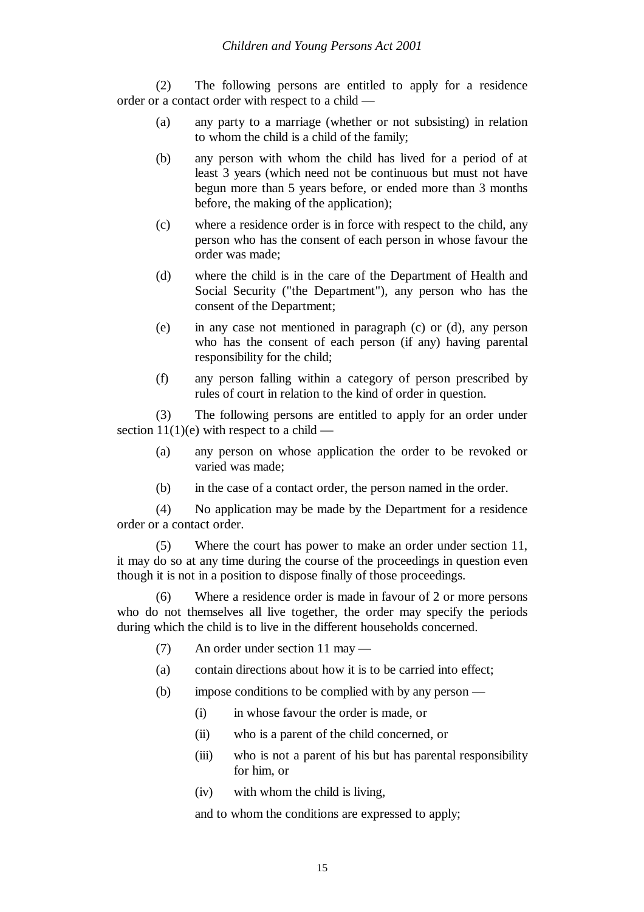(2) The following persons are entitled to apply for a residence order or a contact order with respect to a child —

(a) any party to a marriage (whether or not subsisting) in relation to whom the child is a child of the family;

(b) any person with whom the child has lived for a period of at least 3 years (which need not be continuous but must not have begun more than 5 years before, or ended more than 3 months before, the making of the application);

(c) where a residence order is in force with respect to the child, any person who has the consent of each person in whose favour the order was made;

(d) where the child is in the care of the Department of Health and Social Security ("the Department"), any person who has the consent of the Department;

(e) in any case not mentioned in paragraph (c) or (d), any person who has the consent of each person (if any) having parental responsibility for the child;

(f) any person falling within a category of person prescribed by rules of court in relation to the kind of order in question.

(3) The following persons are entitled to apply for an order under section 11(1)(e) with respect to a child —

(a) any person on whose application the order to be revoked or varied was made;

(b) in the case of a contact order, the person named in the order.

(4) No application may be made by the Department for a residence order or a contact order.

(5) Where the court has power to make an order under section 11, it may do so at any time during the course of the proceedings in question even though it is not in a position to dispose finally of those proceedings.

(6) Where a residence order is made in favour of 2 or more persons who do not themselves all live together, the order may specify the periods during which the child is to live in the different households concerned.

(7) An order under section 11 may —

(a) contain directions about how it is to be carried into effect;

(b) impose conditions to be complied with by any person —

   (i) in whose favour the order is made, or

   (ii) who is a parent of the child concerned, or

   (iii) who is not a parent of his but has parental responsibility for him, or

   (iv) with whom the child is living,

   and to whom the conditions are expressed to apply;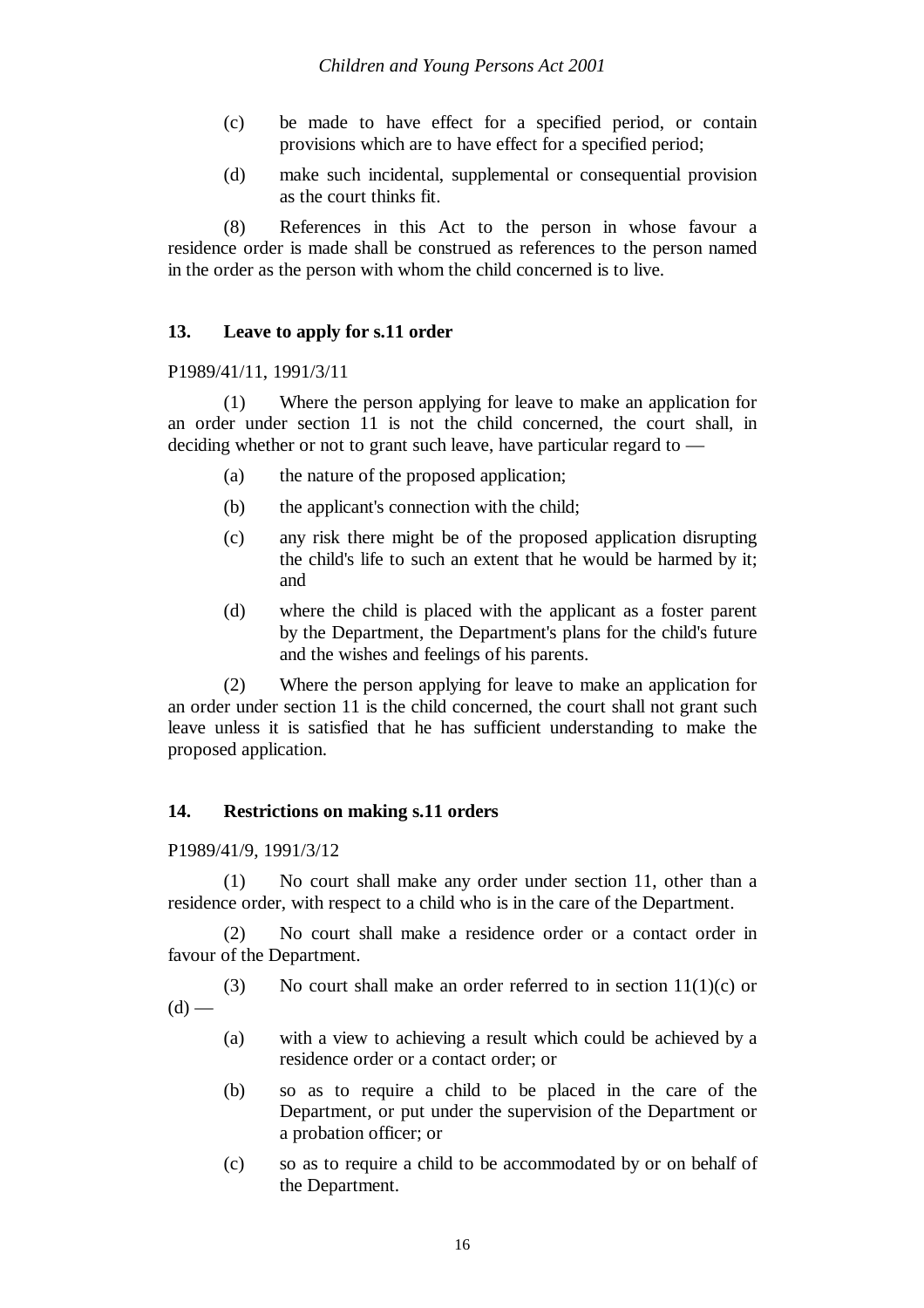(c) be made to have effect for a specified period, or contain provisions which are to have effect for a specified period;

(d) make such incidental, supplemental or consequential provision as the court thinks fit.

(8) References in this Act to the person in whose favour a residence order is made shall be construed as references to the person named in the order as the person with whom the child concerned is to live.

## 13. Leave to apply for s.11 order

P1989/41/11, 1991/3/11

(1) Where the person applying for leave to make an application for an order under section 11 is not the child concerned, the court shall, in deciding whether or not to grant such leave, have particular regard to —

(a) the nature of the proposed application;

(b) the applicant's connection with the child;

(c) any risk there might be of the proposed application disrupting the child's life to such an extent that he would be harmed by it; and

(d) where the child is placed with the applicant as a foster parent by the Department, the Department's plans for the child's future and the wishes and feelings of his parents.

(2) Where the person applying for leave to make an application for an order under section 11 is the child concerned, the court shall not grant such leave unless it is satisfied that he has sufficient understanding to make the proposed application.

## 14. Restrictions on making s.11 orders

P1989/41/9, 1991/3/12

(1) No court shall make any order under section 11, other than a residence order, with respect to a child who is in the care of the Department.

(2) No court shall make a residence order or a contact order in favour of the Department.

(3) No court shall make an order referred to in section 11(1)(c) or (d) —

(a) with a view to achieving a result which could be achieved by a residence order or a contact order; or

(b) so as to require a child to be placed in the care of the Department, or put under the supervision of the Department or a probation officer; or

(c) so as to require a child to be accommodated by or on behalf of the Department.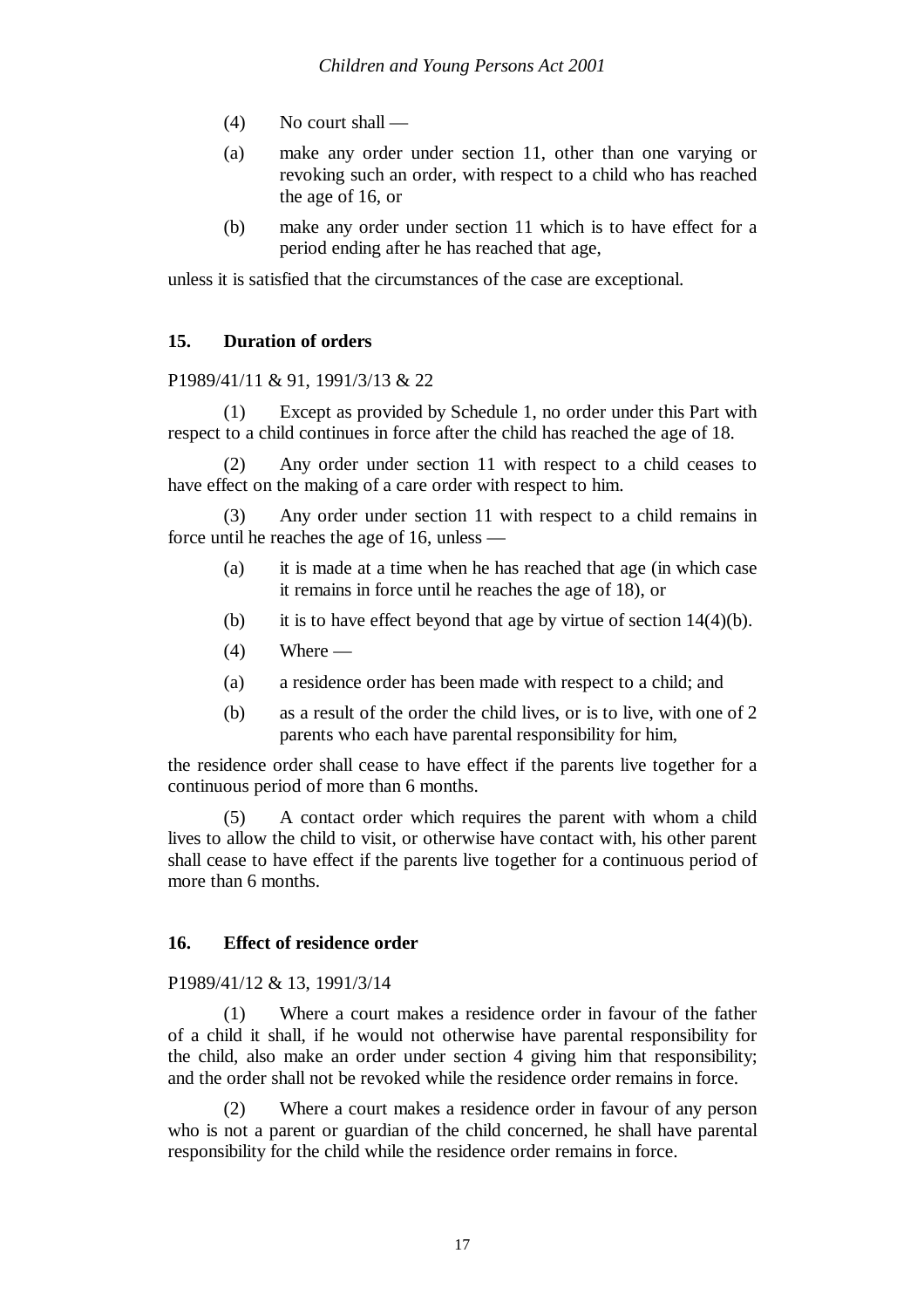(4) No court shall —

(a) make any order under section 11, other than one varying or revoking such an order, with respect to a child who has reached the age of 16, or

(b) make any order under section 11 which is to have effect for a period ending after he has reached that age,

unless it is satisfied that the circumstances of the case are exceptional.

## 15. Duration of orders

P1989/41/11 & 91, 1991/3/13 & 22

(1) Except as provided by Schedule 1, no order under this Part with respect to a child continues in force after the child has reached the age of 18.

(2) Any order under section 11 with respect to a child ceases to have effect on the making of a care order with respect to him.

(3) Any order under section 11 with respect to a child remains in force until he reaches the age of 16, unless —

(a) it is made at a time when he has reached that age (in which case it remains in force until he reaches the age of 18), or

(b) it is to have effect beyond that age by virtue of section 14(4)(b).

(4) Where —

(a) a residence order has been made with respect to a child; and

(b) as a result of the order the child lives, or is to live, with one of 2 parents who each have parental responsibility for him,

the residence order shall cease to have effect if the parents live together for a continuous period of more than 6 months.

(5) A contact order which requires the parent with whom a child lives to allow the child to visit, or otherwise have contact with, his other parent shall cease to have effect if the parents live together for a continuous period of more than 6 months.

## 16. Effect of residence order

P1989/41/12 & 13, 1991/3/14

(1) Where a court makes a residence order in favour of the father of a child it shall, if he would not otherwise have parental responsibility for the child, also make an order under section 4 giving him that responsibility; and the order shall not be revoked while the residence order remains in force.

(2) Where a court makes a residence order in favour of any person who is not a parent or guardian of the child concerned, he shall have parental responsibility for the child while the residence order remains in force.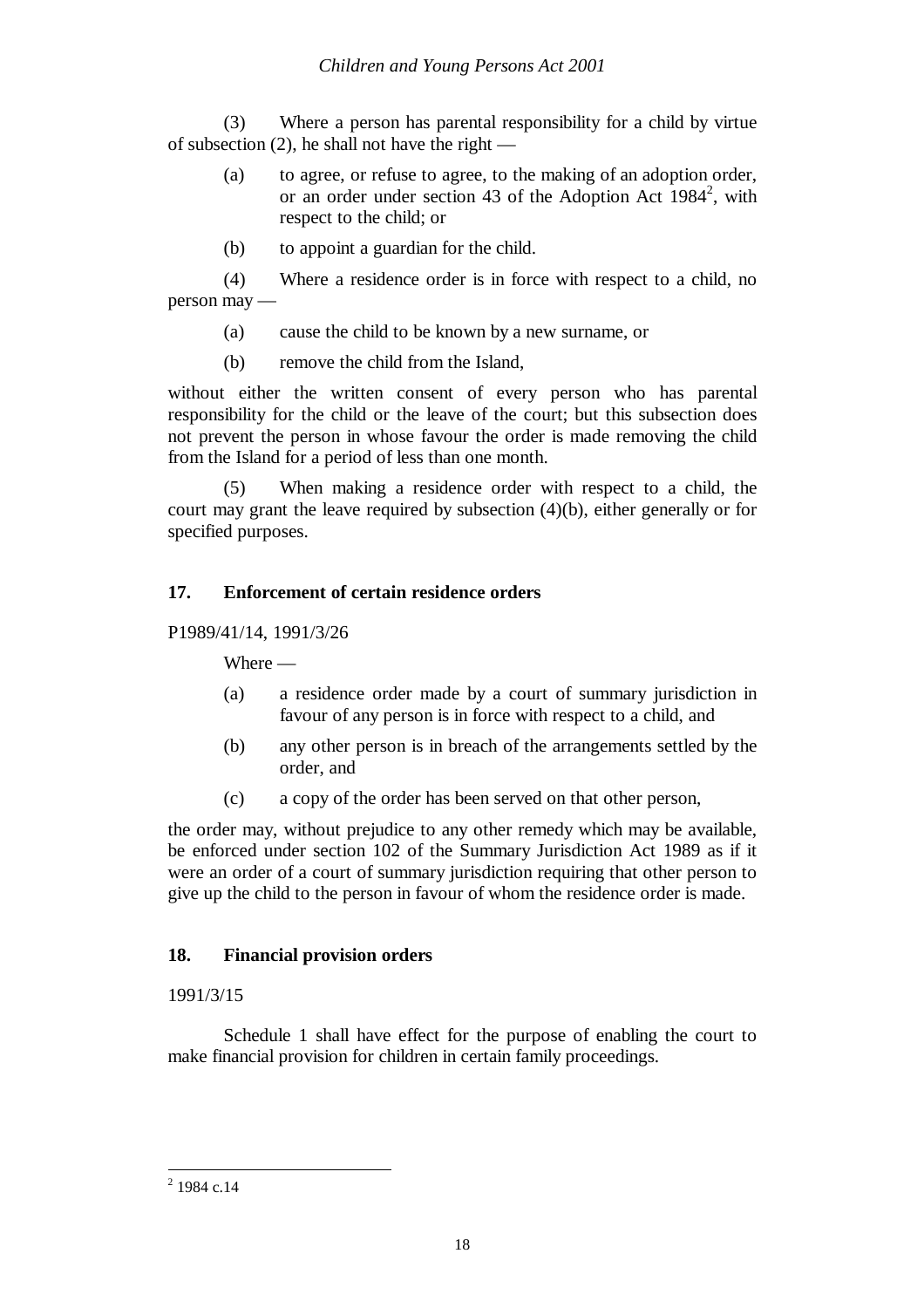(3) Where a person has parental responsibility for a child by virtue of subsection (2), he shall not have the right —

(a) to agree, or refuse to agree, to the making of an adoption order, or an order under section 43 of the Adoption Act 1984[2], with respect to the child; or

(b) to appoint a guardian for the child.

(4) Where a residence order is in force with respect to a child, no person may —

(a) cause the child to be known by a new surname, or

(b) remove the child from the Island,

without either the written consent of every person who has parental responsibility for the child or the leave of the court; but this subsection does not prevent the person in whose favour the order is made removing the child from the Island for a period of less than one month.

(5) When making a residence order with respect to a child, the court may grant the leave required by subsection (4)(b), either generally or for specified purposes.

## 17. Enforcement of certain residence orders

P1989/41/14, 1991/3/26

Where —

(a) a residence order made by a court of summary jurisdiction in favour of any person is in force with respect to a child, and

(b) any other person is in breach of the arrangements settled by the order, and

(c) a copy of the order has been served on that other person,

the order may, without prejudice to any other remedy which may be available, be enforced under section 102 of the Summary Jurisdiction Act 1989 as if it were an order of a court of summary jurisdiction requiring that other person to give up the child to the person in favour of whom the residence order is made.

## 18. Financial provision orders

1991/3/15

Schedule 1 shall have effect for the purpose of enabling the court to make financial provision for children in certain family proceedings.

---

[2] 1984 c.14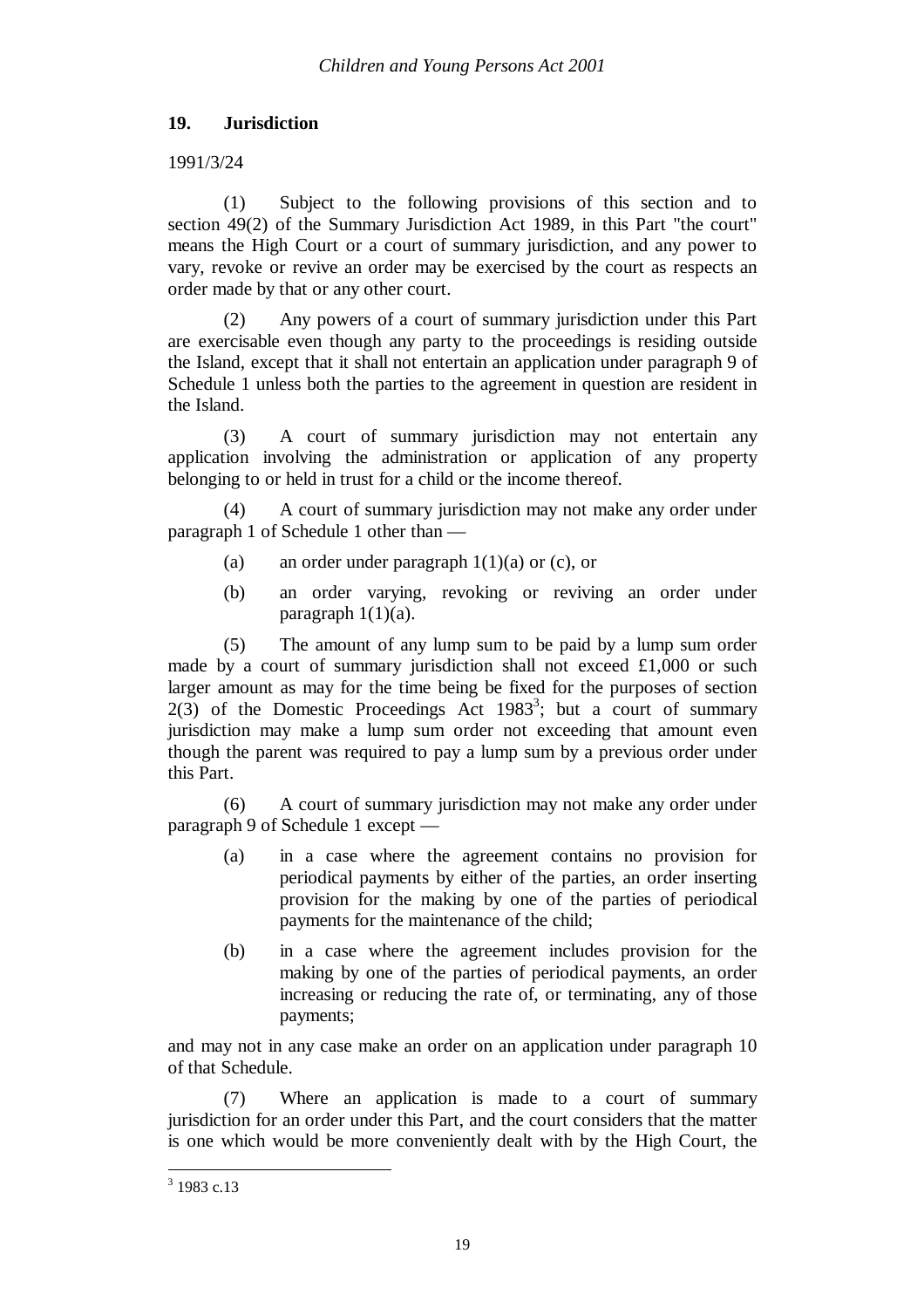## 19. Jurisdiction

1991/3/24

(1) Subject to the following provisions of this section and to section 49(2) of the Summary Jurisdiction Act 1989, in this Part "the court" means the High Court or a court of summary jurisdiction, and any power to vary, revoke or revive an order may be exercised by the court as respects an order made by that or any other court.

(2) Any powers of a court of summary jurisdiction under this Part are exercisable even though any party to the proceedings is residing outside the Island, except that it shall not entertain an application under paragraph 9 of Schedule 1 unless both the parties to the agreement in question are resident in the Island.

(3) A court of summary jurisdiction may not entertain any application involving the administration or application of any property belonging to or held in trust for a child or the income thereof.

(4) A court of summary jurisdiction may not make any order under paragraph 1 of Schedule 1 other than —

(a) an order under paragraph 1(1)(a) or (c), or

(b) an order varying, revoking or reviving an order under paragraph 1(1)(a).

(5) The amount of any lump sum to be paid by a lump sum order made by a court of summary jurisdiction shall not exceed £1,000 or such larger amount as may for the time being be fixed for the purposes of section 2(3) of the Domestic Proceedings Act 1983[3]; but a court of summary jurisdiction may make a lump sum order not exceeding that amount even though the parent was required to pay a lump sum by a previous order under this Part.

(6) A court of summary jurisdiction may not make any order under paragraph 9 of Schedule 1 except —

(a) in a case where the agreement contains no provision for periodical payments by either of the parties, an order inserting provision for the making by one of the parties of periodical payments for the maintenance of the child;

(b) in a case where the agreement includes provision for the making by one of the parties of periodical payments, an order increasing or reducing the rate of, or terminating, any of those payments;

and may not in any case make an order on an application under paragraph 10 of that Schedule.

(7) Where an application is made to a court of summary jurisdiction for an order under this Part, and the court considers that the matter is one which would be more conveniently dealt with by the High Court, the

---

[3] 1983 c.13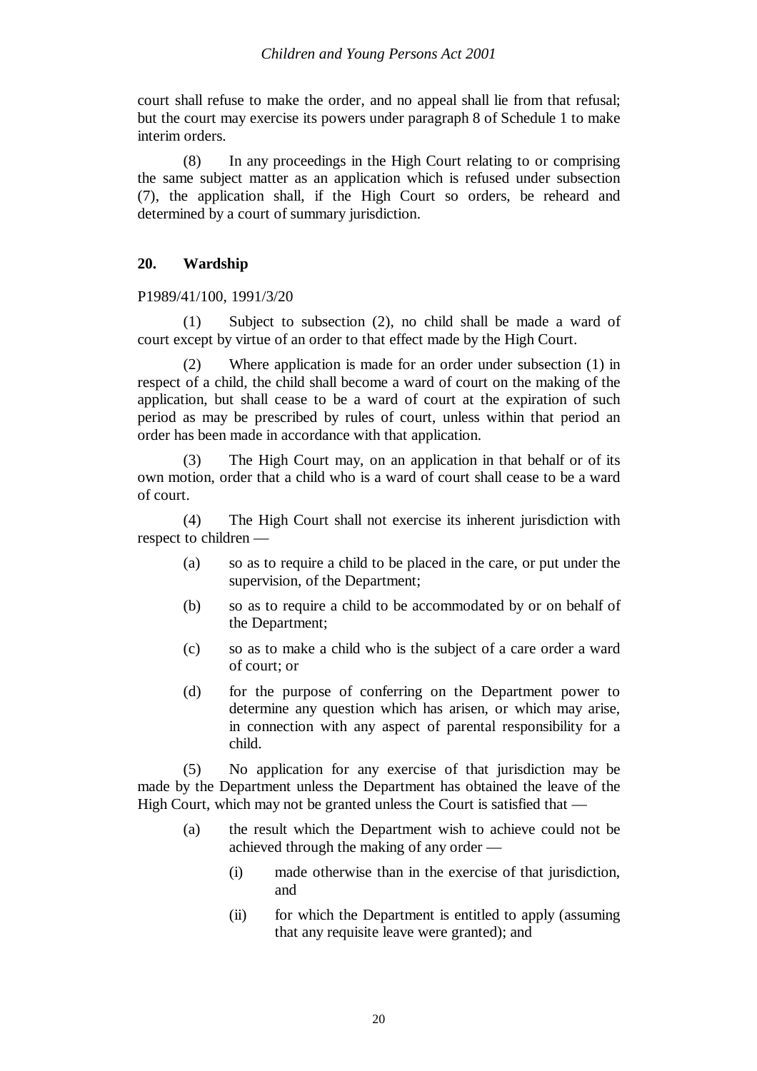court shall refuse to make the order, and no appeal shall lie from that refusal; but the court may exercise its powers under paragraph 8 of Schedule 1 to make interim orders.

(8) In any proceedings in the High Court relating to or comprising the same subject matter as an application which is refused under subsection (7), the application shall, if the High Court so orders, be reheard and determined by a court of summary jurisdiction.

## 20. Wardship

P1989/41/100, 1991/3/20

(1) Subject to subsection (2), no child shall be made a ward of court except by virtue of an order to that effect made by the High Court.

(2) Where application is made for an order under subsection (1) in respect of a child, the child shall become a ward of court on the making of the application, but shall cease to be a ward of court at the expiration of such period as may be prescribed by rules of court, unless within that period an order has been made in accordance with that application.

(3) The High Court may, on an application in that behalf or of its own motion, order that a child who is a ward of court shall cease to be a ward of court.

(4) The High Court shall not exercise its inherent jurisdiction with respect to children —

- (a) so as to require a child to be placed in the care, or put under the supervision, of the Department;
- (b) so as to require a child to be accommodated by or on behalf of the Department;
- (c) so as to make a child who is the subject of a care order a ward of court; or
- (d) for the purpose of conferring on the Department power to determine any question which has arisen, or which may arise, in connection with any aspect of parental responsibility for a child.

(5) No application for any exercise of that jurisdiction may be made by the Department unless the Department has obtained the leave of the High Court, which may not be granted unless the Court is satisfied that —

- (a) the result which the Department wish to achieve could not be achieved through the making of any order —
  - (i) made otherwise than in the exercise of that jurisdiction, and
  - (ii) for which the Department is entitled to apply (assuming that any requisite leave were granted); and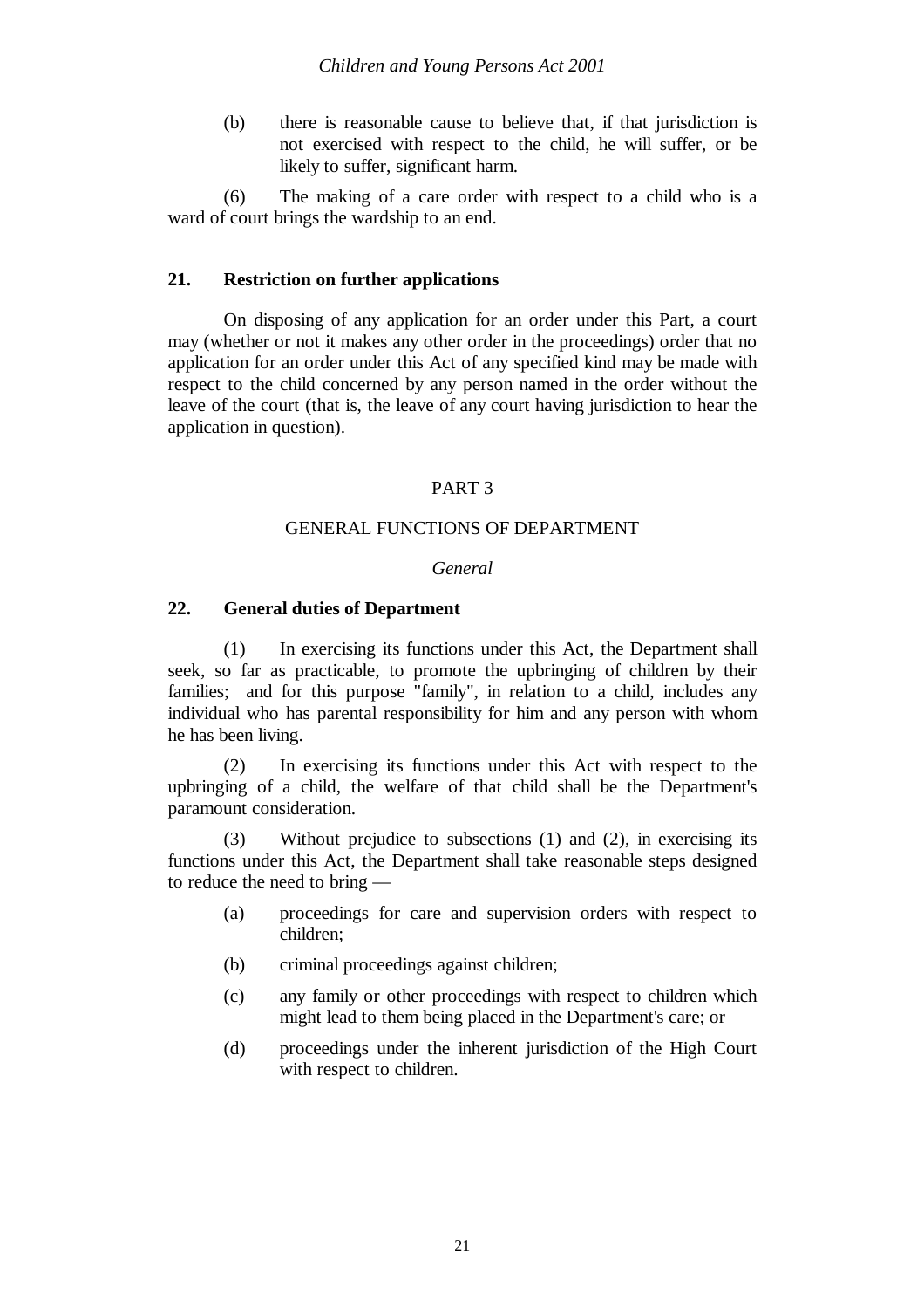(b) there is reasonable cause to believe that, if that jurisdiction is not exercised with respect to the child, he will suffer, or be likely to suffer, significant harm.

(6) The making of a care order with respect to a child who is a ward of court brings the wardship to an end.

**21. Restriction on further applications**

On disposing of any application for an order under this Part, a court may (whether or not it makes any other order in the proceedings) order that no application for an order under this Act of any specified kind may be made with respect to the child concerned by any person named in the order without the leave of the court (that is, the leave of any court having jurisdiction to hear the application in question).

## PART 3

## GENERAL FUNCTIONS OF DEPARTMENT

*General*

**22. General duties of Department**

(1) In exercising its functions under this Act, the Department shall seek, so far as practicable, to promote the upbringing of children by their families; and for this purpose "family", in relation to a child, includes any individual who has parental responsibility for him and any person with whom he has been living.

(2) In exercising its functions under this Act with respect to the upbringing of a child, the welfare of that child shall be the Department's paramount consideration.

(3) Without prejudice to subsections (1) and (2), in exercising its functions under this Act, the Department shall take reasonable steps designed to reduce the need to bring —

(a) proceedings for care and supervision orders with respect to children;

(b) criminal proceedings against children;

(c) any family or other proceedings with respect to children which might lead to them being placed in the Department's care; or

(d) proceedings under the inherent jurisdiction of the High Court with respect to children.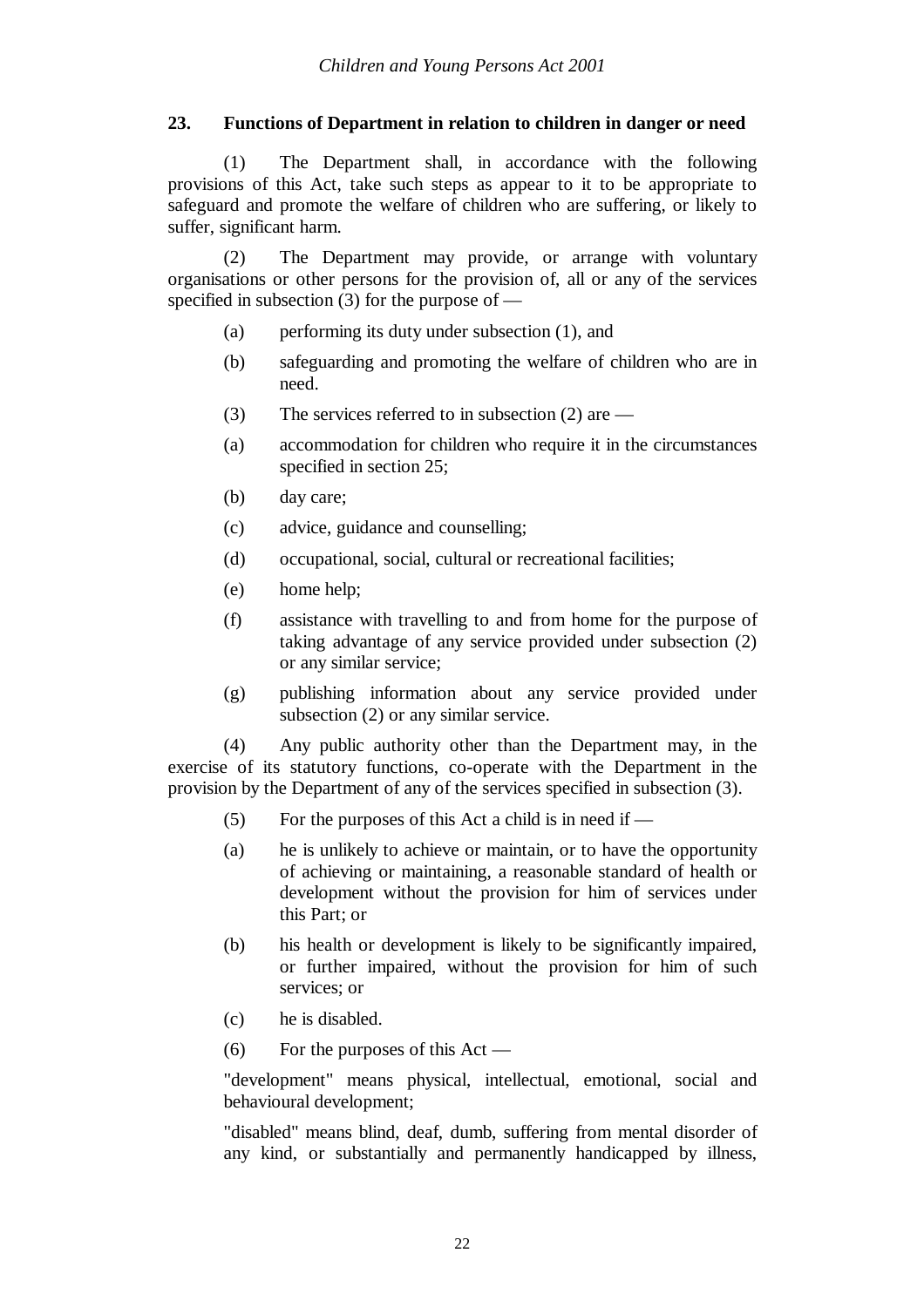### 23. Functions of Department in relation to children in danger or need

(1) The Department shall, in accordance with the following provisions of this Act, take such steps as appear to it to be appropriate to safeguard and promote the welfare of children who are suffering, or likely to suffer, significant harm.

(2) The Department may provide, or arrange with voluntary organisations or other persons for the provision of, all or any of the services specified in subsection (3) for the purpose of —

(a) performing its duty under subsection (1), and

(b) safeguarding and promoting the welfare of children who are in need.

(3) The services referred to in subsection (2) are —

(a) accommodation for children who require it in the circumstances specified in section 25;

(b) day care;

(c) advice, guidance and counselling;

(d) occupational, social, cultural or recreational facilities;

(e) home help;

(f) assistance with travelling to and from home for the purpose of taking advantage of any service provided under subsection (2) or any similar service;

(g) publishing information about any service provided under subsection (2) or any similar service.

(4) Any public authority other than the Department may, in the exercise of its statutory functions, co-operate with the Department in the provision by the Department of any of the services specified in subsection (3).

(5) For the purposes of this Act a child is in need if —

(a) he is unlikely to achieve or maintain, or to have the opportunity of achieving or maintaining, a reasonable standard of health or development without the provision for him of services under this Part; or

(b) his health or development is likely to be significantly impaired, or further impaired, without the provision for him of such services; or

(c) he is disabled.

(6) For the purposes of this Act —

"development" means physical, intellectual, emotional, social and behavioural development;

"disabled" means blind, deaf, dumb, suffering from mental disorder of any kind, or substantially and permanently handicapped by illness,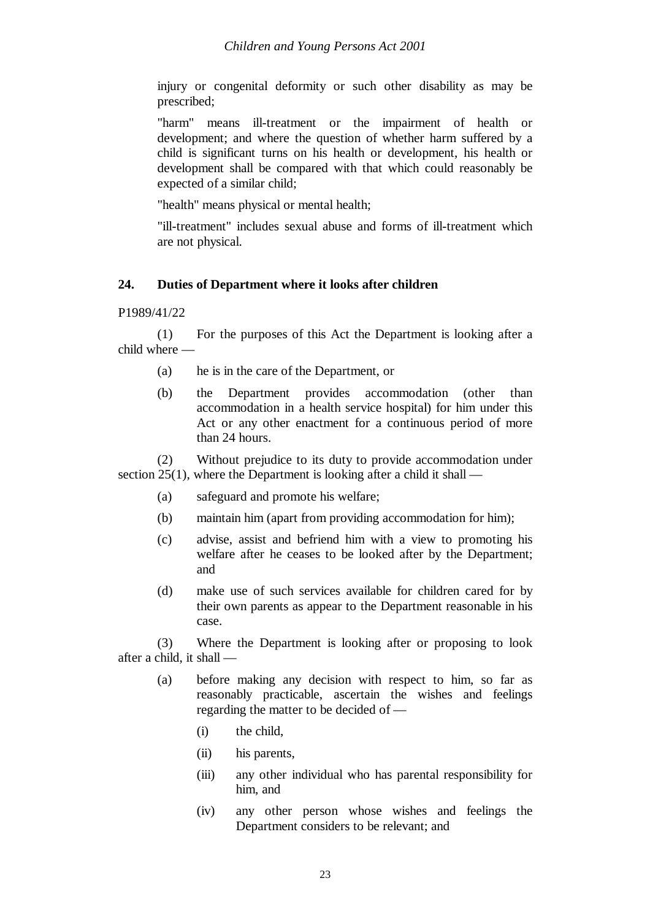injury or congenital deformity or such other disability as may be prescribed;

"harm" means ill-treatment or the impairment of health or development; and where the question of whether harm suffered by a child is significant turns on his health or development, his health or development shall be compared with that which could reasonably be expected of a similar child;

"health" means physical or mental health;

"ill-treatment" includes sexual abuse and forms of ill-treatment which are not physical.

## 24. Duties of Department where it looks after children

P1989/41/22

(1) For the purposes of this Act the Department is looking after a child where —

(a) he is in the care of the Department, or

(b) the Department provides accommodation (other than accommodation in a health service hospital) for him under this Act or any other enactment for a continuous period of more than 24 hours.

(2) Without prejudice to its duty to provide accommodation under section 25(1), where the Department is looking after a child it shall —

(a) safeguard and promote his welfare;

(b) maintain him (apart from providing accommodation for him);

(c) advise, assist and befriend him with a view to promoting his welfare after he ceases to be looked after by the Department; and

(d) make use of such services available for children cared for by their own parents as appear to the Department reasonable in his case.

(3) Where the Department is looking after or proposing to look after a child, it shall —

(a) before making any decision with respect to him, so far as reasonably practicable, ascertain the wishes and feelings regarding the matter to be decided of —

(i) the child,

(ii) his parents,

(iii) any other individual who has parental responsibility for him, and

(iv) any other person whose wishes and feelings the Department considers to be relevant; and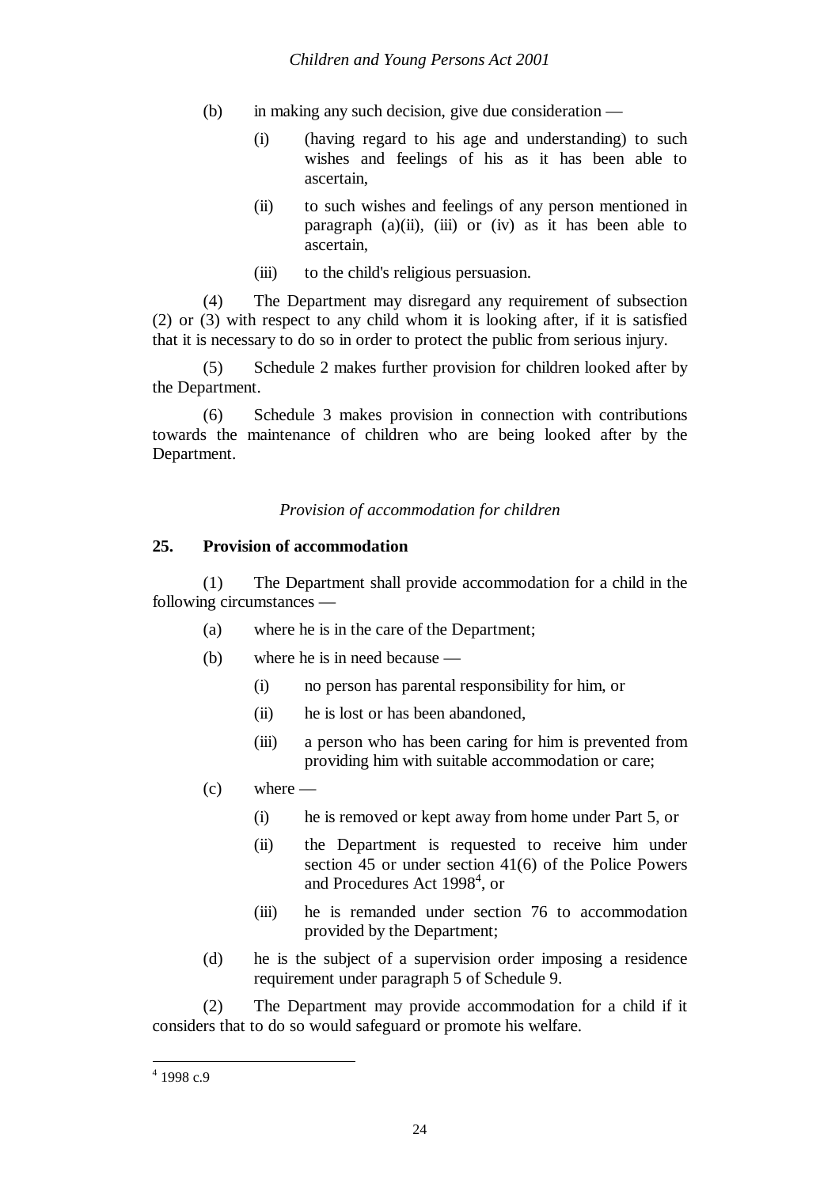(b) in making any such decision, give due consideration —

(i) (having regard to his age and understanding) to such wishes and feelings of his as it has been able to ascertain,

(ii) to such wishes and feelings of any person mentioned in paragraph (a)(ii), (iii) or (iv) as it has been able to ascertain,

(iii) to the child's religious persuasion.

(4) The Department may disregard any requirement of subsection (2) or (3) with respect to any child whom it is looking after, if it is satisfied that it is necessary to do so in order to protect the public from serious injury.

(5) Schedule 2 makes further provision for children looked after by the Department.

(6) Schedule 3 makes provision in connection with contributions towards the maintenance of children who are being looked after by the Department.

*Provision of accommodation for children*

**25. Provision of accommodation**

(1) The Department shall provide accommodation for a child in the following circumstances —

(a) where he is in the care of the Department;

(b) where he is in need because —

(i) no person has parental responsibility for him, or

(ii) he is lost or has been abandoned,

(iii) a person who has been caring for him is prevented from providing him with suitable accommodation or care;

(c) where —

(i) he is removed or kept away from home under Part 5, or

(ii) the Department is requested to receive him under section 45 or under section 41(6) of the Police Powers and Procedures Act 1998[4], or

(iii) he is remanded under section 76 to accommodation provided by the Department;

(d) he is the subject of a supervision order imposing a residence requirement under paragraph 5 of Schedule 9.

(2) The Department may provide accommodation for a child if it considers that to do so would safeguard or promote his welfare.

[4] 1998 c.9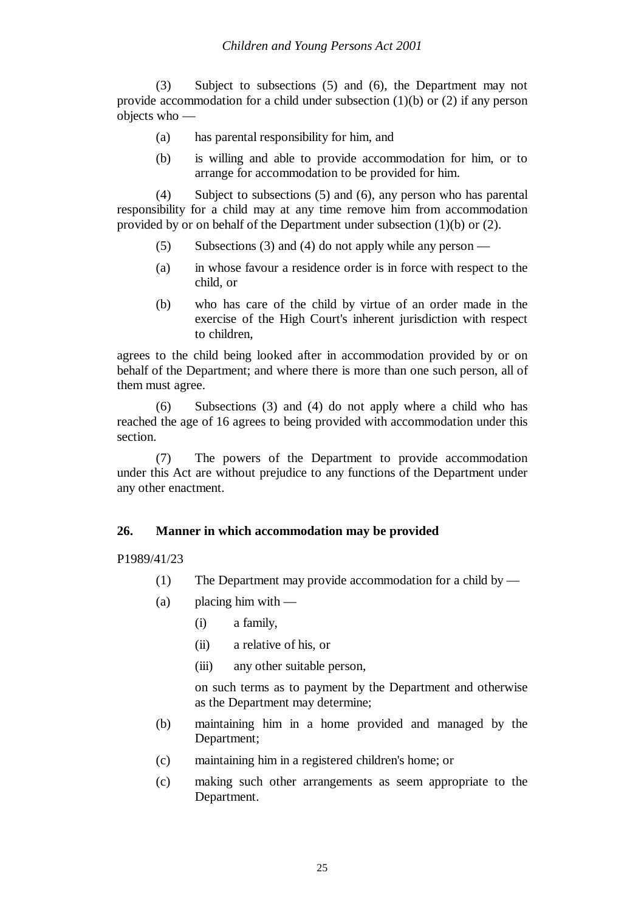(3) Subject to subsections (5) and (6), the Department may not provide accommodation for a child under subsection (1)(b) or (2) if any person objects who —

(a) has parental responsibility for him, and

(b) is willing and able to provide accommodation for him, or to arrange for accommodation to be provided for him.

(4) Subject to subsections (5) and (6), any person who has parental responsibility for a child may at any time remove him from accommodation provided by or on behalf of the Department under subsection (1)(b) or (2).

(5) Subsections (3) and (4) do not apply while any person —

(a) in whose favour a residence order is in force with respect to the child, or

(b) who has care of the child by virtue of an order made in the exercise of the High Court's inherent jurisdiction with respect to children,

agrees to the child being looked after in accommodation provided by or on behalf of the Department; and where there is more than one such person, all of them must agree.

(6) Subsections (3) and (4) do not apply where a child who has reached the age of 16 agrees to being provided with accommodation under this section.

(7) The powers of the Department to provide accommodation under this Act are without prejudice to any functions of the Department under any other enactment.

## 26. Manner in which accommodation may be provided

P1989/41/23

(1) The Department may provide accommodation for a child by —

(a) placing him with —

(i) a family,

(ii) a relative of his, or

(iii) any other suitable person,

on such terms as to payment by the Department and otherwise as the Department may determine;

(b) maintaining him in a home provided and managed by the Department;

(c) maintaining him in a registered children's home; or

(c) making such other arrangements as seem appropriate to the Department.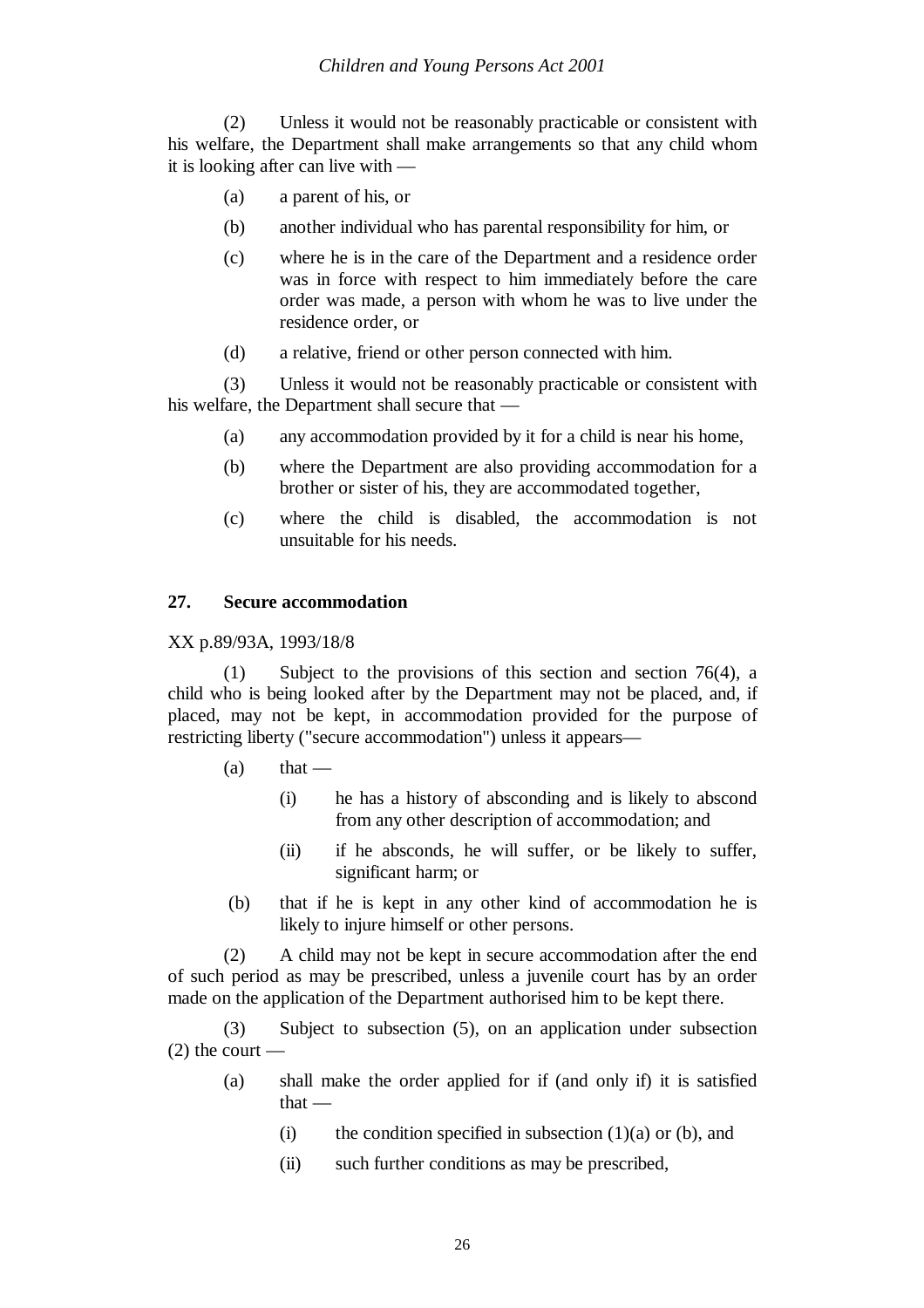(2) Unless it would not be reasonably practicable or consistent with his welfare, the Department shall make arrangements so that any child whom it is looking after can live with —

(a) a parent of his, or

(b) another individual who has parental responsibility for him, or

(c) where he is in the care of the Department and a residence order was in force with respect to him immediately before the care order was made, a person with whom he was to live under the residence order, or

(d) a relative, friend or other person connected with him.

(3) Unless it would not be reasonably practicable or consistent with his welfare, the Department shall secure that —

(a) any accommodation provided by it for a child is near his home,

(b) where the Department are also providing accommodation for a brother or sister of his, they are accommodated together,

(c) where the child is disabled, the accommodation is not unsuitable for his needs.

**27. Secure accommodation**

XX p.89/93A, 1993/18/8

(1) Subject to the provisions of this section and section 76(4), a child who is being looked after by the Department may not be placed, and, if placed, may not be kept, in accommodation provided for the purpose of restricting liberty ("secure accommodation") unless it appears—

(a) that —

(i) he has a history of absconding and is likely to abscond from any other description of accommodation; and

(ii) if he absconds, he will suffer, or be likely to suffer, significant harm; or

(b) that if he is kept in any other kind of accommodation he is likely to injure himself or other persons.

(2) A child may not be kept in secure accommodation after the end of such period as may be prescribed, unless a juvenile court has by an order made on the application of the Department authorised him to be kept there.

(3) Subject to subsection (5), on an application under subsection (2) the court —

(a) shall make the order applied for if (and only if) it is satisfied that —

(i) the condition specified in subsection (1)(a) or (b), and

(ii) such further conditions as may be prescribed,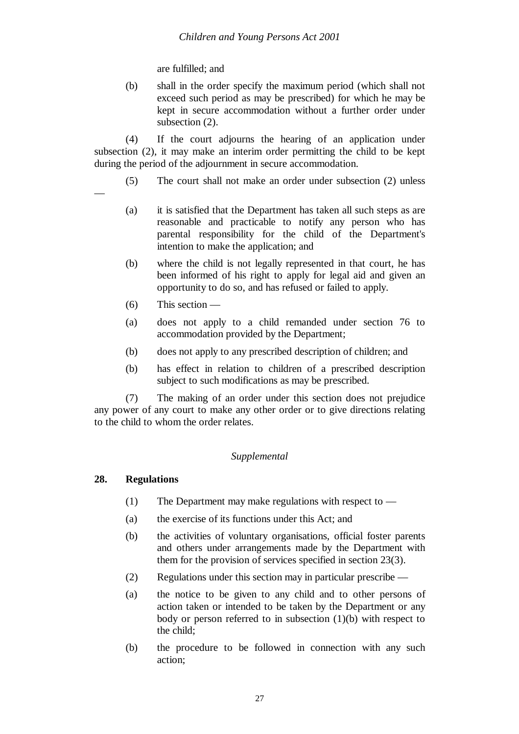are fulfilled; and

(b) shall in the order specify the maximum period (which shall not exceed such period as may be prescribed) for which he may be kept in secure accommodation without a further order under subsection (2).

(4) If the court adjourns the hearing of an application under subsection (2), it may make an interim order permitting the child to be kept during the period of the adjournment in secure accommodation.

(5) The court shall not make an order under subsection (2) unless —

(a) it is satisfied that the Department has taken all such steps as are reasonable and practicable to notify any person who has parental responsibility for the child of the Department's intention to make the application; and

(b) where the child is not legally represented in that court, he has been informed of his right to apply for legal aid and given an opportunity to do so, and has refused or failed to apply.

(6) This section —

(a) does not apply to a child remanded under section 76 to accommodation provided by the Department;

(b) does not apply to any prescribed description of children; and

(b) has effect in relation to children of a prescribed description subject to such modifications as may be prescribed.

(7) The making of an order under this section does not prejudice any power of any court to make any other order or to give directions relating to the child to whom the order relates.

*Supplemental*

**28. Regulations**

(1) The Department may make regulations with respect to —

(a) the exercise of its functions under this Act; and

(b) the activities of voluntary organisations, official foster parents and others under arrangements made by the Department with them for the provision of services specified in section 23(3).

(2) Regulations under this section may in particular prescribe —

(a) the notice to be given to any child and to other persons of action taken or intended to be taken by the Department or any body or person referred to in subsection (1)(b) with respect to the child;

(b) the procedure to be followed in connection with any such action;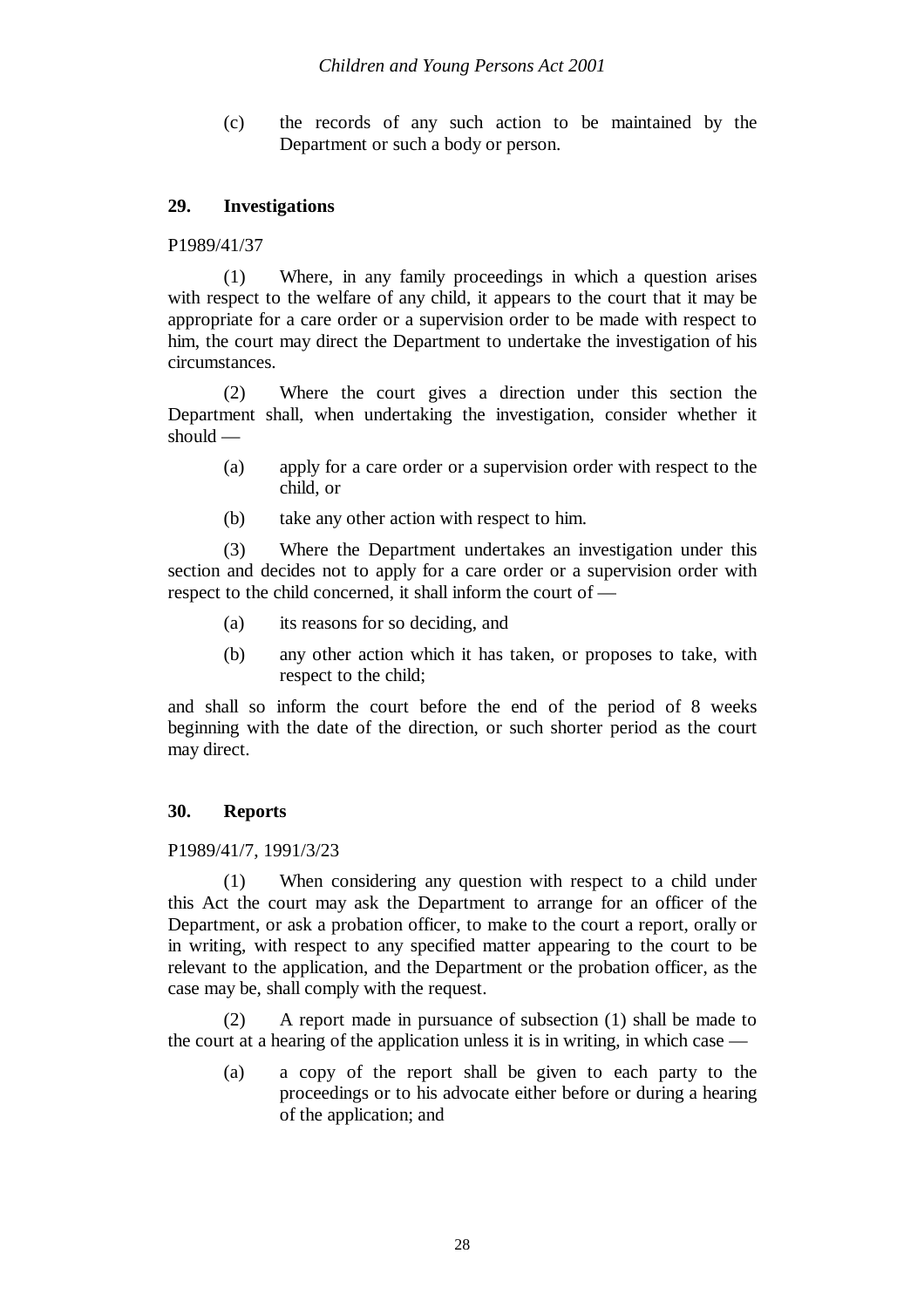(c) the records of any such action to be maintained by the Department or such a body or person.

### 29. Investigations

P1989/41/37

(1) Where, in any family proceedings in which a question arises with respect to the welfare of any child, it appears to the court that it may be appropriate for a care order or a supervision order to be made with respect to him, the court may direct the Department to undertake the investigation of his circumstances.

(2) Where the court gives a direction under this section the Department shall, when undertaking the investigation, consider whether it should —

(a) apply for a care order or a supervision order with respect to the child, or

(b) take any other action with respect to him.

(3) Where the Department undertakes an investigation under this section and decides not to apply for a care order or a supervision order with respect to the child concerned, it shall inform the court of —

(a) its reasons for so deciding, and

(b) any other action which it has taken, or proposes to take, with respect to the child;

and shall so inform the court before the end of the period of 8 weeks beginning with the date of the direction, or such shorter period as the court may direct.

### 30. Reports

P1989/41/7, 1991/3/23

(1) When considering any question with respect to a child under this Act the court may ask the Department to arrange for an officer of the Department, or ask a probation officer, to make to the court a report, orally or in writing, with respect to any specified matter appearing to the court to be relevant to the application, and the Department or the probation officer, as the case may be, shall comply with the request.

(2) A report made in pursuance of subsection (1) shall be made to the court at a hearing of the application unless it is in writing, in which case —

(a) a copy of the report shall be given to each party to the proceedings or to his advocate either before or during a hearing of the application; and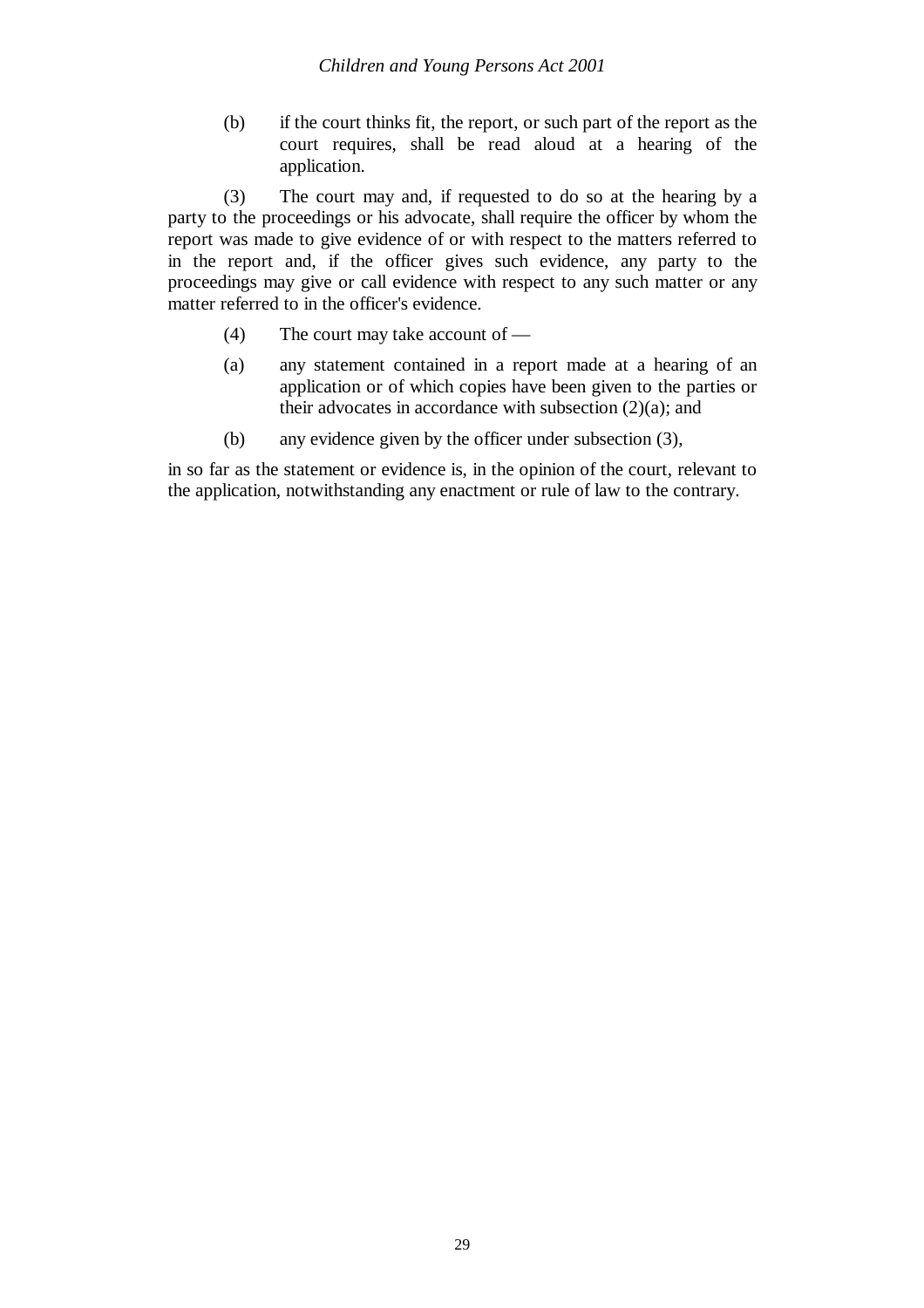(b) if the court thinks fit, the report, or such part of the report as the court requires, shall be read aloud at a hearing of the application.

(3) The court may and, if requested to do so at the hearing by a party to the proceedings or his advocate, shall require the officer by whom the report was made to give evidence of or with respect to the matters referred to in the report and, if the officer gives such evidence, any party to the proceedings may give or call evidence with respect to any such matter or any matter referred to in the officer's evidence.

(4) The court may take account of —

(a) any statement contained in a report made at a hearing of an application or of which copies have been given to the parties or their advocates in accordance with subsection (2)(a); and

(b) any evidence given by the officer under subsection (3),

in so far as the statement or evidence is, in the opinion of the court, relevant to the application, notwithstanding any enactment or rule of law to the contrary.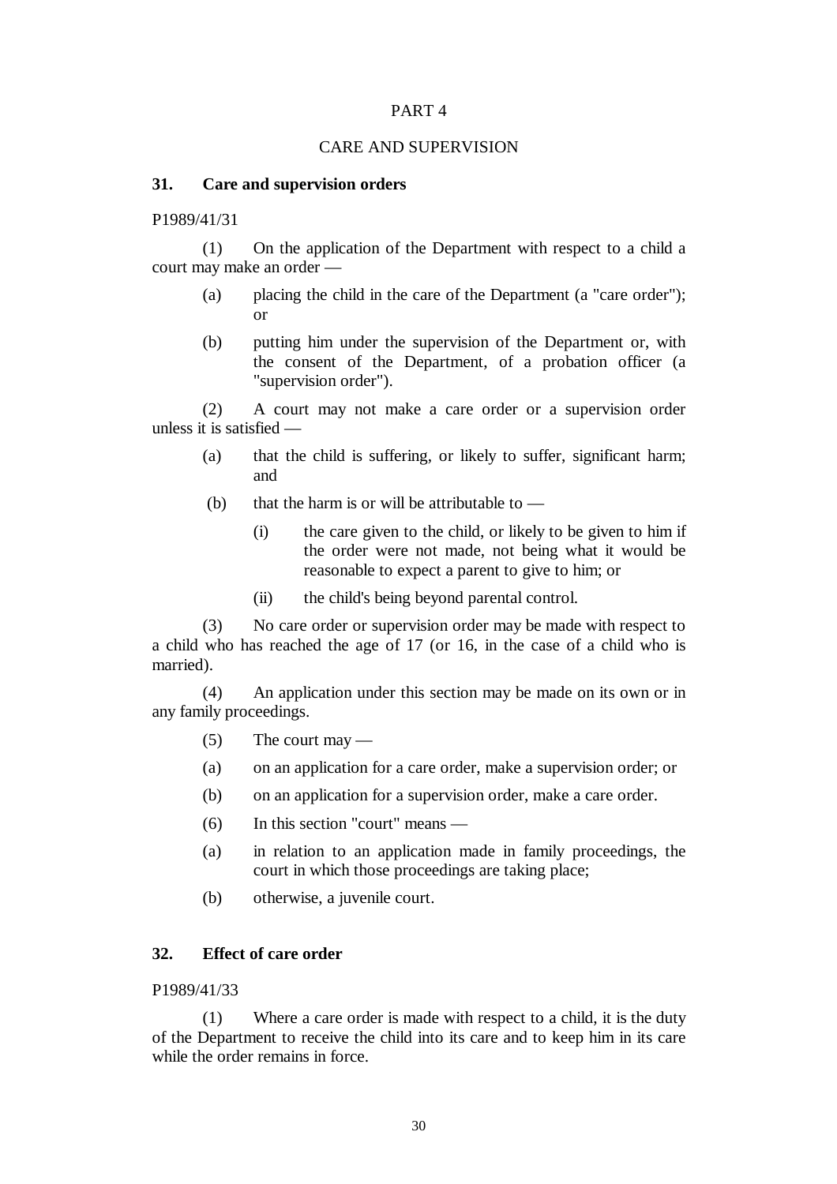# PART 4

## CARE AND SUPERVISION

### 31. Care and supervision orders

P1989/41/31

(1) On the application of the Department with respect to a child a court may make an order —

(a) placing the child in the care of the Department (a "care order"); or

(b) putting him under the supervision of the Department or, with the consent of the Department, of a probation officer (a "supervision order").

(2) A court may not make a care order or a supervision order unless it is satisfied —

(a) that the child is suffering, or likely to suffer, significant harm; and

(b) that the harm is or will be attributable to —

(i) the care given to the child, or likely to be given to him if the order were not made, not being what it would be reasonable to expect a parent to give to him; or

(ii) the child's being beyond parental control.

(3) No care order or supervision order may be made with respect to a child who has reached the age of 17 (or 16, in the case of a child who is married).

(4) An application under this section may be made on its own or in any family proceedings.

(5) The court may —

(a) on an application for a care order, make a supervision order; or

(b) on an application for a supervision order, make a care order.

(6) In this section "court" means —

(a) in relation to an application made in family proceedings, the court in which those proceedings are taking place;

(b) otherwise, a juvenile court.

### 32. Effect of care order

P1989/41/33

(1) Where a care order is made with respect to a child, it is the duty of the Department to receive the child into its care and to keep him in its care while the order remains in force.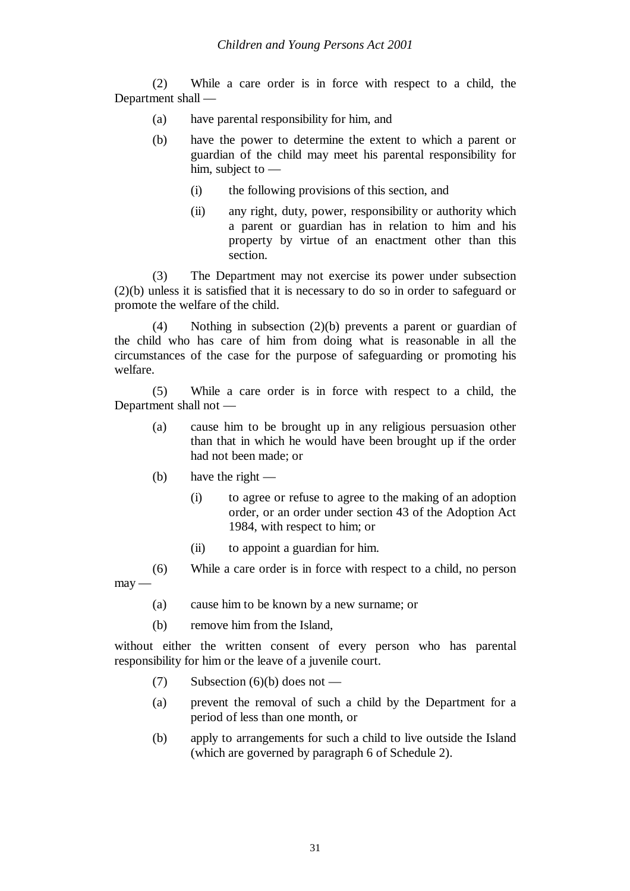(2) While a care order is in force with respect to a child, the Department shall —

- (a) have parental responsibility for him, and
- (b) have the power to determine the extent to which a parent or guardian of the child may meet his parental responsibility for him, subject to —
  - (i) the following provisions of this section, and
  - (ii) any right, duty, power, responsibility or authority which a parent or guardian has in relation to him and his property by virtue of an enactment other than this section.

(3) The Department may not exercise its power under subsection (2)(b) unless it is satisfied that it is necessary to do so in order to safeguard or promote the welfare of the child.

(4) Nothing in subsection (2)(b) prevents a parent or guardian of the child who has care of him from doing what is reasonable in all the circumstances of the case for the purpose of safeguarding or promoting his welfare.

(5) While a care order is in force with respect to a child, the Department shall not —

- (a) cause him to be brought up in any religious persuasion other than that in which he would have been brought up if the order had not been made; or
- (b) have the right —
  - (i) to agree or refuse to agree to the making of an adoption order, or an order under section 43 of the Adoption Act 1984, with respect to him; or
  - (ii) to appoint a guardian for him.

(6) While a care order is in force with respect to a child, no person may —

- (a) cause him to be known by a new surname; or
- (b) remove him from the Island,

without either the written consent of every person who has parental responsibility for him or the leave of a juvenile court.

(7) Subsection (6)(b) does not —

- (a) prevent the removal of such a child by the Department for a period of less than one month, or
- (b) apply to arrangements for such a child to live outside the Island (which are governed by paragraph 6 of Schedule 2).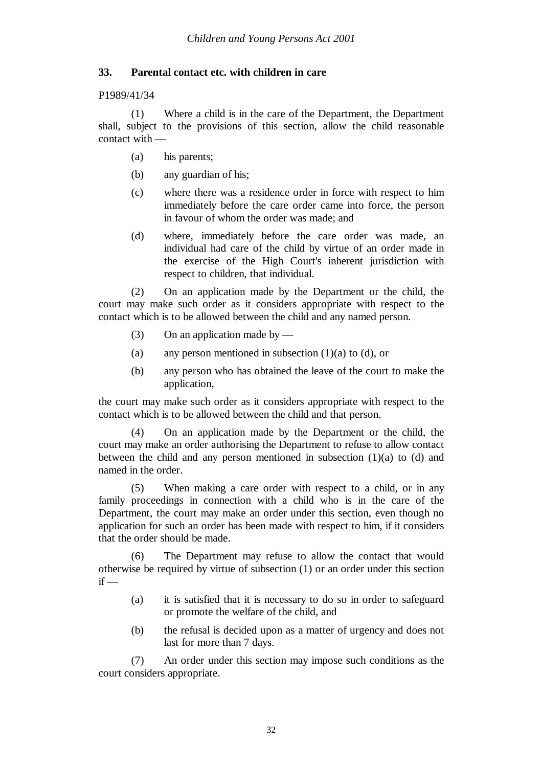### 33. Parental contact etc. with children in care

P1989/41/34

(1) Where a child is in the care of the Department, the Department shall, subject to the provisions of this section, allow the child reasonable contact with —

- (a) his parents;
- (b) any guardian of his;
- (c) where there was a residence order in force with respect to him immediately before the care order came into force, the person in favour of whom the order was made; and
- (d) where, immediately before the care order was made, an individual had care of the child by virtue of an order made in the exercise of the High Court's inherent jurisdiction with respect to children, that individual.

(2) On an application made by the Department or the child, the court may make such order as it considers appropriate with respect to the contact which is to be allowed between the child and any named person.

(3) On an application made by —

- (a) any person mentioned in subsection (1)(a) to (d), or
- (b) any person who has obtained the leave of the court to make the application,

the court may make such order as it considers appropriate with respect to the contact which is to be allowed between the child and that person.

(4) On an application made by the Department or the child, the court may make an order authorising the Department to refuse to allow contact between the child and any person mentioned in subsection (1)(a) to (d) and named in the order.

(5) When making a care order with respect to a child, or in any family proceedings in connection with a child who is in the care of the Department, the court may make an order under this section, even though no application for such an order has been made with respect to him, if it considers that the order should be made.

(6) The Department may refuse to allow the contact that would otherwise be required by virtue of subsection (1) or an order under this section if —

- (a) it is satisfied that it is necessary to do so in order to safeguard or promote the welfare of the child, and
- (b) the refusal is decided upon as a matter of urgency and does not last for more than 7 days.

(7) An order under this section may impose such conditions as the court considers appropriate.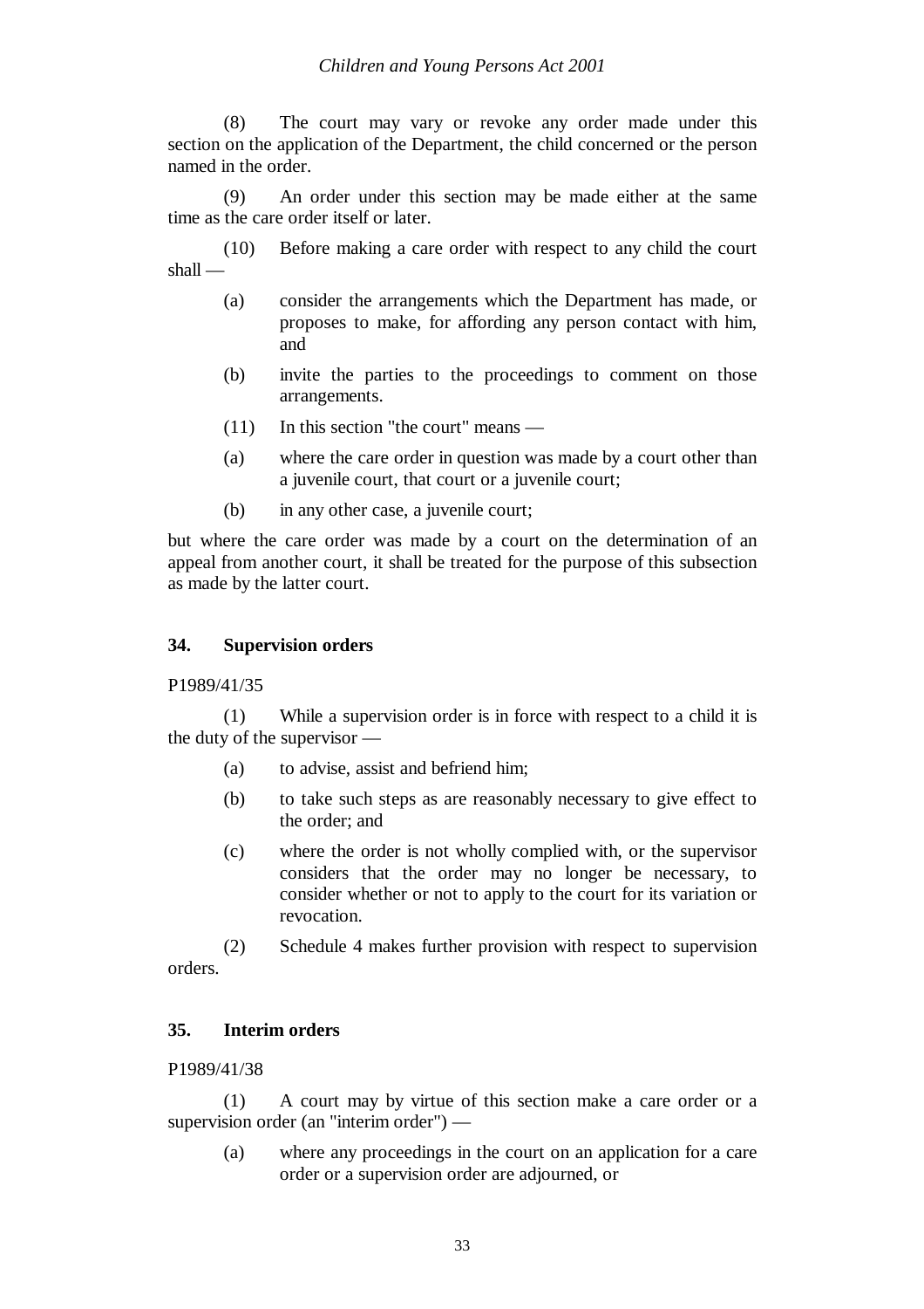(8) The court may vary or revoke any order made under this section on the application of the Department, the child concerned or the person named in the order.

(9) An order under this section may be made either at the same time as the care order itself or later.

(10) Before making a care order with respect to any child the court shall —

(a) consider the arrangements which the Department has made, or proposes to make, for affording any person contact with him, and

(b) invite the parties to the proceedings to comment on those arrangements.

(11) In this section "the court" means —

(a) where the care order in question was made by a court other than a juvenile court, that court or a juvenile court;

(b) in any other case, a juvenile court;

but where the care order was made by a court on the determination of an appeal from another court, it shall be treated for the purpose of this subsection as made by the latter court.

### 34. Supervision orders

P1989/41/35

(1) While a supervision order is in force with respect to a child it is the duty of the supervisor —

(a) to advise, assist and befriend him;

(b) to take such steps as are reasonably necessary to give effect to the order; and

(c) where the order is not wholly complied with, or the supervisor considers that the order may no longer be necessary, to consider whether or not to apply to the court for its variation or revocation.

(2) Schedule 4 makes further provision with respect to supervision orders.

### 35. Interim orders

P1989/41/38

(1) A court may by virtue of this section make a care order or a supervision order (an "interim order") —

(a) where any proceedings in the court on an application for a care order or a supervision order are adjourned, or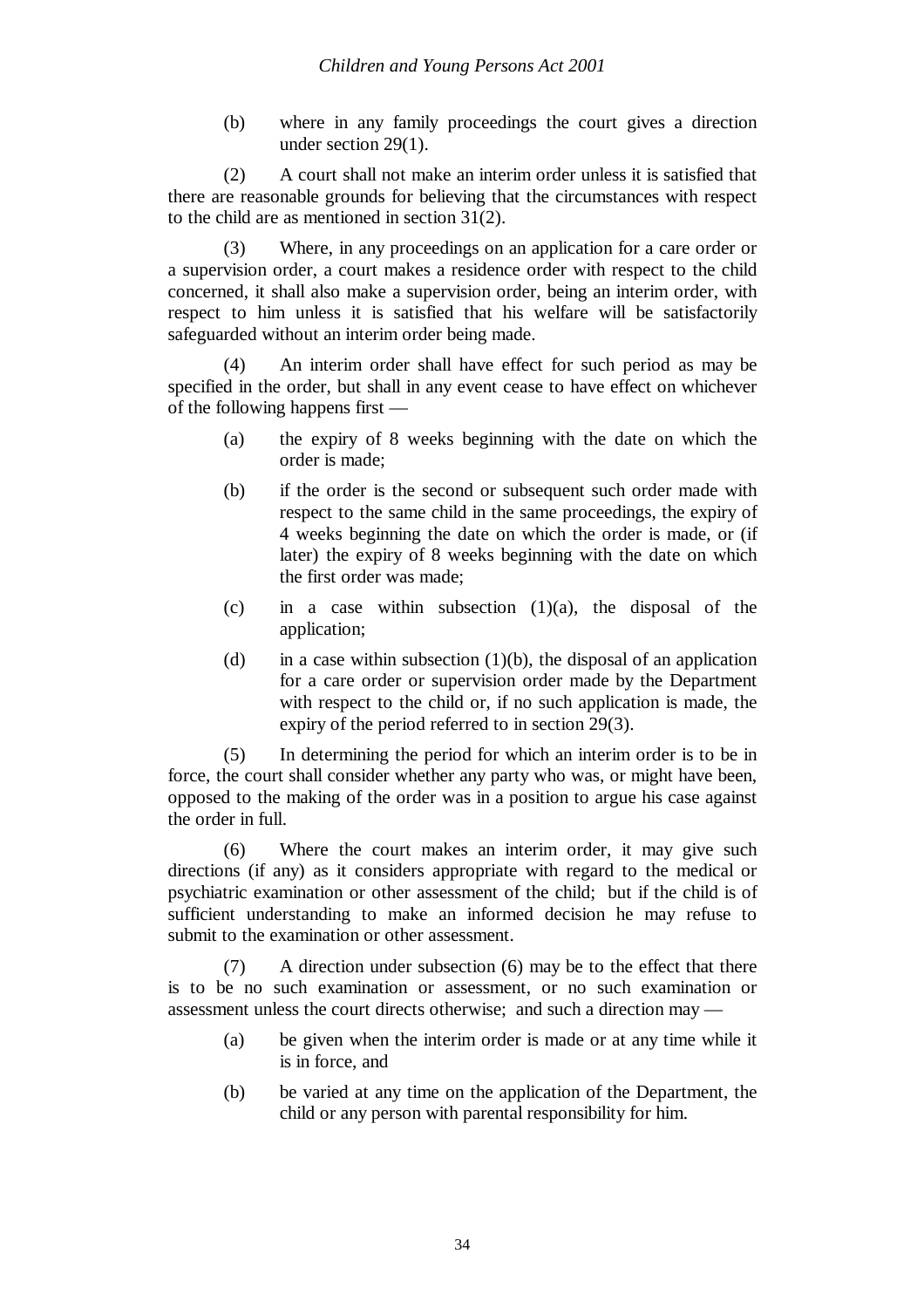(b) where in any family proceedings the court gives a direction under section 29(1).

(2) A court shall not make an interim order unless it is satisfied that there are reasonable grounds for believing that the circumstances with respect to the child are as mentioned in section 31(2).

(3) Where, in any proceedings on an application for a care order or a supervision order, a court makes a residence order with respect to the child concerned, it shall also make a supervision order, being an interim order, with respect to him unless it is satisfied that his welfare will be satisfactorily safeguarded without an interim order being made.

(4) An interim order shall have effect for such period as may be specified in the order, but shall in any event cease to have effect on whichever of the following happens first —

(a) the expiry of 8 weeks beginning with the date on which the order is made;

(b) if the order is the second or subsequent such order made with respect to the same child in the same proceedings, the expiry of 4 weeks beginning the date on which the order is made, or (if later) the expiry of 8 weeks beginning with the date on which the first order was made;

(c) in a case within subsection (1)(a), the disposal of the application;

(d) in a case within subsection (1)(b), the disposal of an application for a care order or supervision order made by the Department with respect to the child or, if no such application is made, the expiry of the period referred to in section 29(3).

(5) In determining the period for which an interim order is to be in force, the court shall consider whether any party who was, or might have been, opposed to the making of the order was in a position to argue his case against the order in full.

(6) Where the court makes an interim order, it may give such directions (if any) as it considers appropriate with regard to the medical or psychiatric examination or other assessment of the child; but if the child is of sufficient understanding to make an informed decision he may refuse to submit to the examination or other assessment.

(7) A direction under subsection (6) may be to the effect that there is to be no such examination or assessment, or no such examination or assessment unless the court directs otherwise; and such a direction may —

(a) be given when the interim order is made or at any time while it is in force, and

(b) be varied at any time on the application of the Department, the child or any person with parental responsibility for him.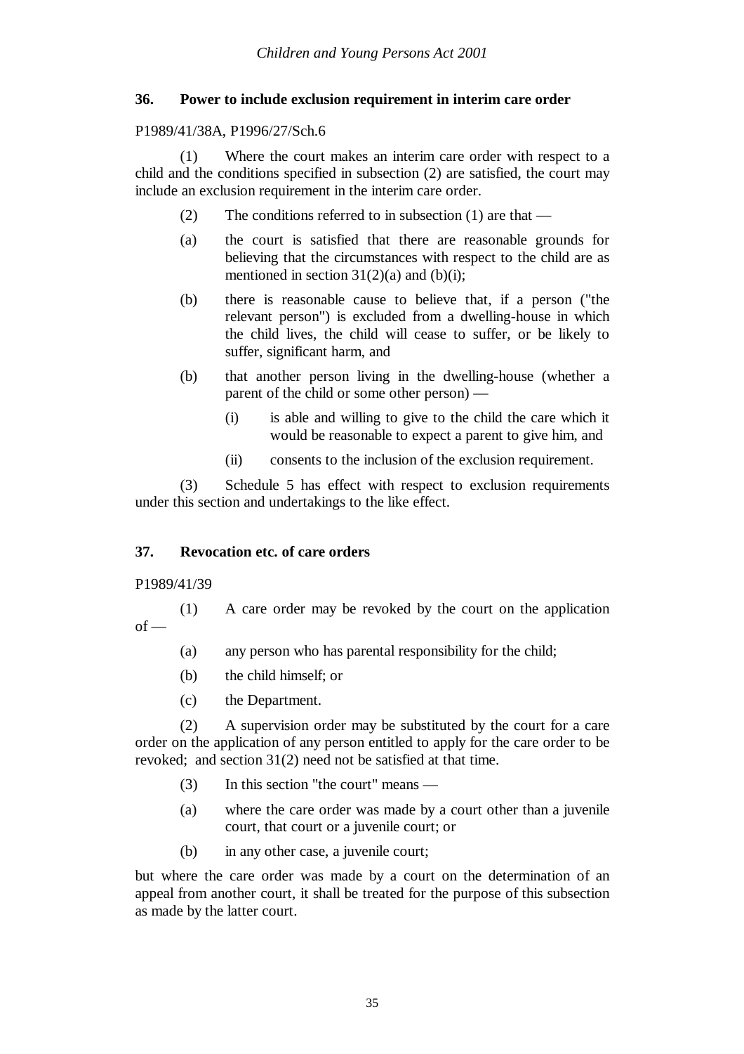### 36. Power to include exclusion requirement in interim care order

P1989/41/38A, P1996/27/Sch.6

(1) Where the court makes an interim care order with respect to a child and the conditions specified in subsection (2) are satisfied, the court may include an exclusion requirement in the interim care order.

(2) The conditions referred to in subsection (1) are that —

(a) the court is satisfied that there are reasonable grounds for believing that the circumstances with respect to the child are as mentioned in section 31(2)(a) and (b)(i);

(b) there is reasonable cause to believe that, if a person ("the relevant person") is excluded from a dwelling-house in which the child lives, the child will cease to suffer, or be likely to suffer, significant harm, and

(b) that another person living in the dwelling-house (whether a parent of the child or some other person) —

(i) is able and willing to give to the child the care which it would be reasonable to expect a parent to give him, and

(ii) consents to the inclusion of the exclusion requirement.

(3) Schedule 5 has effect with respect to exclusion requirements under this section and undertakings to the like effect.

### 37. Revocation etc. of care orders

P1989/41/39

(1) A care order may be revoked by the court on the application of —

(a) any person who has parental responsibility for the child;

(b) the child himself; or

(c) the Department.

(2) A supervision order may be substituted by the court for a care order on the application of any person entitled to apply for the care order to be revoked; and section 31(2) need not be satisfied at that time.

(3) In this section "the court" means —

(a) where the care order was made by a court other than a juvenile court, that court or a juvenile court; or

(b) in any other case, a juvenile court;

but where the care order was made by a court on the determination of an appeal from another court, it shall be treated for the purpose of this subsection as made by the latter court.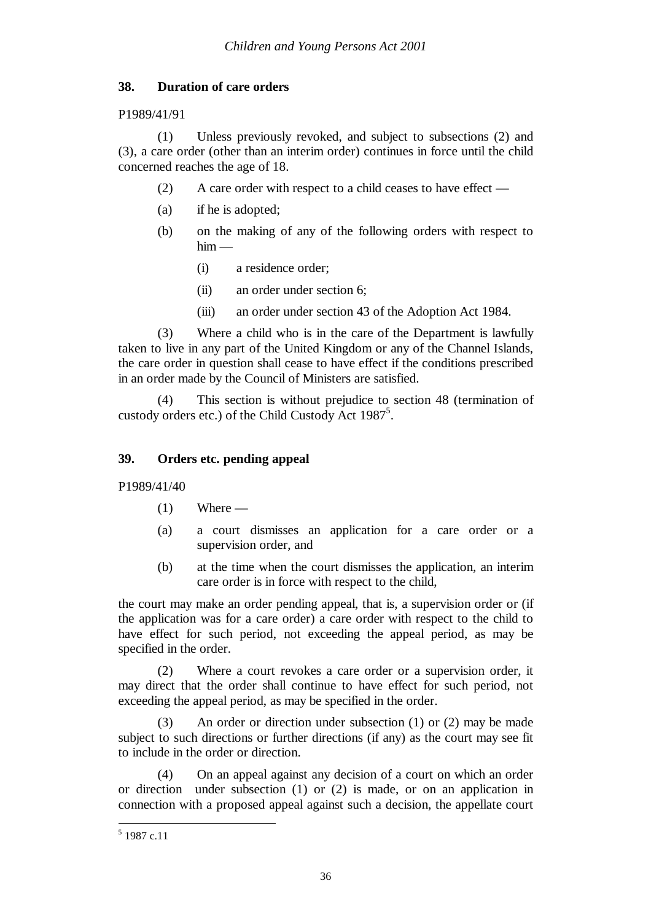### 38. Duration of care orders

P1989/41/91

(1) Unless previously revoked, and subject to subsections (2) and (3), a care order (other than an interim order) continues in force until the child concerned reaches the age of 18.

(2) A care order with respect to a child ceases to have effect —

(a) if he is adopted;

(b) on the making of any of the following orders with respect to him —

(i) a residence order;

(ii) an order under section 6;

(iii) an order under section 43 of the Adoption Act 1984.

(3) Where a child who is in the care of the Department is lawfully taken to live in any part of the United Kingdom or any of the Channel Islands, the care order in question shall cease to have effect if the conditions prescribed in an order made by the Council of Ministers are satisfied.

(4) This section is without prejudice to section 48 (termination of custody orders etc.) of the Child Custody Act 1987[5].

### 39. Orders etc. pending appeal

P1989/41/40

(1) Where —

(a) a court dismisses an application for a care order or a supervision order, and

(b) at the time when the court dismisses the application, an interim care order is in force with respect to the child,

the court may make an order pending appeal, that is, a supervision order or (if the application was for a care order) a care order with respect to the child to have effect for such period, not exceeding the appeal period, as may be specified in the order.

(2) Where a court revokes a care order or a supervision order, it may direct that the order shall continue to have effect for such period, not exceeding the appeal period, as may be specified in the order.

(3) An order or direction under subsection (1) or (2) may be made subject to such directions or further directions (if any) as the court may see fit to include in the order or direction.

(4) On an appeal against any decision of a court on which an order or direction under subsection (1) or (2) is made, or on an application in connection with a proposed appeal against such a decision, the appellate court

---

[5] 1987 c.11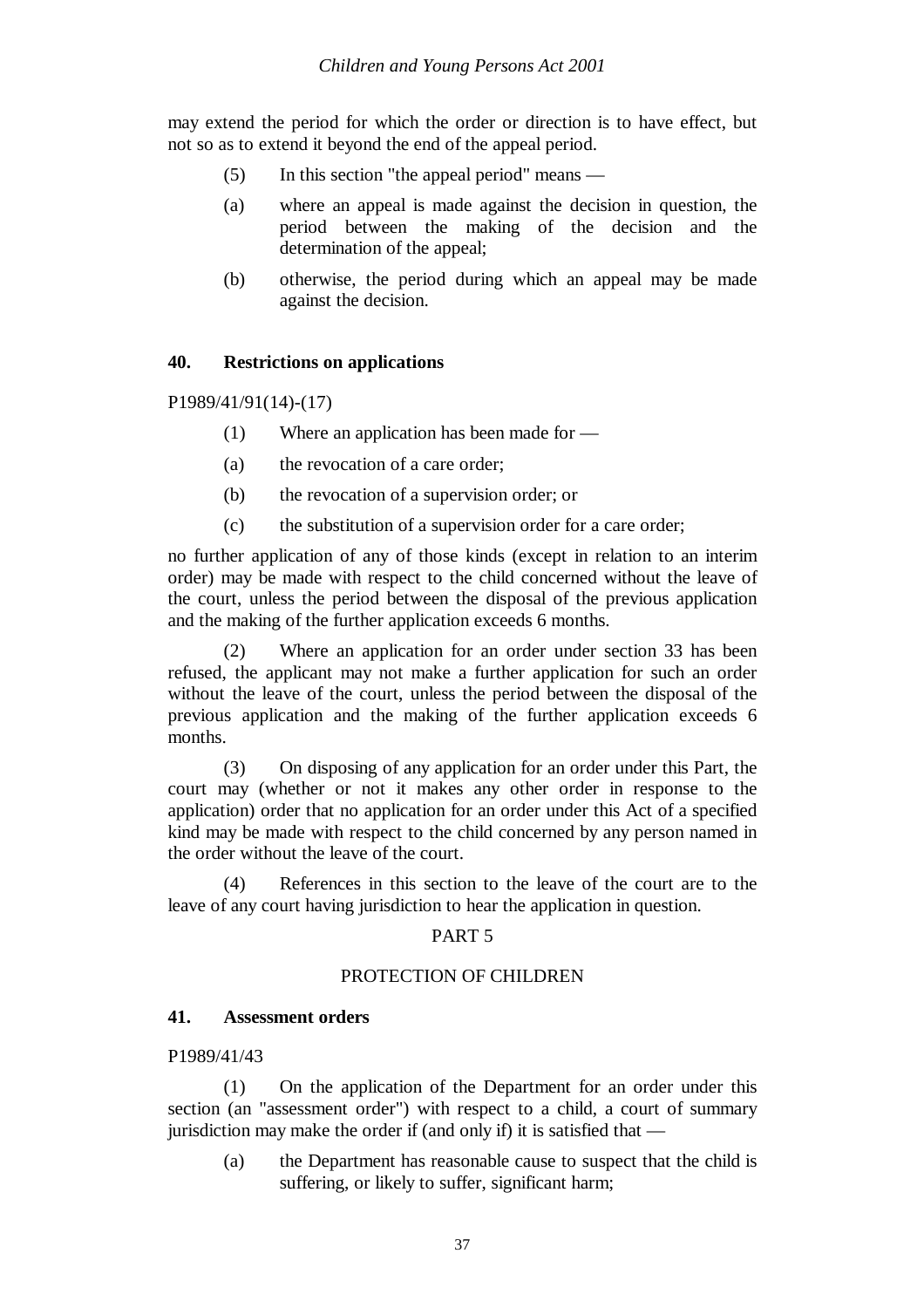may extend the period for which the order or direction is to have effect, but not so as to extend it beyond the end of the appeal period.

(5) In this section "the appeal period" means —

(a) where an appeal is made against the decision in question, the period between the making of the decision and the determination of the appeal;

(b) otherwise, the period during which an appeal may be made against the decision.

### 40. Restrictions on applications

P1989/41/91(14)-(17)

(1) Where an application has been made for —

(a) the revocation of a care order;

(b) the revocation of a supervision order; or

(c) the substitution of a supervision order for a care order;

no further application of any of those kinds (except in relation to an interim order) may be made with respect to the child concerned without the leave of the court, unless the period between the disposal of the previous application and the making of the further application exceeds 6 months.

(2) Where an application for an order under section 33 has been refused, the applicant may not make a further application for such an order without the leave of the court, unless the period between the disposal of the previous application and the making of the further application exceeds 6 months.

(3) On disposing of any application for an order under this Part, the court may (whether or not it makes any other order in response to the application) order that no application for an order under this Act of a specified kind may be made with respect to the child concerned by any person named in the order without the leave of the court.

(4) References in this section to the leave of the court are to the leave of any court having jurisdiction to hear the application in question.

## PART 5

## PROTECTION OF CHILDREN

### 41. Assessment orders

P1989/41/43

(1) On the application of the Department for an order under this section (an "assessment order") with respect to a child, a court of summary jurisdiction may make the order if (and only if) it is satisfied that —

(a) the Department has reasonable cause to suspect that the child is suffering, or likely to suffer, significant harm;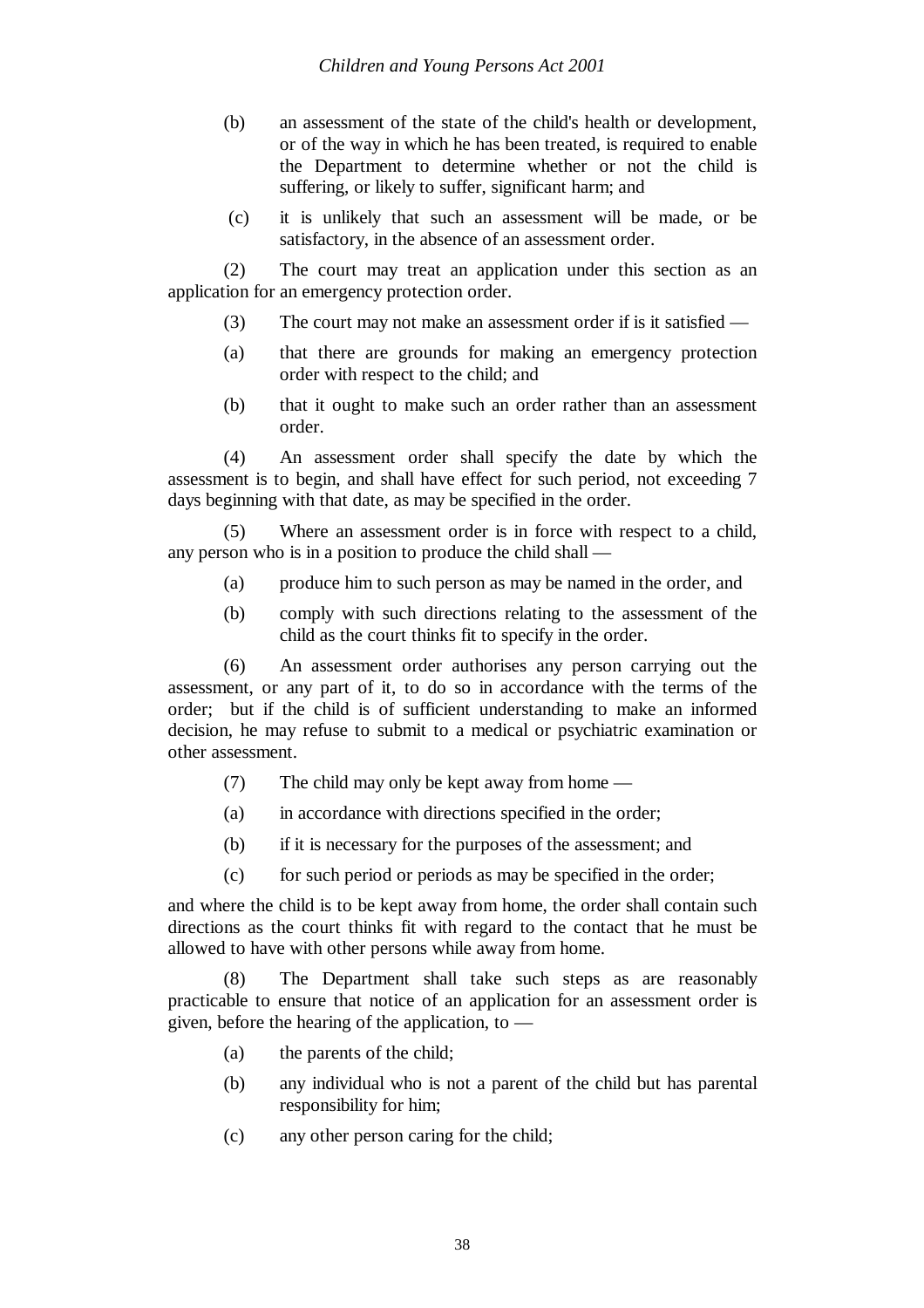(b) an assessment of the state of the child's health or development, or of the way in which he has been treated, is required to enable the Department to determine whether or not the child is suffering, or likely to suffer, significant harm; and

(c) it is unlikely that such an assessment will be made, or be satisfactory, in the absence of an assessment order.

(2) The court may treat an application under this section as an application for an emergency protection order.

(3) The court may not make an assessment order if is it satisfied —

(a) that there are grounds for making an emergency protection order with respect to the child; and

(b) that it ought to make such an order rather than an assessment order.

(4) An assessment order shall specify the date by which the assessment is to begin, and shall have effect for such period, not exceeding 7 days beginning with that date, as may be specified in the order.

(5) Where an assessment order is in force with respect to a child, any person who is in a position to produce the child shall —

(a) produce him to such person as may be named in the order, and

(b) comply with such directions relating to the assessment of the child as the court thinks fit to specify in the order.

(6) An assessment order authorises any person carrying out the assessment, or any part of it, to do so in accordance with the terms of the order; but if the child is of sufficient understanding to make an informed decision, he may refuse to submit to a medical or psychiatric examination or other assessment.

(7) The child may only be kept away from home —

(a) in accordance with directions specified in the order;

(b) if it is necessary for the purposes of the assessment; and

(c) for such period or periods as may be specified in the order;

and where the child is to be kept away from home, the order shall contain such directions as the court thinks fit with regard to the contact that he must be allowed to have with other persons while away from home.

(8) The Department shall take such steps as are reasonably practicable to ensure that notice of an application for an assessment order is given, before the hearing of the application, to —

(a) the parents of the child;

(b) any individual who is not a parent of the child but has parental responsibility for him;

(c) any other person caring for the child;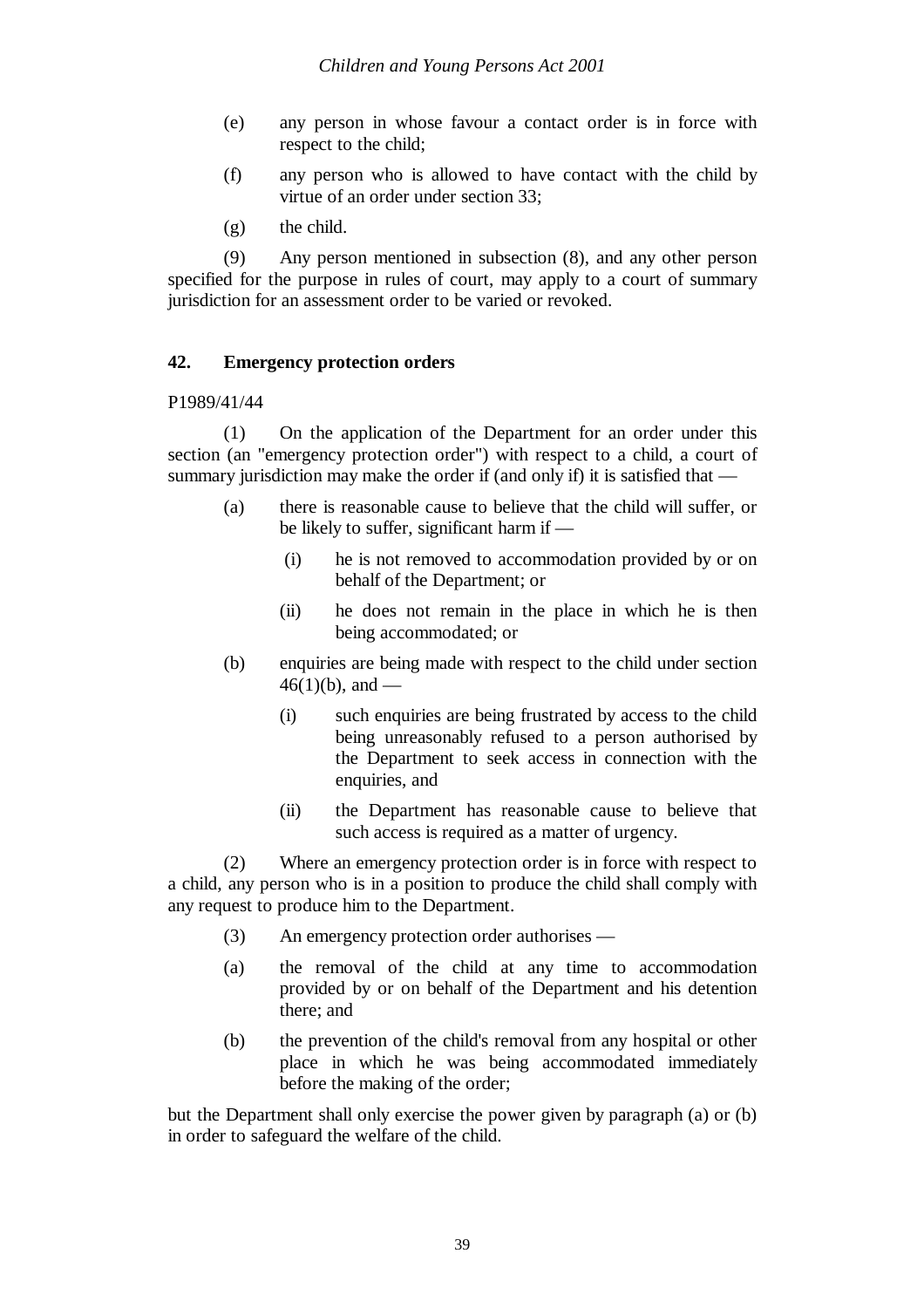(e) any person in whose favour a contact order is in force with respect to the child;

(f) any person who is allowed to have contact with the child by virtue of an order under section 33;

(g) the child.

(9) Any person mentioned in subsection (8), and any other person specified for the purpose in rules of court, may apply to a court of summary jurisdiction for an assessment order to be varied or revoked.

## 42. Emergency protection orders

P1989/41/44

(1) On the application of the Department for an order under this section (an "emergency protection order") with respect to a child, a court of summary jurisdiction may make the order if (and only if) it is satisfied that —

(a) there is reasonable cause to believe that the child will suffer, or be likely to suffer, significant harm if —

(i) he is not removed to accommodation provided by or on behalf of the Department; or

(ii) he does not remain in the place in which he is then being accommodated; or

(b) enquiries are being made with respect to the child under section 46(1)(b), and —

(i) such enquiries are being frustrated by access to the child being unreasonably refused to a person authorised by the Department to seek access in connection with the enquiries, and

(ii) the Department has reasonable cause to believe that such access is required as a matter of urgency.

(2) Where an emergency protection order is in force with respect to a child, any person who is in a position to produce the child shall comply with any request to produce him to the Department.

(3) An emergency protection order authorises —

(a) the removal of the child at any time to accommodation provided by or on behalf of the Department and his detention there; and

(b) the prevention of the child's removal from any hospital or other place in which he was being accommodated immediately before the making of the order;

but the Department shall only exercise the power given by paragraph (a) or (b) in order to safeguard the welfare of the child.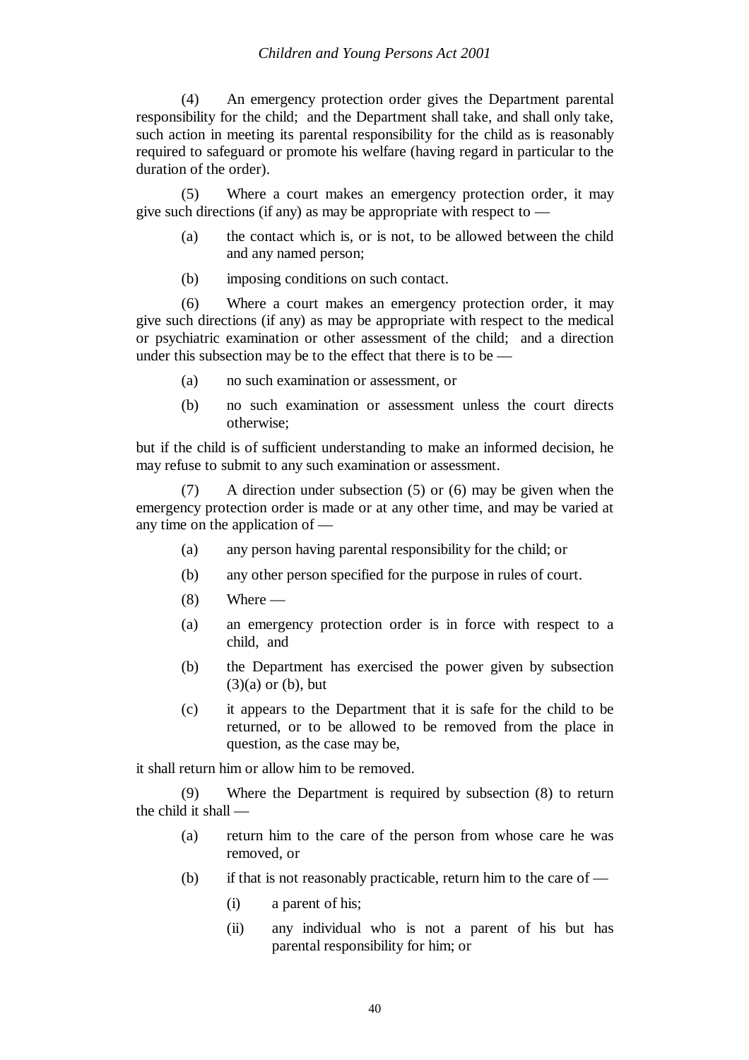(4) An emergency protection order gives the Department parental responsibility for the child; and the Department shall take, and shall only take, such action in meeting its parental responsibility for the child as is reasonably required to safeguard or promote his welfare (having regard in particular to the duration of the order).

(5) Where a court makes an emergency protection order, it may give such directions (if any) as may be appropriate with respect to —

(a) the contact which is, or is not, to be allowed between the child and any named person;

(b) imposing conditions on such contact.

(6) Where a court makes an emergency protection order, it may give such directions (if any) as may be appropriate with respect to the medical or psychiatric examination or other assessment of the child; and a direction under this subsection may be to the effect that there is to be —

(a) no such examination or assessment, or

(b) no such examination or assessment unless the court directs otherwise;

but if the child is of sufficient understanding to make an informed decision, he may refuse to submit to any such examination or assessment.

(7) A direction under subsection (5) or (6) may be given when the emergency protection order is made or at any other time, and may be varied at any time on the application of —

(a) any person having parental responsibility for the child; or

(b) any other person specified for the purpose in rules of court.

(8) Where —

(a) an emergency protection order is in force with respect to a child, and

(b) the Department has exercised the power given by subsection (3)(a) or (b), but

(c) it appears to the Department that it is safe for the child to be returned, or to be allowed to be removed from the place in question, as the case may be,

it shall return him or allow him to be removed.

(9) Where the Department is required by subsection (8) to return the child it shall —

(a) return him to the care of the person from whose care he was removed, or

(b) if that is not reasonably practicable, return him to the care of —

(i) a parent of his;

(ii) any individual who is not a parent of his but has parental responsibility for him; or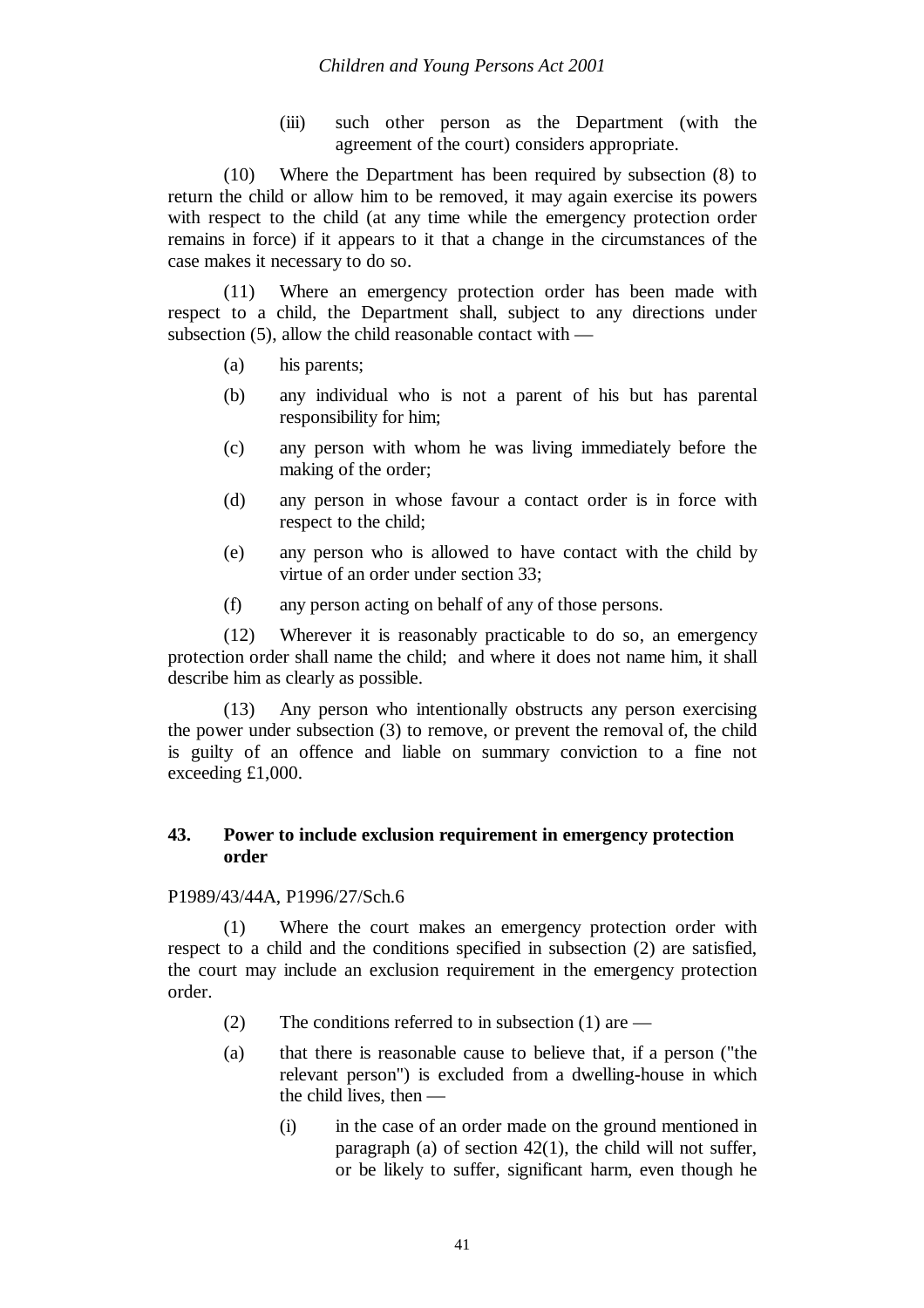(iii) such other person as the Department (with the agreement of the court) considers appropriate.

(10) Where the Department has been required by subsection (8) to return the child or allow him to be removed, it may again exercise its powers with respect to the child (at any time while the emergency protection order remains in force) if it appears to it that a change in the circumstances of the case makes it necessary to do so.

(11) Where an emergency protection order has been made with respect to a child, the Department shall, subject to any directions under subsection (5), allow the child reasonable contact with —

(a) his parents;

(b) any individual who is not a parent of his but has parental responsibility for him;

(c) any person with whom he was living immediately before the making of the order;

(d) any person in whose favour a contact order is in force with respect to the child;

(e) any person who is allowed to have contact with the child by virtue of an order under section 33;

(f) any person acting on behalf of any of those persons.

(12) Wherever it is reasonably practicable to do so, an emergency protection order shall name the child; and where it does not name him, it shall describe him as clearly as possible.

(13) Any person who intentionally obstructs any person exercising the power under subsection (3) to remove, or prevent the removal of, the child is guilty of an offence and liable on summary conviction to a fine not exceeding £1,000.

### 43. Power to include exclusion requirement in emergency protection order

P1989/43/44A, P1996/27/Sch.6

(1) Where the court makes an emergency protection order with respect to a child and the conditions specified in subsection (2) are satisfied, the court may include an exclusion requirement in the emergency protection order.

(2) The conditions referred to in subsection (1) are —

(a) that there is reasonable cause to believe that, if a person ("the relevant person") is excluded from a dwelling-house in which the child lives, then —

(i) in the case of an order made on the ground mentioned in paragraph (a) of section 42(1), the child will not suffer, or be likely to suffer, significant harm, even though he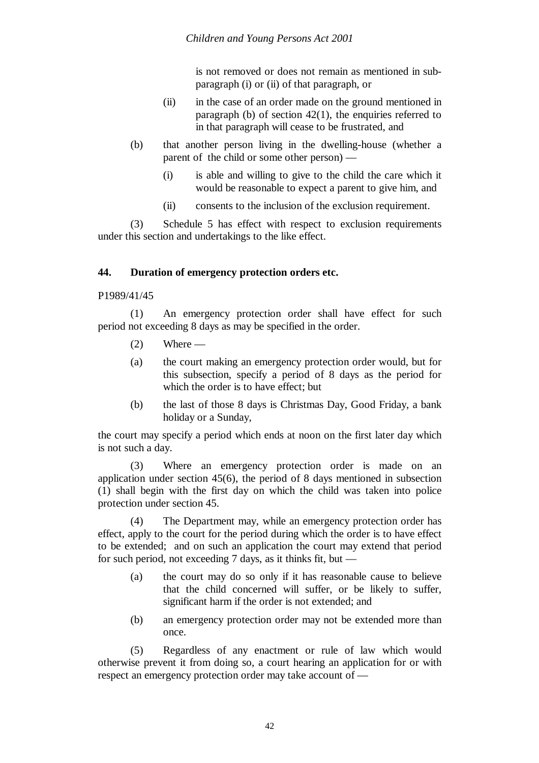is not removed or does not remain as mentioned in sub-paragraph (i) or (ii) of that paragraph, or

(ii) in the case of an order made on the ground mentioned in paragraph (b) of section 42(1), the enquiries referred to in that paragraph will cease to be frustrated, and

(b) that another person living in the dwelling-house (whether a parent of the child or some other person) —

(i) is able and willing to give to the child the care which it would be reasonable to expect a parent to give him, and

(ii) consents to the inclusion of the exclusion requirement.

(3) Schedule 5 has effect with respect to exclusion requirements under this section and undertakings to the like effect.

**44. Duration of emergency protection orders etc.**

P1989/41/45

(1) An emergency protection order shall have effect for such period not exceeding 8 days as may be specified in the order.

(2) Where —

(a) the court making an emergency protection order would, but for this subsection, specify a period of 8 days as the period for which the order is to have effect; but

(b) the last of those 8 days is Christmas Day, Good Friday, a bank holiday or a Sunday,

the court may specify a period which ends at noon on the first later day which is not such a day.

(3) Where an emergency protection order is made on an application under section 45(6), the period of 8 days mentioned in subsection (1) shall begin with the first day on which the child was taken into police protection under section 45.

(4) The Department may, while an emergency protection order has effect, apply to the court for the period during which the order is to have effect to be extended; and on such an application the court may extend that period for such period, not exceeding 7 days, as it thinks fit, but —

(a) the court may do so only if it has reasonable cause to believe that the child concerned will suffer, or be likely to suffer, significant harm if the order is not extended; and

(b) an emergency protection order may not be extended more than once.

(5) Regardless of any enactment or rule of law which would otherwise prevent it from doing so, a court hearing an application for or with respect an emergency protection order may take account of —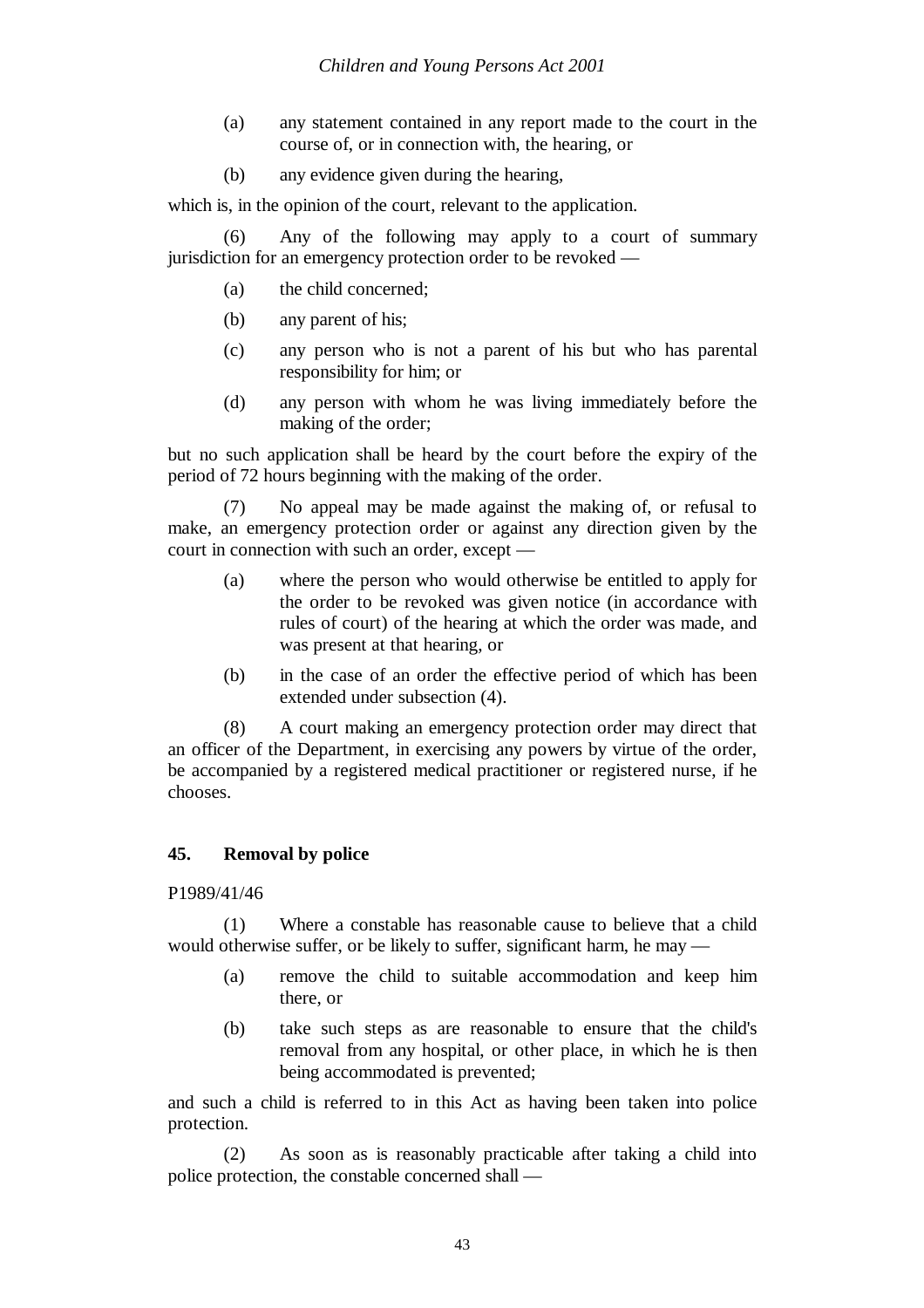(a) any statement contained in any report made to the court in the course of, or in connection with, the hearing, or

(b) any evidence given during the hearing,

which is, in the opinion of the court, relevant to the application.

(6) Any of the following may apply to a court of summary jurisdiction for an emergency protection order to be revoked —

(a) the child concerned;

(b) any parent of his;

(c) any person who is not a parent of his but who has parental responsibility for him; or

(d) any person with whom he was living immediately before the making of the order;

but no such application shall be heard by the court before the expiry of the period of 72 hours beginning with the making of the order.

(7) No appeal may be made against the making of, or refusal to make, an emergency protection order or against any direction given by the court in connection with such an order, except —

(a) where the person who would otherwise be entitled to apply for the order to be revoked was given notice (in accordance with rules of court) of the hearing at which the order was made, and was present at that hearing, or

(b) in the case of an order the effective period of which has been extended under subsection (4).

(8) A court making an emergency protection order may direct that an officer of the Department, in exercising any powers by virtue of the order, be accompanied by a registered medical practitioner or registered nurse, if he chooses.

### 45. Removal by police

P1989/41/46

(1) Where a constable has reasonable cause to believe that a child would otherwise suffer, or be likely to suffer, significant harm, he may —

(a) remove the child to suitable accommodation and keep him there, or

(b) take such steps as are reasonable to ensure that the child's removal from any hospital, or other place, in which he is then being accommodated is prevented;

and such a child is referred to in this Act as having been taken into police protection.

(2) As soon as is reasonably practicable after taking a child into police protection, the constable concerned shall —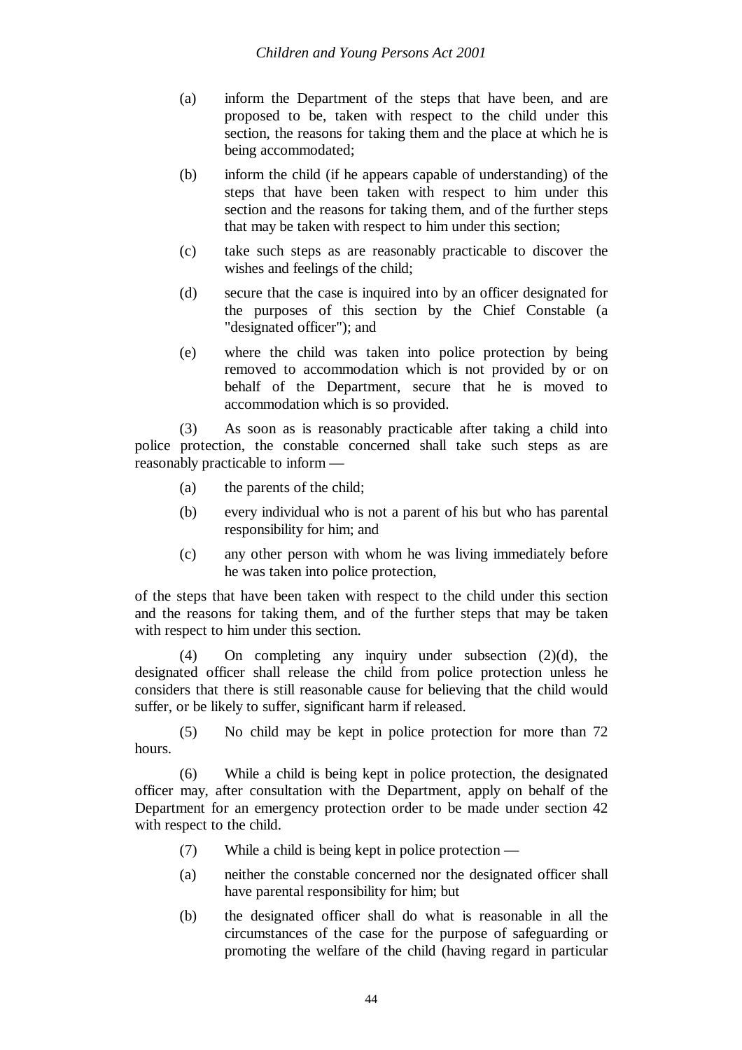(a) inform the Department of the steps that have been, and are proposed to be, taken with respect to the child under this section, the reasons for taking them and the place at which he is being accommodated;

(b) inform the child (if he appears capable of understanding) of the steps that have been taken with respect to him under this section and the reasons for taking them, and of the further steps that may be taken with respect to him under this section;

(c) take such steps as are reasonably practicable to discover the wishes and feelings of the child;

(d) secure that the case is inquired into by an officer designated for the purposes of this section by the Chief Constable (a "designated officer"); and

(e) where the child was taken into police protection by being removed to accommodation which is not provided by or on behalf of the Department, secure that he is moved to accommodation which is so provided.

(3) As soon as is reasonably practicable after taking a child into police protection, the constable concerned shall take such steps as are reasonably practicable to inform —

(a) the parents of the child;

(b) every individual who is not a parent of his but who has parental responsibility for him; and

(c) any other person with whom he was living immediately before he was taken into police protection,

of the steps that have been taken with respect to the child under this section and the reasons for taking them, and of the further steps that may be taken with respect to him under this section.

(4) On completing any inquiry under subsection (2)(d), the designated officer shall release the child from police protection unless he considers that there is still reasonable cause for believing that the child would suffer, or be likely to suffer, significant harm if released.

(5) No child may be kept in police protection for more than 72 hours.

(6) While a child is being kept in police protection, the designated officer may, after consultation with the Department, apply on behalf of the Department for an emergency protection order to be made under section 42 with respect to the child.

(7) While a child is being kept in police protection —

(a) neither the constable concerned nor the designated officer shall have parental responsibility for him; but

(b) the designated officer shall do what is reasonable in all the circumstances of the case for the purpose of safeguarding or promoting the welfare of the child (having regard in particular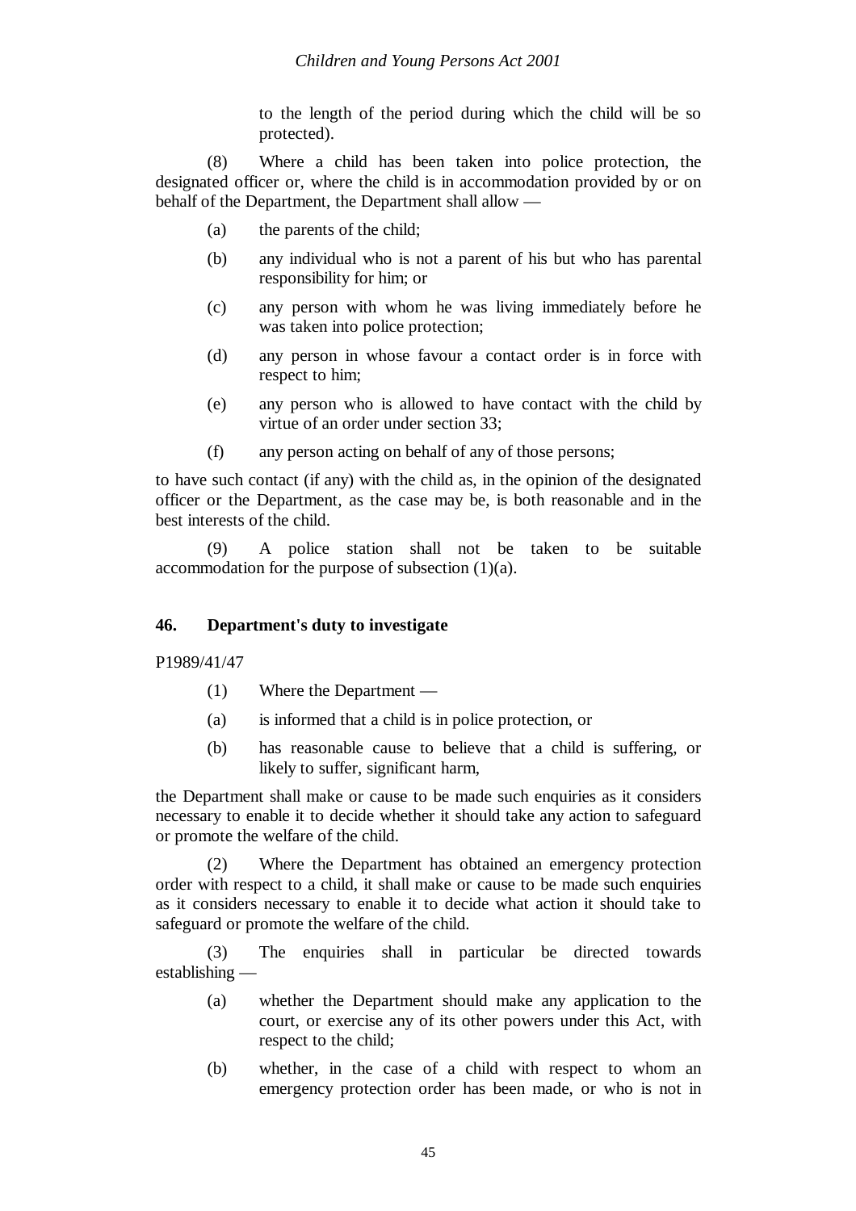to the length of the period during which the child will be so protected).

(8) Where a child has been taken into police protection, the designated officer or, where the child is in accommodation provided by or on behalf of the Department, the Department shall allow —

(a) the parents of the child;

(b) any individual who is not a parent of his but who has parental responsibility for him; or

(c) any person with whom he was living immediately before he was taken into police protection;

(d) any person in whose favour a contact order is in force with respect to him;

(e) any person who is allowed to have contact with the child by virtue of an order under section 33;

(f) any person acting on behalf of any of those persons;

to have such contact (if any) with the child as, in the opinion of the designated officer or the Department, as the case may be, is both reasonable and in the best interests of the child.

(9) A police station shall not be taken to be suitable accommodation for the purpose of subsection (1)(a).

### 46. Department's duty to investigate

P1989/41/47

(1) Where the Department —

(a) is informed that a child is in police protection, or

(b) has reasonable cause to believe that a child is suffering, or likely to suffer, significant harm,

the Department shall make or cause to be made such enquiries as it considers necessary to enable it to decide whether it should take any action to safeguard or promote the welfare of the child.

(2) Where the Department has obtained an emergency protection order with respect to a child, it shall make or cause to be made such enquiries as it considers necessary to enable it to decide what action it should take to safeguard or promote the welfare of the child.

(3) The enquiries shall in particular be directed towards establishing —

(a) whether the Department should make any application to the court, or exercise any of its other powers under this Act, with respect to the child;

(b) whether, in the case of a child with respect to whom an emergency protection order has been made, or who is not in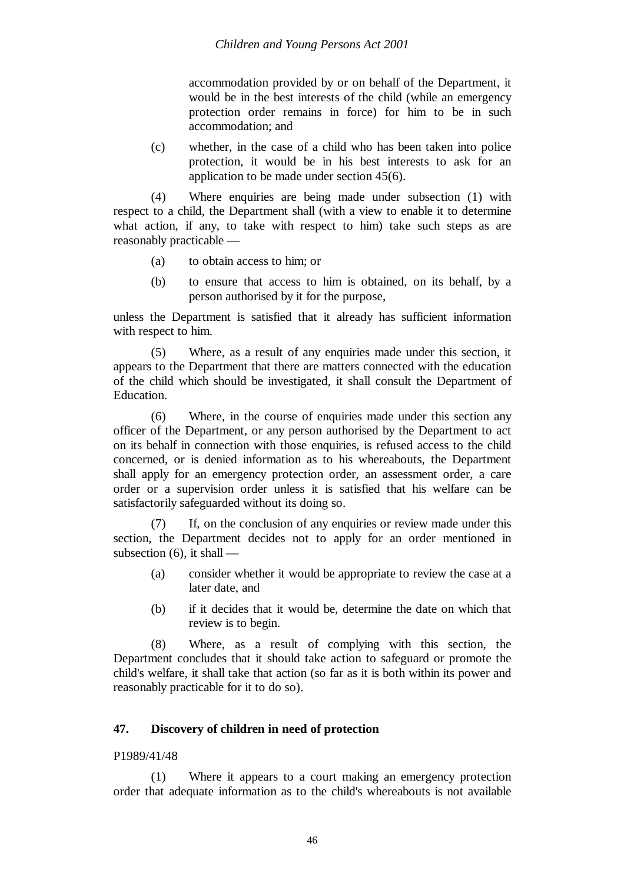accommodation provided by or on behalf of the Department, it would be in the best interests of the child (while an emergency protection order remains in force) for him to be in such accommodation; and

(c) whether, in the case of a child who has been taken into police protection, it would be in his best interests to ask for an application to be made under section 45(6).

(4) Where enquiries are being made under subsection (1) with respect to a child, the Department shall (with a view to enable it to determine what action, if any, to take with respect to him) take such steps as are reasonably practicable —

(a) to obtain access to him; or

(b) to ensure that access to him is obtained, on its behalf, by a person authorised by it for the purpose,

unless the Department is satisfied that it already has sufficient information with respect to him.

(5) Where, as a result of any enquiries made under this section, it appears to the Department that there are matters connected with the education of the child which should be investigated, it shall consult the Department of Education.

(6) Where, in the course of enquiries made under this section any officer of the Department, or any person authorised by the Department to act on its behalf in connection with those enquiries, is refused access to the child concerned, or is denied information as to his whereabouts, the Department shall apply for an emergency protection order, an assessment order, a care order or a supervision order unless it is satisfied that his welfare can be satisfactorily safeguarded without its doing so.

(7) If, on the conclusion of any enquiries or review made under this section, the Department decides not to apply for an order mentioned in subsection (6), it shall —

(a) consider whether it would be appropriate to review the case at a later date, and

(b) if it decides that it would be, determine the date on which that review is to begin.

(8) Where, as a result of complying with this section, the Department concludes that it should take action to safeguard or promote the child's welfare, it shall take that action (so far as it is both within its power and reasonably practicable for it to do so).

**47. Discovery of children in need of protection**

P1989/41/48

(1) Where it appears to a court making an emergency protection order that adequate information as to the child's whereabouts is not available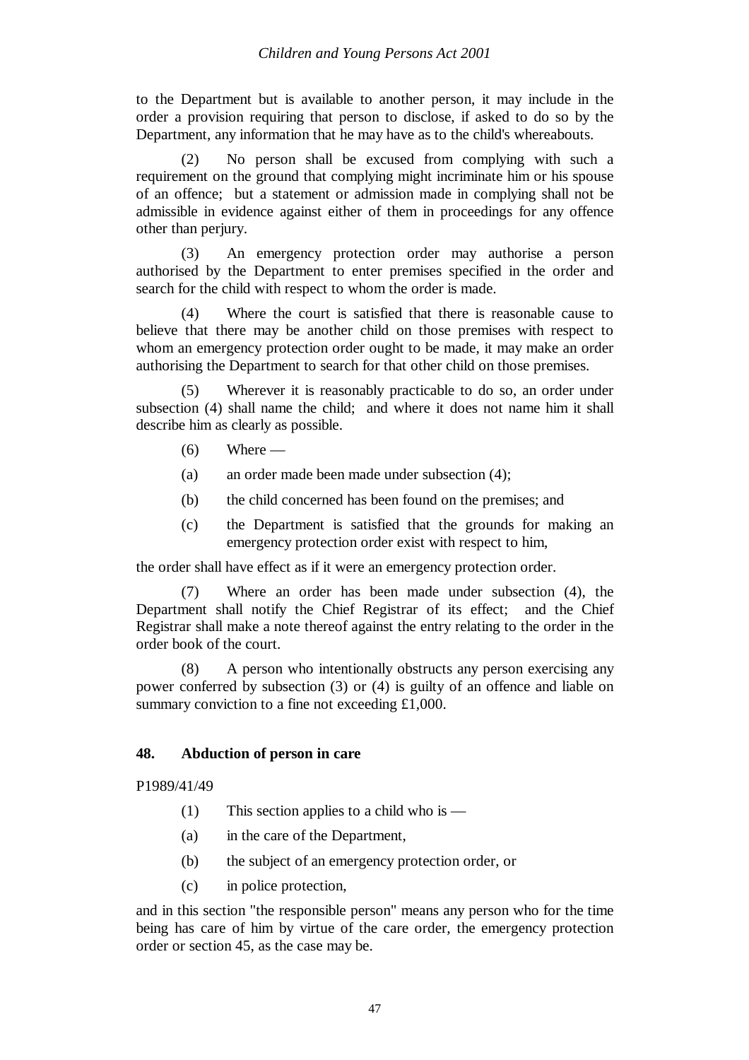to the Department but is available to another person, it may include in the order a provision requiring that person to disclose, if asked to do so by the Department, any information that he may have as to the child's whereabouts.

(2) No person shall be excused from complying with such a requirement on the ground that complying might incriminate him or his spouse of an offence; but a statement or admission made in complying shall not be admissible in evidence against either of them in proceedings for any offence other than perjury.

(3) An emergency protection order may authorise a person authorised by the Department to enter premises specified in the order and search for the child with respect to whom the order is made.

(4) Where the court is satisfied that there is reasonable cause to believe that there may be another child on those premises with respect to whom an emergency protection order ought to be made, it may make an order authorising the Department to search for that other child on those premises.

(5) Wherever it is reasonably practicable to do so, an order under subsection (4) shall name the child; and where it does not name him it shall describe him as clearly as possible.

(6) Where —

(a) an order made been made under subsection (4);

(b) the child concerned has been found on the premises; and

(c) the Department is satisfied that the grounds for making an emergency protection order exist with respect to him,

the order shall have effect as if it were an emergency protection order.

(7) Where an order has been made under subsection (4), the Department shall notify the Chief Registrar of its effect; and the Chief Registrar shall make a note thereof against the entry relating to the order in the order book of the court.

(8) A person who intentionally obstructs any person exercising any power conferred by subsection (3) or (4) is guilty of an offence and liable on summary conviction to a fine not exceeding £1,000.

**48. Abduction of person in care**

P1989/41/49

(1) This section applies to a child who is —

(a) in the care of the Department,

(b) the subject of an emergency protection order, or

(c) in police protection,

and in this section "the responsible person" means any person who for the time being has care of him by virtue of the care order, the emergency protection order or section 45, as the case may be.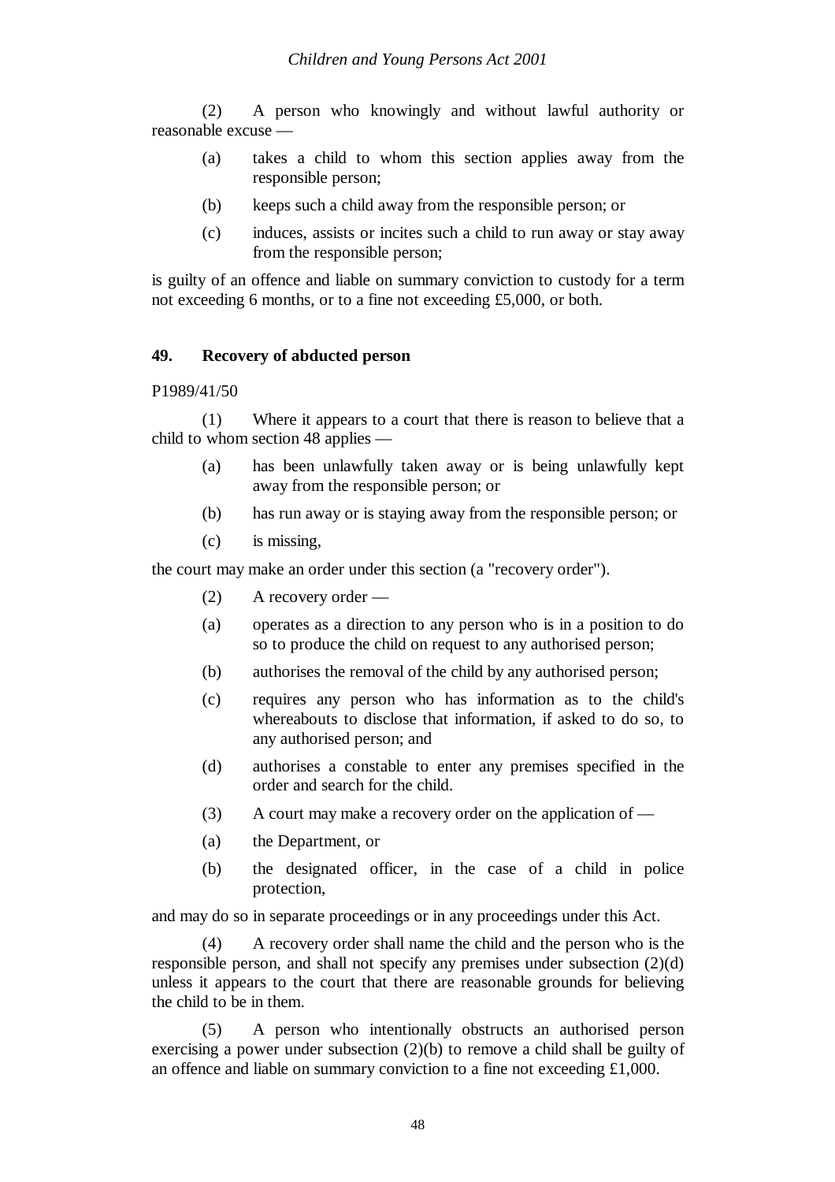(2) A person who knowingly and without lawful authority or reasonable excuse —

(a) takes a child to whom this section applies away from the responsible person;

(b) keeps such a child away from the responsible person; or

(c) induces, assists or incites such a child to run away or stay away from the responsible person;

is guilty of an offence and liable on summary conviction to custody for a term not exceeding 6 months, or to a fine not exceeding £5,000, or both.

**49. Recovery of abducted person**

P1989/41/50

(1) Where it appears to a court that there is reason to believe that a child to whom section 48 applies —

(a) has been unlawfully taken away or is being unlawfully kept away from the responsible person; or

(b) has run away or is staying away from the responsible person; or

(c) is missing,

the court may make an order under this section (a "recovery order").

(2) A recovery order —

(a) operates as a direction to any person who is in a position to do so to produce the child on request to any authorised person;

(b) authorises the removal of the child by any authorised person;

(c) requires any person who has information as to the child's whereabouts to disclose that information, if asked to do so, to any authorised person; and

(d) authorises a constable to enter any premises specified in the order and search for the child.

(3) A court may make a recovery order on the application of —

(a) the Department, or

(b) the designated officer, in the case of a child in police protection,

and may do so in separate proceedings or in any proceedings under this Act.

(4) A recovery order shall name the child and the person who is the responsible person, and shall not specify any premises under subsection (2)(d) unless it appears to the court that there are reasonable grounds for believing the child to be in them.

(5) A person who intentionally obstructs an authorised person exercising a power under subsection (2)(b) to remove a child shall be guilty of an offence and liable on summary conviction to a fine not exceeding £1,000.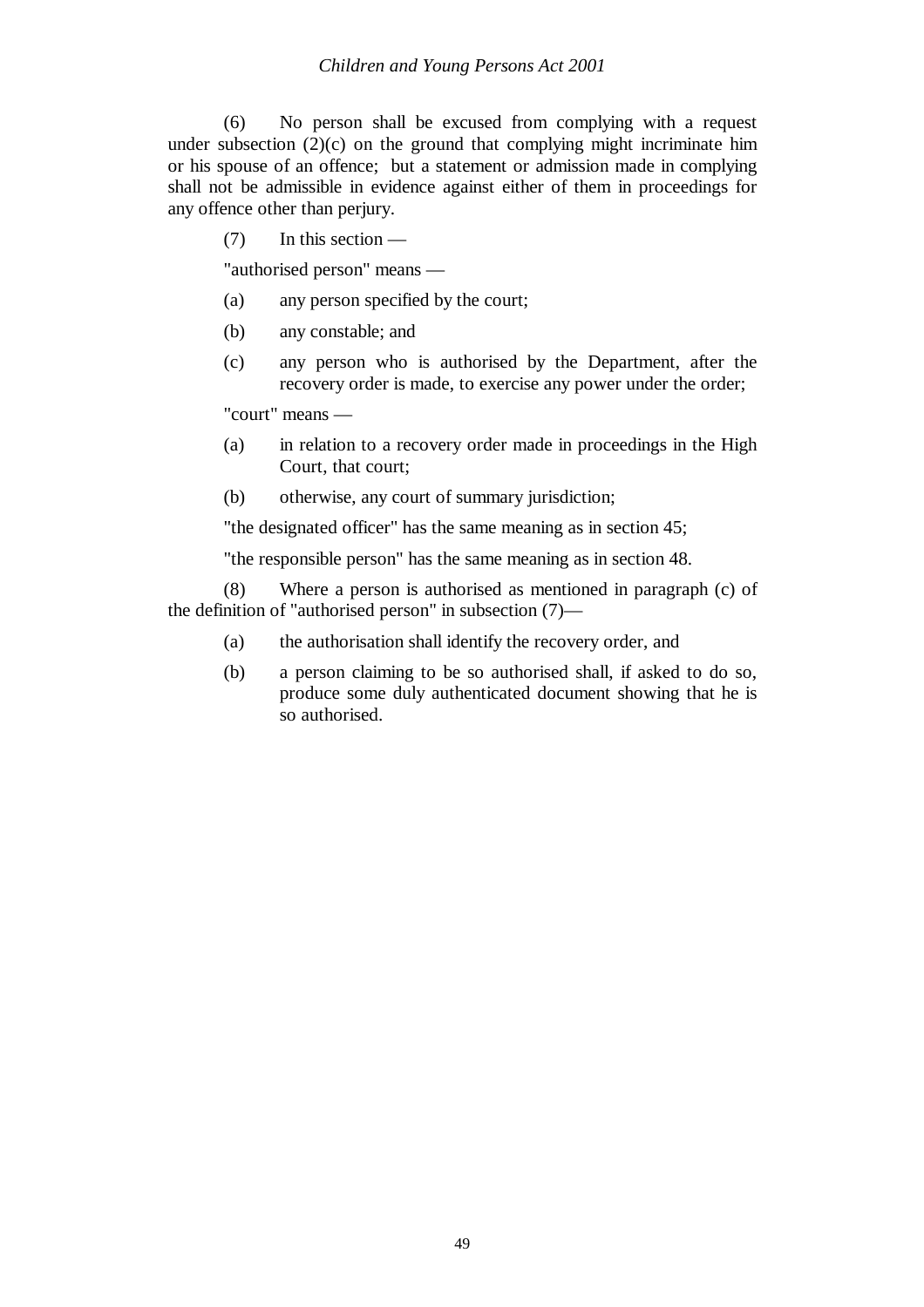(6) No person shall be excused from complying with a request under subsection (2)(c) on the ground that complying might incriminate him or his spouse of an offence; but a statement or admission made in complying shall not be admissible in evidence against either of them in proceedings for any offence other than perjury.

(7) In this section —

"authorised person" means —

(a) any person specified by the court;

(b) any constable; and

(c) any person who is authorised by the Department, after the recovery order is made, to exercise any power under the order;

"court" means —

(a) in relation to a recovery order made in proceedings in the High Court, that court;

(b) otherwise, any court of summary jurisdiction;

"the designated officer" has the same meaning as in section 45;

"the responsible person" has the same meaning as in section 48.

(8) Where a person is authorised as mentioned in paragraph (c) of the definition of "authorised person" in subsection (7)—

(a) the authorisation shall identify the recovery order, and

(b) a person claiming to be so authorised shall, if asked to do so, produce some duly authenticated document showing that he is so authorised.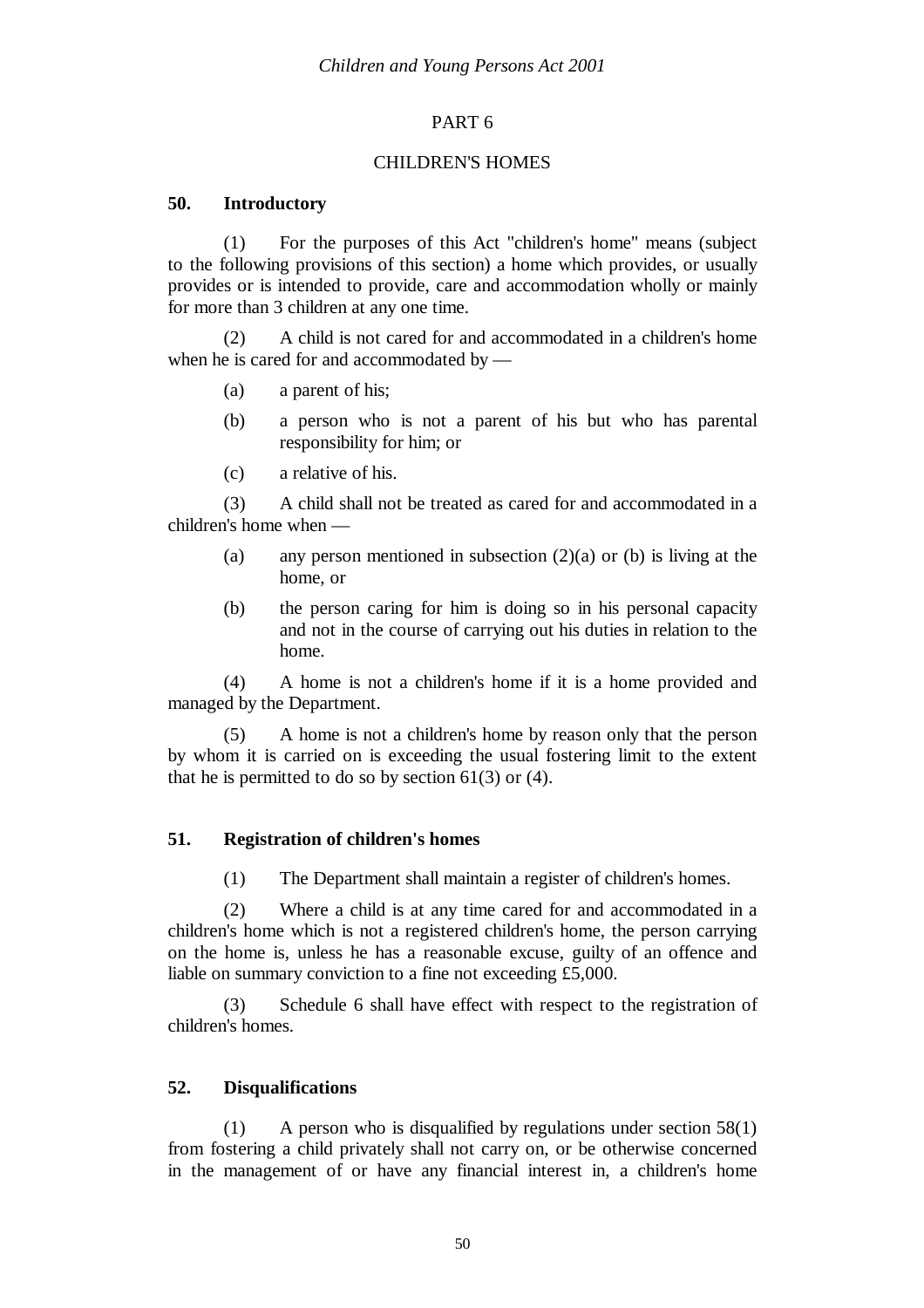PART 6

CHILDREN'S HOMES

**50. Introductory**

(1) For the purposes of this Act "children's home" means (subject to the following provisions of this section) a home which provides, or usually provides or is intended to provide, care and accommodation wholly or mainly for more than 3 children at any one time.

(2) A child is not cared for and accommodated in a children's home when he is cared for and accommodated by —

(a) a parent of his;

(b) a person who is not a parent of his but who has parental responsibility for him; or

(c) a relative of his.

(3) A child shall not be treated as cared for and accommodated in a children's home when —

(a) any person mentioned in subsection (2)(a) or (b) is living at the home, or

(b) the person caring for him is doing so in his personal capacity and not in the course of carrying out his duties in relation to the home.

(4) A home is not a children's home if it is a home provided and managed by the Department.

(5) A home is not a children's home by reason only that the person by whom it is carried on is exceeding the usual fostering limit to the extent that he is permitted to do so by section 61(3) or (4).

**51. Registration of children's homes**

(1) The Department shall maintain a register of children's homes.

(2) Where a child is at any time cared for and accommodated in a children's home which is not a registered children's home, the person carrying on the home is, unless he has a reasonable excuse, guilty of an offence and liable on summary conviction to a fine not exceeding £5,000.

(3) Schedule 6 shall have effect with respect to the registration of children's homes.

**52. Disqualifications**

(1) A person who is disqualified by regulations under section 58(1) from fostering a child privately shall not carry on, or be otherwise concerned in the management of or have any financial interest in, a children's home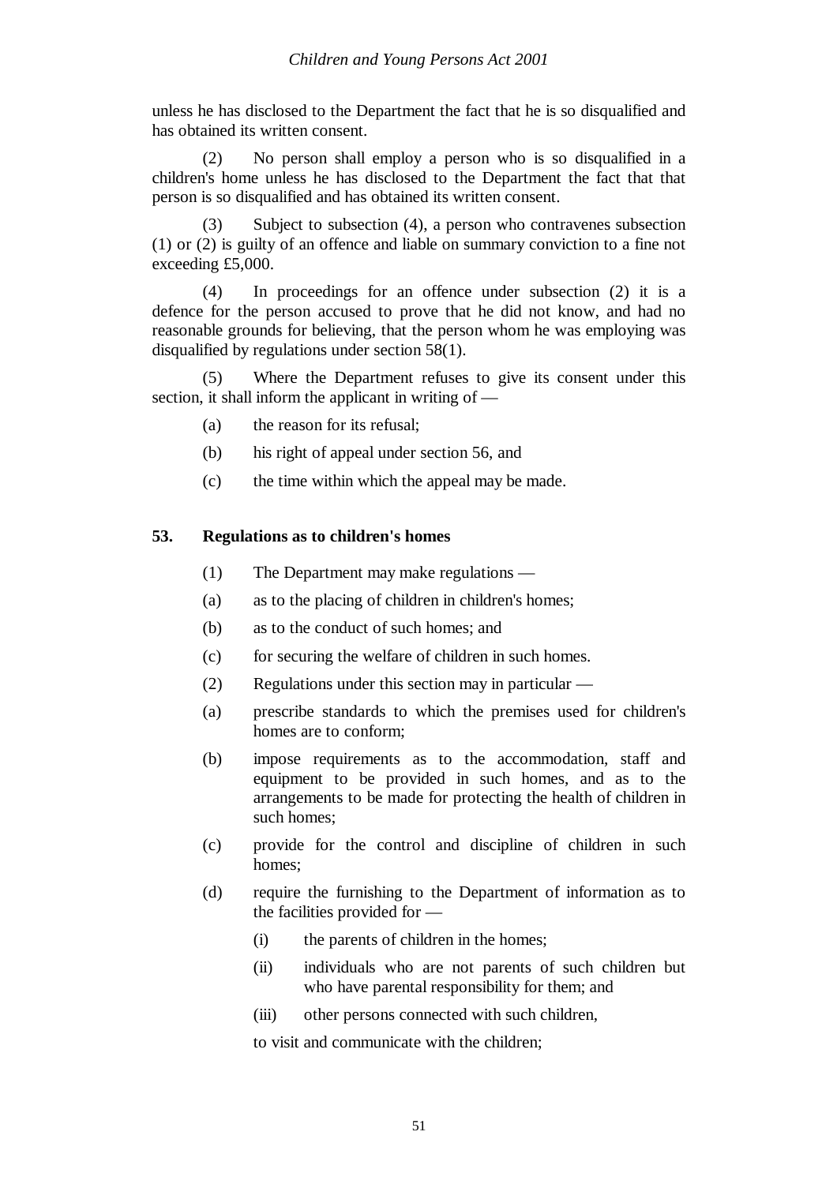unless he has disclosed to the Department the fact that he is so disqualified and has obtained its written consent.

(2) No person shall employ a person who is so disqualified in a children's home unless he has disclosed to the Department the fact that that person is so disqualified and has obtained its written consent.

(3) Subject to subsection (4), a person who contravenes subsection (1) or (2) is guilty of an offence and liable on summary conviction to a fine not exceeding £5,000.

(4) In proceedings for an offence under subsection (2) it is a defence for the person accused to prove that he did not know, and had no reasonable grounds for believing, that the person whom he was employing was disqualified by regulations under section 58(1).

(5) Where the Department refuses to give its consent under this section, it shall inform the applicant in writing of —

(a) the reason for its refusal;

(b) his right of appeal under section 56, and

(c) the time within which the appeal may be made.

### 53. Regulations as to children's homes

(1) The Department may make regulations —

(a) as to the placing of children in children's homes;

(b) as to the conduct of such homes; and

(c) for securing the welfare of children in such homes.

(2) Regulations under this section may in particular —

(a) prescribe standards to which the premises used for children's homes are to conform;

(b) impose requirements as to the accommodation, staff and equipment to be provided in such homes, and as to the arrangements to be made for protecting the health of children in such homes;

(c) provide for the control and discipline of children in such homes;

(d) require the furnishing to the Department of information as to the facilities provided for —

(i) the parents of children in the homes;

(ii) individuals who are not parents of such children but who have parental responsibility for them; and

(iii) other persons connected with such children,

to visit and communicate with the children;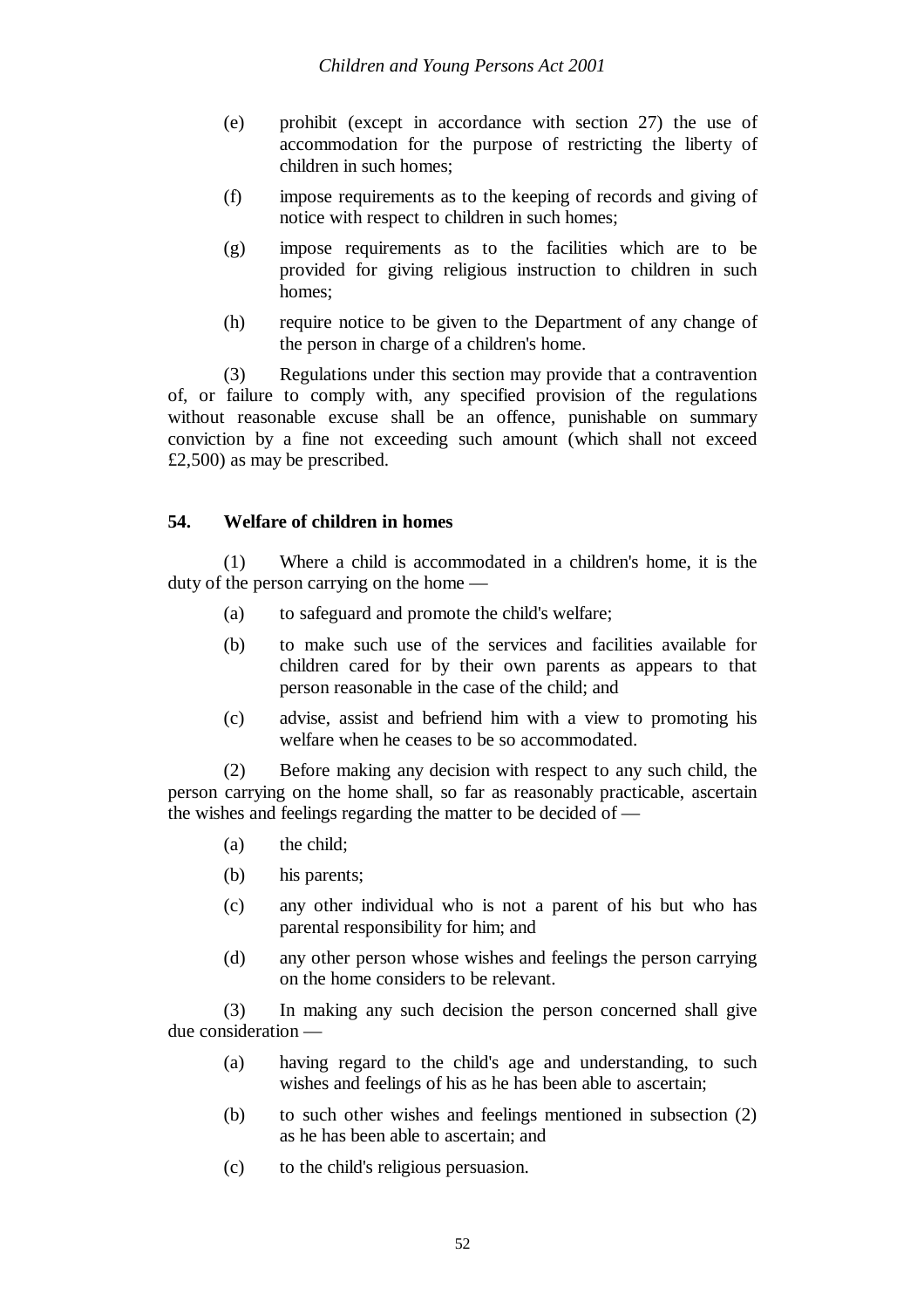(e) prohibit (except in accordance with section 27) the use of accommodation for the purpose of restricting the liberty of children in such homes;

(f) impose requirements as to the keeping of records and giving of notice with respect to children in such homes;

(g) impose requirements as to the facilities which are to be provided for giving religious instruction to children in such homes;

(h) require notice to be given to the Department of any change of the person in charge of a children's home.

(3) Regulations under this section may provide that a contravention of, or failure to comply with, any specified provision of the regulations without reasonable excuse shall be an offence, punishable on summary conviction by a fine not exceeding such amount (which shall not exceed £2,500) as may be prescribed.

**54. Welfare of children in homes**

(1) Where a child is accommodated in a children's home, it is the duty of the person carrying on the home —

(a) to safeguard and promote the child's welfare;

(b) to make such use of the services and facilities available for children cared for by their own parents as appears to that person reasonable in the case of the child; and

(c) advise, assist and befriend him with a view to promoting his welfare when he ceases to be so accommodated.

(2) Before making any decision with respect to any such child, the person carrying on the home shall, so far as reasonably practicable, ascertain the wishes and feelings regarding the matter to be decided of —

(a) the child;

(b) his parents;

(c) any other individual who is not a parent of his but who has parental responsibility for him; and

(d) any other person whose wishes and feelings the person carrying on the home considers to be relevant.

(3) In making any such decision the person concerned shall give due consideration —

(a) having regard to the child's age and understanding, to such wishes and feelings of his as he has been able to ascertain;

(b) to such other wishes and feelings mentioned in subsection (2) as he has been able to ascertain; and

(c) to the child's religious persuasion.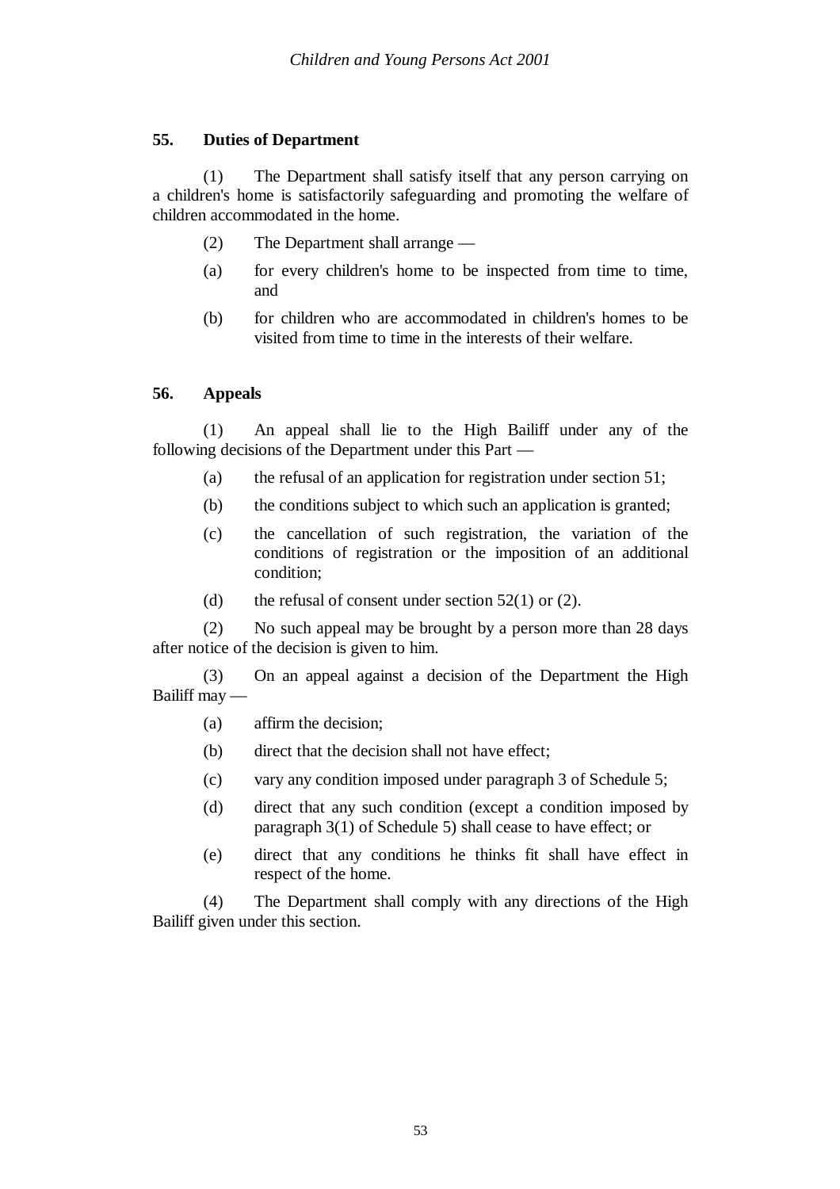### 55. Duties of Department

(1) The Department shall satisfy itself that any person carrying on a children's home is satisfactorily safeguarding and promoting the welfare of children accommodated in the home.

(2) The Department shall arrange —

(a) for every children's home to be inspected from time to time, and

(b) for children who are accommodated in children's homes to be visited from time to time in the interests of their welfare.

### 56. Appeals

(1) An appeal shall lie to the High Bailiff under any of the following decisions of the Department under this Part —

(a) the refusal of an application for registration under section 51;

(b) the conditions subject to which such an application is granted;

(c) the cancellation of such registration, the variation of the conditions of registration or the imposition of an additional condition;

(d) the refusal of consent under section 52(1) or (2).

(2) No such appeal may be brought by a person more than 28 days after notice of the decision is given to him.

(3) On an appeal against a decision of the Department the High Bailiff may —

(a) affirm the decision;

(b) direct that the decision shall not have effect;

(c) vary any condition imposed under paragraph 3 of Schedule 5;

(d) direct that any such condition (except a condition imposed by paragraph 3(1) of Schedule 5) shall cease to have effect; or

(e) direct that any conditions he thinks fit shall have effect in respect of the home.

(4) The Department shall comply with any directions of the High Bailiff given under this section.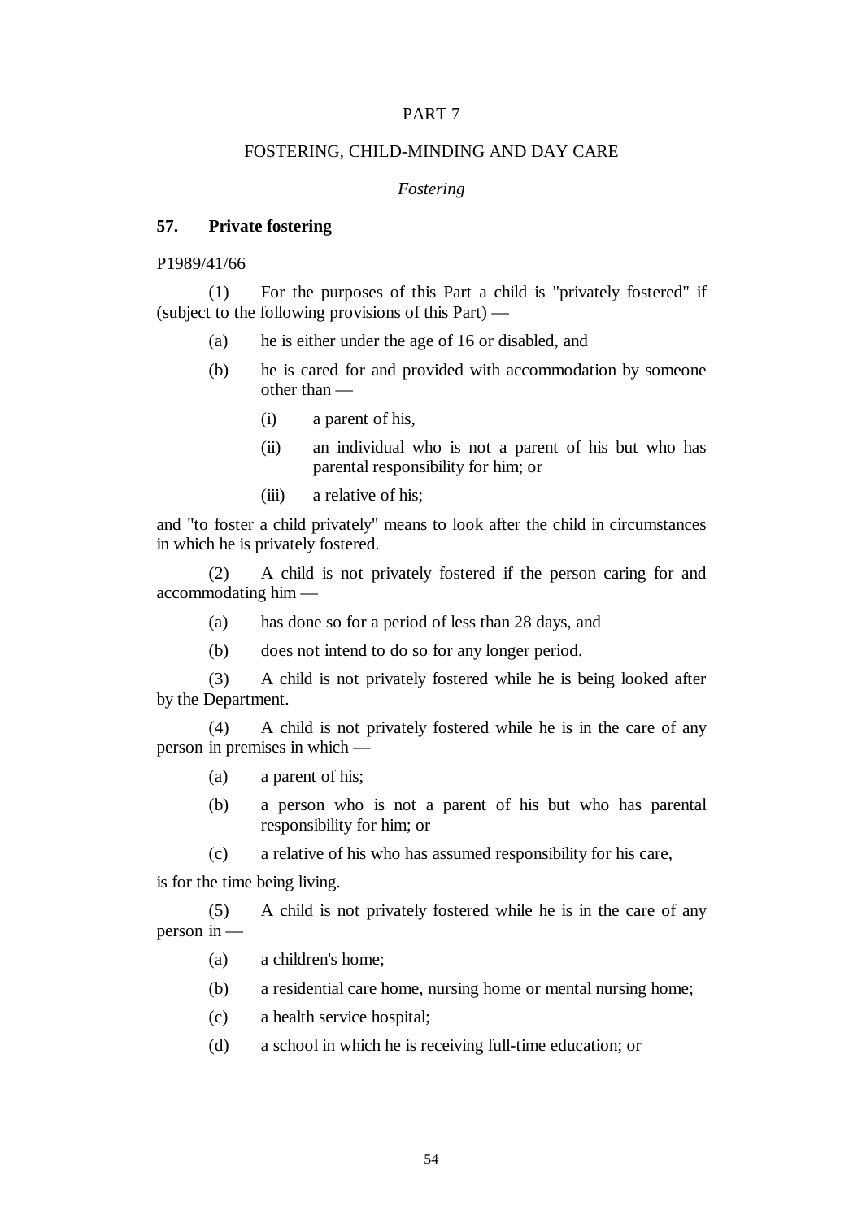# PART 7

## FOSTERING, CHILD-MINDING AND DAY CARE

*Fostering*

### 57. Private fostering

P1989/41/66

(1) For the purposes of this Part a child is "privately fostered" if (subject to the following provisions of this Part) —

(a) he is either under the age of 16 or disabled, and

(b) he is cared for and provided with accommodation by someone other than —

(i) a parent of his,

(ii) an individual who is not a parent of his but who has parental responsibility for him; or

(iii) a relative of his;

and "to foster a child privately" means to look after the child in circumstances in which he is privately fostered.

(2) A child is not privately fostered if the person caring for and accommodating him —

(a) has done so for a period of less than 28 days, and

(b) does not intend to do so for any longer period.

(3) A child is not privately fostered while he is being looked after by the Department.

(4) A child is not privately fostered while he is in the care of any person in premises in which —

(a) a parent of his;

(b) a person who is not a parent of his but who has parental responsibility for him; or

(c) a relative of his who has assumed responsibility for his care,

is for the time being living.

(5) A child is not privately fostered while he is in the care of any person in —

(a) a children's home;

(b) a residential care home, nursing home or mental nursing home;

(c) a health service hospital;

(d) a school in which he is receiving full-time education; or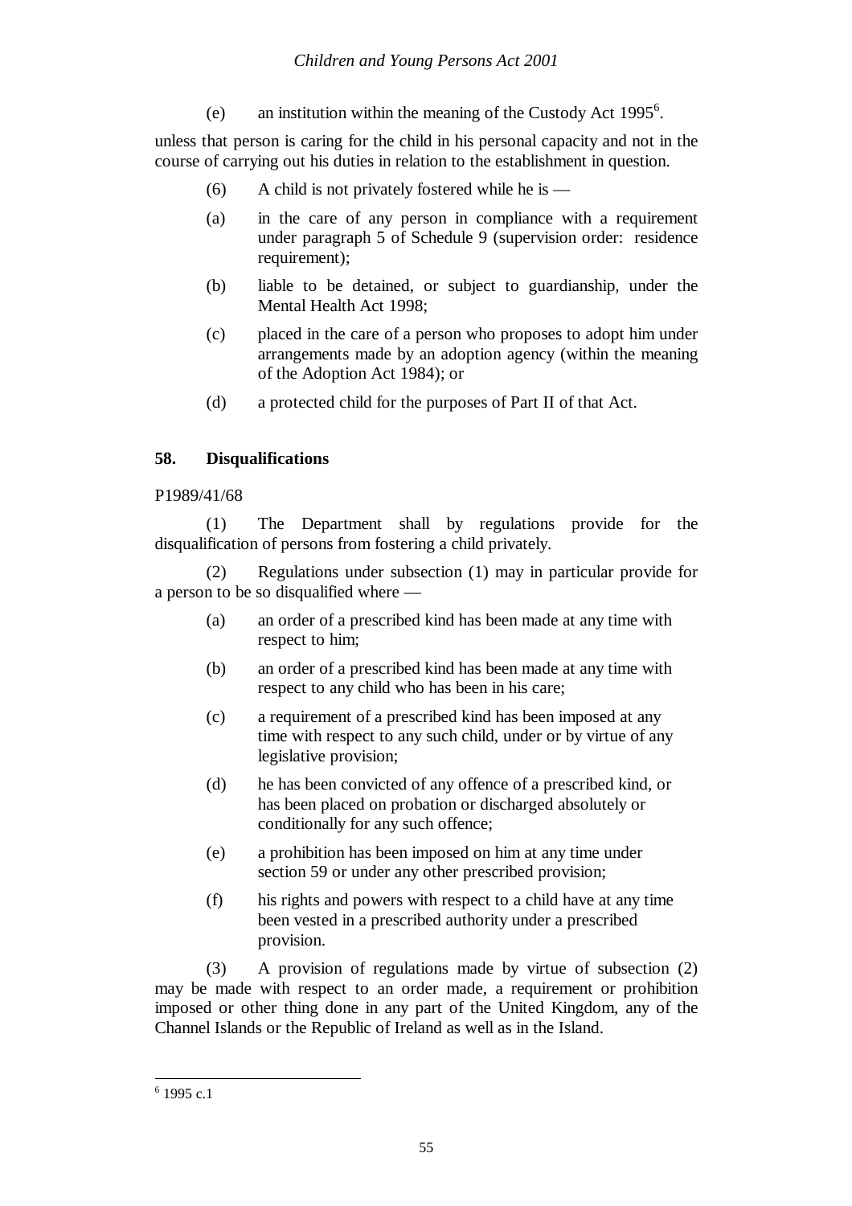(e) an institution within the meaning of the Custody Act 1995[6].

unless that person is caring for the child in his personal capacity and not in the course of carrying out his duties in relation to the establishment in question.

(6) A child is not privately fostered while he is —

(a) in the care of any person in compliance with a requirement under paragraph 5 of Schedule 9 (supervision order: residence requirement);

(b) liable to be detained, or subject to guardianship, under the Mental Health Act 1998;

(c) placed in the care of a person who proposes to adopt him under arrangements made by an adoption agency (within the meaning of the Adoption Act 1984); or

(d) a protected child for the purposes of Part II of that Act.

### 58. Disqualifications

P1989/41/68

(1) The Department shall by regulations provide for the disqualification of persons from fostering a child privately.

(2) Regulations under subsection (1) may in particular provide for a person to be so disqualified where —

(a) an order of a prescribed kind has been made at any time with respect to him;

(b) an order of a prescribed kind has been made at any time with respect to any child who has been in his care;

(c) a requirement of a prescribed kind has been imposed at any time with respect to any such child, under or by virtue of any legislative provision;

(d) he has been convicted of any offence of a prescribed kind, or has been placed on probation or discharged absolutely or conditionally for any such offence;

(e) a prohibition has been imposed on him at any time under section 59 or under any other prescribed provision;

(f) his rights and powers with respect to a child have at any time been vested in a prescribed authority under a prescribed provision.

(3) A provision of regulations made by virtue of subsection (2) may be made with respect to an order made, a requirement or prohibition imposed or other thing done in any part of the United Kingdom, any of the Channel Islands or the Republic of Ireland as well as in the Island.

---

[6] 1995 c.1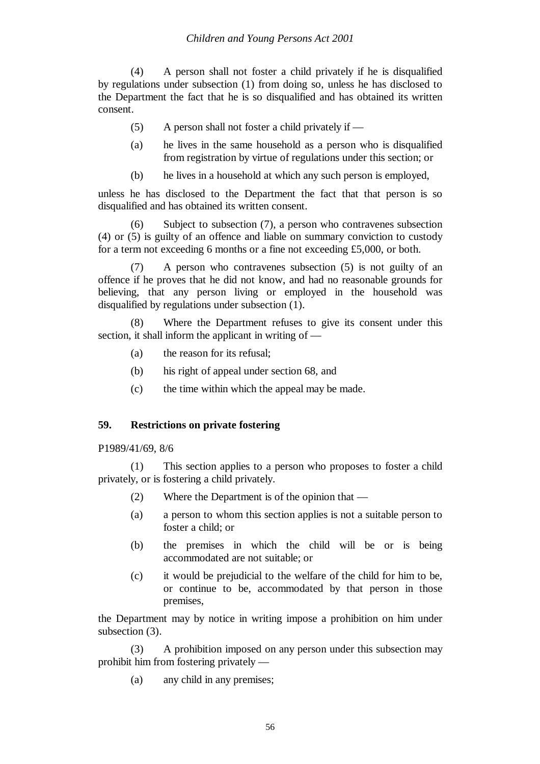(4) A person shall not foster a child privately if he is disqualified by regulations under subsection (1) from doing so, unless he has disclosed to the Department the fact that he is so disqualified and has obtained its written consent.

(5) A person shall not foster a child privately if —

(a) he lives in the same household as a person who is disqualified from registration by virtue of regulations under this section; or

(b) he lives in a household at which any such person is employed,

unless he has disclosed to the Department the fact that that person is so disqualified and has obtained its written consent.

(6) Subject to subsection (7), a person who contravenes subsection (4) or (5) is guilty of an offence and liable on summary conviction to custody for a term not exceeding 6 months or a fine not exceeding £5,000, or both.

(7) A person who contravenes subsection (5) is not guilty of an offence if he proves that he did not know, and had no reasonable grounds for believing, that any person living or employed in the household was disqualified by regulations under subsection (1).

(8) Where the Department refuses to give its consent under this section, it shall inform the applicant in writing of —

(a) the reason for its refusal;

(b) his right of appeal under section 68, and

(c) the time within which the appeal may be made.

## 59. Restrictions on private fostering

P1989/41/69, 8/6

(1) This section applies to a person who proposes to foster a child privately, or is fostering a child privately.

(2) Where the Department is of the opinion that —

(a) a person to whom this section applies is not a suitable person to foster a child; or

(b) the premises in which the child will be or is being accommodated are not suitable; or

(c) it would be prejudicial to the welfare of the child for him to be, or continue to be, accommodated by that person in those premises,

the Department may by notice in writing impose a prohibition on him under subsection (3).

(3) A prohibition imposed on any person under this subsection may prohibit him from fostering privately —

(a) any child in any premises;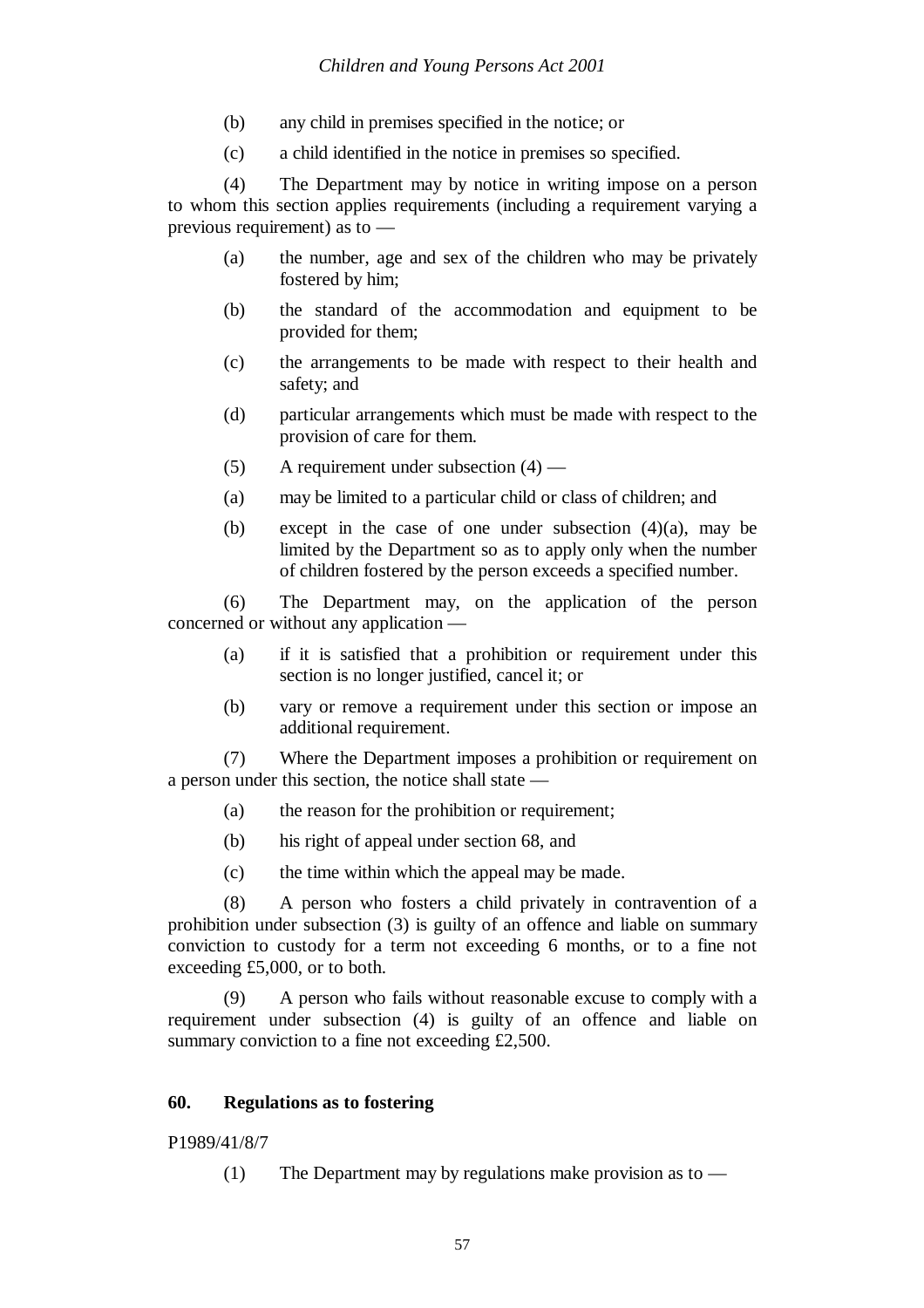(b) any child in premises specified in the notice; or

(c) a child identified in the notice in premises so specified.

(4) The Department may by notice in writing impose on a person to whom this section applies requirements (including a requirement varying a previous requirement) as to —

(a) the number, age and sex of the children who may be privately fostered by him;

(b) the standard of the accommodation and equipment to be provided for them;

(c) the arrangements to be made with respect to their health and safety; and

(d) particular arrangements which must be made with respect to the provision of care for them.

(5) A requirement under subsection (4) —

(a) may be limited to a particular child or class of children; and

(b) except in the case of one under subsection (4)(a), may be limited by the Department so as to apply only when the number of children fostered by the person exceeds a specified number.

(6) The Department may, on the application of the person concerned or without any application —

(a) if it is satisfied that a prohibition or requirement under this section is no longer justified, cancel it; or

(b) vary or remove a requirement under this section or impose an additional requirement.

(7) Where the Department imposes a prohibition or requirement on a person under this section, the notice shall state —

(a) the reason for the prohibition or requirement;

(b) his right of appeal under section 68, and

(c) the time within which the appeal may be made.

(8) A person who fosters a child privately in contravention of a prohibition under subsection (3) is guilty of an offence and liable on summary conviction to custody for a term not exceeding 6 months, or to a fine not exceeding £5,000, or to both.

(9) A person who fails without reasonable excuse to comply with a requirement under subsection (4) is guilty of an offence and liable on summary conviction to a fine not exceeding £2,500.

**60. Regulations as to fostering**

P1989/41/8/7

(1) The Department may by regulations make provision as to —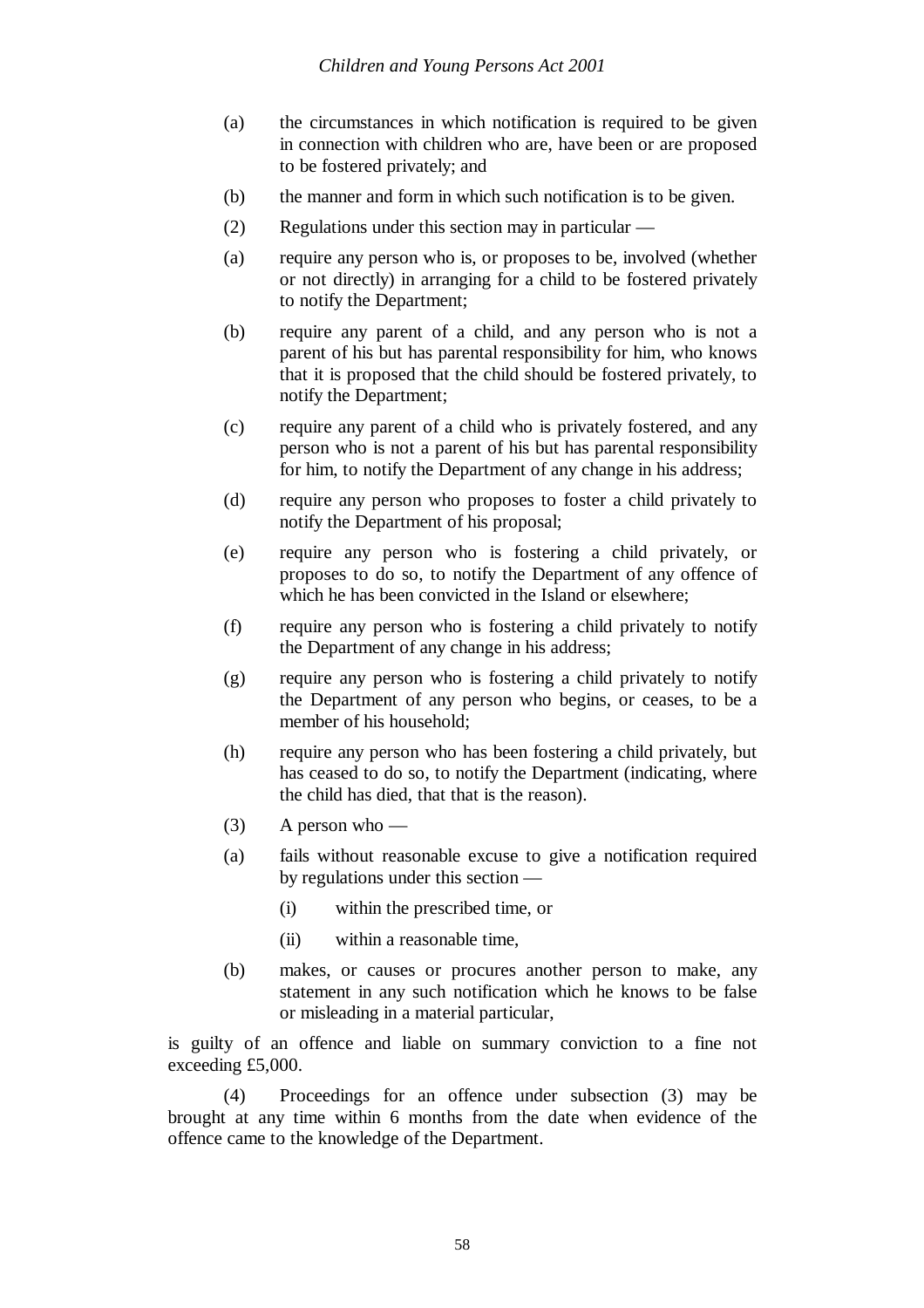(a) the circumstances in which notification is required to be given in connection with children who are, have been or are proposed to be fostered privately; and

(b) the manner and form in which such notification is to be given.

(2) Regulations under this section may in particular —

(a) require any person who is, or proposes to be, involved (whether or not directly) in arranging for a child to be fostered privately to notify the Department;

(b) require any parent of a child, and any person who is not a parent of his but has parental responsibility for him, who knows that it is proposed that the child should be fostered privately, to notify the Department;

(c) require any parent of a child who is privately fostered, and any person who is not a parent of his but has parental responsibility for him, to notify the Department of any change in his address;

(d) require any person who proposes to foster a child privately to notify the Department of his proposal;

(e) require any person who is fostering a child privately, or proposes to do so, to notify the Department of any offence of which he has been convicted in the Island or elsewhere;

(f) require any person who is fostering a child privately to notify the Department of any change in his address;

(g) require any person who is fostering a child privately to notify the Department of any person who begins, or ceases, to be a member of his household;

(h) require any person who has been fostering a child privately, but has ceased to do so, to notify the Department (indicating, where the child has died, that that is the reason).

(3) A person who —

(a) fails without reasonable excuse to give a notification required by regulations under this section —

  (i) within the prescribed time, or

  (ii) within a reasonable time,

(b) makes, or causes or procures another person to make, any statement in any such notification which he knows to be false or misleading in a material particular,

is guilty of an offence and liable on summary conviction to a fine not exceeding £5,000.

(4) Proceedings for an offence under subsection (3) may be brought at any time within 6 months from the date when evidence of the offence came to the knowledge of the Department.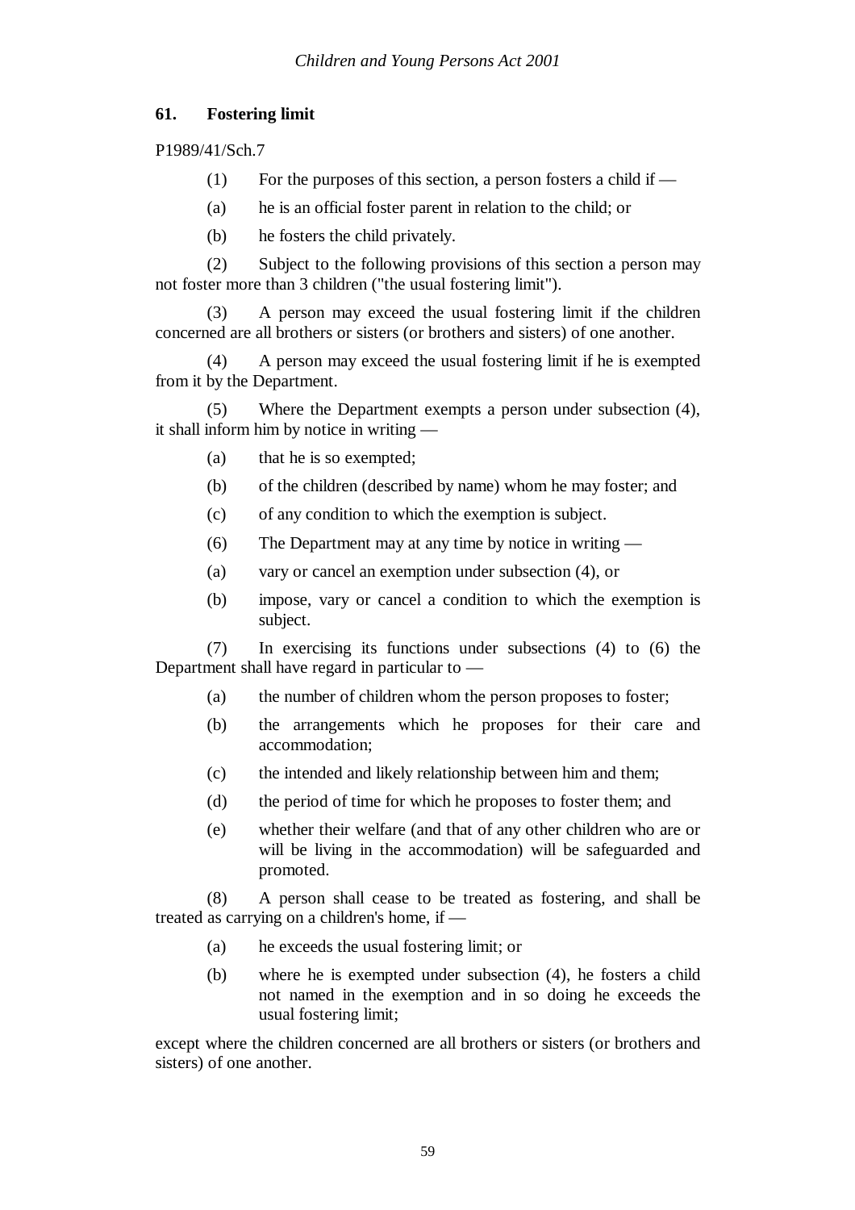## 61. Fostering limit

P1989/41/Sch.7

(1) For the purposes of this section, a person fosters a child if —

(a) he is an official foster parent in relation to the child; or

(b) he fosters the child privately.

(2) Subject to the following provisions of this section a person may not foster more than 3 children ("the usual fostering limit").

(3) A person may exceed the usual fostering limit if the children concerned are all brothers or sisters (or brothers and sisters) of one another.

(4) A person may exceed the usual fostering limit if he is exempted from it by the Department.

(5) Where the Department exempts a person under subsection (4), it shall inform him by notice in writing —

(a) that he is so exempted;

(b) of the children (described by name) whom he may foster; and

(c) of any condition to which the exemption is subject.

(6) The Department may at any time by notice in writing —

(a) vary or cancel an exemption under subsection (4), or

(b) impose, vary or cancel a condition to which the exemption is subject.

(7) In exercising its functions under subsections (4) to (6) the Department shall have regard in particular to —

(a) the number of children whom the person proposes to foster;

(b) the arrangements which he proposes for their care and accommodation;

(c) the intended and likely relationship between him and them;

(d) the period of time for which he proposes to foster them; and

(e) whether their welfare (and that of any other children who are or will be living in the accommodation) will be safeguarded and promoted.

(8) A person shall cease to be treated as fostering, and shall be treated as carrying on a children's home, if —

(a) he exceeds the usual fostering limit; or

(b) where he is exempted under subsection (4), he fosters a child not named in the exemption and in so doing he exceeds the usual fostering limit;

except where the children concerned are all brothers or sisters (or brothers and sisters) of one another.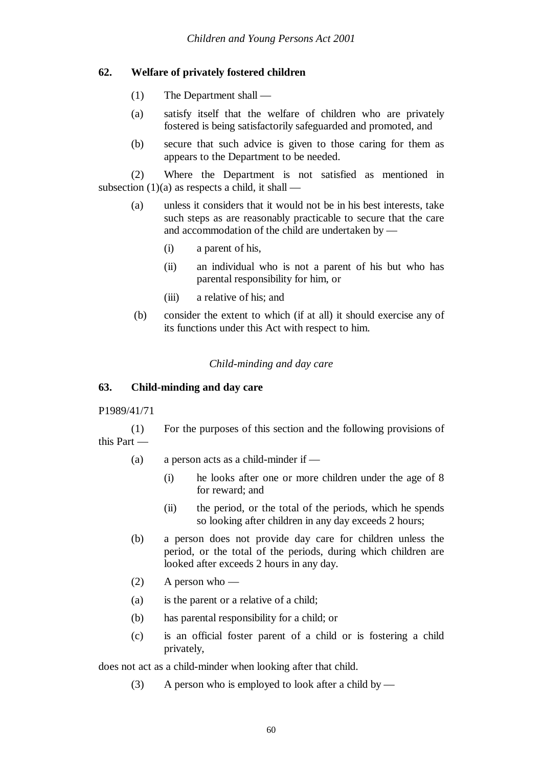**62. Welfare of privately fostered children**

(1) The Department shall —

(a) satisfy itself that the welfare of children who are privately fostered is being satisfactorily safeguarded and promoted, and

(b) secure that such advice is given to those caring for them as appears to the Department to be needed.

(2) Where the Department is not satisfied as mentioned in subsection (1)(a) as respects a child, it shall —

(a) unless it considers that it would not be in his best interests, take such steps as are reasonably practicable to secure that the care and accommodation of the child are undertaken by —

(i) a parent of his,

(ii) an individual who is not a parent of his but who has parental responsibility for him, or

(iii) a relative of his; and

(b) consider the extent to which (if at all) it should exercise any of its functions under this Act with respect to him.

*Child-minding and day care*

**63. Child-minding and day care**

P1989/41/71

(1) For the purposes of this section and the following provisions of this Part —

(a) a person acts as a child-minder if —

(i) he looks after one or more children under the age of 8 for reward; and

(ii) the period, or the total of the periods, which he spends so looking after children in any day exceeds 2 hours;

(b) a person does not provide day care for children unless the period, or the total of the periods, during which children are looked after exceeds 2 hours in any day.

(2) A person who —

(a) is the parent or a relative of a child;

(b) has parental responsibility for a child; or

(c) is an official foster parent of a child or is fostering a child privately,

does not act as a child-minder when looking after that child.

(3) A person who is employed to look after a child by —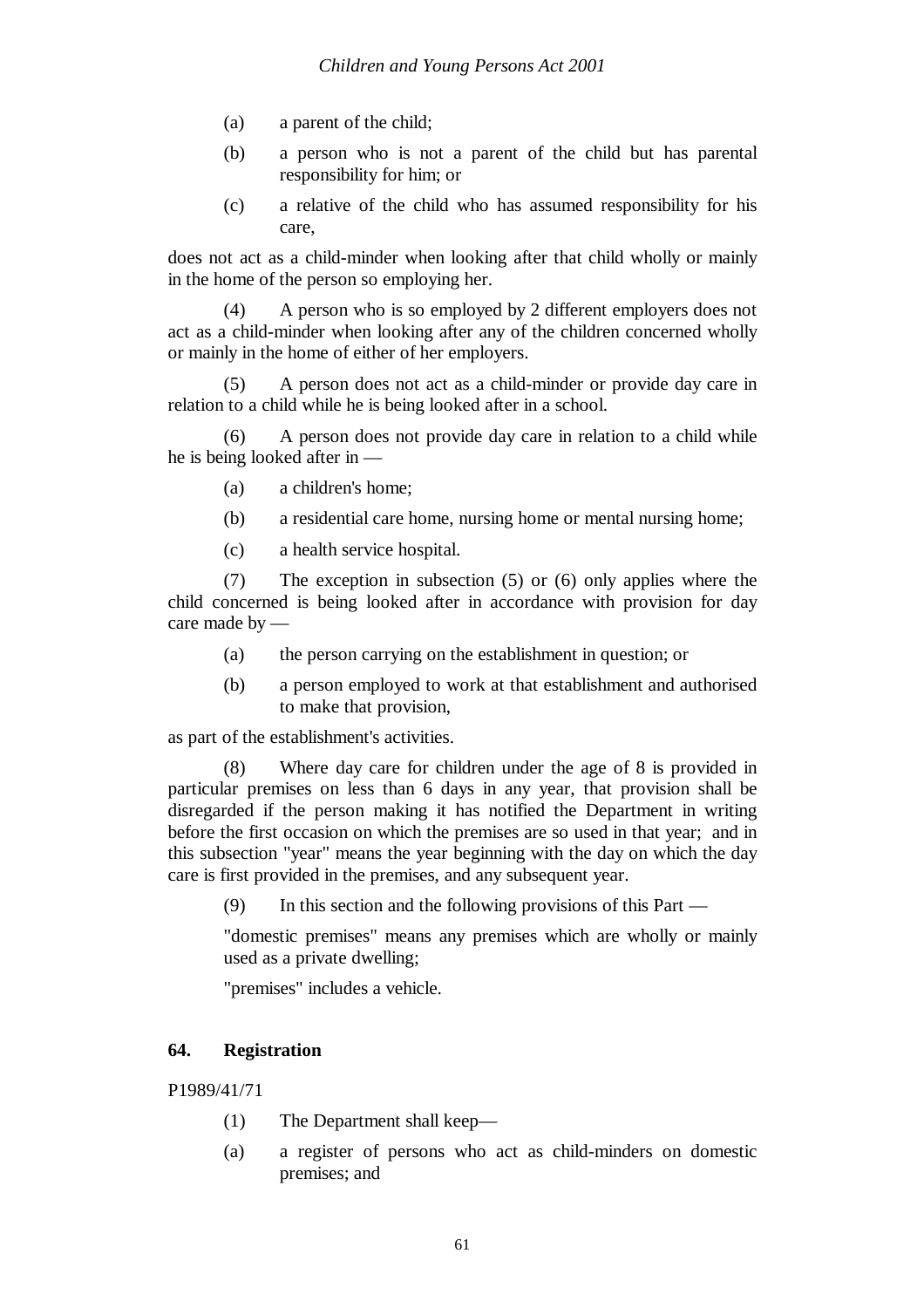(a) a parent of the child;

(b) a person who is not a parent of the child but has parental responsibility for him; or

(c) a relative of the child who has assumed responsibility for his care,

does not act as a child-minder when looking after that child wholly or mainly in the home of the person so employing her.

(4) A person who is so employed by 2 different employers does not act as a child-minder when looking after any of the children concerned wholly or mainly in the home of either of her employers.

(5) A person does not act as a child-minder or provide day care in relation to a child while he is being looked after in a school.

(6) A person does not provide day care in relation to a child while he is being looked after in —

(a) a children's home;

(b) a residential care home, nursing home or mental nursing home;

(c) a health service hospital.

(7) The exception in subsection (5) or (6) only applies where the child concerned is being looked after in accordance with provision for day care made by —

(a) the person carrying on the establishment in question; or

(b) a person employed to work at that establishment and authorised to make that provision,

as part of the establishment's activities.

(8) Where day care for children under the age of 8 is provided in particular premises on less than 6 days in any year, that provision shall be disregarded if the person making it has notified the Department in writing before the first occasion on which the premises are so used in that year; and in this subsection "year" means the year beginning with the day on which the day care is first provided in the premises, and any subsequent year.

(9) In this section and the following provisions of this Part —

"domestic premises" means any premises which are wholly or mainly used as a private dwelling;

"premises" includes a vehicle.

## 64. Registration

P1989/41/71

(1) The Department shall keep—

(a) a register of persons who act as child-minders on domestic premises; and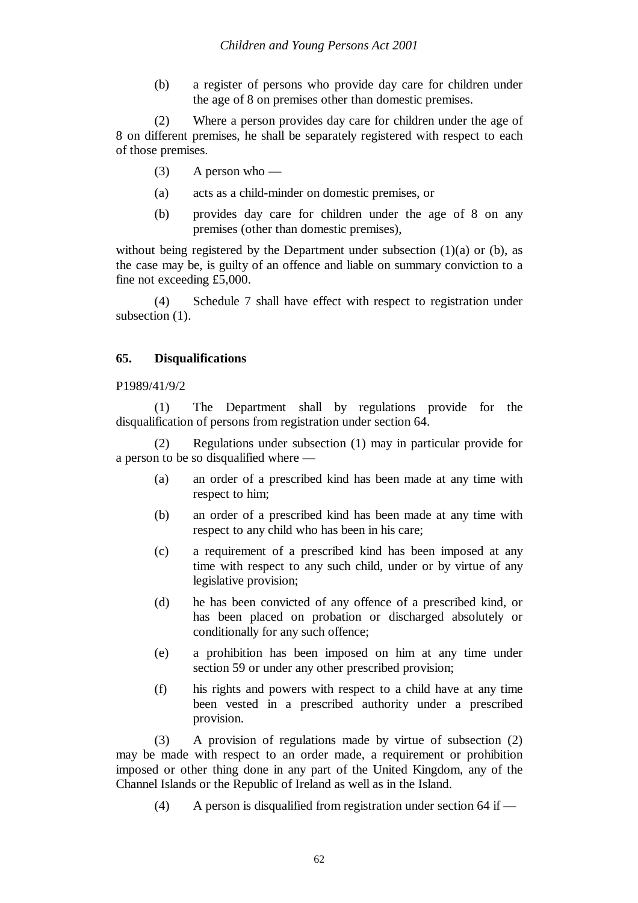(b) a register of persons who provide day care for children under the age of 8 on premises other than domestic premises.

(2) Where a person provides day care for children under the age of 8 on different premises, he shall be separately registered with respect to each of those premises.

(3) A person who —

(a) acts as a child-minder on domestic premises, or

(b) provides day care for children under the age of 8 on any premises (other than domestic premises),

without being registered by the Department under subsection (1)(a) or (b), as the case may be, is guilty of an offence and liable on summary conviction to a fine not exceeding £5,000.

(4) Schedule 7 shall have effect with respect to registration under subsection (1).

## 65. Disqualifications

P1989/41/9/2

(1) The Department shall by regulations provide for the disqualification of persons from registration under section 64.

(2) Regulations under subsection (1) may in particular provide for a person to be so disqualified where —

(a) an order of a prescribed kind has been made at any time with respect to him;

(b) an order of a prescribed kind has been made at any time with respect to any child who has been in his care;

(c) a requirement of a prescribed kind has been imposed at any time with respect to any such child, under or by virtue of any legislative provision;

(d) he has been convicted of any offence of a prescribed kind, or has been placed on probation or discharged absolutely or conditionally for any such offence;

(e) a prohibition has been imposed on him at any time under section 59 or under any other prescribed provision;

(f) his rights and powers with respect to a child have at any time been vested in a prescribed authority under a prescribed provision.

(3) A provision of regulations made by virtue of subsection (2) may be made with respect to an order made, a requirement or prohibition imposed or other thing done in any part of the United Kingdom, any of the Channel Islands or the Republic of Ireland as well as in the Island.

(4) A person is disqualified from registration under section 64 if —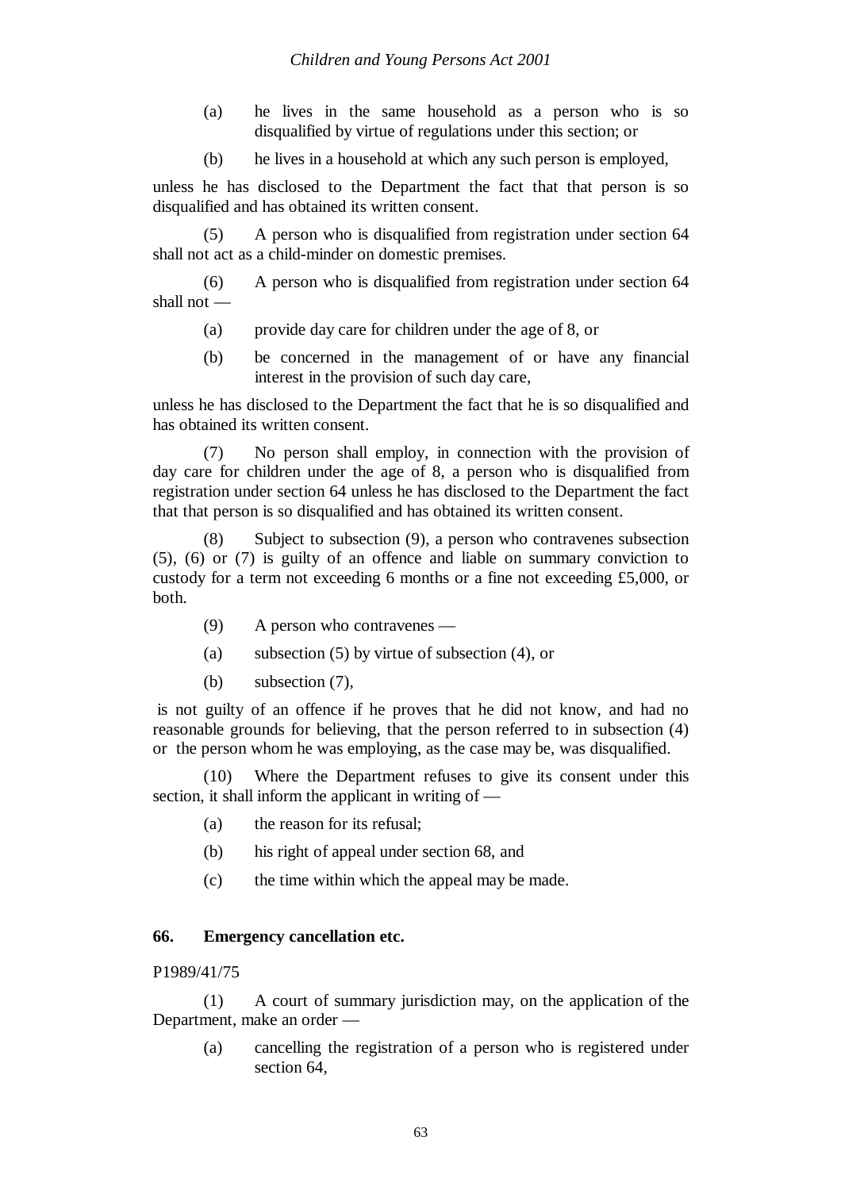(a) he lives in the same household as a person who is so disqualified by virtue of regulations under this section; or

(b) he lives in a household at which any such person is employed,

unless he has disclosed to the Department the fact that that person is so disqualified and has obtained its written consent.

(5) A person who is disqualified from registration under section 64 shall not act as a child-minder on domestic premises.

(6) A person who is disqualified from registration under section 64 shall not —

(a) provide day care for children under the age of 8, or

(b) be concerned in the management of or have any financial interest in the provision of such day care,

unless he has disclosed to the Department the fact that he is so disqualified and has obtained its written consent.

(7) No person shall employ, in connection with the provision of day care for children under the age of 8, a person who is disqualified from registration under section 64 unless he has disclosed to the Department the fact that that person is so disqualified and has obtained its written consent.

(8) Subject to subsection (9), a person who contravenes subsection (5), (6) or (7) is guilty of an offence and liable on summary conviction to custody for a term not exceeding 6 months or a fine not exceeding £5,000, or both.

(9) A person who contravenes —

(a) subsection (5) by virtue of subsection (4), or

(b) subsection (7),

is not guilty of an offence if he proves that he did not know, and had no reasonable grounds for believing, that the person referred to in subsection (4) or the person whom he was employing, as the case may be, was disqualified.

(10) Where the Department refuses to give its consent under this section, it shall inform the applicant in writing of —

(a) the reason for its refusal;

(b) his right of appeal under section 68, and

(c) the time within which the appeal may be made.

### 66. Emergency cancellation etc.

P1989/41/75

(1) A court of summary jurisdiction may, on the application of the Department, make an order —

(a) cancelling the registration of a person who is registered under section 64,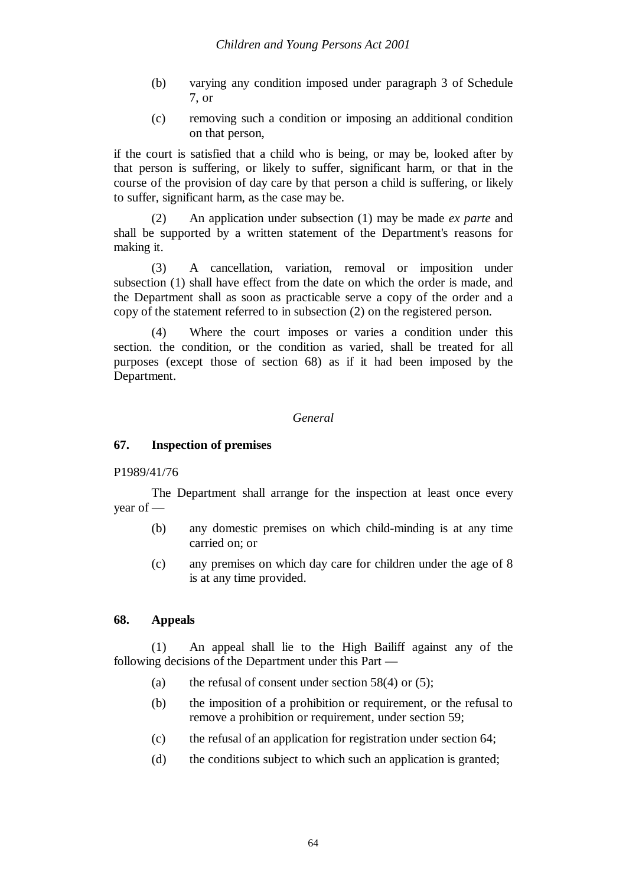(b) varying any condition imposed under paragraph 3 of Schedule 7, or

(c) removing such a condition or imposing an additional condition on that person,

if the court is satisfied that a child who is being, or may be, looked after by that person is suffering, or likely to suffer, significant harm, or that in the course of the provision of day care by that person a child is suffering, or likely to suffer, significant harm, as the case may be.

(2) An application under subsection (1) may be made *ex parte* and shall be supported by a written statement of the Department's reasons for making it.

(3) A cancellation, variation, removal or imposition under subsection (1) shall have effect from the date on which the order is made, and the Department shall as soon as practicable serve a copy of the order and a copy of the statement referred to in subsection (2) on the registered person.

(4) Where the court imposes or varies a condition under this section. the condition, or the condition as varied, shall be treated for all purposes (except those of section 68) as if it had been imposed by the Department.

*General*

**67. Inspection of premises**

P1989/41/76

The Department shall arrange for the inspection at least once every year of —

(b) any domestic premises on which child-minding is at any time carried on; or

(c) any premises on which day care for children under the age of 8 is at any time provided.

**68. Appeals**

(1) An appeal shall lie to the High Bailiff against any of the following decisions of the Department under this Part —

(a) the refusal of consent under section 58(4) or (5);

(b) the imposition of a prohibition or requirement, or the refusal to remove a prohibition or requirement, under section 59;

(c) the refusal of an application for registration under section 64;

(d) the conditions subject to which such an application is granted;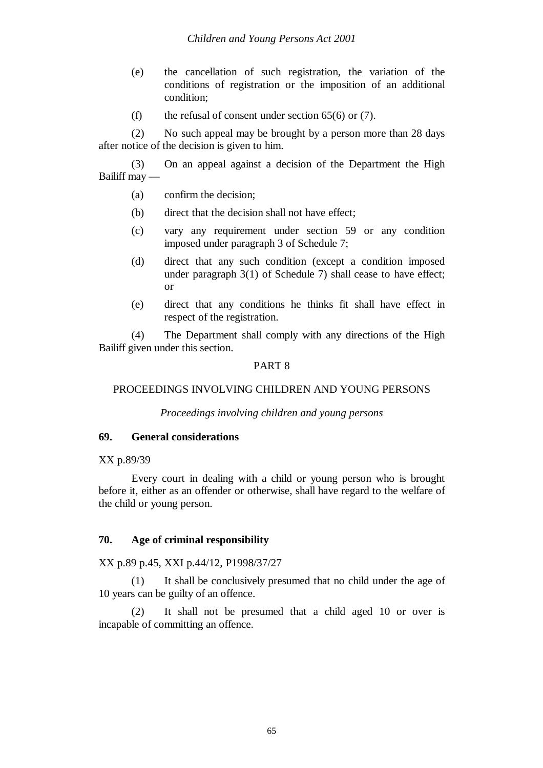(e) the cancellation of such registration, the variation of the conditions of registration or the imposition of an additional condition;

(f) the refusal of consent under section 65(6) or (7).

(2) No such appeal may be brought by a person more than 28 days after notice of the decision is given to him.

(3) On an appeal against a decision of the Department the High Bailiff may —

(a) confirm the decision;

(b) direct that the decision shall not have effect;

(c) vary any requirement under section 59 or any condition imposed under paragraph 3 of Schedule 7;

(d) direct that any such condition (except a condition imposed under paragraph 3(1) of Schedule 7) shall cease to have effect; or

(e) direct that any conditions he thinks fit shall have effect in respect of the registration.

(4) The Department shall comply with any directions of the High Bailiff given under this section.

## PART 8

## PROCEEDINGS INVOLVING CHILDREN AND YOUNG PERSONS

*Proceedings involving children and young persons*

### 69. General considerations

XX p.89/39

Every court in dealing with a child or young person who is brought before it, either as an offender or otherwise, shall have regard to the welfare of the child or young person.

### 70. Age of criminal responsibility

XX p.89 p.45, XXI p.44/12, P1998/37/27

(1) It shall be conclusively presumed that no child under the age of 10 years can be guilty of an offence.

(2) It shall not be presumed that a child aged 10 or over is incapable of committing an offence.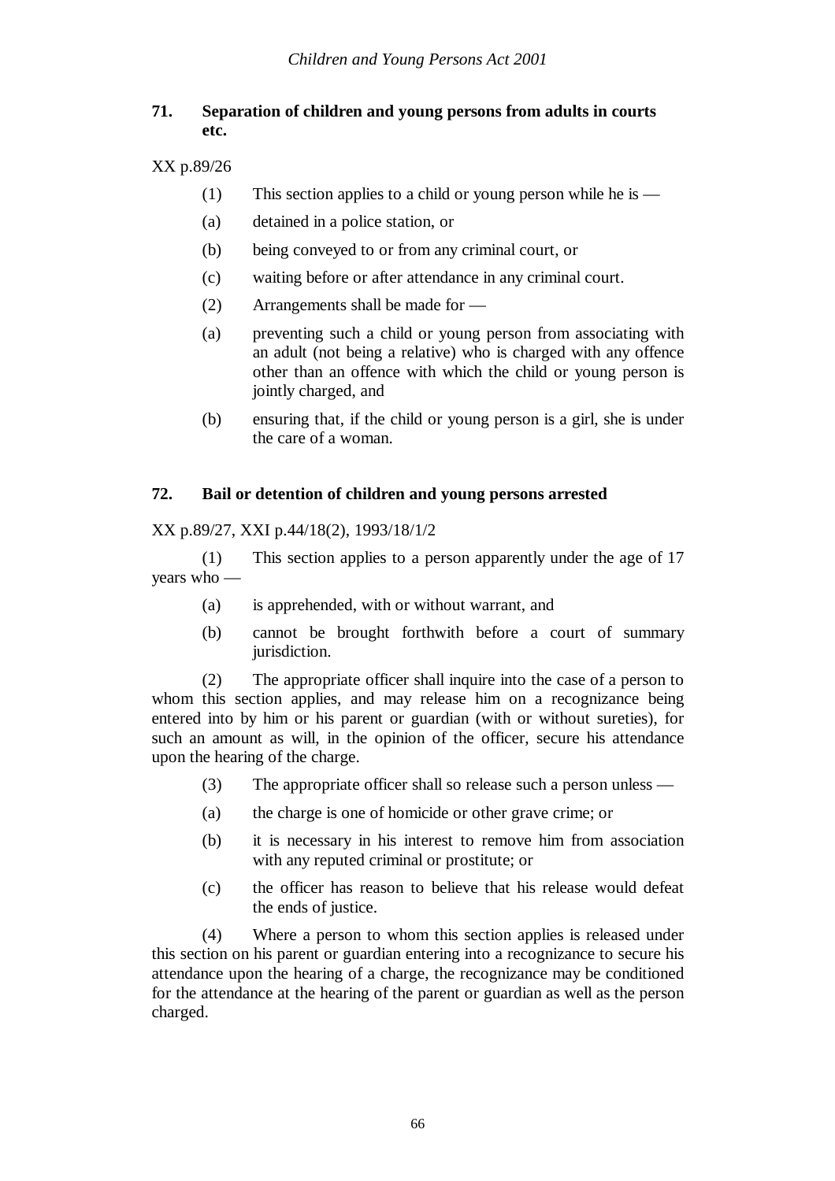**71. Separation of children and young persons from adults in courts etc.**

XX p.89/26

(1) This section applies to a child or young person while he is —

(a) detained in a police station, or

(b) being conveyed to or from any criminal court, or

(c) waiting before or after attendance in any criminal court.

(2) Arrangements shall be made for —

(a) preventing such a child or young person from associating with an adult (not being a relative) who is charged with any offence other than an offence with which the child or young person is jointly charged, and

(b) ensuring that, if the child or young person is a girl, she is under the care of a woman.

**72. Bail or detention of children and young persons arrested**

XX p.89/27, XXI p.44/18(2), 1993/18/1/2

(1) This section applies to a person apparently under the age of 17 years who —

(a) is apprehended, with or without warrant, and

(b) cannot be brought forthwith before a court of summary jurisdiction.

(2) The appropriate officer shall inquire into the case of a person to whom this section applies, and may release him on a recognizance being entered into by him or his parent or guardian (with or without sureties), for such an amount as will, in the opinion of the officer, secure his attendance upon the hearing of the charge.

(3) The appropriate officer shall so release such a person unless —

(a) the charge is one of homicide or other grave crime; or

(b) it is necessary in his interest to remove him from association with any reputed criminal or prostitute; or

(c) the officer has reason to believe that his release would defeat the ends of justice.

(4) Where a person to whom this section applies is released under this section on his parent or guardian entering into a recognizance to secure his attendance upon the hearing of a charge, the recognizance may be conditioned for the attendance at the hearing of the parent or guardian as well as the person charged.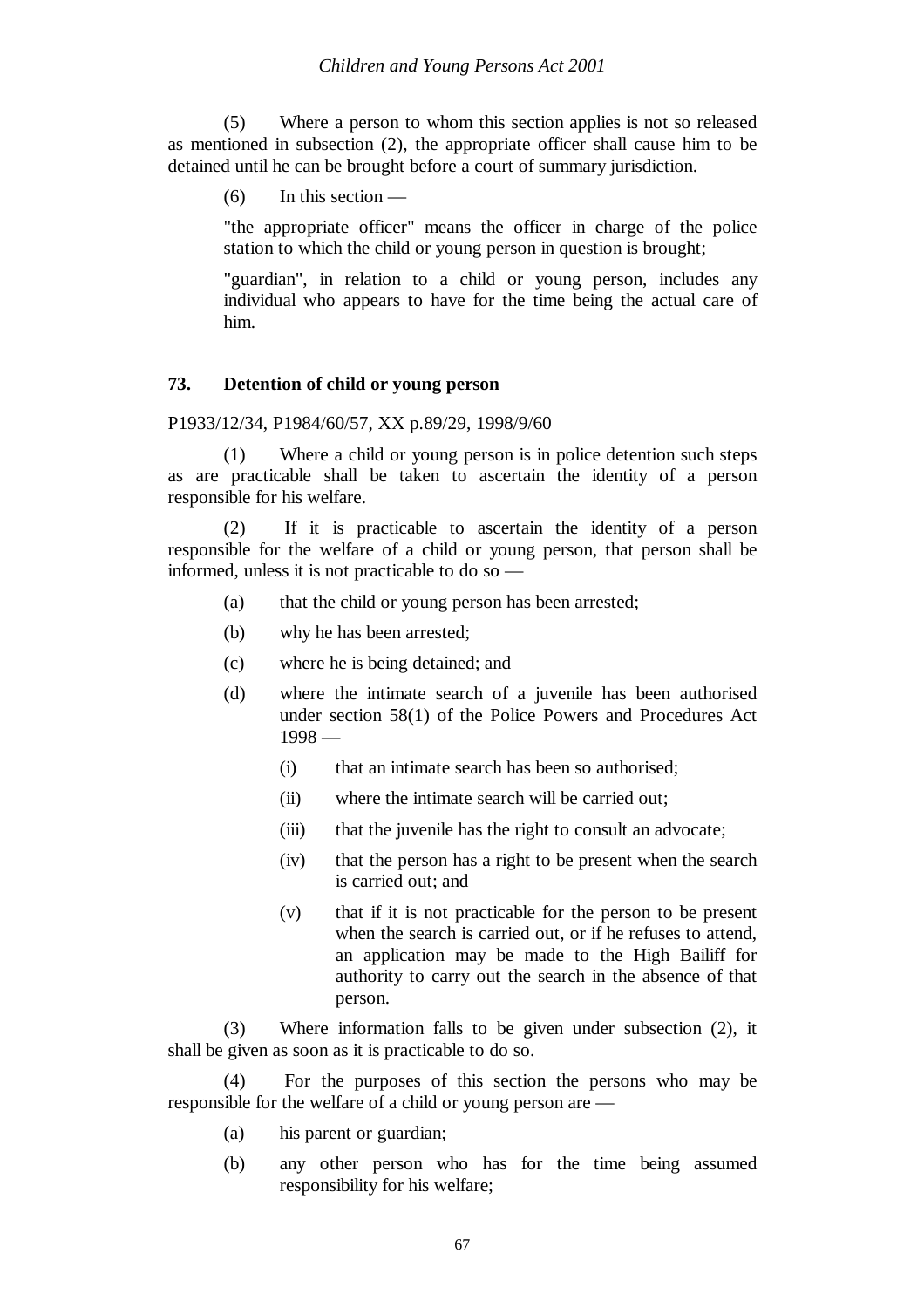(5) Where a person to whom this section applies is not so released as mentioned in subsection (2), the appropriate officer shall cause him to be detained until he can be brought before a court of summary jurisdiction.

(6) In this section —

"the appropriate officer" means the officer in charge of the police station to which the child or young person in question is brought;

"guardian", in relation to a child or young person, includes any individual who appears to have for the time being the actual care of him.

### 73. Detention of child or young person

P1933/12/34, P1984/60/57, XX p.89/29, 1998/9/60

(1) Where a child or young person is in police detention such steps as are practicable shall be taken to ascertain the identity of a person responsible for his welfare.

(2) If it is practicable to ascertain the identity of a person responsible for the welfare of a child or young person, that person shall be informed, unless it is not practicable to do so —

- (a) that the child or young person has been arrested;
- (b) why he has been arrested;
- (c) where he is being detained; and
- (d) where the intimate search of a juvenile has been authorised under section 58(1) of the Police Powers and Procedures Act 1998 —
  - (i) that an intimate search has been so authorised;
  - (ii) where the intimate search will be carried out;
  - (iii) that the juvenile has the right to consult an advocate;
  - (iv) that the person has a right to be present when the search is carried out; and
  - (v) that if it is not practicable for the person to be present when the search is carried out, or if he refuses to attend, an application may be made to the High Bailiff for authority to carry out the search in the absence of that person.

(3) Where information falls to be given under subsection (2), it shall be given as soon as it is practicable to do so.

(4) For the purposes of this section the persons who may be responsible for the welfare of a child or young person are —

- (a) his parent or guardian;
- (b) any other person who has for the time being assumed responsibility for his welfare;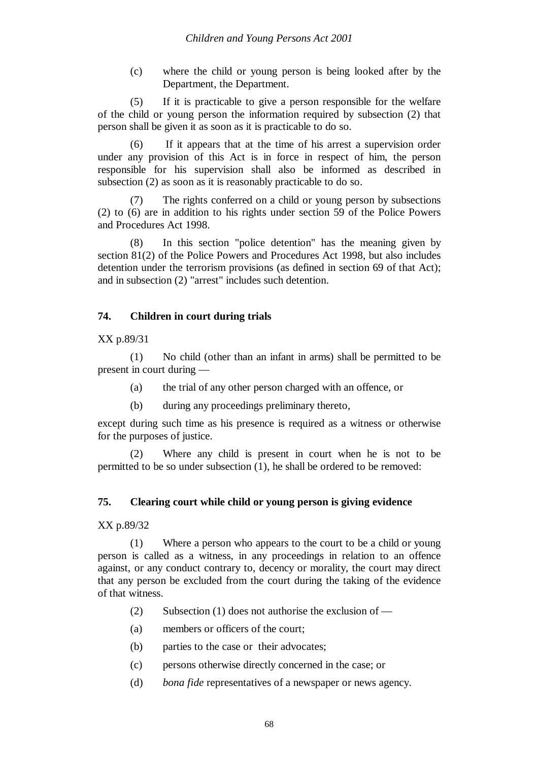(c) where the child or young person is being looked after by the Department, the Department.

(5) If it is practicable to give a person responsible for the welfare of the child or young person the information required by subsection (2) that person shall be given it as soon as it is practicable to do so.

(6) If it appears that at the time of his arrest a supervision order under any provision of this Act is in force in respect of him, the person responsible for his supervision shall also be informed as described in subsection (2) as soon as it is reasonably practicable to do so.

(7) The rights conferred on a child or young person by subsections (2) to (6) are in addition to his rights under section 59 of the Police Powers and Procedures Act 1998.

(8) In this section "police detention" has the meaning given by section 81(2) of the Police Powers and Procedures Act 1998, but also includes detention under the terrorism provisions (as defined in section 69 of that Act); and in subsection (2) "arrest" includes such detention.

**74. Children in court during trials**

XX p.89/31

(1) No child (other than an infant in arms) shall be permitted to be present in court during —

(a) the trial of any other person charged with an offence, or

(b) during any proceedings preliminary thereto,

except during such time as his presence is required as a witness or otherwise for the purposes of justice.

(2) Where any child is present in court when he is not to be permitted to be so under subsection (1), he shall be ordered to be removed:

**75. Clearing court while child or young person is giving evidence**

XX p.89/32

(1) Where a person who appears to the court to be a child or young person is called as a witness, in any proceedings in relation to an offence against, or any conduct contrary to, decency or morality, the court may direct that any person be excluded from the court during the taking of the evidence of that witness.

(2) Subsection (1) does not authorise the exclusion of —

(a) members or officers of the court;

(b) parties to the case or their advocates;

(c) persons otherwise directly concerned in the case; or

(d) *bona fide* representatives of a newspaper or news agency.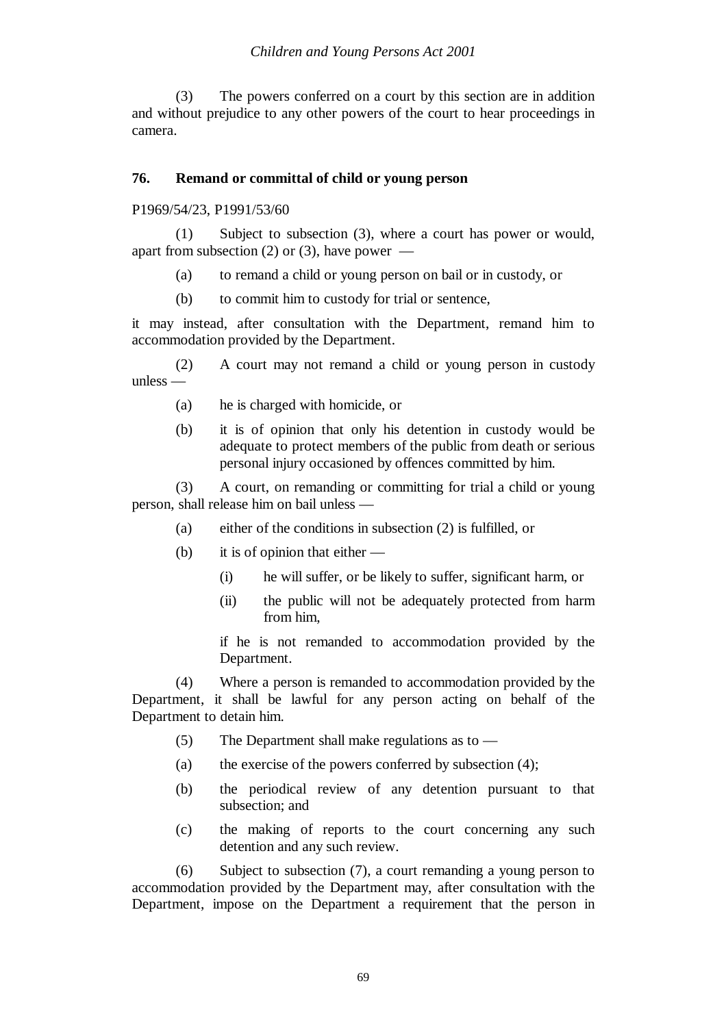(3) The powers conferred on a court by this section are in addition and without prejudice to any other powers of the court to hear proceedings in camera.

### 76. Remand or committal of child or young person

P1969/54/23, P1991/53/60

(1) Subject to subsection (3), where a court has power or would, apart from subsection (2) or (3), have power —

(a) to remand a child or young person on bail or in custody, or

(b) to commit him to custody for trial or sentence,

it may instead, after consultation with the Department, remand him to accommodation provided by the Department.

(2) A court may not remand a child or young person in custody unless —

(a) he is charged with homicide, or

(b) it is of opinion that only his detention in custody would be adequate to protect members of the public from death or serious personal injury occasioned by offences committed by him.

(3) A court, on remanding or committing for trial a child or young person, shall release him on bail unless —

(a) either of the conditions in subsection (2) is fulfilled, or

(b) it is of opinion that either —

(i) he will suffer, or be likely to suffer, significant harm, or

(ii) the public will not be adequately protected from harm from him,

if he is not remanded to accommodation provided by the Department.

(4) Where a person is remanded to accommodation provided by the Department, it shall be lawful for any person acting on behalf of the Department to detain him.

(5) The Department shall make regulations as to —

(a) the exercise of the powers conferred by subsection (4);

(b) the periodical review of any detention pursuant to that subsection; and

(c) the making of reports to the court concerning any such detention and any such review.

(6) Subject to subsection (7), a court remanding a young person to accommodation provided by the Department may, after consultation with the Department, impose on the Department a requirement that the person in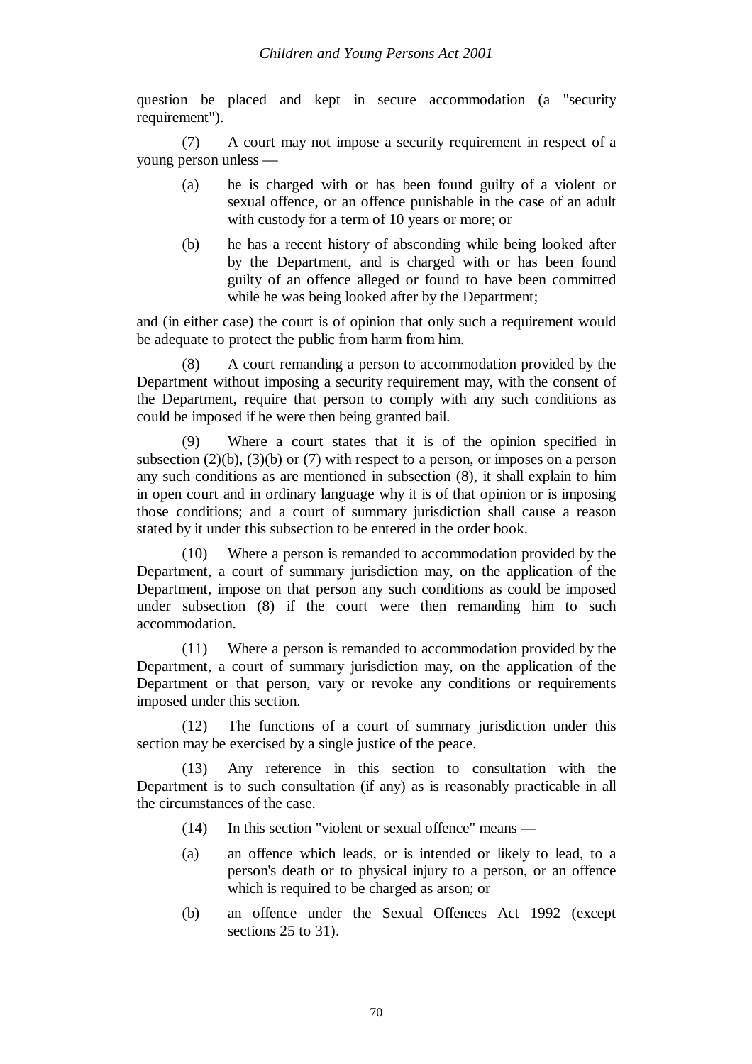question be placed and kept in secure accommodation (a "security requirement").

(7) A court may not impose a security requirement in respect of a young person unless —

(a) he is charged with or has been found guilty of a violent or sexual offence, or an offence punishable in the case of an adult with custody for a term of 10 years or more; or

(b) he has a recent history of absconding while being looked after by the Department, and is charged with or has been found guilty of an offence alleged or found to have been committed while he was being looked after by the Department;

and (in either case) the court is of opinion that only such a requirement would be adequate to protect the public from harm from him.

(8) A court remanding a person to accommodation provided by the Department without imposing a security requirement may, with the consent of the Department, require that person to comply with any such conditions as could be imposed if he were then being granted bail.

(9) Where a court states that it is of the opinion specified in subsection (2)(b), (3)(b) or (7) with respect to a person, or imposes on a person any such conditions as are mentioned in subsection (8), it shall explain to him in open court and in ordinary language why it is of that opinion or is imposing those conditions; and a court of summary jurisdiction shall cause a reason stated by it under this subsection to be entered in the order book.

(10) Where a person is remanded to accommodation provided by the Department, a court of summary jurisdiction may, on the application of the Department, impose on that person any such conditions as could be imposed under subsection (8) if the court were then remanding him to such accommodation.

(11) Where a person is remanded to accommodation provided by the Department, a court of summary jurisdiction may, on the application of the Department or that person, vary or revoke any conditions or requirements imposed under this section.

(12) The functions of a court of summary jurisdiction under this section may be exercised by a single justice of the peace.

(13) Any reference in this section to consultation with the Department is to such consultation (if any) as is reasonably practicable in all the circumstances of the case.

(14) In this section "violent or sexual offence" means —

(a) an offence which leads, or is intended or likely to lead, to a person's death or to physical injury to a person, or an offence which is required to be charged as arson; or

(b) an offence under the Sexual Offences Act 1992 (except sections 25 to 31).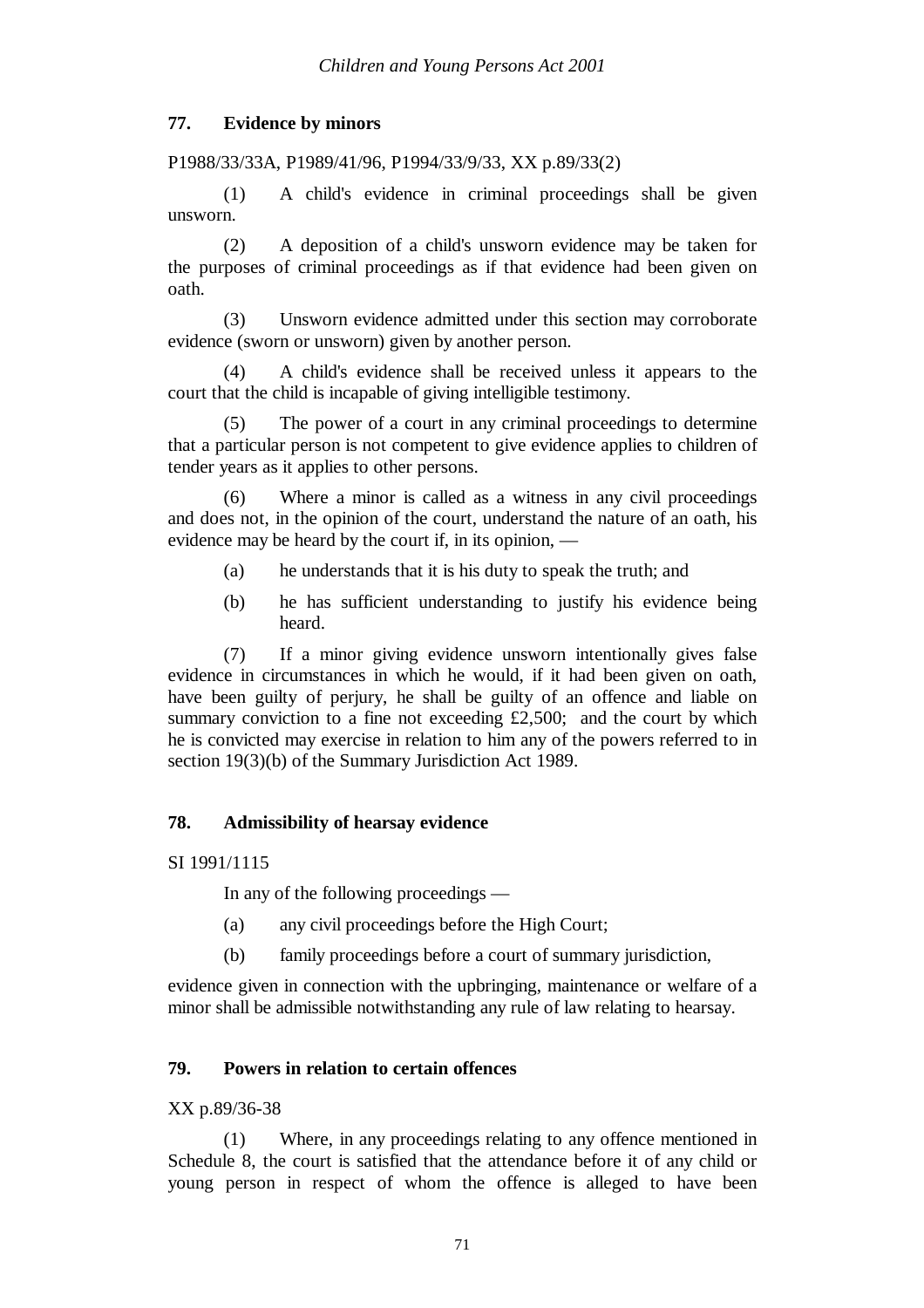### 77. Evidence by minors

P1988/33/33A, P1989/41/96, P1994/33/9/33, XX p.89/33(2)

(1) A child's evidence in criminal proceedings shall be given unsworn.

(2) A deposition of a child's unsworn evidence may be taken for the purposes of criminal proceedings as if that evidence had been given on oath.

(3) Unsworn evidence admitted under this section may corroborate evidence (sworn or unsworn) given by another person.

(4) A child's evidence shall be received unless it appears to the court that the child is incapable of giving intelligible testimony.

(5) The power of a court in any criminal proceedings to determine that a particular person is not competent to give evidence applies to children of tender years as it applies to other persons.

(6) Where a minor is called as a witness in any civil proceedings and does not, in the opinion of the court, understand the nature of an oath, his evidence may be heard by the court if, in its opinion, —

(a) he understands that it is his duty to speak the truth; and

(b) he has sufficient understanding to justify his evidence being heard.

(7) If a minor giving evidence unsworn intentionally gives false evidence in circumstances in which he would, if it had been given on oath, have been guilty of perjury, he shall be guilty of an offence and liable on summary conviction to a fine not exceeding £2,500; and the court by which he is convicted may exercise in relation to him any of the powers referred to in section 19(3)(b) of the Summary Jurisdiction Act 1989.

### 78. Admissibility of hearsay evidence

SI 1991/1115

In any of the following proceedings —

(a) any civil proceedings before the High Court;

(b) family proceedings before a court of summary jurisdiction,

evidence given in connection with the upbringing, maintenance or welfare of a minor shall be admissible notwithstanding any rule of law relating to hearsay.

### 79. Powers in relation to certain offences

XX p.89/36-38

(1) Where, in any proceedings relating to any offence mentioned in Schedule 8, the court is satisfied that the attendance before it of any child or young person in respect of whom the offence is alleged to have been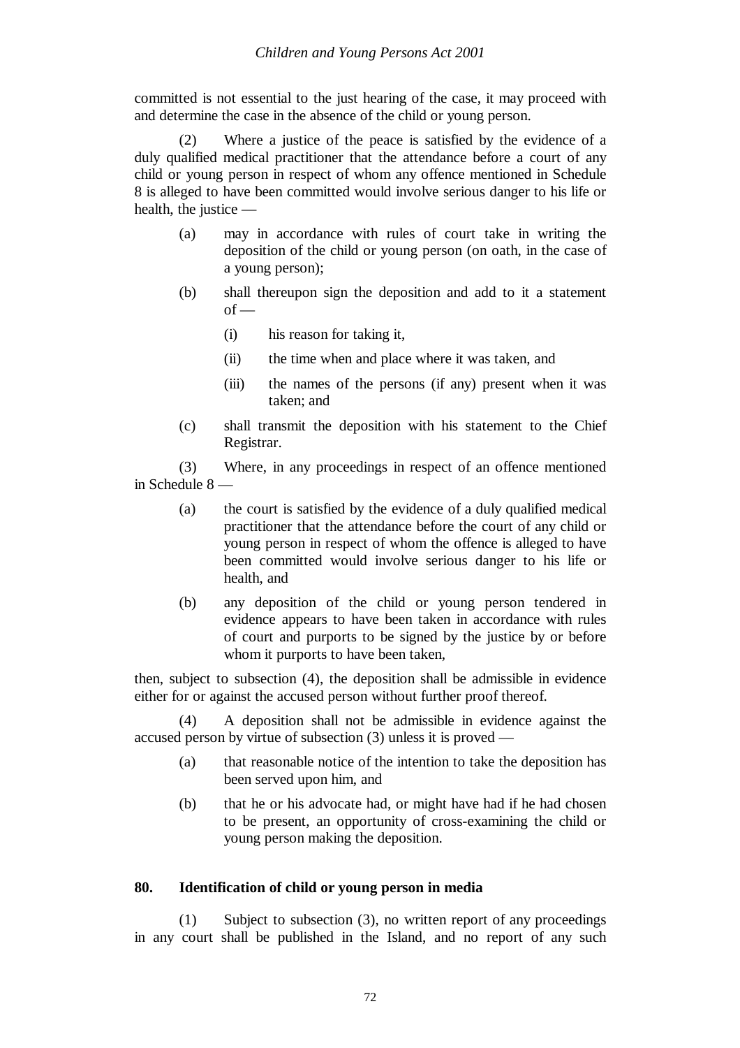committed is not essential to the just hearing of the case, it may proceed with and determine the case in the absence of the child or young person.

(2) Where a justice of the peace is satisfied by the evidence of a duly qualified medical practitioner that the attendance before a court of any child or young person in respect of whom any offence mentioned in Schedule 8 is alleged to have been committed would involve serious danger to his life or health, the justice —

- (a) may in accordance with rules of court take in writing the deposition of the child or young person (on oath, in the case of a young person);
- (b) shall thereupon sign the deposition and add to it a statement of —
  - (i) his reason for taking it,
  - (ii) the time when and place where it was taken, and
  - (iii) the names of the persons (if any) present when it was taken; and
- (c) shall transmit the deposition with his statement to the Chief Registrar.

(3) Where, in any proceedings in respect of an offence mentioned in Schedule 8 —

- (a) the court is satisfied by the evidence of a duly qualified medical practitioner that the attendance before the court of any child or young person in respect of whom the offence is alleged to have been committed would involve serious danger to his life or health, and
- (b) any deposition of the child or young person tendered in evidence appears to have been taken in accordance with rules of court and purports to be signed by the justice by or before whom it purports to have been taken,

then, subject to subsection (4), the deposition shall be admissible in evidence either for or against the accused person without further proof thereof.

(4) A deposition shall not be admissible in evidence against the accused person by virtue of subsection (3) unless it is proved —

- (a) that reasonable notice of the intention to take the deposition has been served upon him, and
- (b) that he or his advocate had, or might have had if he had chosen to be present, an opportunity of cross-examining the child or young person making the deposition.

## 80. Identification of child or young person in media

(1) Subject to subsection (3), no written report of any proceedings in any court shall be published in the Island, and no report of any such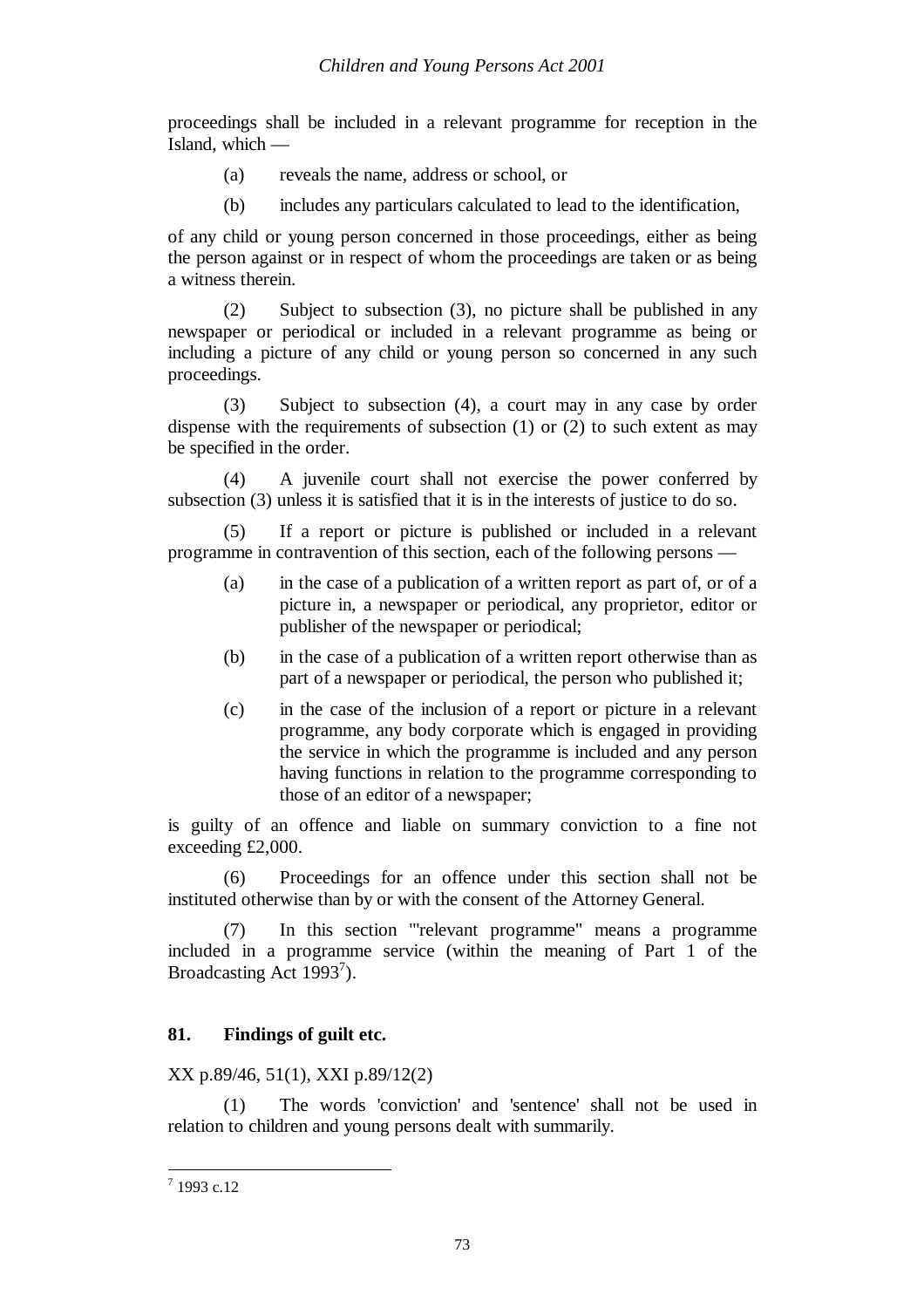proceedings shall be included in a relevant programme for reception in the Island, which —

(a) reveals the name, address or school, or

(b) includes any particulars calculated to lead to the identification,

of any child or young person concerned in those proceedings, either as being the person against or in respect of whom the proceedings are taken or as being a witness therein.

(2) Subject to subsection (3), no picture shall be published in any newspaper or periodical or included in a relevant programme as being or including a picture of any child or young person so concerned in any such proceedings.

(3) Subject to subsection (4), a court may in any case by order dispense with the requirements of subsection (1) or (2) to such extent as may be specified in the order.

(4) A juvenile court shall not exercise the power conferred by subsection (3) unless it is satisfied that it is in the interests of justice to do so.

(5) If a report or picture is published or included in a relevant programme in contravention of this section, each of the following persons —

(a) in the case of a publication of a written report as part of, or of a picture in, a newspaper or periodical, any proprietor, editor or publisher of the newspaper or periodical;

(b) in the case of a publication of a written report otherwise than as part of a newspaper or periodical, the person who published it;

(c) in the case of the inclusion of a report or picture in a relevant programme, any body corporate which is engaged in providing the service in which the programme is included and any person having functions in relation to the programme corresponding to those of an editor of a newspaper;

is guilty of an offence and liable on summary conviction to a fine not exceeding £2,000.

(6) Proceedings for an offence under this section shall not be instituted otherwise than by or with the consent of the Attorney General.

(7) In this section "'relevant programme" means a programme included in a programme service (within the meaning of Part 1 of the Broadcasting Act 1993[7]).

### 81. Findings of guilt etc.

XX p.89/46, 51(1), XXI p.89/12(2)

(1) The words 'conviction' and 'sentence' shall not be used in relation to children and young persons dealt with summarily.

---

[7] 1993 c.12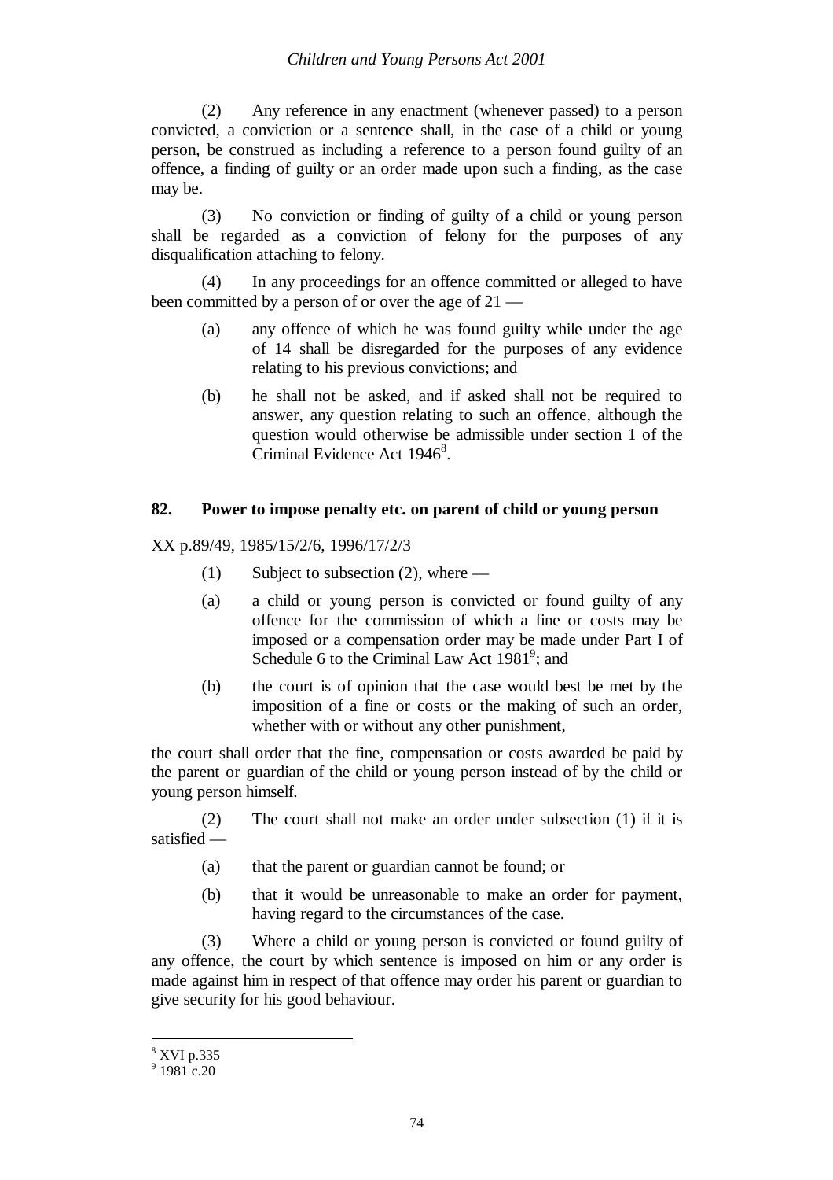(2) Any reference in any enactment (whenever passed) to a person convicted, a conviction or a sentence shall, in the case of a child or young person, be construed as including a reference to a person found guilty of an offence, a finding of guilty or an order made upon such a finding, as the case may be.

(3) No conviction or finding of guilty of a child or young person shall be regarded as a conviction of felony for the purposes of any disqualification attaching to felony.

(4) In any proceedings for an offence committed or alleged to have been committed by a person of or over the age of 21 —

- (a) any offence of which he was found guilty while under the age of 14 shall be disregarded for the purposes of any evidence relating to his previous convictions; and
- (b) he shall not be asked, and if asked shall not be required to answer, any question relating to such an offence, although the question would otherwise be admissible under section 1 of the Criminal Evidence Act 1946[8].

### 82. Power to impose penalty etc. on parent of child or young person

XX p.89/49, 1985/15/2/6, 1996/17/2/3

(1) Subject to subsection (2), where —

- (a) a child or young person is convicted or found guilty of any offence for the commission of which a fine or costs may be imposed or a compensation order may be made under Part I of Schedule 6 to the Criminal Law Act 1981[9]; and
- (b) the court is of opinion that the case would best be met by the imposition of a fine or costs or the making of such an order, whether with or without any other punishment,

the court shall order that the fine, compensation or costs awarded be paid by the parent or guardian of the child or young person instead of by the child or young person himself.

(2) The court shall not make an order under subsection (1) if it is satisfied —

- (a) that the parent or guardian cannot be found; or
- (b) that it would be unreasonable to make an order for payment, having regard to the circumstances of the case.

(3) Where a child or young person is convicted or found guilty of any offence, the court by which sentence is imposed on him or any order is made against him in respect of that offence may order his parent or guardian to give security for his good behaviour.

---

[8] XVI p.335

[9] 1981 c.20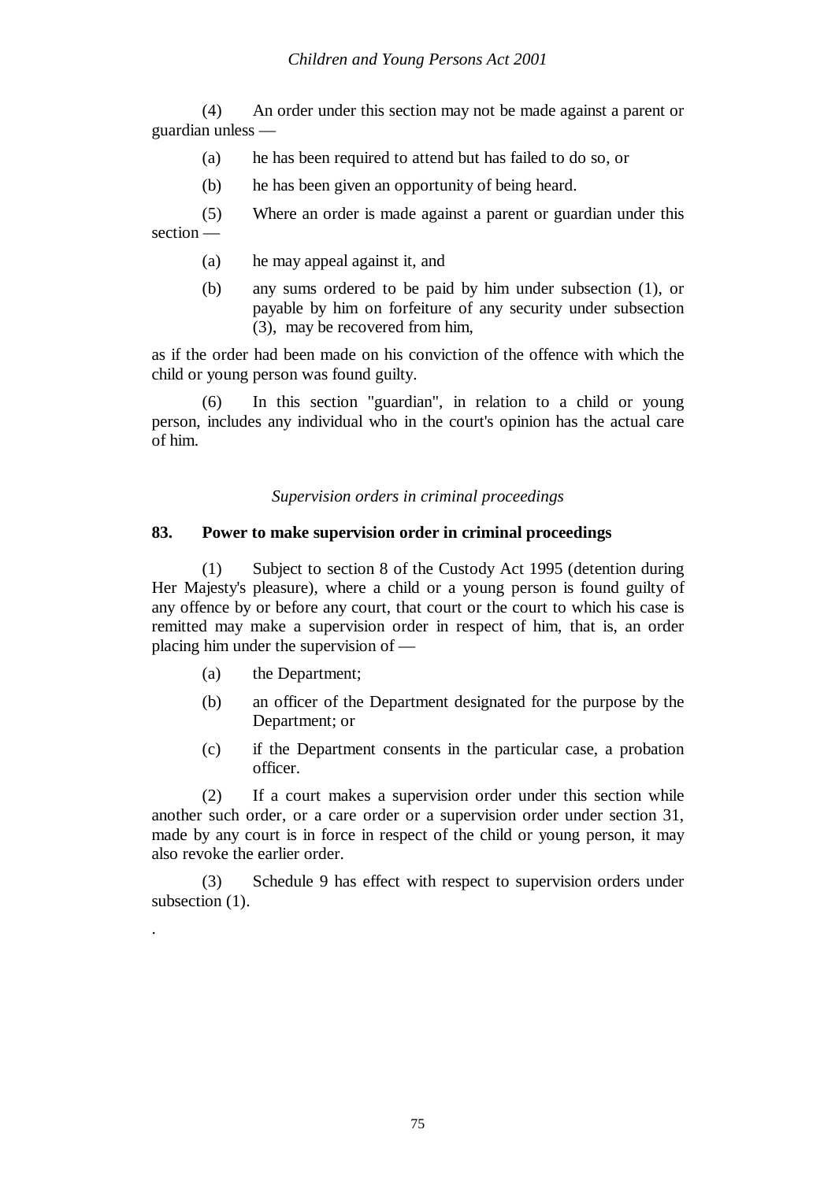(4) An order under this section may not be made against a parent or guardian unless —

(a) he has been required to attend but has failed to do so, or

(b) he has been given an opportunity of being heard.

(5) Where an order is made against a parent or guardian under this section —

(a) he may appeal against it, and

(b) any sums ordered to be paid by him under subsection (1), or payable by him on forfeiture of any security under subsection (3), may be recovered from him,

as if the order had been made on his conviction of the offence with which the child or young person was found guilty.

(6) In this section "guardian", in relation to a child or young person, includes any individual who in the court's opinion has the actual care of him.

*Supervision orders in criminal proceedings*

**83. Power to make supervision order in criminal proceedings**

(1) Subject to section 8 of the Custody Act 1995 (detention during Her Majesty's pleasure), where a child or a young person is found guilty of any offence by or before any court, that court or the court to which his case is remitted may make a supervision order in respect of him, that is, an order placing him under the supervision of —

(a) the Department;

(b) an officer of the Department designated for the purpose by the Department; or

(c) if the Department consents in the particular case, a probation officer.

(2) If a court makes a supervision order under this section while another such order, or a care order or a supervision order under section 31, made by any court is in force in respect of the child or young person, it may also revoke the earlier order.

(3) Schedule 9 has effect with respect to supervision orders under subsection (1).

.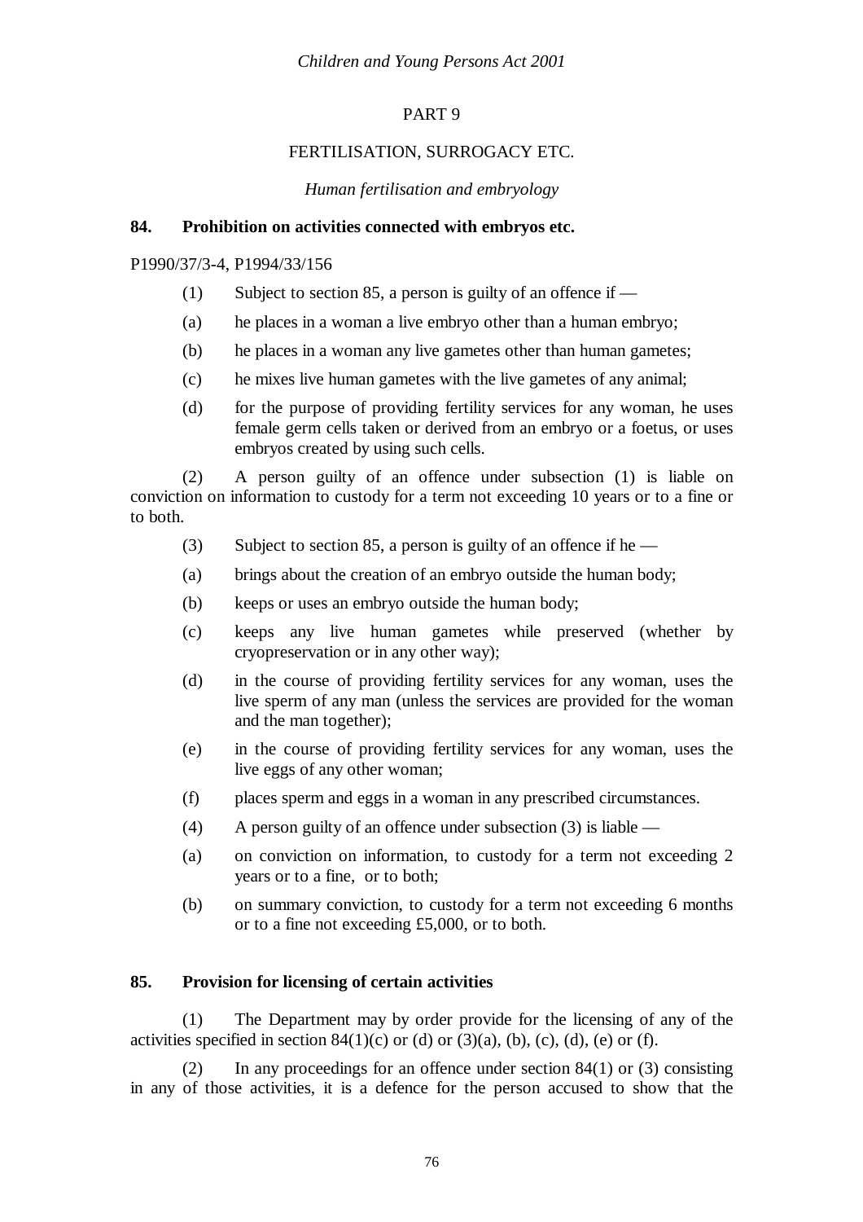## PART 9

## FERTILISATION, SURROGACY ETC.

*Human fertilisation and embryology*

**84. Prohibition on activities connected with embryos etc.**

P1990/37/3-4, P1994/33/156

(1) Subject to section 85, a person is guilty of an offence if —

(a) he places in a woman a live embryo other than a human embryo;

(b) he places in a woman any live gametes other than human gametes;

(c) he mixes live human gametes with the live gametes of any animal;

(d) for the purpose of providing fertility services for any woman, he uses female germ cells taken or derived from an embryo or a foetus, or uses embryos created by using such cells.

(2) A person guilty of an offence under subsection (1) is liable on conviction on information to custody for a term not exceeding 10 years or to a fine or to both.

(3) Subject to section 85, a person is guilty of an offence if he —

(a) brings about the creation of an embryo outside the human body;

(b) keeps or uses an embryo outside the human body;

(c) keeps any live human gametes while preserved (whether by cryopreservation or in any other way);

(d) in the course of providing fertility services for any woman, uses the live sperm of any man (unless the services are provided for the woman and the man together);

(e) in the course of providing fertility services for any woman, uses the live eggs of any other woman;

(f) places sperm and eggs in a woman in any prescribed circumstances.

(4) A person guilty of an offence under subsection (3) is liable —

(a) on conviction on information, to custody for a term not exceeding 2 years or to a fine, or to both;

(b) on summary conviction, to custody for a term not exceeding 6 months or to a fine not exceeding £5,000, or to both.

**85. Provision for licensing of certain activities**

(1) The Department may by order provide for the licensing of any of the activities specified in section 84(1)(c) or (d) or (3)(a), (b), (c), (d), (e) or (f).

(2) In any proceedings for an offence under section 84(1) or (3) consisting in any of those activities, it is a defence for the person accused to show that the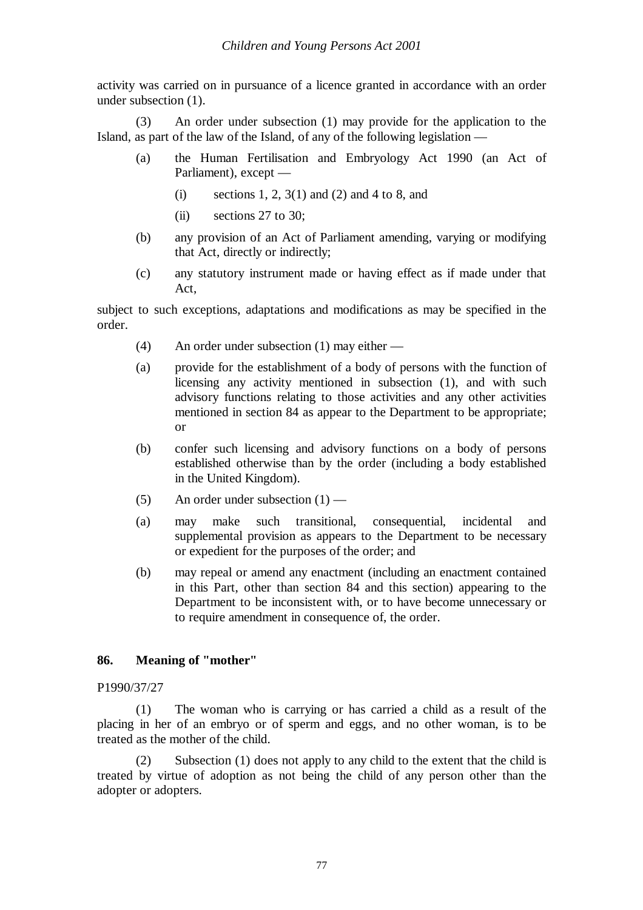activity was carried on in pursuance of a licence granted in accordance with an order under subsection (1).

(3) An order under subsection (1) may provide for the application to the Island, as part of the law of the Island, of any of the following legislation —

(a) the Human Fertilisation and Embryology Act 1990 (an Act of Parliament), except —

(i) sections 1, 2, 3(1) and (2) and 4 to 8, and

(ii) sections 27 to 30;

(b) any provision of an Act of Parliament amending, varying or modifying that Act, directly or indirectly;

(c) any statutory instrument made or having effect as if made under that Act,

subject to such exceptions, adaptations and modifications as may be specified in the order.

(4) An order under subsection (1) may either —

(a) provide for the establishment of a body of persons with the function of licensing any activity mentioned in subsection (1), and with such advisory functions relating to those activities and any other activities mentioned in section 84 as appear to the Department to be appropriate; or

(b) confer such licensing and advisory functions on a body of persons established otherwise than by the order (including a body established in the United Kingdom).

(5) An order under subsection (1) —

(a) may make such transitional, consequential, incidental and supplemental provision as appears to the Department to be necessary or expedient for the purposes of the order; and

(b) may repeal or amend any enactment (including an enactment contained in this Part, other than section 84 and this section) appearing to the Department to be inconsistent with, or to have become unnecessary or to require amendment in consequence of, the order.

### 86. Meaning of "mother"

P1990/37/27

(1) The woman who is carrying or has carried a child as a result of the placing in her of an embryo or of sperm and eggs, and no other woman, is to be treated as the mother of the child.

(2) Subsection (1) does not apply to any child to the extent that the child is treated by virtue of adoption as not being the child of any person other than the adopter or adopters.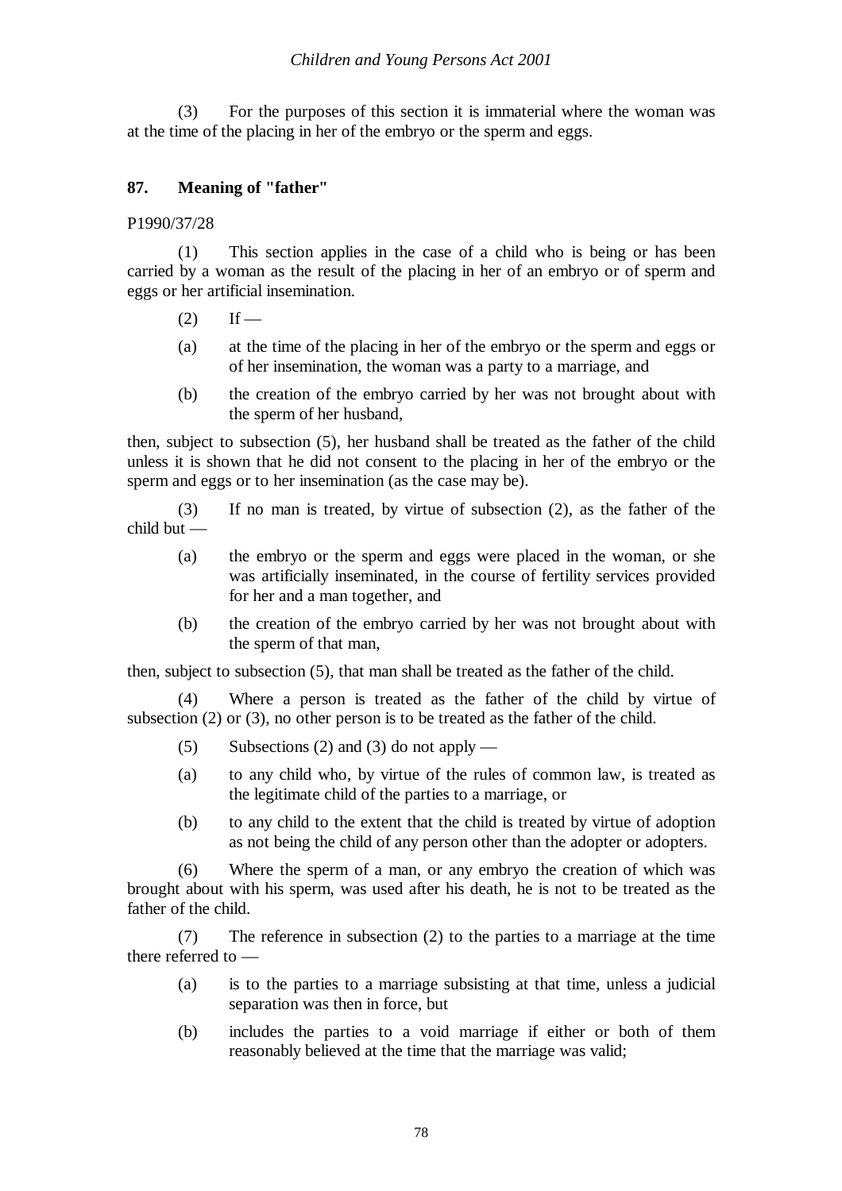(3) For the purposes of this section it is immaterial where the woman was at the time of the placing in her of the embryo or the sperm and eggs.

### 87. Meaning of "father"

P1990/37/28

(1) This section applies in the case of a child who is being or has been carried by a woman as the result of the placing in her of an embryo or of sperm and eggs or her artificial insemination.

(2) If —

(a) at the time of the placing in her of the embryo or the sperm and eggs or of her insemination, the woman was a party to a marriage, and

(b) the creation of the embryo carried by her was not brought about with the sperm of her husband,

then, subject to subsection (5), her husband shall be treated as the father of the child unless it is shown that he did not consent to the placing in her of the embryo or the sperm and eggs or to her insemination (as the case may be).

(3) If no man is treated, by virtue of subsection (2), as the father of the child but —

(a) the embryo or the sperm and eggs were placed in the woman, or she was artificially inseminated, in the course of fertility services provided for her and a man together, and

(b) the creation of the embryo carried by her was not brought about with the sperm of that man,

then, subject to subsection (5), that man shall be treated as the father of the child.

(4) Where a person is treated as the father of the child by virtue of subsection (2) or (3), no other person is to be treated as the father of the child.

(5) Subsections (2) and (3) do not apply —

(a) to any child who, by virtue of the rules of common law, is treated as the legitimate child of the parties to a marriage, or

(b) to any child to the extent that the child is treated by virtue of adoption as not being the child of any person other than the adopter or adopters.

(6) Where the sperm of a man, or any embryo the creation of which was brought about with his sperm, was used after his death, he is not to be treated as the father of the child.

(7) The reference in subsection (2) to the parties to a marriage at the time there referred to —

(a) is to the parties to a marriage subsisting at that time, unless a judicial separation was then in force, but

(b) includes the parties to a void marriage if either or both of them reasonably believed at the time that the marriage was valid;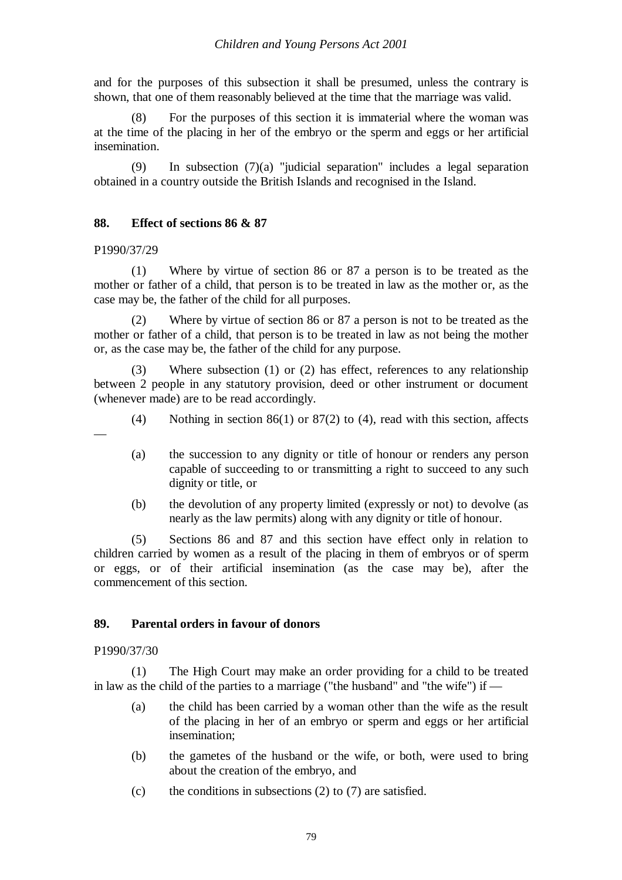and for the purposes of this subsection it shall be presumed, unless the contrary is shown, that one of them reasonably believed at the time that the marriage was valid.

(8) For the purposes of this section it is immaterial where the woman was at the time of the placing in her of the embryo or the sperm and eggs or her artificial insemination.

(9) In subsection (7)(a) "judicial separation" includes a legal separation obtained in a country outside the British Islands and recognised in the Island.

## 88. Effect of sections 86 & 87

P1990/37/29

(1) Where by virtue of section 86 or 87 a person is to be treated as the mother or father of a child, that person is to be treated in law as the mother or, as the case may be, the father of the child for all purposes.

(2) Where by virtue of section 86 or 87 a person is not to be treated as the mother or father of a child, that person is to be treated in law as not being the mother or, as the case may be, the father of the child for any purpose.

(3) Where subsection (1) or (2) has effect, references to any relationship between 2 people in any statutory provision, deed or other instrument or document (whenever made) are to be read accordingly.

(4) Nothing in section 86(1) or 87(2) to (4), read with this section, affects —

(a) the succession to any dignity or title of honour or renders any person capable of succeeding to or transmitting a right to succeed to any such dignity or title, or

(b) the devolution of any property limited (expressly or not) to devolve (as nearly as the law permits) along with any dignity or title of honour.

(5) Sections 86 and 87 and this section have effect only in relation to children carried by women as a result of the placing in them of embryos or of sperm or eggs, or of their artificial insemination (as the case may be), after the commencement of this section.

## 89. Parental orders in favour of donors

P1990/37/30

(1) The High Court may make an order providing for a child to be treated in law as the child of the parties to a marriage ("the husband" and "the wife") if —

(a) the child has been carried by a woman other than the wife as the result of the placing in her of an embryo or sperm and eggs or her artificial insemination;

(b) the gametes of the husband or the wife, or both, were used to bring about the creation of the embryo, and

(c) the conditions in subsections (2) to (7) are satisfied.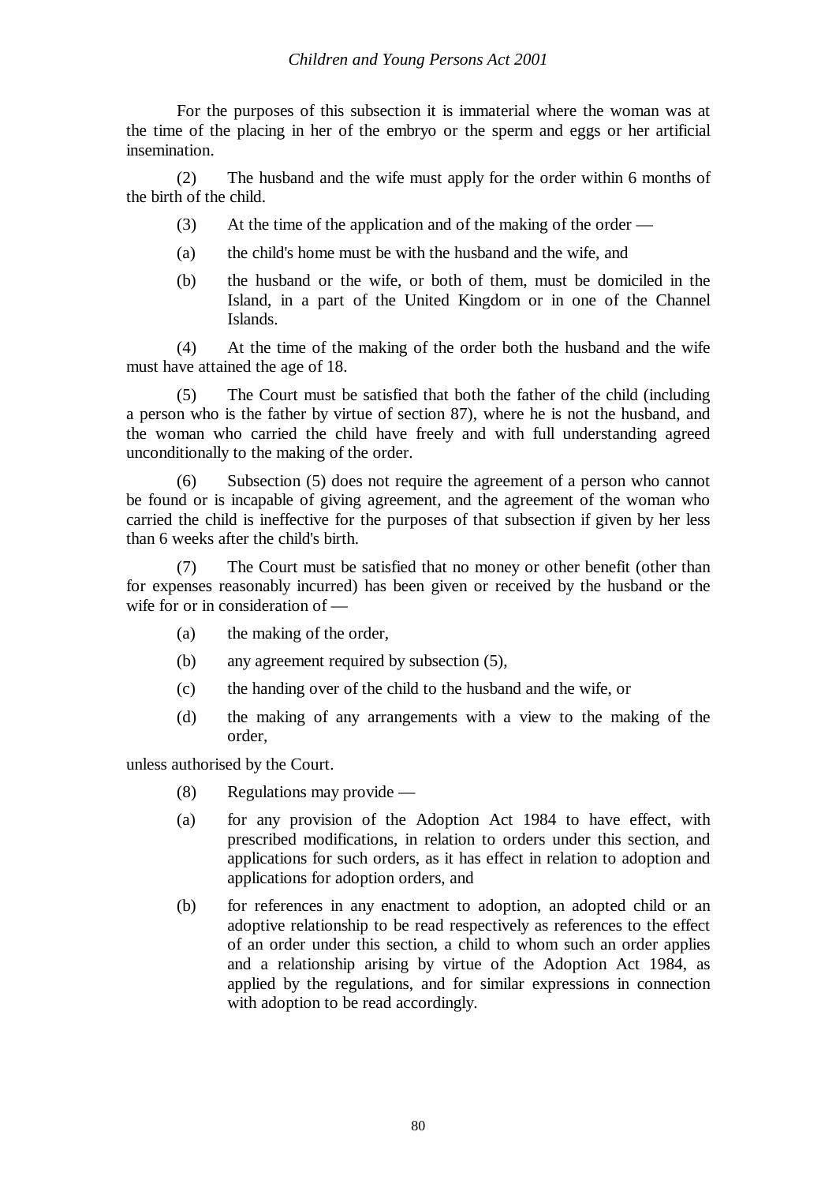For the purposes of this subsection it is immaterial where the woman was at the time of the placing in her of the embryo or the sperm and eggs or her artificial insemination.

(2) The husband and the wife must apply for the order within 6 months of the birth of the child.

(3) At the time of the application and of the making of the order —

(a) the child's home must be with the husband and the wife, and

(b) the husband or the wife, or both of them, must be domiciled in the Island, in a part of the United Kingdom or in one of the Channel Islands.

(4) At the time of the making of the order both the husband and the wife must have attained the age of 18.

(5) The Court must be satisfied that both the father of the child (including a person who is the father by virtue of section 87), where he is not the husband, and the woman who carried the child have freely and with full understanding agreed unconditionally to the making of the order.

(6) Subsection (5) does not require the agreement of a person who cannot be found or is incapable of giving agreement, and the agreement of the woman who carried the child is ineffective for the purposes of that subsection if given by her less than 6 weeks after the child's birth.

(7) The Court must be satisfied that no money or other benefit (other than for expenses reasonably incurred) has been given or received by the husband or the wife for or in consideration of —

(a) the making of the order,

(b) any agreement required by subsection (5),

(c) the handing over of the child to the husband and the wife, or

(d) the making of any arrangements with a view to the making of the order,

unless authorised by the Court.

(8) Regulations may provide —

(a) for any provision of the Adoption Act 1984 to have effect, with prescribed modifications, in relation to orders under this section, and applications for such orders, as it has effect in relation to adoption and applications for adoption orders, and

(b) for references in any enactment to adoption, an adopted child or an adoptive relationship to be read respectively as references to the effect of an order under this section, a child to whom such an order applies and a relationship arising by virtue of the Adoption Act 1984, as applied by the regulations, and for similar expressions in connection with adoption to be read accordingly.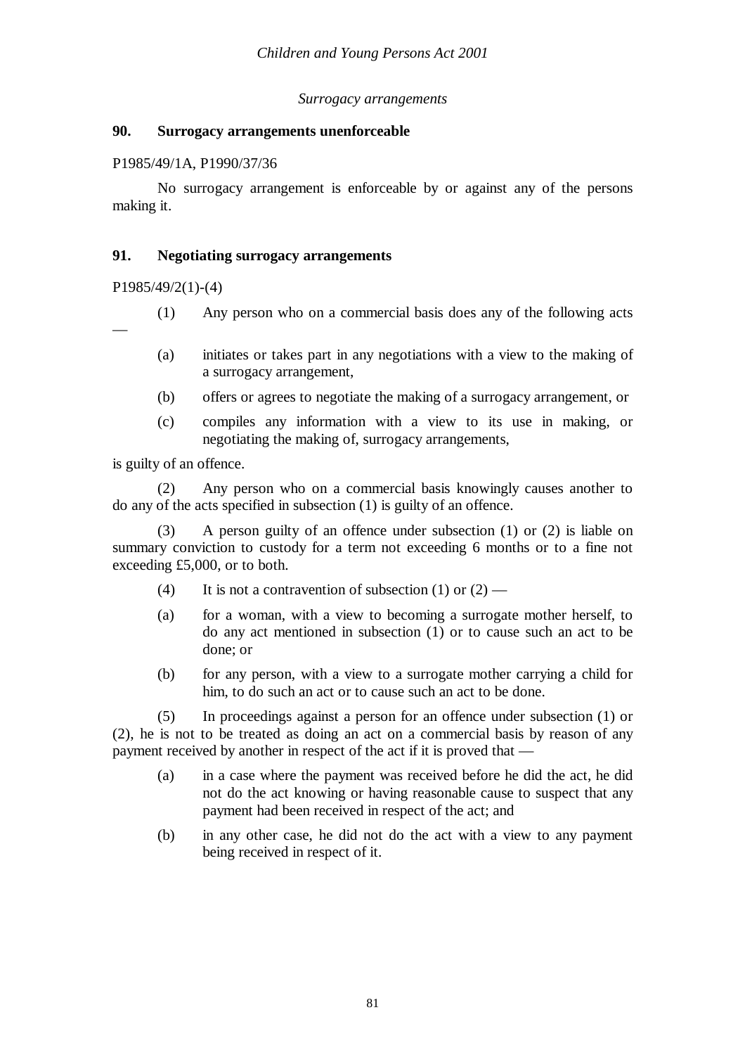*Surrogacy arrangements*

## 90. Surrogacy arrangements unenforceable

P1985/49/1A, P1990/37/36

No surrogacy arrangement is enforceable by or against any of the persons making it.

## 91. Negotiating surrogacy arrangements

P1985/49/2(1)-(4)

(1) Any person who on a commercial basis does any of the following acts —

(a) initiates or takes part in any negotiations with a view to the making of a surrogacy arrangement,

(b) offers or agrees to negotiate the making of a surrogacy arrangement, or

(c) compiles any information with a view to its use in making, or negotiating the making of, surrogacy arrangements,

is guilty of an offence.

(2) Any person who on a commercial basis knowingly causes another to do any of the acts specified in subsection (1) is guilty of an offence.

(3) A person guilty of an offence under subsection (1) or (2) is liable on summary conviction to custody for a term not exceeding 6 months or to a fine not exceeding £5,000, or to both.

(4) It is not a contravention of subsection (1) or (2) —

(a) for a woman, with a view to becoming a surrogate mother herself, to do any act mentioned in subsection (1) or to cause such an act to be done; or

(b) for any person, with a view to a surrogate mother carrying a child for him, to do such an act or to cause such an act to be done.

(5) In proceedings against a person for an offence under subsection (1) or (2), he is not to be treated as doing an act on a commercial basis by reason of any payment received by another in respect of the act if it is proved that —

(a) in a case where the payment was received before he did the act, he did not do the act knowing or having reasonable cause to suspect that any payment had been received in respect of the act; and

(b) in any other case, he did not do the act with a view to any payment being received in respect of it.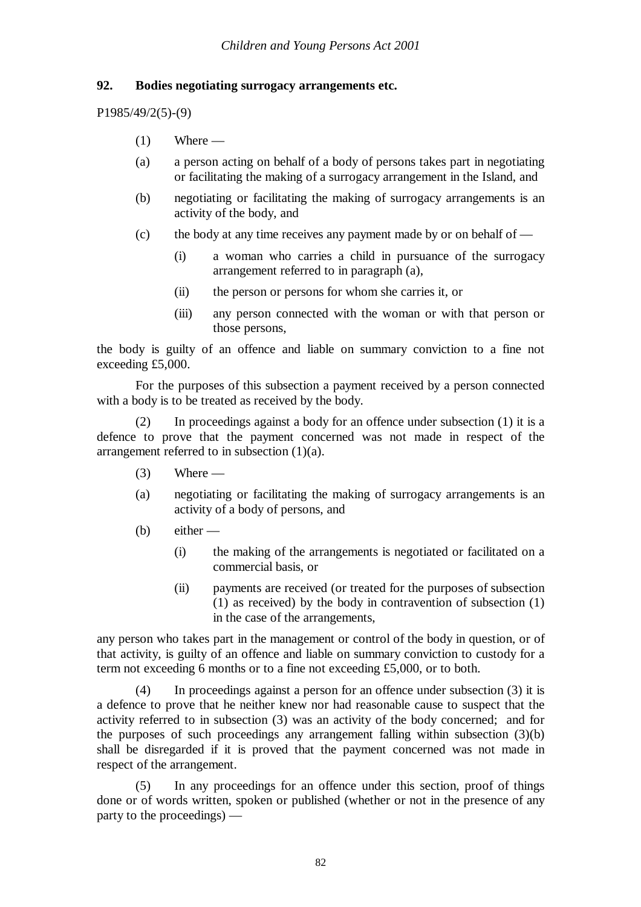### 92. Bodies negotiating surrogacy arrangements etc.

P1985/49/2(5)-(9)

(1) Where —

(a) a person acting on behalf of a body of persons takes part in negotiating or facilitating the making of a surrogacy arrangement in the Island, and

(b) negotiating or facilitating the making of surrogacy arrangements is an activity of the body, and

(c) the body at any time receives any payment made by or on behalf of —

(i) a woman who carries a child in pursuance of the surrogacy arrangement referred to in paragraph (a),

(ii) the person or persons for whom she carries it, or

(iii) any person connected with the woman or with that person or those persons,

the body is guilty of an offence and liable on summary conviction to a fine not exceeding £5,000.

For the purposes of this subsection a payment received by a person connected with a body is to be treated as received by the body.

(2) In proceedings against a body for an offence under subsection (1) it is a defence to prove that the payment concerned was not made in respect of the arrangement referred to in subsection (1)(a).

(3) Where —

(a) negotiating or facilitating the making of surrogacy arrangements is an activity of a body of persons, and

(b) either —

(i) the making of the arrangements is negotiated or facilitated on a commercial basis, or

(ii) payments are received (or treated for the purposes of subsection (1) as received) by the body in contravention of subsection (1) in the case of the arrangements,

any person who takes part in the management or control of the body in question, or of that activity, is guilty of an offence and liable on summary conviction to custody for a term not exceeding 6 months or to a fine not exceeding £5,000, or to both.

(4) In proceedings against a person for an offence under subsection (3) it is a defence to prove that he neither knew nor had reasonable cause to suspect that the activity referred to in subsection (3) was an activity of the body concerned; and for the purposes of such proceedings any arrangement falling within subsection (3)(b) shall be disregarded if it is proved that the payment concerned was not made in respect of the arrangement.

(5) In any proceedings for an offence under this section, proof of things done or of words written, spoken or published (whether or not in the presence of any party to the proceedings) —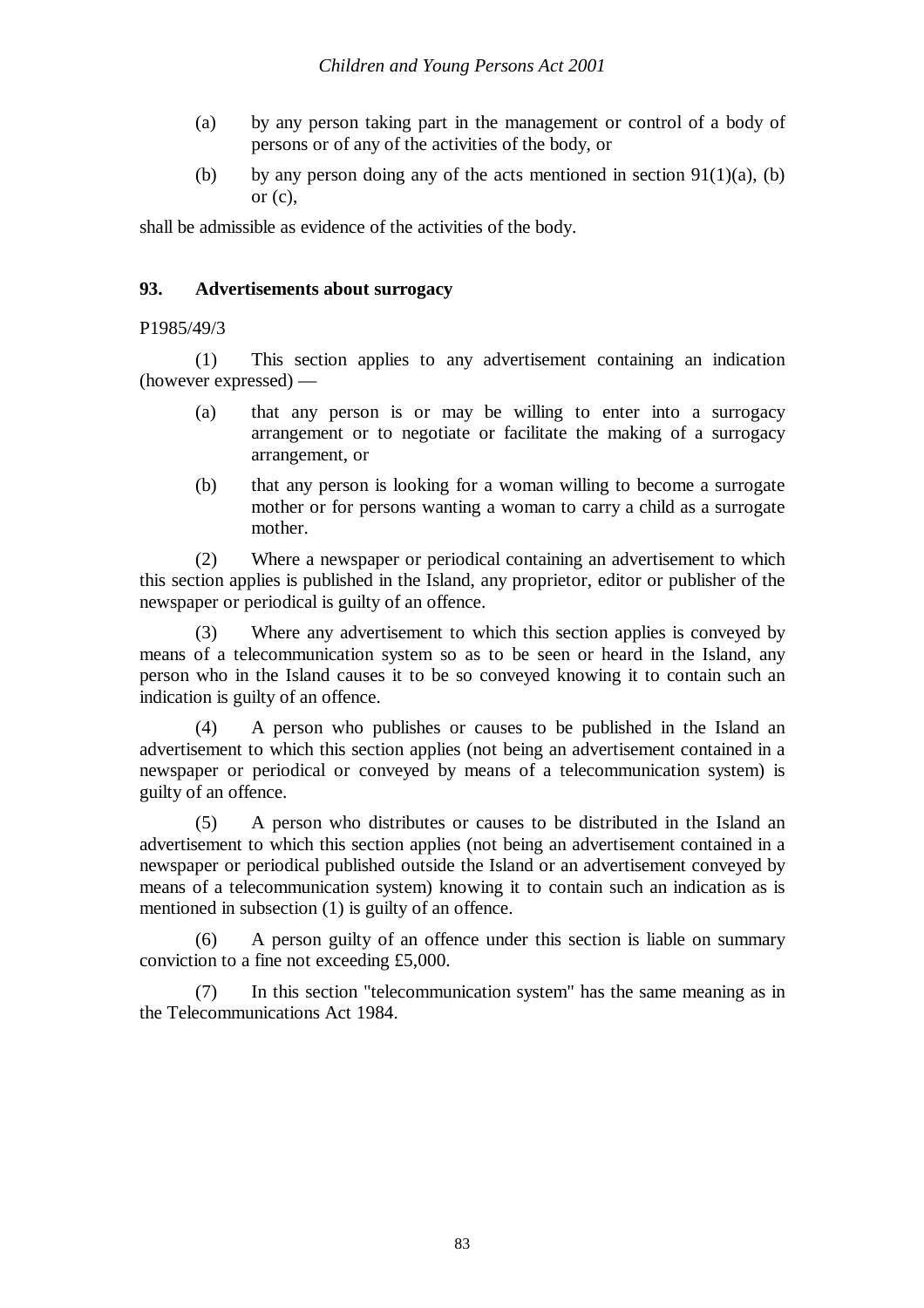(a) by any person taking part in the management or control of a body of persons or of any of the activities of the body, or

(b) by any person doing any of the acts mentioned in section 91(1)(a), (b) or (c),

shall be admissible as evidence of the activities of the body.

### 93. Advertisements about surrogacy

P1985/49/3

(1) This section applies to any advertisement containing an indication (however expressed) —

(a) that any person is or may be willing to enter into a surrogacy arrangement or to negotiate or facilitate the making of a surrogacy arrangement, or

(b) that any person is looking for a woman willing to become a surrogate mother or for persons wanting a woman to carry a child as a surrogate mother.

(2) Where a newspaper or periodical containing an advertisement to which this section applies is published in the Island, any proprietor, editor or publisher of the newspaper or periodical is guilty of an offence.

(3) Where any advertisement to which this section applies is conveyed by means of a telecommunication system so as to be seen or heard in the Island, any person who in the Island causes it to be so conveyed knowing it to contain such an indication is guilty of an offence.

(4) A person who publishes or causes to be published in the Island an advertisement to which this section applies (not being an advertisement contained in a newspaper or periodical or conveyed by means of a telecommunication system) is guilty of an offence.

(5) A person who distributes or causes to be distributed in the Island an advertisement to which this section applies (not being an advertisement contained in a newspaper or periodical published outside the Island or an advertisement conveyed by means of a telecommunication system) knowing it to contain such an indication as is mentioned in subsection (1) is guilty of an offence.

(6) A person guilty of an offence under this section is liable on summary conviction to a fine not exceeding £5,000.

(7) In this section "telecommunication system" has the same meaning as in the Telecommunications Act 1984.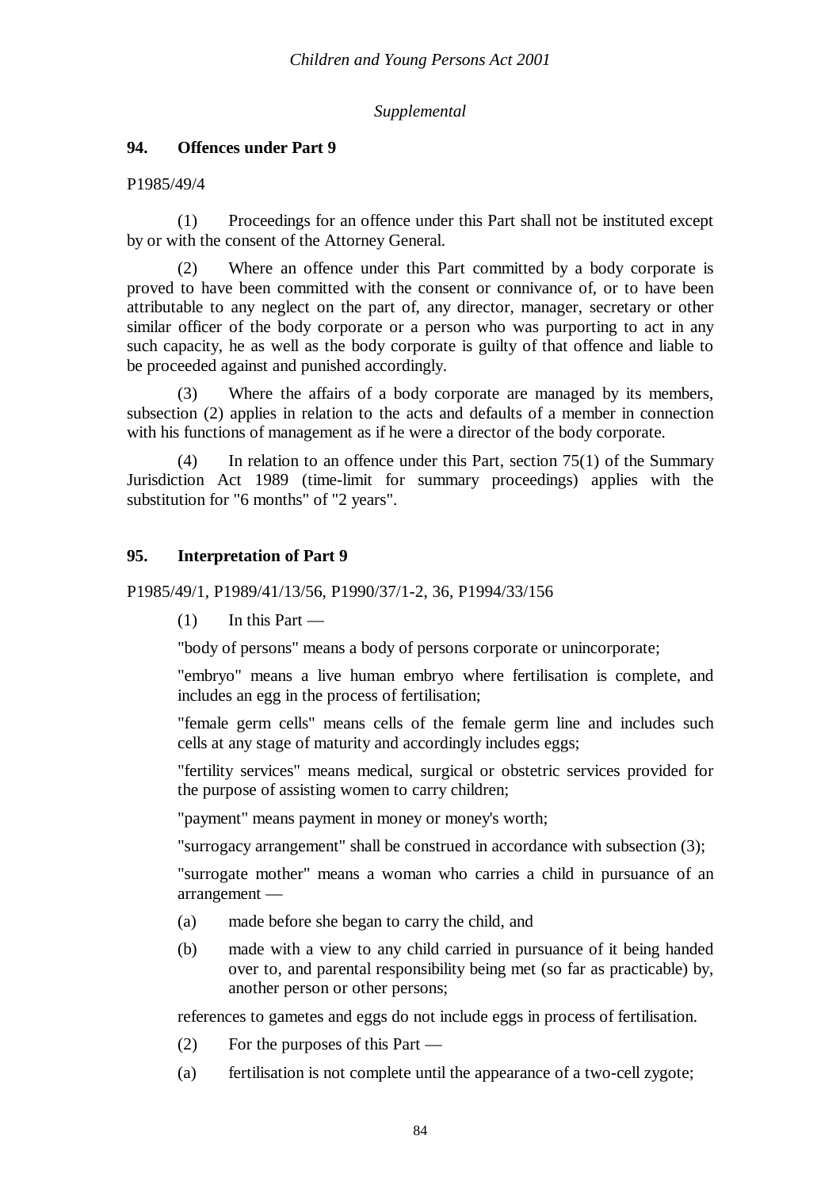*Supplemental*

### 94. Offences under Part 9

P1985/49/4

(1) Proceedings for an offence under this Part shall not be instituted except by or with the consent of the Attorney General.

(2) Where an offence under this Part committed by a body corporate is proved to have been committed with the consent or connivance of, or to have been attributable to any neglect on the part of, any director, manager, secretary or other similar officer of the body corporate or a person who was purporting to act in any such capacity, he as well as the body corporate is guilty of that offence and liable to be proceeded against and punished accordingly.

(3) Where the affairs of a body corporate are managed by its members, subsection (2) applies in relation to the acts and defaults of a member in connection with his functions of management as if he were a director of the body corporate.

(4) In relation to an offence under this Part, section 75(1) of the Summary Jurisdiction Act 1989 (time-limit for summary proceedings) applies with the substitution for "6 months" of "2 years".

### 95. Interpretation of Part 9

P1985/49/1, P1989/41/13/56, P1990/37/1-2, 36, P1994/33/156

(1) In this Part —

"body of persons" means a body of persons corporate or unincorporate;

"embryo" means a live human embryo where fertilisation is complete, and includes an egg in the process of fertilisation;

"female germ cells" means cells of the female germ line and includes such cells at any stage of maturity and accordingly includes eggs;

"fertility services" means medical, surgical or obstetric services provided for the purpose of assisting women to carry children;

"payment" means payment in money or money's worth;

"surrogacy arrangement" shall be construed in accordance with subsection (3);

"surrogate mother" means a woman who carries a child in pursuance of an arrangement —

(a) made before she began to carry the child, and

(b) made with a view to any child carried in pursuance of it being handed over to, and parental responsibility being met (so far as practicable) by, another person or other persons;

references to gametes and eggs do not include eggs in process of fertilisation.

(2) For the purposes of this Part —

(a) fertilisation is not complete until the appearance of a two-cell zygote;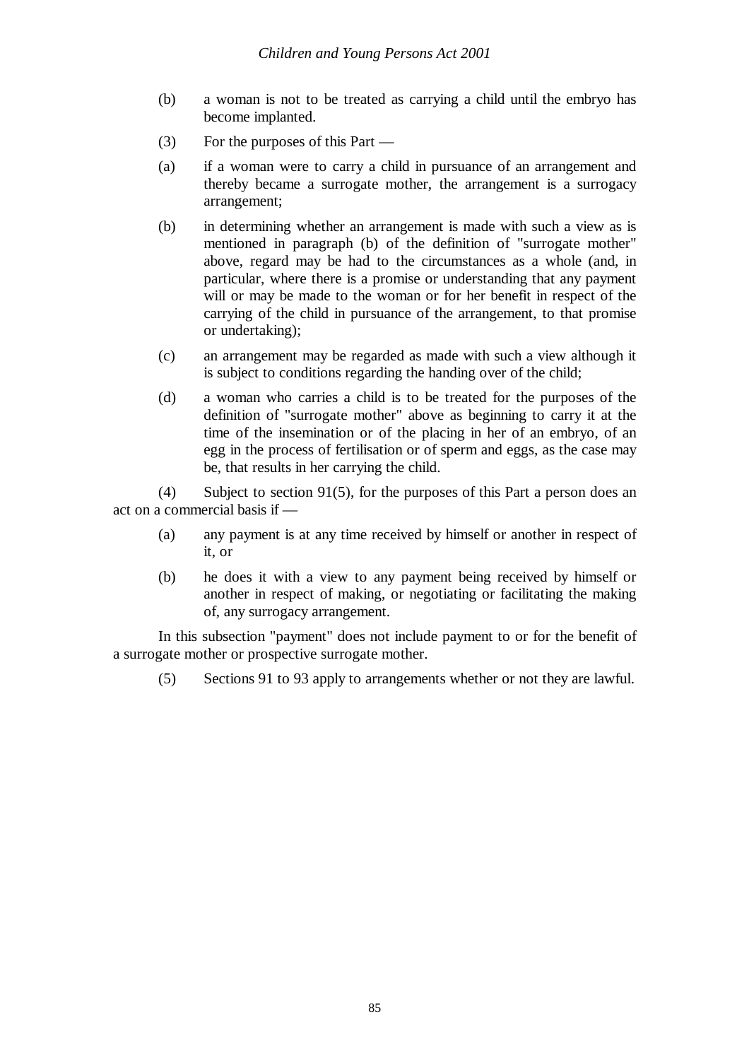(b) a woman is not to be treated as carrying a child until the embryo has become implanted.

(3) For the purposes of this Part —

(a) if a woman were to carry a child in pursuance of an arrangement and thereby became a surrogate mother, the arrangement is a surrogacy arrangement;

(b) in determining whether an arrangement is made with such a view as is mentioned in paragraph (b) of the definition of "surrogate mother" above, regard may be had to the circumstances as a whole (and, in particular, where there is a promise or understanding that any payment will or may be made to the woman or for her benefit in respect of the carrying of the child in pursuance of the arrangement, to that promise or undertaking);

(c) an arrangement may be regarded as made with such a view although it is subject to conditions regarding the handing over of the child;

(d) a woman who carries a child is to be treated for the purposes of the definition of "surrogate mother" above as beginning to carry it at the time of the insemination or of the placing in her of an embryo, of an egg in the process of fertilisation or of sperm and eggs, as the case may be, that results in her carrying the child.

(4) Subject to section 91(5), for the purposes of this Part a person does an act on a commercial basis if —

(a) any payment is at any time received by himself or another in respect of it, or

(b) he does it with a view to any payment being received by himself or another in respect of making, or negotiating or facilitating the making of, any surrogacy arrangement.

In this subsection "payment" does not include payment to or for the benefit of a surrogate mother or prospective surrogate mother.

(5) Sections 91 to 93 apply to arrangements whether or not they are lawful.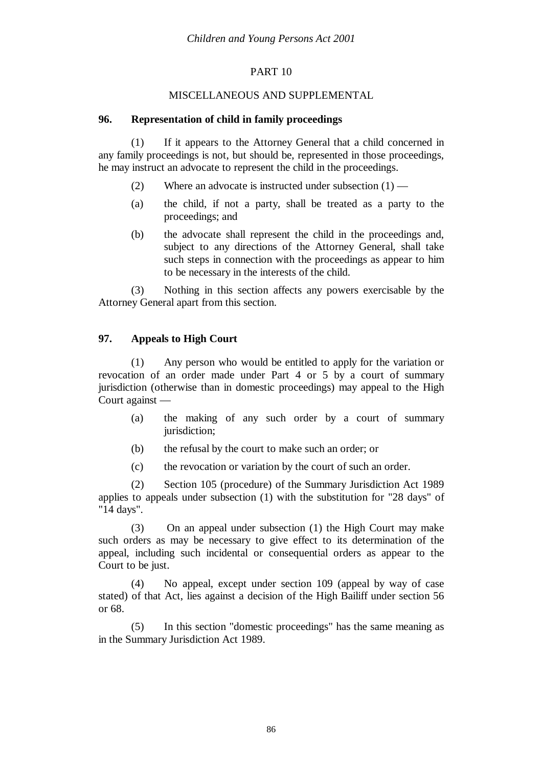# PART 10

## MISCELLANEOUS AND SUPPLEMENTAL

### 96. Representation of child in family proceedings

(1) If it appears to the Attorney General that a child concerned in any family proceedings is not, but should be, represented in those proceedings, he may instruct an advocate to represent the child in the proceedings.

(2) Where an advocate is instructed under subsection (1) —

(a) the child, if not a party, shall be treated as a party to the proceedings; and

(b) the advocate shall represent the child in the proceedings and, subject to any directions of the Attorney General, shall take such steps in connection with the proceedings as appear to him to be necessary in the interests of the child.

(3) Nothing in this section affects any powers exercisable by the Attorney General apart from this section.

### 97. Appeals to High Court

(1) Any person who would be entitled to apply for the variation or revocation of an order made under Part 4 or 5 by a court of summary jurisdiction (otherwise than in domestic proceedings) may appeal to the High Court against —

(a) the making of any such order by a court of summary jurisdiction;

(b) the refusal by the court to make such an order; or

(c) the revocation or variation by the court of such an order.

(2) Section 105 (procedure) of the Summary Jurisdiction Act 1989 applies to appeals under subsection (1) with the substitution for "28 days" of "14 days".

(3) On an appeal under subsection (1) the High Court may make such orders as may be necessary to give effect to its determination of the appeal, including such incidental or consequential orders as appear to the Court to be just.

(4) No appeal, except under section 109 (appeal by way of case stated) of that Act, lies against a decision of the High Bailiff under section 56 or 68.

(5) In this section "domestic proceedings" has the same meaning as in the Summary Jurisdiction Act 1989.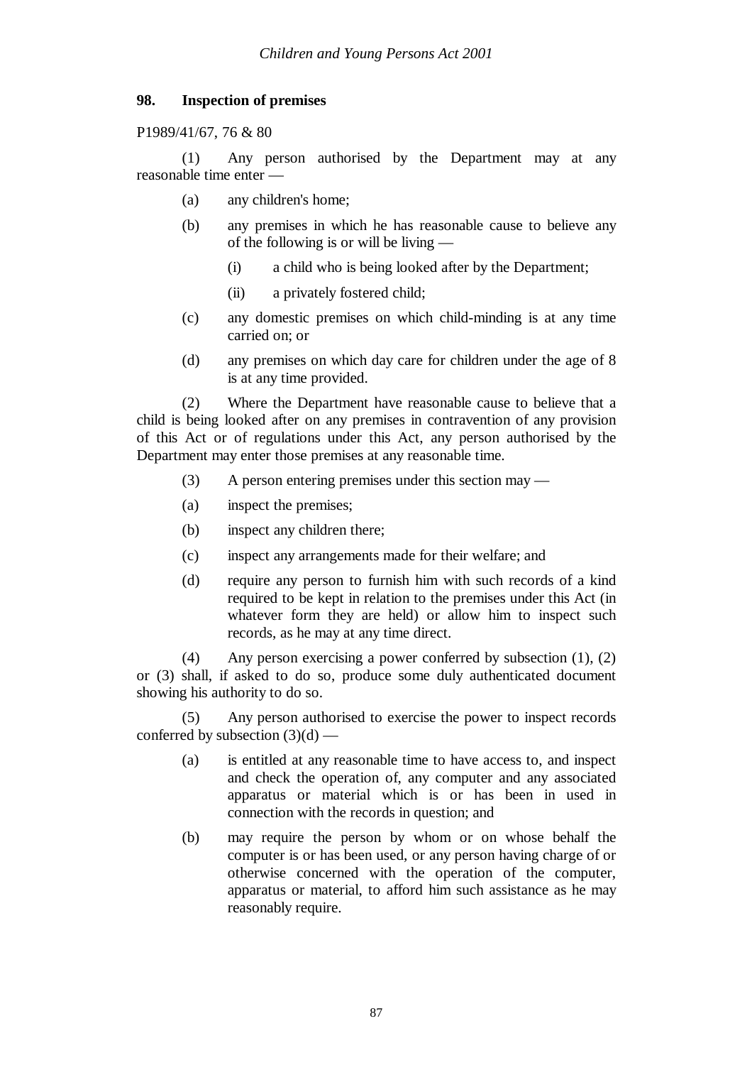**98. Inspection of premises**

P1989/41/67, 76 & 80

(1) Any person authorised by the Department may at any reasonable time enter —

(a) any children's home;

(b) any premises in which he has reasonable cause to believe any of the following is or will be living —

(i) a child who is being looked after by the Department;

(ii) a privately fostered child;

(c) any domestic premises on which child-minding is at any time carried on; or

(d) any premises on which day care for children under the age of 8 is at any time provided.

(2) Where the Department have reasonable cause to believe that a child is being looked after on any premises in contravention of any provision of this Act or of regulations under this Act, any person authorised by the Department may enter those premises at any reasonable time.

(3) A person entering premises under this section may —

(a) inspect the premises;

(b) inspect any children there;

(c) inspect any arrangements made for their welfare; and

(d) require any person to furnish him with such records of a kind required to be kept in relation to the premises under this Act (in whatever form they are held) or allow him to inspect such records, as he may at any time direct.

(4) Any person exercising a power conferred by subsection (1), (2) or (3) shall, if asked to do so, produce some duly authenticated document showing his authority to do so.

(5) Any person authorised to exercise the power to inspect records conferred by subsection (3)(d) —

(a) is entitled at any reasonable time to have access to, and inspect and check the operation of, any computer and any associated apparatus or material which is or has been in used in connection with the records in question; and

(b) may require the person by whom or on whose behalf the computer is or has been used, or any person having charge of or otherwise concerned with the operation of the computer, apparatus or material, to afford him such assistance as he may reasonably require.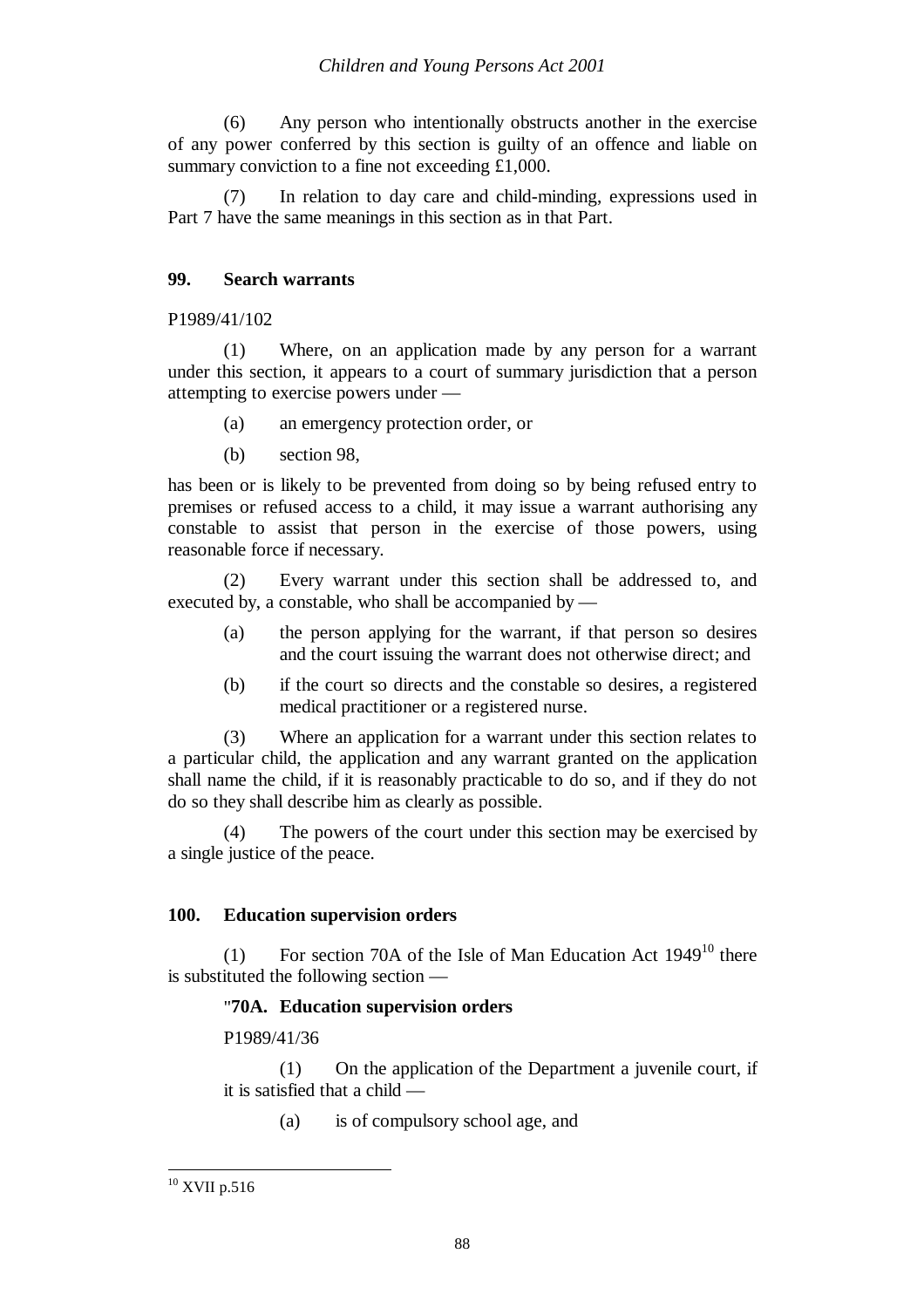(6) Any person who intentionally obstructs another in the exercise of any power conferred by this section is guilty of an offence and liable on summary conviction to a fine not exceeding £1,000.

(7) In relation to day care and child-minding, expressions used in Part 7 have the same meanings in this section as in that Part.

### 99. Search warrants

P1989/41/102

(1) Where, on an application made by any person for a warrant under this section, it appears to a court of summary jurisdiction that a person attempting to exercise powers under —

(a) an emergency protection order, or

(b) section 98,

has been or is likely to be prevented from doing so by being refused entry to premises or refused access to a child, it may issue a warrant authorising any constable to assist that person in the exercise of those powers, using reasonable force if necessary.

(2) Every warrant under this section shall be addressed to, and executed by, a constable, who shall be accompanied by —

(a) the person applying for the warrant, if that person so desires and the court issuing the warrant does not otherwise direct; and

(b) if the court so directs and the constable so desires, a registered medical practitioner or a registered nurse.

(3) Where an application for a warrant under this section relates to a particular child, the application and any warrant granted on the application shall name the child, if it is reasonably practicable to do so, and if they do not do so they shall describe him as clearly as possible.

(4) The powers of the court under this section may be exercised by a single justice of the peace.

### 100. Education supervision orders

(1) For section 70A of the Isle of Man Education Act 1949[10] there is substituted the following section —

"**70A. Education supervision orders**

P1989/41/36

(1) On the application of the Department a juvenile court, if it is satisfied that a child —

(a) is of compulsory school age, and

---

[10] XVII p.516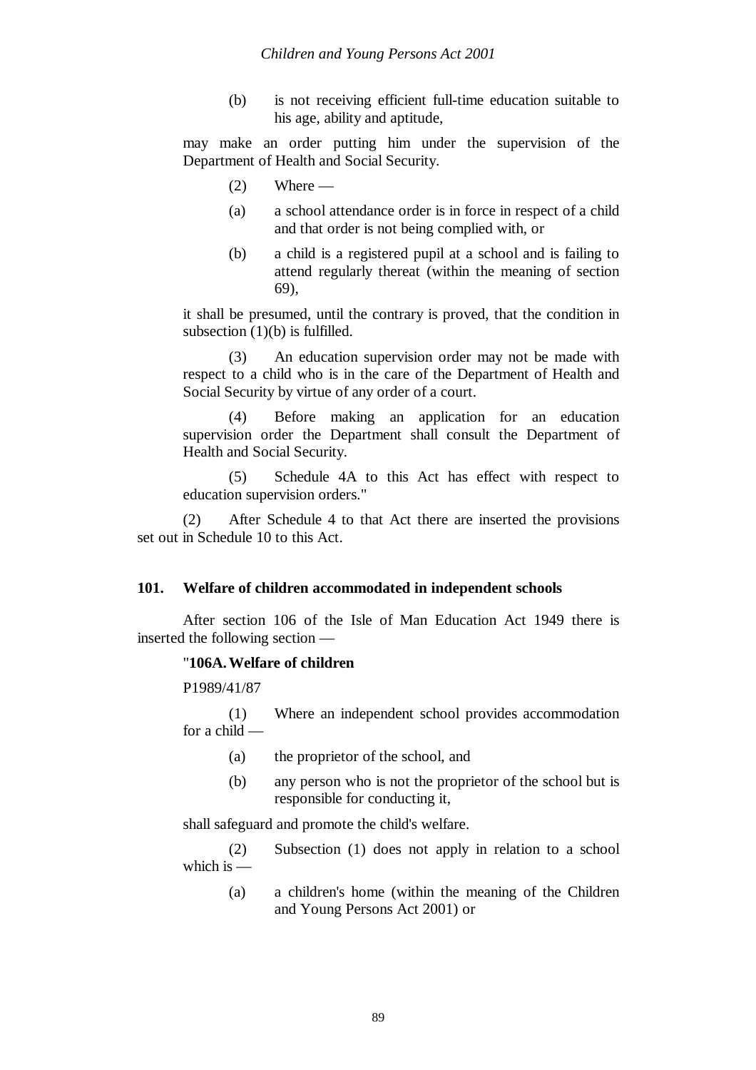(b) is not receiving efficient full-time education suitable to his age, ability and aptitude,

may make an order putting him under the supervision of the Department of Health and Social Security.

(2) Where —

(a) a school attendance order is in force in respect of a child and that order is not being complied with, or

(b) a child is a registered pupil at a school and is failing to attend regularly thereat (within the meaning of section 69),

it shall be presumed, until the contrary is proved, that the condition in subsection (1)(b) is fulfilled.

(3) An education supervision order may not be made with respect to a child who is in the care of the Department of Health and Social Security by virtue of any order of a court.

(4) Before making an application for an education supervision order the Department shall consult the Department of Health and Social Security.

(5) Schedule 4A to this Act has effect with respect to education supervision orders."

(2) After Schedule 4 to that Act there are inserted the provisions set out in Schedule 10 to this Act.

### 101. Welfare of children accommodated in independent schools

After section 106 of the Isle of Man Education Act 1949 there is inserted the following section —

"**106A. Welfare of children**

P1989/41/87

(1) Where an independent school provides accommodation for a child —

(a) the proprietor of the school, and

(b) any person who is not the proprietor of the school but is responsible for conducting it,

shall safeguard and promote the child's welfare.

(2) Subsection (1) does not apply in relation to a school which is —

(a) a children's home (within the meaning of the Children and Young Persons Act 2001) or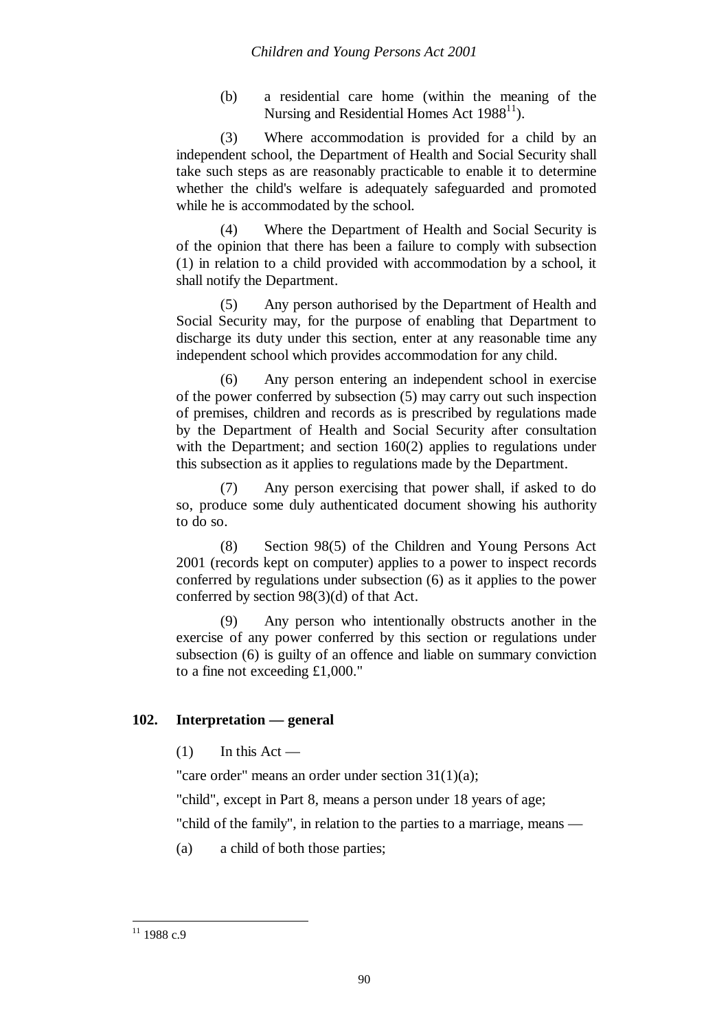(b) a residential care home (within the meaning of the Nursing and Residential Homes Act 1988[11]).

(3) Where accommodation is provided for a child by an independent school, the Department of Health and Social Security shall take such steps as are reasonably practicable to enable it to determine whether the child's welfare is adequately safeguarded and promoted while he is accommodated by the school.

(4) Where the Department of Health and Social Security is of the opinion that there has been a failure to comply with subsection (1) in relation to a child provided with accommodation by a school, it shall notify the Department.

(5) Any person authorised by the Department of Health and Social Security may, for the purpose of enabling that Department to discharge its duty under this section, enter at any reasonable time any independent school which provides accommodation for any child.

(6) Any person entering an independent school in exercise of the power conferred by subsection (5) may carry out such inspection of premises, children and records as is prescribed by regulations made by the Department of Health and Social Security after consultation with the Department; and section 160(2) applies to regulations under this subsection as it applies to regulations made by the Department.

(7) Any person exercising that power shall, if asked to do so, produce some duly authenticated document showing his authority to do so.

(8) Section 98(5) of the Children and Young Persons Act 2001 (records kept on computer) applies to a power to inspect records conferred by regulations under subsection (6) as it applies to the power conferred by section 98(3)(d) of that Act.

(9) Any person who intentionally obstructs another in the exercise of any power conferred by this section or regulations under subsection (6) is guilty of an offence and liable on summary conviction to a fine not exceeding £1,000."

## 102. Interpretation — general

(1) In this Act —

"care order" means an order under section 31(1)(a);

"child", except in Part 8, means a person under 18 years of age;

"child of the family", in relation to the parties to a marriage, means —

(a) a child of both those parties;

---

[11] 1988 c.9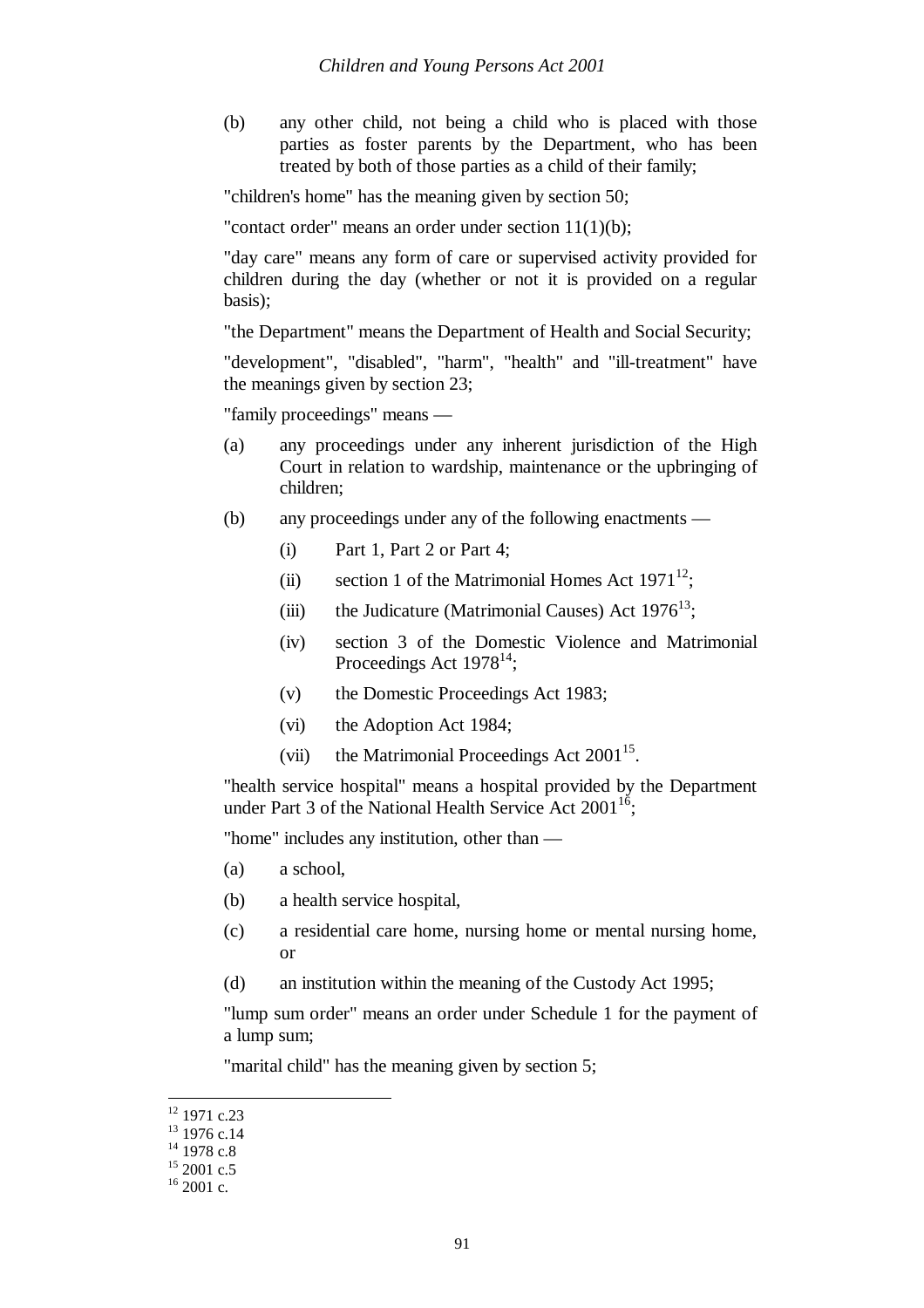(b) any other child, not being a child who is placed with those parties as foster parents by the Department, who has been treated by both of those parties as a child of their family;

"children's home" has the meaning given by section 50;

"contact order" means an order under section 11(1)(b);

"day care" means any form of care or supervised activity provided for children during the day (whether or not it is provided on a regular basis);

"the Department" means the Department of Health and Social Security;

"development", "disabled", "harm", "health" and "ill-treatment" have the meanings given by section 23;

"family proceedings" means —

(a) any proceedings under any inherent jurisdiction of the High Court in relation to wardship, maintenance or the upbringing of children;

(b) any proceedings under any of the following enactments —

(i) Part 1, Part 2 or Part 4;

(ii) section 1 of the Matrimonial Homes Act 1971[12];

(iii) the Judicature (Matrimonial Causes) Act 1976[13];

(iv) section 3 of the Domestic Violence and Matrimonial Proceedings Act 1978[14];

(v) the Domestic Proceedings Act 1983;

(vi) the Adoption Act 1984;

(vii) the Matrimonial Proceedings Act 2001[15].

"health service hospital" means a hospital provided by the Department under Part 3 of the National Health Service Act 2001[16];

"home" includes any institution, other than —

(a) a school,

(b) a health service hospital,

(c) a residential care home, nursing home or mental nursing home, or

(d) an institution within the meaning of the Custody Act 1995;

"lump sum order" means an order under Schedule 1 for the payment of a lump sum;

"marital child" has the meaning given by section 5;

---

[12] 1971 c.23
[13] 1976 c.14
[14] 1978 c.8
[15] 2001 c.5
[16] 2001 c.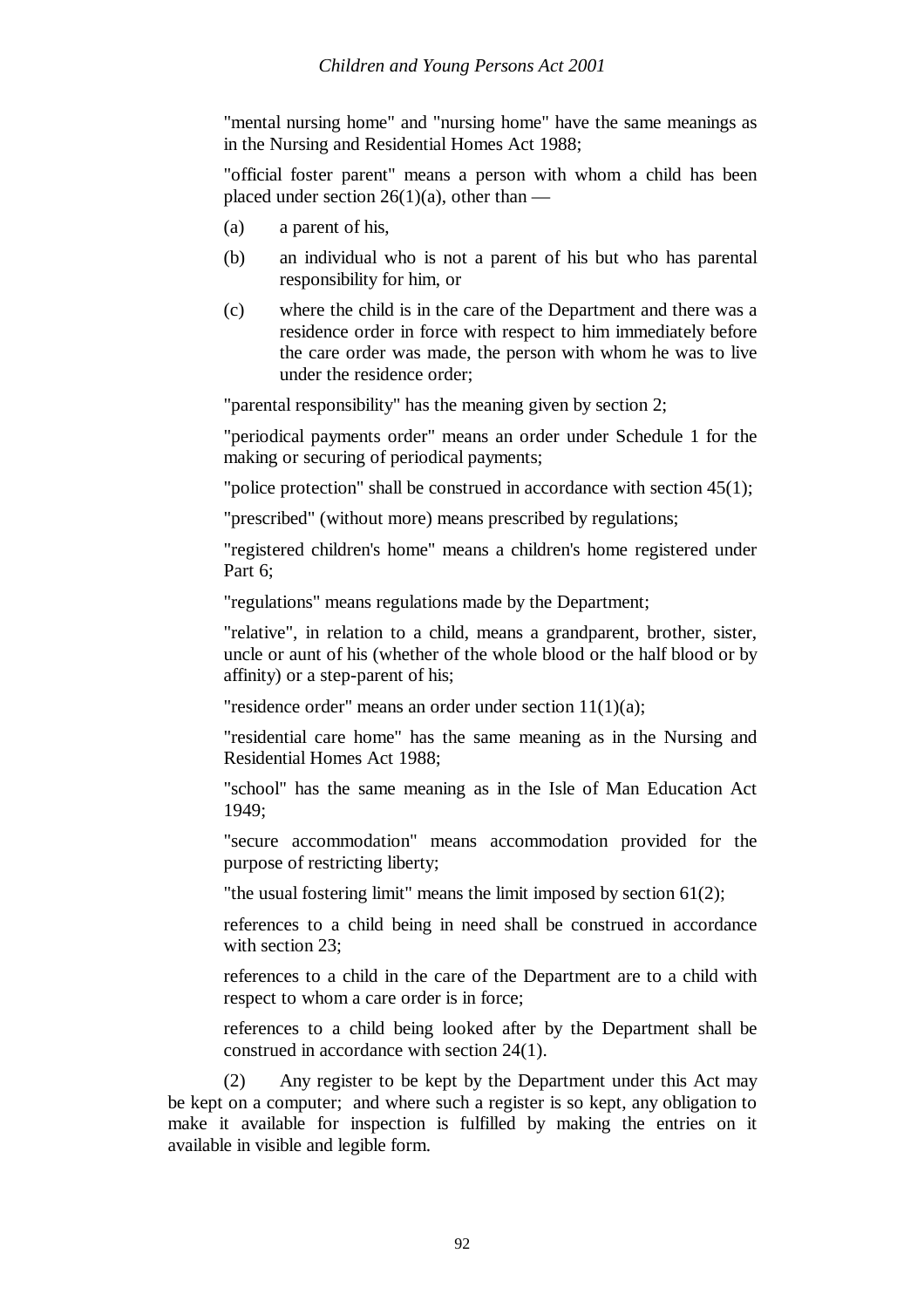"mental nursing home" and "nursing home" have the same meanings as in the Nursing and Residential Homes Act 1988;

"official foster parent" means a person with whom a child has been placed under section 26(1)(a), other than —

(a) a parent of his,

(b) an individual who is not a parent of his but who has parental responsibility for him, or

(c) where the child is in the care of the Department and there was a residence order in force with respect to him immediately before the care order was made, the person with whom he was to live under the residence order;

"parental responsibility" has the meaning given by section 2;

"periodical payments order" means an order under Schedule 1 for the making or securing of periodical payments;

"police protection" shall be construed in accordance with section 45(1);

"prescribed" (without more) means prescribed by regulations;

"registered children's home" means a children's home registered under Part 6;

"regulations" means regulations made by the Department;

"relative", in relation to a child, means a grandparent, brother, sister, uncle or aunt of his (whether of the whole blood or the half blood or by affinity) or a step-parent of his;

"residence order" means an order under section 11(1)(a);

"residential care home" has the same meaning as in the Nursing and Residential Homes Act 1988;

"school" has the same meaning as in the Isle of Man Education Act 1949;

"secure accommodation" means accommodation provided for the purpose of restricting liberty;

"the usual fostering limit" means the limit imposed by section 61(2);

references to a child being in need shall be construed in accordance with section 23;

references to a child in the care of the Department are to a child with respect to whom a care order is in force;

references to a child being looked after by the Department shall be construed in accordance with section 24(1).

(2) Any register to be kept by the Department under this Act may be kept on a computer; and where such a register is so kept, any obligation to make it available for inspection is fulfilled by making the entries on it available in visible and legible form.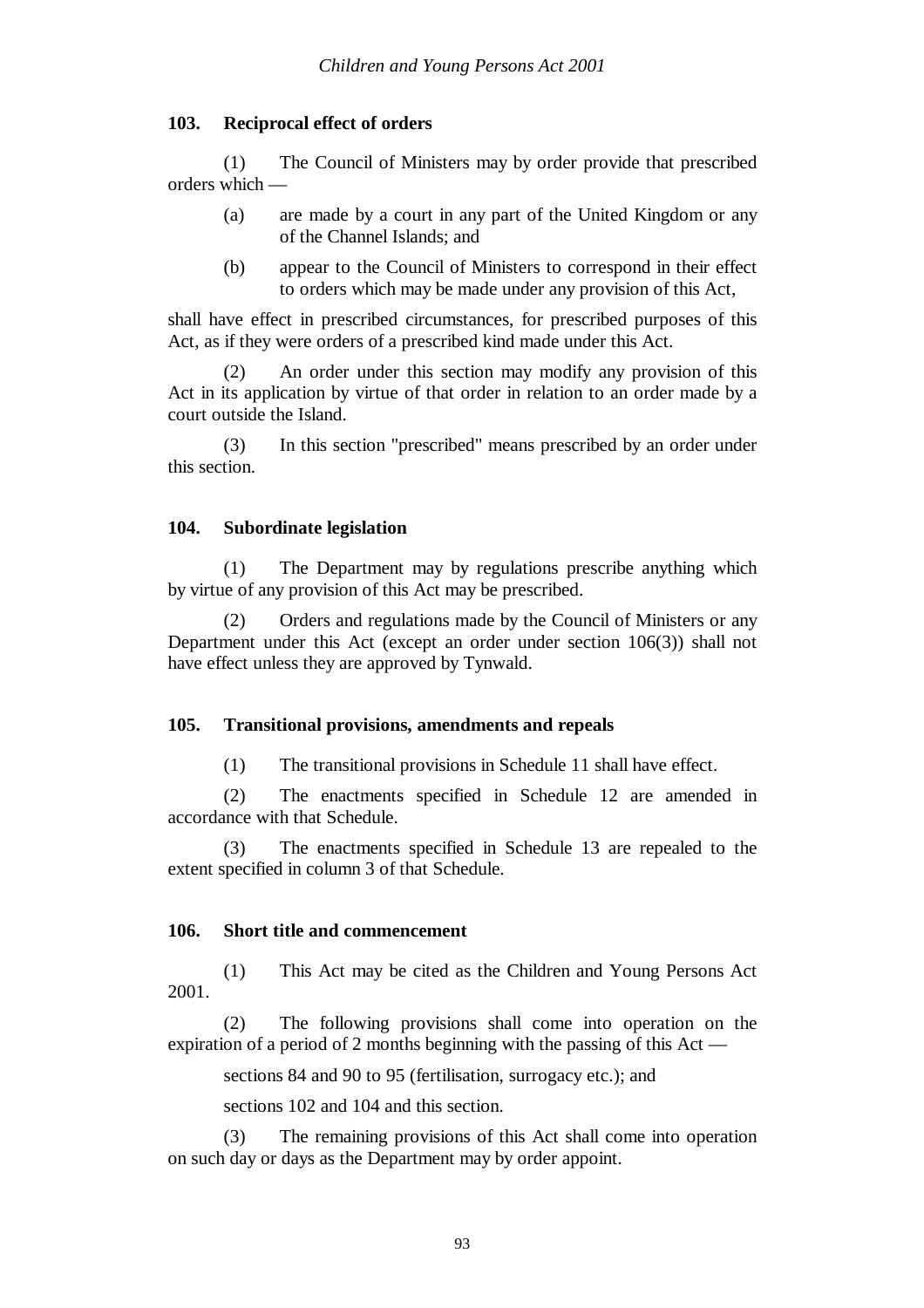### 103. Reciprocal effect of orders

(1) The Council of Ministers may by order provide that prescribed orders which —

(a) are made by a court in any part of the United Kingdom or any of the Channel Islands; and

(b) appear to the Council of Ministers to correspond in their effect to orders which may be made under any provision of this Act,

shall have effect in prescribed circumstances, for prescribed purposes of this Act, as if they were orders of a prescribed kind made under this Act.

(2) An order under this section may modify any provision of this Act in its application by virtue of that order in relation to an order made by a court outside the Island.

(3) In this section "prescribed" means prescribed by an order under this section.

### 104. Subordinate legislation

(1) The Department may by regulations prescribe anything which by virtue of any provision of this Act may be prescribed.

(2) Orders and regulations made by the Council of Ministers or any Department under this Act (except an order under section 106(3)) shall not have effect unless they are approved by Tynwald.

### 105. Transitional provisions, amendments and repeals

(1) The transitional provisions in Schedule 11 shall have effect.

(2) The enactments specified in Schedule 12 are amended in accordance with that Schedule.

(3) The enactments specified in Schedule 13 are repealed to the extent specified in column 3 of that Schedule.

### 106. Short title and commencement

(1) This Act may be cited as the Children and Young Persons Act 2001.

(2) The following provisions shall come into operation on the expiration of a period of 2 months beginning with the passing of this Act —

sections 84 and 90 to 95 (fertilisation, surrogacy etc.); and

sections 102 and 104 and this section.

(3) The remaining provisions of this Act shall come into operation on such day or days as the Department may by order appoint.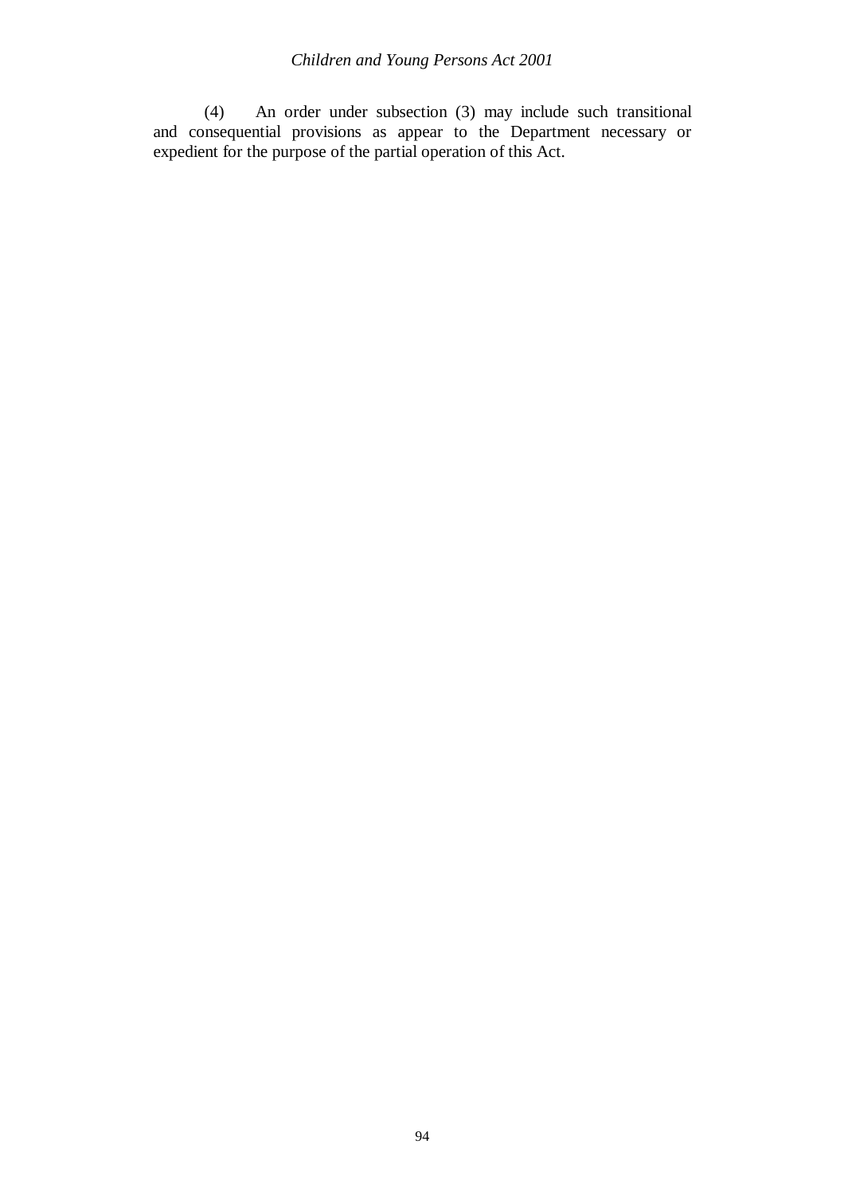(4) An order under subsection (3) may include such transitional and consequential provisions as appear to the Department necessary or expedient for the purpose of the partial operation of this Act.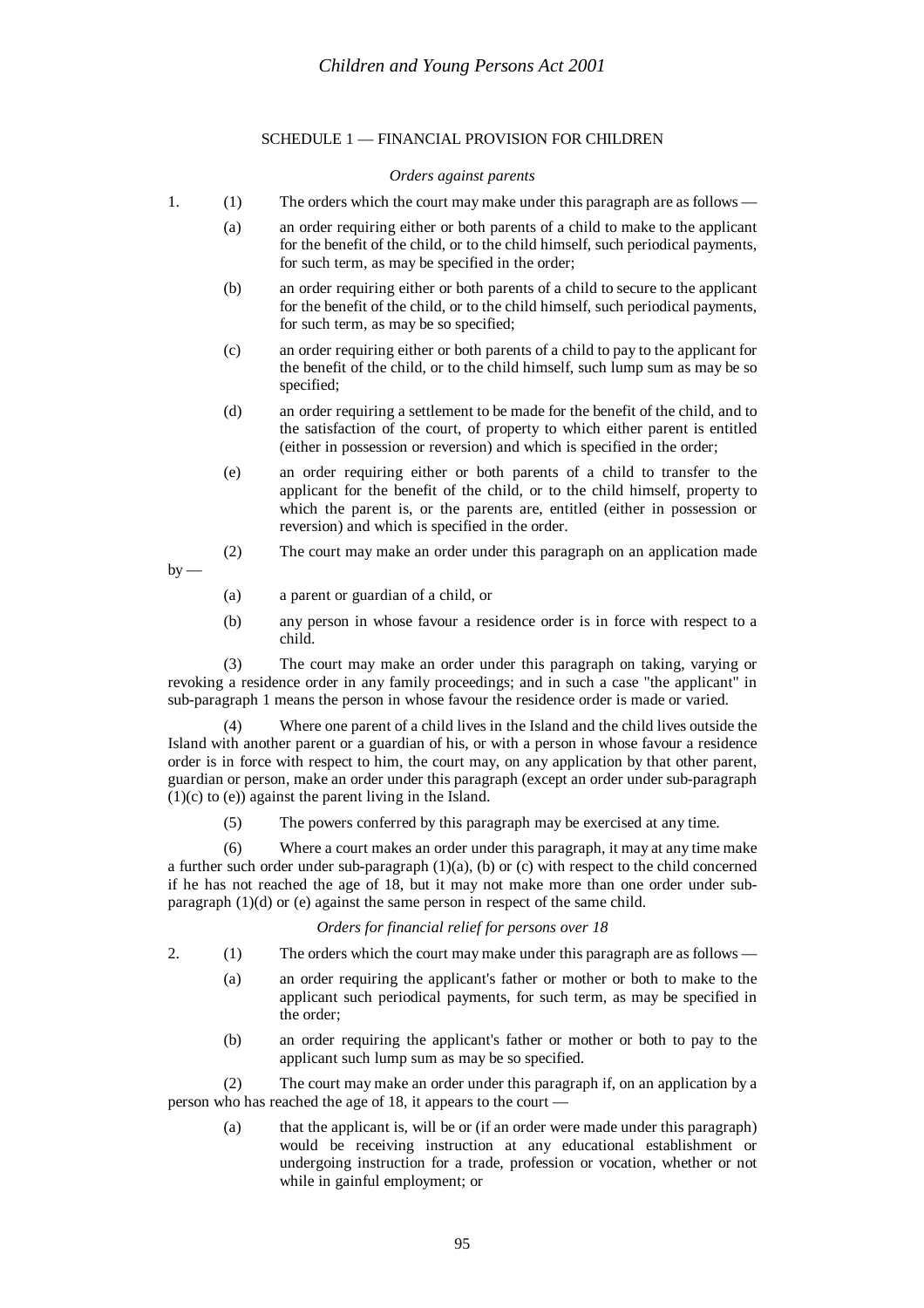## SCHEDULE 1 — FINANCIAL PROVISION FOR CHILDREN

*Orders against parents*

1. (1) The orders which the court may make under this paragraph are as follows —

   (a) an order requiring either or both parents of a child to make to the applicant for the benefit of the child, or to the child himself, such periodical payments, for such term, as may be specified in the order;

   (b) an order requiring either or both parents of a child to secure to the applicant for the benefit of the child, or to the child himself, such periodical payments, for such term, as may be so specified;

   (c) an order requiring either or both parents of a child to pay to the applicant for the benefit of the child, or to the child himself, such lump sum as may be so specified;

   (d) an order requiring a settlement to be made for the benefit of the child, and to the satisfaction of the court, of property to which either parent is entitled (either in possession or reversion) and which is specified in the order;

   (e) an order requiring either or both parents of a child to transfer to the applicant for the benefit of the child, or to the child himself, property to which the parent is, or the parents are, entitled (either in possession or reversion) and which is specified in the order.

(2) The court may make an order under this paragraph on an application made by —

   (a) a parent or guardian of a child, or

   (b) any person in whose favour a residence order is in force with respect to a child.

(3) The court may make an order under this paragraph on taking, varying or revoking a residence order in any family proceedings; and in such a case "the applicant" in sub-paragraph 1 means the person in whose favour the residence order is made or varied.

(4) Where one parent of a child lives in the Island and the child lives outside the Island with another parent or a guardian of his, or with a person in whose favour a residence order is in force with respect to him, the court may, on any application by that other parent, guardian or person, make an order under this paragraph (except an order under sub-paragraph (1)(c) to (e)) against the parent living in the Island.

(5) The powers conferred by this paragraph may be exercised at any time.

(6) Where a court makes an order under this paragraph, it may at any time make a further such order under sub-paragraph (1)(a), (b) or (c) with respect to the child concerned if he has not reached the age of 18, but it may not make more than one order under sub-paragraph (1)(d) or (e) against the same person in respect of the same child.

*Orders for financial relief for persons over 18*

2. (1) The orders which the court may make under this paragraph are as follows —

   (a) an order requiring the applicant's father or mother or both to make to the applicant such periodical payments, for such term, as may be specified in the order;

   (b) an order requiring the applicant's father or mother or both to pay to the applicant such lump sum as may be so specified.

(2) The court may make an order under this paragraph if, on an application by a person who has reached the age of 18, it appears to the court —

   (a) that the applicant is, will be or (if an order were made under this paragraph) would be receiving instruction at any educational establishment or undergoing instruction for a trade, profession or vocation, whether or not while in gainful employment; or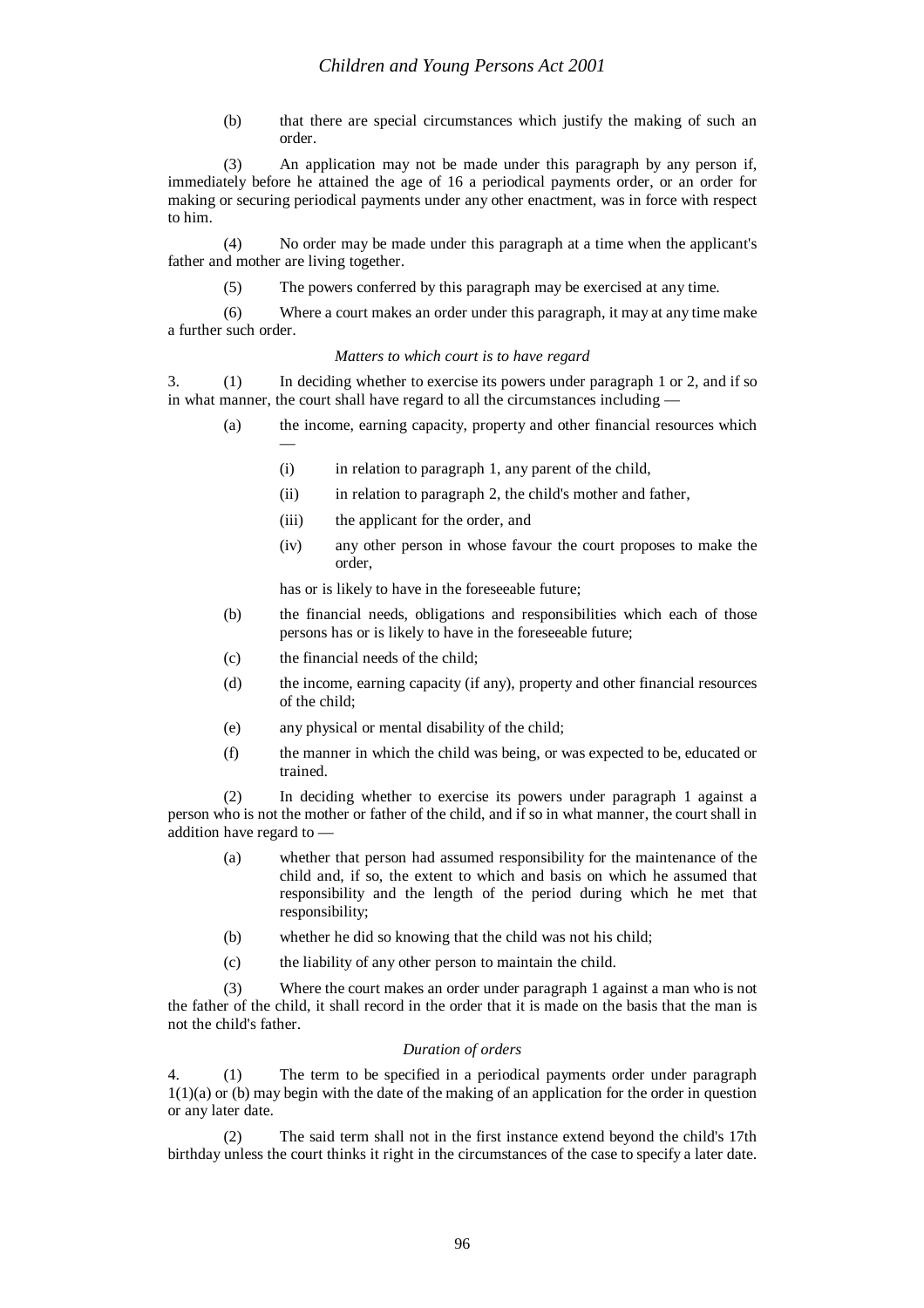(b) that there are special circumstances which justify the making of such an order.

(3) An application may not be made under this paragraph by any person if, immediately before he attained the age of 16 a periodical payments order, or an order for making or securing periodical payments under any other enactment, was in force with respect to him.

(4) No order may be made under this paragraph at a time when the applicant's father and mother are living together.

(5) The powers conferred by this paragraph may be exercised at any time.

(6) Where a court makes an order under this paragraph, it may at any time make a further such order.

*Matters to which court is to have regard*

3. (1) In deciding whether to exercise its powers under paragraph 1 or 2, and if so in what manner, the court shall have regard to all the circumstances including —

(a) the income, earning capacity, property and other financial resources which —

(i) in relation to paragraph 1, any parent of the child,

(ii) in relation to paragraph 2, the child's mother and father,

(iii) the applicant for the order, and

(iv) any other person in whose favour the court proposes to make the order,

has or is likely to have in the foreseeable future;

(b) the financial needs, obligations and responsibilities which each of those persons has or is likely to have in the foreseeable future;

(c) the financial needs of the child;

(d) the income, earning capacity (if any), property and other financial resources of the child;

(e) any physical or mental disability of the child;

(f) the manner in which the child was being, or was expected to be, educated or trained.

(2) In deciding whether to exercise its powers under paragraph 1 against a person who is not the mother or father of the child, and if so in what manner, the court shall in addition have regard to —

(a) whether that person had assumed responsibility for the maintenance of the child and, if so, the extent to which and basis on which he assumed that responsibility and the length of the period during which he met that responsibility;

(b) whether he did so knowing that the child was not his child;

(c) the liability of any other person to maintain the child.

(3) Where the court makes an order under paragraph 1 against a man who is not the father of the child, it shall record in the order that it is made on the basis that the man is not the child's father.

*Duration of orders*

4. (1) The term to be specified in a periodical payments order under paragraph 1(1)(a) or (b) may begin with the date of the making of an application for the order in question or any later date.

(2) The said term shall not in the first instance extend beyond the child's 17th birthday unless the court thinks it right in the circumstances of the case to specify a later date.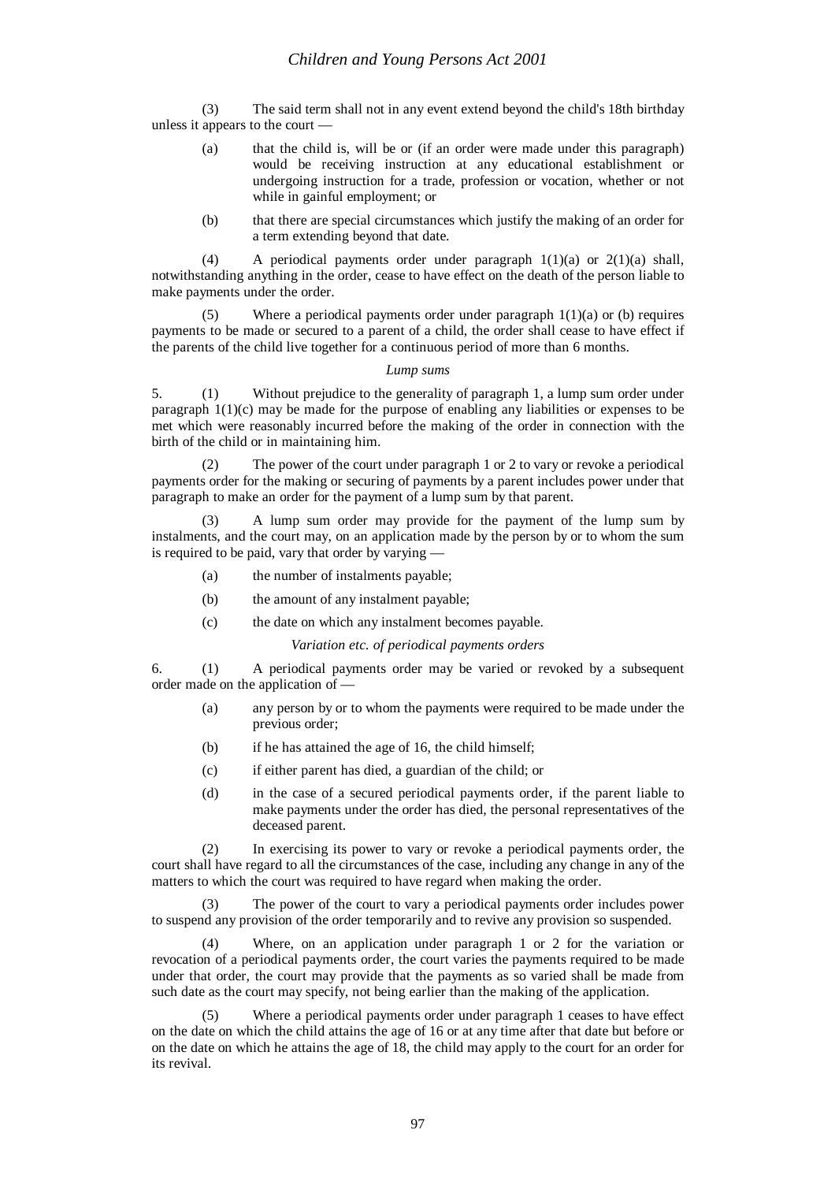(3) The said term shall not in any event extend beyond the child's 18th birthday unless it appears to the court —

(a) that the child is, will be or (if an order were made under this paragraph) would be receiving instruction at any educational establishment or undergoing instruction for a trade, profession or vocation, whether or not while in gainful employment; or

(b) that there are special circumstances which justify the making of an order for a term extending beyond that date.

(4) A periodical payments order under paragraph 1(1)(a) or 2(1)(a) shall, notwithstanding anything in the order, cease to have effect on the death of the person liable to make payments under the order.

(5) Where a periodical payments order under paragraph 1(1)(a) or (b) requires payments to be made or secured to a parent of a child, the order shall cease to have effect if the parents of the child live together for a continuous period of more than 6 months.

*Lump sums*

5. (1) Without prejudice to the generality of paragraph 1, a lump sum order under paragraph 1(1)(c) may be made for the purpose of enabling any liabilities or expenses to be met which were reasonably incurred before the making of the order in connection with the birth of the child or in maintaining him.

(2) The power of the court under paragraph 1 or 2 to vary or revoke a periodical payments order for the making or securing of payments by a parent includes power under that paragraph to make an order for the payment of a lump sum by that parent.

(3) A lump sum order may provide for the payment of the lump sum by instalments, and the court may, on an application made by the person by or to whom the sum is required to be paid, vary that order by varying —

(a) the number of instalments payable;

(b) the amount of any instalment payable;

(c) the date on which any instalment becomes payable.

*Variation etc. of periodical payments orders*

6. (1) A periodical payments order may be varied or revoked by a subsequent order made on the application of —

(a) any person by or to whom the payments were required to be made under the previous order;

(b) if he has attained the age of 16, the child himself;

(c) if either parent has died, a guardian of the child; or

(d) in the case of a secured periodical payments order, if the parent liable to make payments under the order has died, the personal representatives of the deceased parent.

(2) In exercising its power to vary or revoke a periodical payments order, the court shall have regard to all the circumstances of the case, including any change in any of the matters to which the court was required to have regard when making the order.

(3) The power of the court to vary a periodical payments order includes power to suspend any provision of the order temporarily and to revive any provision so suspended.

(4) Where, on an application under paragraph 1 or 2 for the variation or revocation of a periodical payments order, the court varies the payments required to be made under that order, the court may provide that the payments as so varied shall be made from such date as the court may specify, not being earlier than the making of the application.

(5) Where a periodical payments order under paragraph 1 ceases to have effect on the date on which the child attains the age of 16 or at any time after that date but before or on the date on which he attains the age of 18, the child may apply to the court for an order for its revival.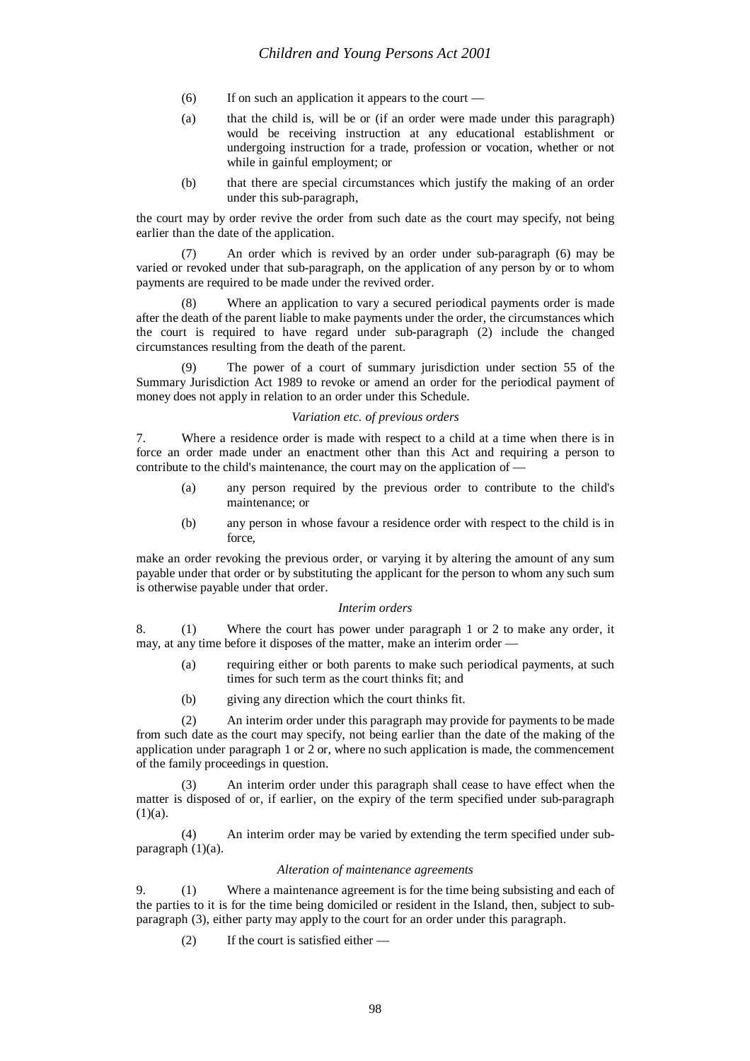(6) If on such an application it appears to the court —

(a) that the child is, will be or (if an order were made under this paragraph) would be receiving instruction at any educational establishment or undergoing instruction for a trade, profession or vocation, whether or not while in gainful employment; or

(b) that there are special circumstances which justify the making of an order under this sub-paragraph,

the court may by order revive the order from such date as the court may specify, not being earlier than the date of the application.

(7) An order which is revived by an order under sub-paragraph (6) may be varied or revoked under that sub-paragraph, on the application of any person by or to whom payments are required to be made under the revived order.

(8) Where an application to vary a secured periodical payments order is made after the death of the parent liable to make payments under the order, the circumstances which the court is required to have regard under sub-paragraph (2) include the changed circumstances resulting from the death of the parent.

(9) The power of a court of summary jurisdiction under section 55 of the Summary Jurisdiction Act 1989 to revoke or amend an order for the periodical payment of money does not apply in relation to an order under this Schedule.

*Variation etc. of previous orders*

7. Where a residence order is made with respect to a child at a time when there is in force an order made under an enactment other than this Act and requiring a person to contribute to the child's maintenance, the court may on the application of —

(a) any person required by the previous order to contribute to the child's maintenance; or

(b) any person in whose favour a residence order with respect to the child is in force,

make an order revoking the previous order, or varying it by altering the amount of any sum payable under that order or by substituting the applicant for the person to whom any such sum is otherwise payable under that order.

*Interim orders*

8. (1) Where the court has power under paragraph 1 or 2 to make any order, it may, at any time before it disposes of the matter, make an interim order —

(a) requiring either or both parents to make such periodical payments, at such times for such term as the court thinks fit; and

(b) giving any direction which the court thinks fit.

(2) An interim order under this paragraph may provide for payments to be made from such date as the court may specify, not being earlier than the date of the making of the application under paragraph 1 or 2 or, where no such application is made, the commencement of the family proceedings in question.

(3) An interim order under this paragraph shall cease to have effect when the matter is disposed of or, if earlier, on the expiry of the term specified under sub-paragraph (1)(a).

(4) An interim order may be varied by extending the term specified under sub-paragraph (1)(a).

*Alteration of maintenance agreements*

9. (1) Where a maintenance agreement is for the time being subsisting and each of the parties to it is for the time being domiciled or resident in the Island, then, subject to sub-paragraph (3), either party may apply to the court for an order under this paragraph.

(2) If the court is satisfied either —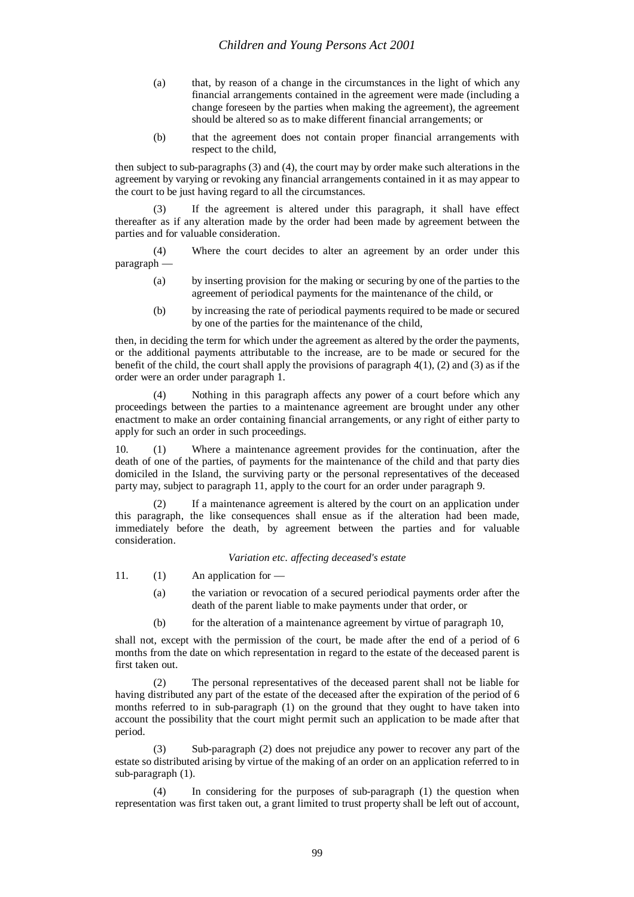(a) that, by reason of a change in the circumstances in the light of which any financial arrangements contained in the agreement were made (including a change foreseen by the parties when making the agreement), the agreement should be altered so as to make different financial arrangements; or

(b) that the agreement does not contain proper financial arrangements with respect to the child,

then subject to sub-paragraphs (3) and (4), the court may by order make such alterations in the agreement by varying or revoking any financial arrangements contained in it as may appear to the court to be just having regard to all the circumstances.

(3) If the agreement is altered under this paragraph, it shall have effect thereafter as if any alteration made by the order had been made by agreement between the parties and for valuable consideration.

(4) Where the court decides to alter an agreement by an order under this paragraph —

(a) by inserting provision for the making or securing by one of the parties to the agreement of periodical payments for the maintenance of the child, or

(b) by increasing the rate of periodical payments required to be made or secured by one of the parties for the maintenance of the child,

then, in deciding the term for which under the agreement as altered by the order the payments, or the additional payments attributable to the increase, are to be made or secured for the benefit of the child, the court shall apply the provisions of paragraph 4(1), (2) and (3) as if the order were an order under paragraph 1.

(4) Nothing in this paragraph affects any power of a court before which any proceedings between the parties to a maintenance agreement are brought under any other enactment to make an order containing financial arrangements, or any right of either party to apply for such an order in such proceedings.

10. (1) Where a maintenance agreement provides for the continuation, after the death of one of the parties, of payments for the maintenance of the child and that party dies domiciled in the Island, the surviving party or the personal representatives of the deceased party may, subject to paragraph 11, apply to the court for an order under paragraph 9.

(2) If a maintenance agreement is altered by the court on an application under this paragraph, the like consequences shall ensue as if the alteration had been made, immediately before the death, by agreement between the parties and for valuable consideration.

*Variation etc. affecting deceased's estate*

11. (1) An application for —

(a) the variation or revocation of a secured periodical payments order after the death of the parent liable to make payments under that order, or

(b) for the alteration of a maintenance agreement by virtue of paragraph 10,

shall not, except with the permission of the court, be made after the end of a period of 6 months from the date on which representation in regard to the estate of the deceased parent is first taken out.

(2) The personal representatives of the deceased parent shall not be liable for having distributed any part of the estate of the deceased after the expiration of the period of 6 months referred to in sub-paragraph (1) on the ground that they ought to have taken into account the possibility that the court might permit such an application to be made after that period.

(3) Sub-paragraph (2) does not prejudice any power to recover any part of the estate so distributed arising by virtue of the making of an order on an application referred to in sub-paragraph (1).

(4) In considering for the purposes of sub-paragraph (1) the question when representation was first taken out, a grant limited to trust property shall be left out of account,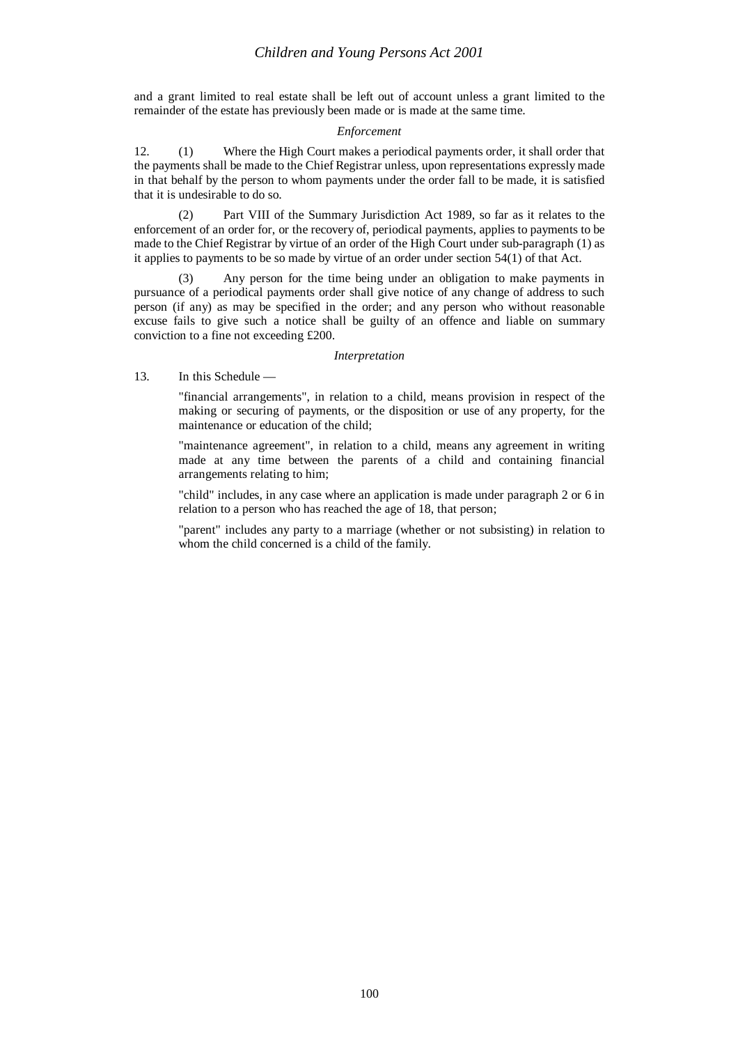and a grant limited to real estate shall be left out of account unless a grant limited to the remainder of the estate has previously been made or is made at the same time.

*Enforcement*

12. (1) Where the High Court makes a periodical payments order, it shall order that the payments shall be made to the Chief Registrar unless, upon representations expressly made in that behalf by the person to whom payments under the order fall to be made, it is satisfied that it is undesirable to do so.

(2) Part VIII of the Summary Jurisdiction Act 1989, so far as it relates to the enforcement of an order for, or the recovery of, periodical payments, applies to payments to be made to the Chief Registrar by virtue of an order of the High Court under sub-paragraph (1) as it applies to payments to be so made by virtue of an order under section 54(1) of that Act.

(3) Any person for the time being under an obligation to make payments in pursuance of a periodical payments order shall give notice of any change of address to such person (if any) as may be specified in the order; and any person who without reasonable excuse fails to give such a notice shall be guilty of an offence and liable on summary conviction to a fine not exceeding £200.

*Interpretation*

13. In this Schedule —

"financial arrangements", in relation to a child, means provision in respect of the making or securing of payments, or the disposition or use of any property, for the maintenance or education of the child;

"maintenance agreement", in relation to a child, means any agreement in writing made at any time between the parents of a child and containing financial arrangements relating to him;

"child" includes, in any case where an application is made under paragraph 2 or 6 in relation to a person who has reached the age of 18, that person;

"parent" includes any party to a marriage (whether or not subsisting) in relation to whom the child concerned is a child of the family.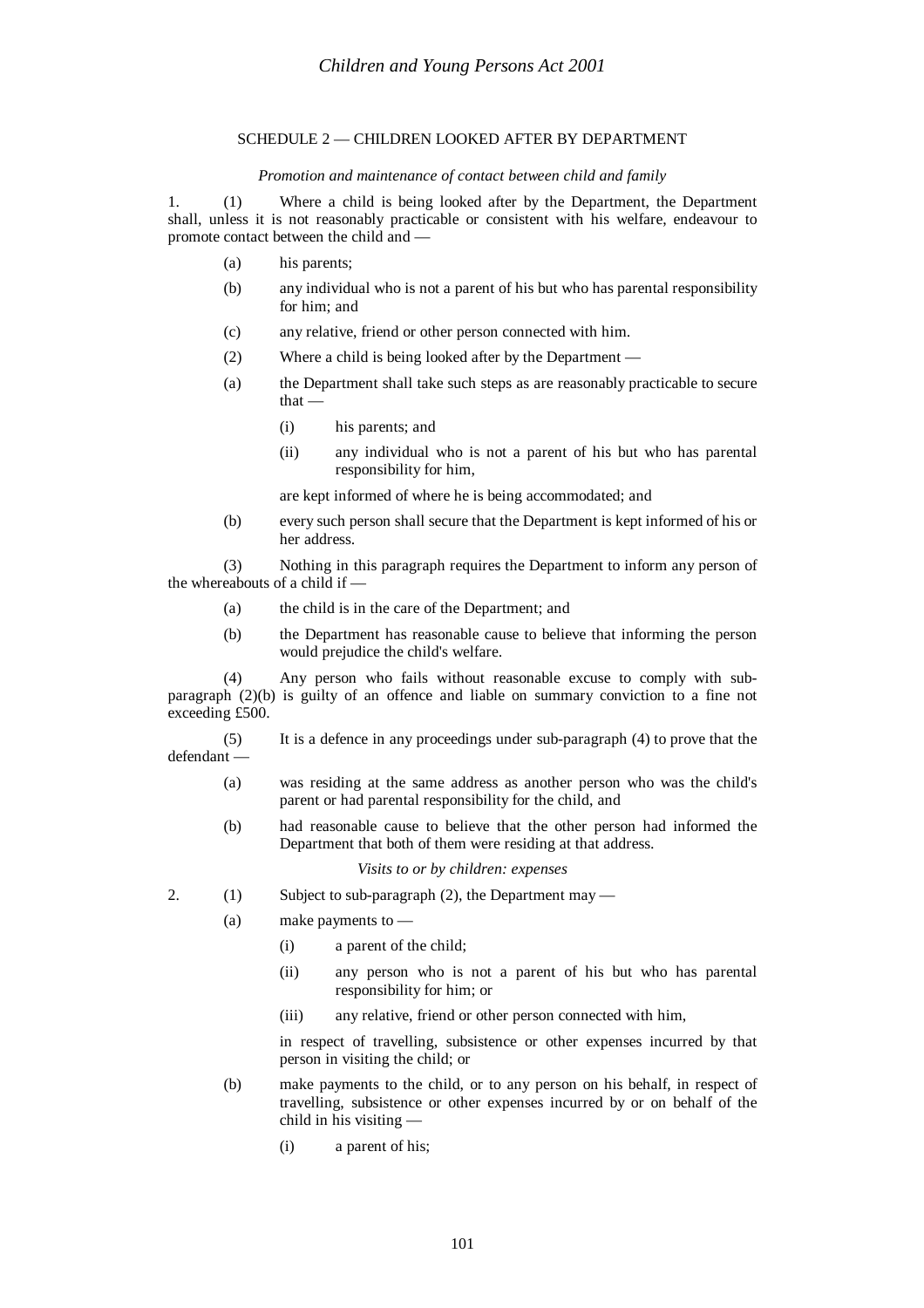## SCHEDULE 2 — CHILDREN LOOKED AFTER BY DEPARTMENT

*Promotion and maintenance of contact between child and family*

1. (1) Where a child is being looked after by the Department, the Department shall, unless it is not reasonably practicable or consistent with his welfare, endeavour to promote contact between the child and —

- (a) his parents;
- (b) any individual who is not a parent of his but who has parental responsibility for him; and
- (c) any relative, friend or other person connected with him.

(2) Where a child is being looked after by the Department —

- (a) the Department shall take such steps as are reasonably practicable to secure that —
  - (i) his parents; and
  - (ii) any individual who is not a parent of his but who has parental responsibility for him,

  are kept informed of where he is being accommodated; and
- (b) every such person shall secure that the Department is kept informed of his or her address.

(3) Nothing in this paragraph requires the Department to inform any person of the whereabouts of a child if —

- (a) the child is in the care of the Department; and
- (b) the Department has reasonable cause to believe that informing the person would prejudice the child's welfare.

(4) Any person who fails without reasonable excuse to comply with sub-paragraph (2)(b) is guilty of an offence and liable on summary conviction to a fine not exceeding £500.

(5) It is a defence in any proceedings under sub-paragraph (4) to prove that the defendant —

- (a) was residing at the same address as another person who was the child's parent or had parental responsibility for the child, and
- (b) had reasonable cause to believe that the other person had informed the Department that both of them were residing at that address.

*Visits to or by children: expenses*

2. (1) Subject to sub-paragraph (2), the Department may —

- (a) make payments to —
  - (i) a parent of the child;
  - (ii) any person who is not a parent of his but who has parental responsibility for him; or
  - (iii) any relative, friend or other person connected with him,

  in respect of travelling, subsistence or other expenses incurred by that person in visiting the child; or
- (b) make payments to the child, or to any person on his behalf, in respect of travelling, subsistence or other expenses incurred by or on behalf of the child in his visiting —
  - (i) a parent of his;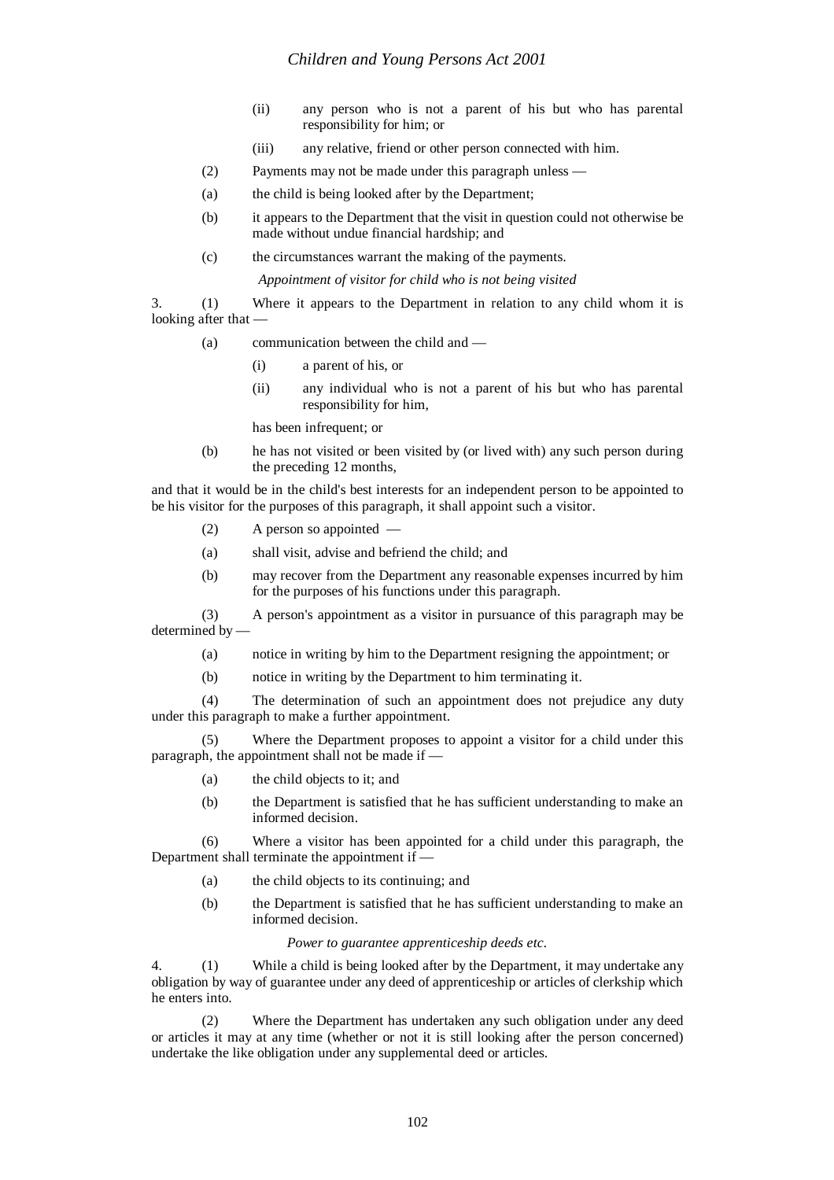(ii) any person who is not a parent of his but who has parental responsibility for him; or

(iii) any relative, friend or other person connected with him.

(2) Payments may not be made under this paragraph unless —

(a) the child is being looked after by the Department;

(b) it appears to the Department that the visit in question could not otherwise be made without undue financial hardship; and

(c) the circumstances warrant the making of the payments.

*Appointment of visitor for child who is not being visited*

3. (1) Where it appears to the Department in relation to any child whom it is looking after that —

(a) communication between the child and —

(i) a parent of his, or

(ii) any individual who is not a parent of his but who has parental responsibility for him,

has been infrequent; or

(b) he has not visited or been visited by (or lived with) any such person during the preceding 12 months,

and that it would be in the child's best interests for an independent person to be appointed to be his visitor for the purposes of this paragraph, it shall appoint such a visitor.

(2) A person so appointed —

(a) shall visit, advise and befriend the child; and

(b) may recover from the Department any reasonable expenses incurred by him for the purposes of his functions under this paragraph.

(3) A person's appointment as a visitor in pursuance of this paragraph may be determined by —

(a) notice in writing by him to the Department resigning the appointment; or

(b) notice in writing by the Department to him terminating it.

(4) The determination of such an appointment does not prejudice any duty under this paragraph to make a further appointment.

(5) Where the Department proposes to appoint a visitor for a child under this paragraph, the appointment shall not be made if —

(a) the child objects to it; and

(b) the Department is satisfied that he has sufficient understanding to make an informed decision.

(6) Where a visitor has been appointed for a child under this paragraph, the Department shall terminate the appointment if —

(a) the child objects to its continuing; and

(b) the Department is satisfied that he has sufficient understanding to make an informed decision.

*Power to guarantee apprenticeship deeds etc.*

4. (1) While a child is being looked after by the Department, it may undertake any obligation by way of guarantee under any deed of apprenticeship or articles of clerkship which he enters into.

(2) Where the Department has undertaken any such obligation under any deed or articles it may at any time (whether or not it is still looking after the person concerned) undertake the like obligation under any supplemental deed or articles.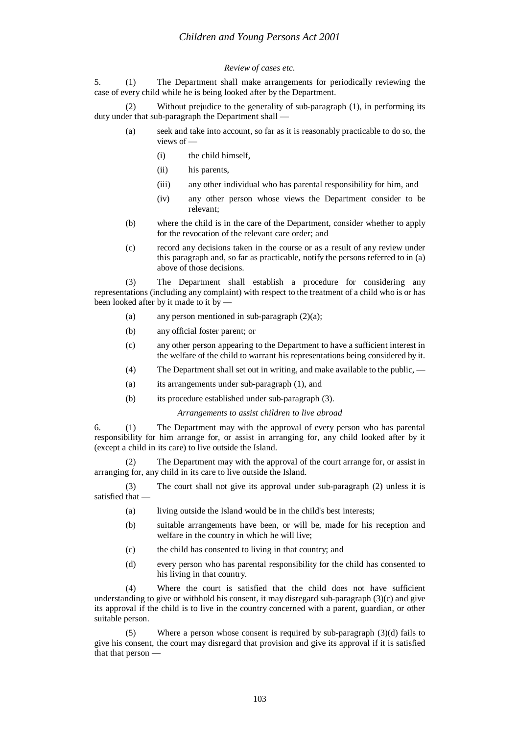*Review of cases etc.*

5. (1) The Department shall make arrangements for periodically reviewing the case of every child while he is being looked after by the Department.

(2) Without prejudice to the generality of sub-paragraph (1), in performing its duty under that sub-paragraph the Department shall —

- (a) seek and take into account, so far as it is reasonably practicable to do so, the views of —
  - (i) the child himself,
  - (ii) his parents,
  - (iii) any other individual who has parental responsibility for him, and
  - (iv) any other person whose views the Department consider to be relevant;
- (b) where the child is in the care of the Department, consider whether to apply for the revocation of the relevant care order; and
- (c) record any decisions taken in the course or as a result of any review under this paragraph and, so far as practicable, notify the persons referred to in (a) above of those decisions.

(3) The Department shall establish a procedure for considering any representations (including any complaint) with respect to the treatment of a child who is or has been looked after by it made to it by —

- (a) any person mentioned in sub-paragraph (2)(a);
- (b) any official foster parent; or
- (c) any other person appearing to the Department to have a sufficient interest in the welfare of the child to warrant his representations being considered by it.

(4) The Department shall set out in writing, and make available to the public, —

- (a) its arrangements under sub-paragraph (1), and
- (b) its procedure established under sub-paragraph (3).

*Arrangements to assist children to live abroad*

6. (1) The Department may with the approval of every person who has parental responsibility for him arrange for, or assist in arranging for, any child looked after by it (except a child in its care) to live outside the Island.

(2) The Department may with the approval of the court arrange for, or assist in arranging for, any child in its care to live outside the Island.

(3) The court shall not give its approval under sub-paragraph (2) unless it is satisfied that —

- (a) living outside the Island would be in the child's best interests;
- (b) suitable arrangements have been, or will be, made for his reception and welfare in the country in which he will live;
- (c) the child has consented to living in that country; and
- (d) every person who has parental responsibility for the child has consented to his living in that country.

(4) Where the court is satisfied that the child does not have sufficient understanding to give or withhold his consent, it may disregard sub-paragraph (3)(c) and give its approval if the child is to live in the country concerned with a parent, guardian, or other suitable person.

(5) Where a person whose consent is required by sub-paragraph (3)(d) fails to give his consent, the court may disregard that provision and give its approval if it is satisfied that that person —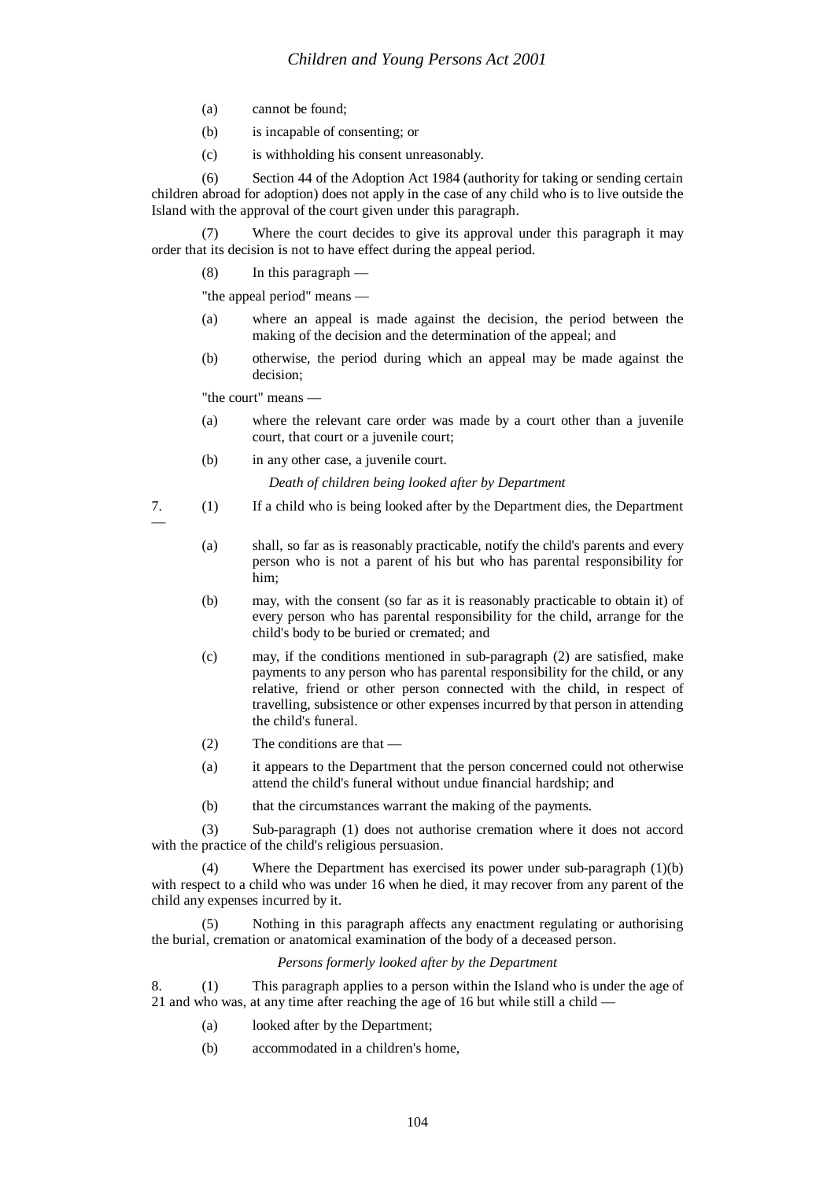(a) cannot be found;

(b) is incapable of consenting; or

(c) is withholding his consent unreasonably.

(6) Section 44 of the Adoption Act 1984 (authority for taking or sending certain children abroad for adoption) does not apply in the case of any child who is to live outside the Island with the approval of the court given under this paragraph.

(7) Where the court decides to give its approval under this paragraph it may order that its decision is not to have effect during the appeal period.

(8) In this paragraph —

"the appeal period" means —

(a) where an appeal is made against the decision, the period between the making of the decision and the determination of the appeal; and

(b) otherwise, the period during which an appeal may be made against the decision;

"the court" means —

(a) where the relevant care order was made by a court other than a juvenile court, that court or a juvenile court;

(b) in any other case, a juvenile court.

*Death of children being looked after by Department*

7. (1) If a child who is being looked after by the Department dies, the Department —

(a) shall, so far as is reasonably practicable, notify the child's parents and every person who is not a parent of his but who has parental responsibility for him;

(b) may, with the consent (so far as it is reasonably practicable to obtain it) of every person who has parental responsibility for the child, arrange for the child's body to be buried or cremated; and

(c) may, if the conditions mentioned in sub-paragraph (2) are satisfied, make payments to any person who has parental responsibility for the child, or any relative, friend or other person connected with the child, in respect of travelling, subsistence or other expenses incurred by that person in attending the child's funeral.

(2) The conditions are that —

(a) it appears to the Department that the person concerned could not otherwise attend the child's funeral without undue financial hardship; and

(b) that the circumstances warrant the making of the payments.

(3) Sub-paragraph (1) does not authorise cremation where it does not accord with the practice of the child's religious persuasion.

(4) Where the Department has exercised its power under sub-paragraph (1)(b) with respect to a child who was under 16 when he died, it may recover from any parent of the child any expenses incurred by it.

(5) Nothing in this paragraph affects any enactment regulating or authorising the burial, cremation or anatomical examination of the body of a deceased person.

*Persons formerly looked after by the Department*

8. (1) This paragraph applies to a person within the Island who is under the age of 21 and who was, at any time after reaching the age of 16 but while still a child —

(a) looked after by the Department;

(b) accommodated in a children's home,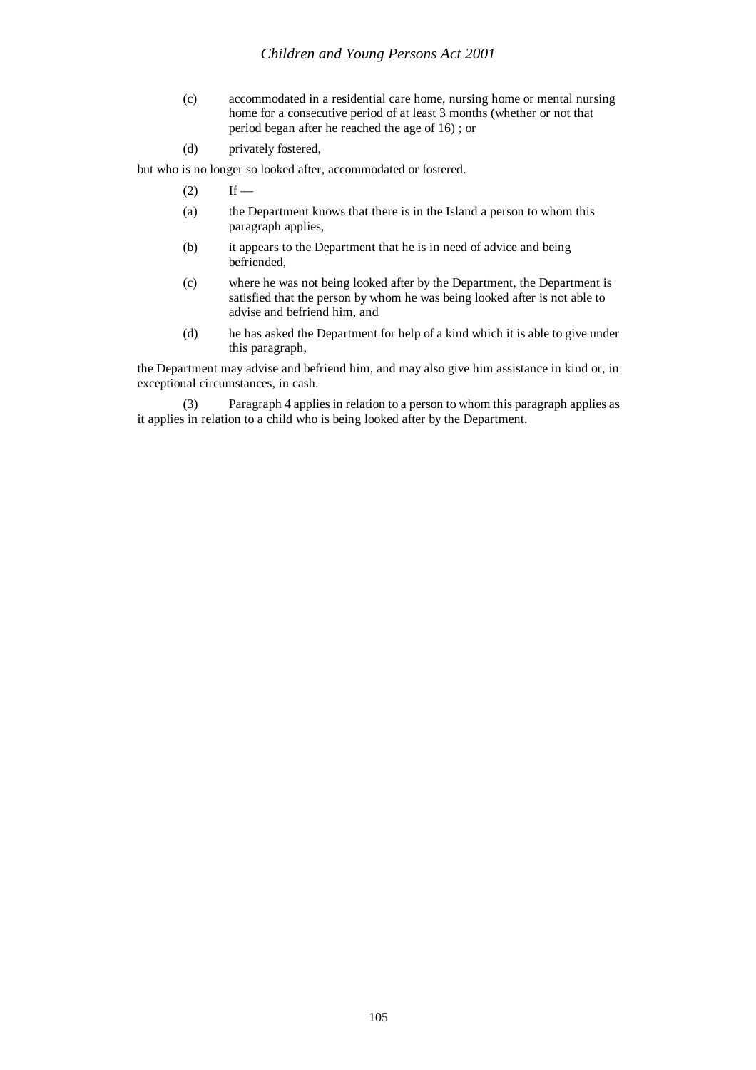(c) accommodated in a residential care home, nursing home or mental nursing home for a consecutive period of at least 3 months (whether or not that period began after he reached the age of 16) ; or

(d) privately fostered,

but who is no longer so looked after, accommodated or fostered.

(2) If —

(a) the Department knows that there is in the Island a person to whom this paragraph applies,

(b) it appears to the Department that he is in need of advice and being befriended,

(c) where he was not being looked after by the Department, the Department is satisfied that the person by whom he was being looked after is not able to advise and befriend him, and

(d) he has asked the Department for help of a kind which it is able to give under this paragraph,

the Department may advise and befriend him, and may also give him assistance in kind or, in exceptional circumstances, in cash.

(3) Paragraph 4 applies in relation to a person to whom this paragraph applies as it applies in relation to a child who is being looked after by the Department.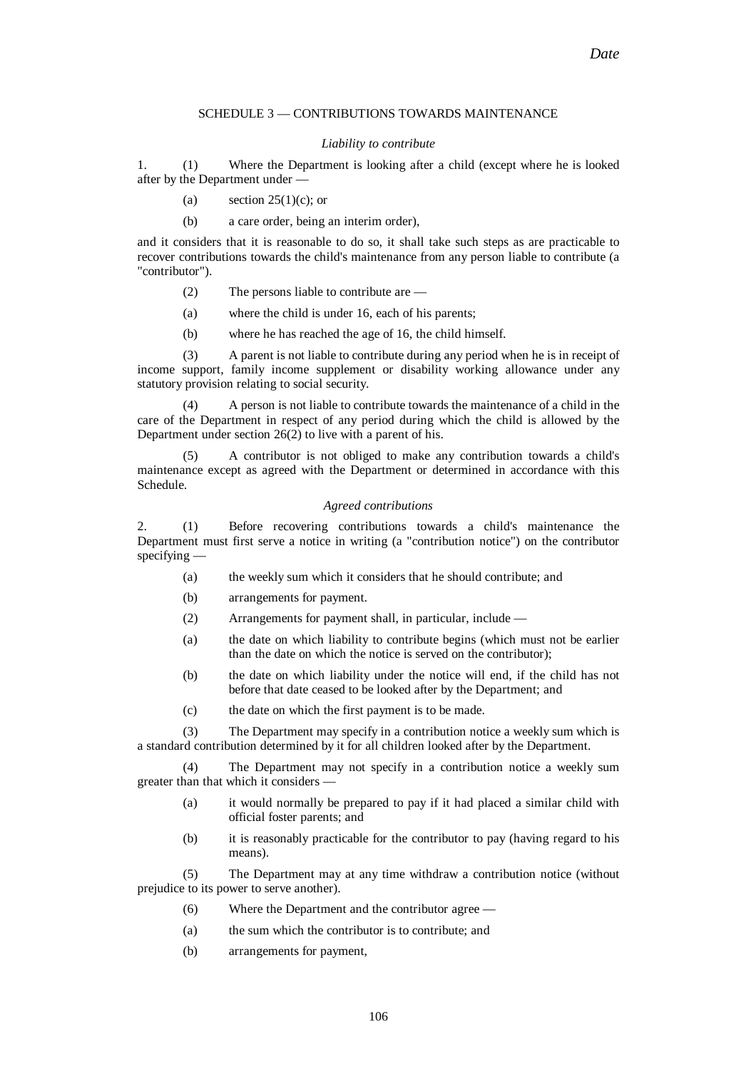## SCHEDULE 3 — CONTRIBUTIONS TOWARDS MAINTENANCE

*Liability to contribute*

1. (1) Where the Department is looking after a child (except where he is looked after by the Department under —

(a) section 25(1)(c); or

(b) a care order, being an interim order),

and it considers that it is reasonable to do so, it shall take such steps as are practicable to recover contributions towards the child's maintenance from any person liable to contribute (a "contributor").

(2) The persons liable to contribute are —

(a) where the child is under 16, each of his parents;

(b) where he has reached the age of 16, the child himself.

(3) A parent is not liable to contribute during any period when he is in receipt of income support, family income supplement or disability working allowance under any statutory provision relating to social security.

(4) A person is not liable to contribute towards the maintenance of a child in the care of the Department in respect of any period during which the child is allowed by the Department under section 26(2) to live with a parent of his.

(5) A contributor is not obliged to make any contribution towards a child's maintenance except as agreed with the Department or determined in accordance with this Schedule.

*Agreed contributions*

2. (1) Before recovering contributions towards a child's maintenance the Department must first serve a notice in writing (a "contribution notice") on the contributor specifying —

(a) the weekly sum which it considers that he should contribute; and

(b) arrangements for payment.

(2) Arrangements for payment shall, in particular, include —

(a) the date on which liability to contribute begins (which must not be earlier than the date on which the notice is served on the contributor);

(b) the date on which liability under the notice will end, if the child has not before that date ceased to be looked after by the Department; and

(c) the date on which the first payment is to be made.

(3) The Department may specify in a contribution notice a weekly sum which is a standard contribution determined by it for all children looked after by the Department.

(4) The Department may not specify in a contribution notice a weekly sum greater than that which it considers —

(a) it would normally be prepared to pay if it had placed a similar child with official foster parents; and

(b) it is reasonably practicable for the contributor to pay (having regard to his means).

(5) The Department may at any time withdraw a contribution notice (without prejudice to its power to serve another).

(6) Where the Department and the contributor agree —

(a) the sum which the contributor is to contribute; and

(b) arrangements for payment,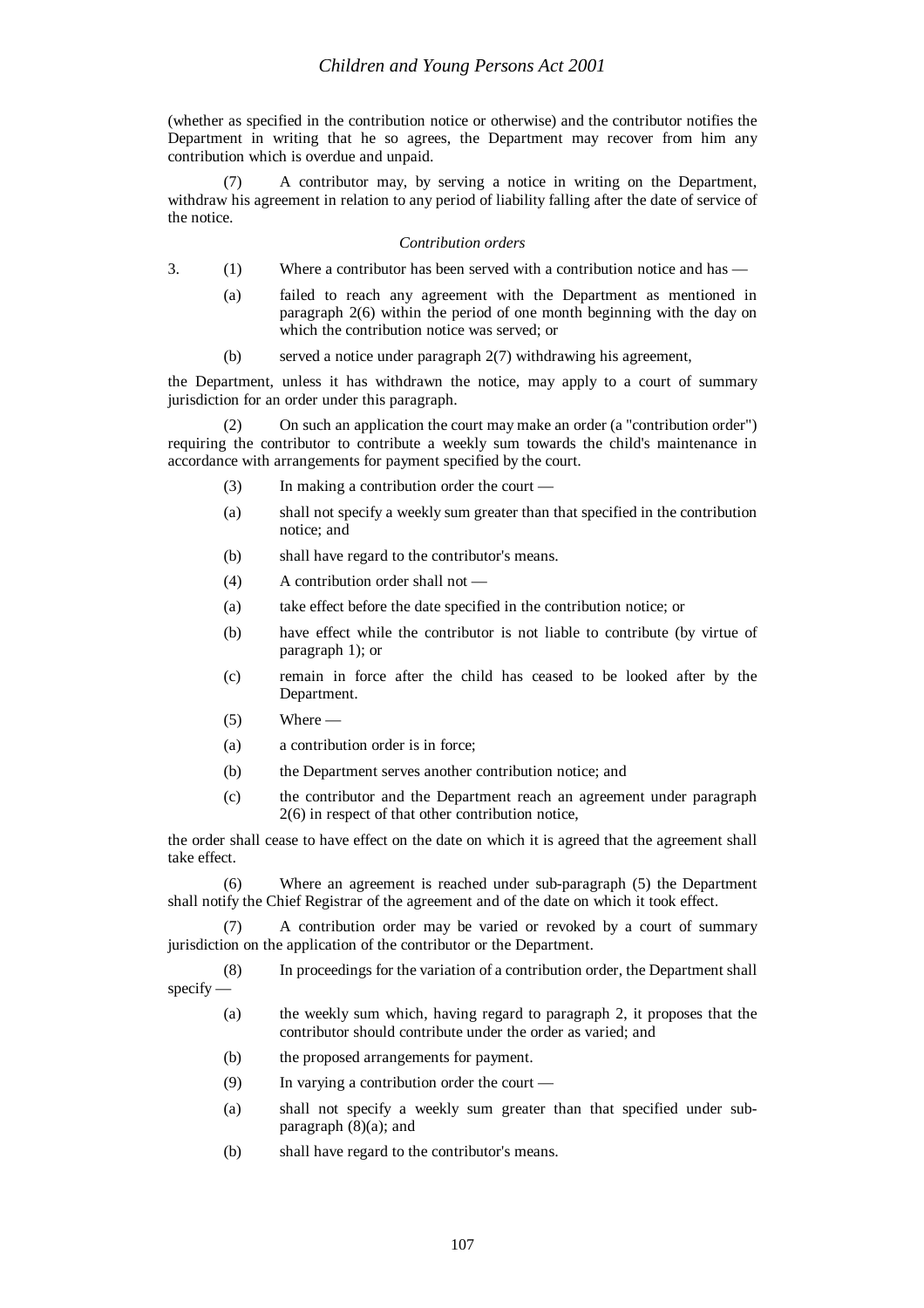(whether as specified in the contribution notice or otherwise) and the contributor notifies the Department in writing that he so agrees, the Department may recover from him any contribution which is overdue and unpaid.

(7) A contributor may, by serving a notice in writing on the Department, withdraw his agreement in relation to any period of liability falling after the date of service of the notice.

*Contribution orders*

3. (1) Where a contributor has been served with a contribution notice and has —

(a) failed to reach any agreement with the Department as mentioned in paragraph 2(6) within the period of one month beginning with the day on which the contribution notice was served; or

(b) served a notice under paragraph 2(7) withdrawing his agreement,

the Department, unless it has withdrawn the notice, may apply to a court of summary jurisdiction for an order under this paragraph.

(2) On such an application the court may make an order (a "contribution order") requiring the contributor to contribute a weekly sum towards the child's maintenance in accordance with arrangements for payment specified by the court.

(3) In making a contribution order the court —

(a) shall not specify a weekly sum greater than that specified in the contribution notice; and

(b) shall have regard to the contributor's means.

(4) A contribution order shall not —

(a) take effect before the date specified in the contribution notice; or

(b) have effect while the contributor is not liable to contribute (by virtue of paragraph 1); or

(c) remain in force after the child has ceased to be looked after by the Department.

(5) Where —

(a) a contribution order is in force;

(b) the Department serves another contribution notice; and

(c) the contributor and the Department reach an agreement under paragraph 2(6) in respect of that other contribution notice,

the order shall cease to have effect on the date on which it is agreed that the agreement shall take effect.

(6) Where an agreement is reached under sub-paragraph (5) the Department shall notify the Chief Registrar of the agreement and of the date on which it took effect.

(7) A contribution order may be varied or revoked by a court of summary jurisdiction on the application of the contributor or the Department.

(8) In proceedings for the variation of a contribution order, the Department shall specify —

(a) the weekly sum which, having regard to paragraph 2, it proposes that the contributor should contribute under the order as varied; and

(b) the proposed arrangements for payment.

(9) In varying a contribution order the court —

(a) shall not specify a weekly sum greater than that specified under sub-paragraph (8)(a); and

(b) shall have regard to the contributor's means.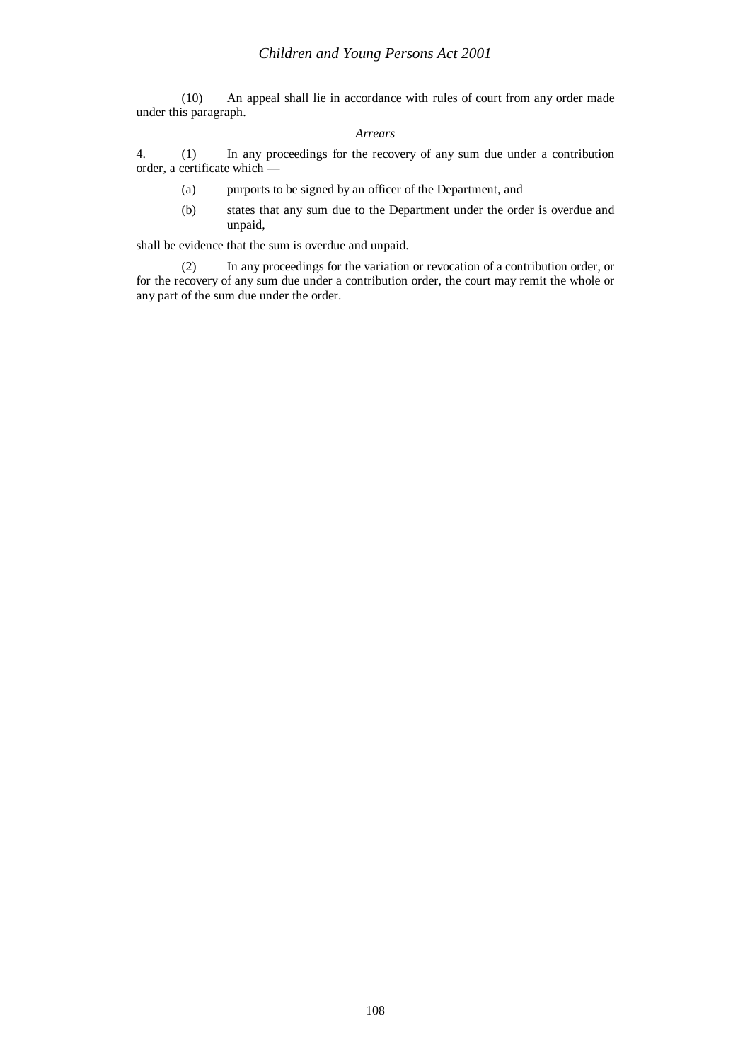(10) An appeal shall lie in accordance with rules of court from any order made under this paragraph.

*Arrears*

4. (1) In any proceedings for the recovery of any sum due under a contribution order, a certificate which —

(a) purports to be signed by an officer of the Department, and

(b) states that any sum due to the Department under the order is overdue and unpaid,

shall be evidence that the sum is overdue and unpaid.

(2) In any proceedings for the variation or revocation of a contribution order, or for the recovery of any sum due under a contribution order, the court may remit the whole or any part of the sum due under the order.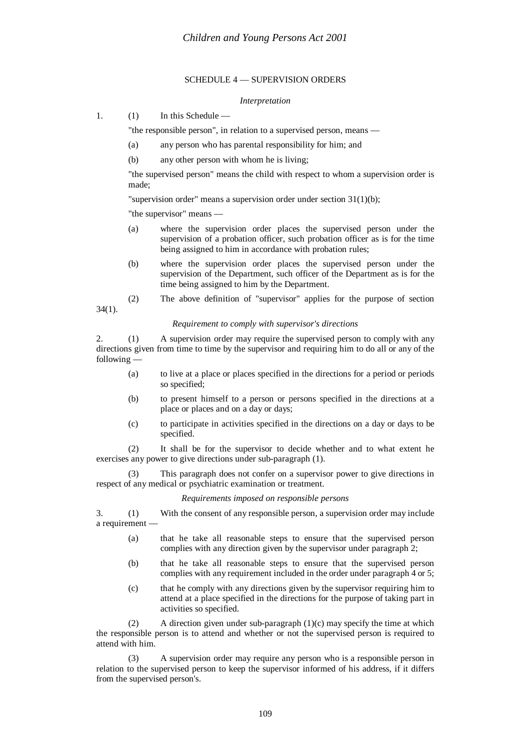## SCHEDULE 4 — SUPERVISION ORDERS

*Interpretation*

1. (1) In this Schedule —

"the responsible person", in relation to a supervised person, means —

(a) any person who has parental responsibility for him; and

(b) any other person with whom he is living;

"the supervised person" means the child with respect to whom a supervision order is made;

"supervision order" means a supervision order under section 31(1)(b);

"the supervisor" means —

(a) where the supervision order places the supervised person under the supervision of a probation officer, such probation officer as is for the time being assigned to him in accordance with probation rules;

(b) where the supervision order places the supervised person under the supervision of the Department, such officer of the Department as is for the time being assigned to him by the Department.

(2) The above definition of "supervisor" applies for the purpose of section 34(1).

*Requirement to comply with supervisor's directions*

2. (1) A supervision order may require the supervised person to comply with any directions given from time to time by the supervisor and requiring him to do all or any of the following —

(a) to live at a place or places specified in the directions for a period or periods so specified;

(b) to present himself to a person or persons specified in the directions at a place or places and on a day or days;

(c) to participate in activities specified in the directions on a day or days to be specified.

(2) It shall be for the supervisor to decide whether and to what extent he exercises any power to give directions under sub-paragraph (1).

(3) This paragraph does not confer on a supervisor power to give directions in respect of any medical or psychiatric examination or treatment.

*Requirements imposed on responsible persons*

3. (1) With the consent of any responsible person, a supervision order may include a requirement —

(a) that he take all reasonable steps to ensure that the supervised person complies with any direction given by the supervisor under paragraph 2;

(b) that he take all reasonable steps to ensure that the supervised person complies with any requirement included in the order under paragraph 4 or 5;

(c) that he comply with any directions given by the supervisor requiring him to attend at a place specified in the directions for the purpose of taking part in activities so specified.

(2) A direction given under sub-paragraph (1)(c) may specify the time at which the responsible person is to attend and whether or not the supervised person is required to attend with him.

(3) A supervision order may require any person who is a responsible person in relation to the supervised person to keep the supervisor informed of his address, if it differs from the supervised person's.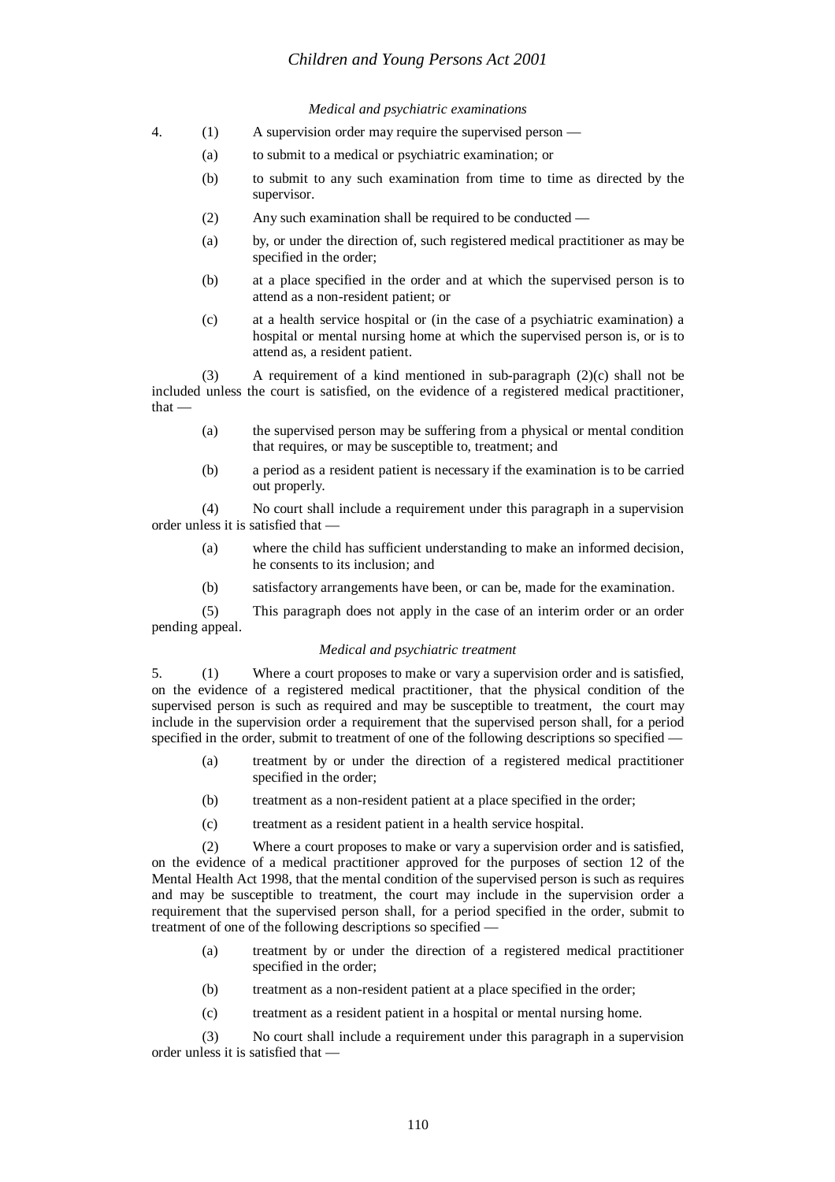*Medical and psychiatric examinations*

4. (1) A supervision order may require the supervised person —

(a) to submit to a medical or psychiatric examination; or

(b) to submit to any such examination from time to time as directed by the supervisor.

(2) Any such examination shall be required to be conducted —

(a) by, or under the direction of, such registered medical practitioner as may be specified in the order;

(b) at a place specified in the order and at which the supervised person is to attend as a non-resident patient; or

(c) at a health service hospital or (in the case of a psychiatric examination) a hospital or mental nursing home at which the supervised person is, or is to attend as, a resident patient.

(3) A requirement of a kind mentioned in sub-paragraph (2)(c) shall not be included unless the court is satisfied, on the evidence of a registered medical practitioner, that —

(a) the supervised person may be suffering from a physical or mental condition that requires, or may be susceptible to, treatment; and

(b) a period as a resident patient is necessary if the examination is to be carried out properly.

(4) No court shall include a requirement under this paragraph in a supervision order unless it is satisfied that —

(a) where the child has sufficient understanding to make an informed decision, he consents to its inclusion; and

(b) satisfactory arrangements have been, or can be, made for the examination.

(5) This paragraph does not apply in the case of an interim order or an order pending appeal.

*Medical and psychiatric treatment*

5. (1) Where a court proposes to make or vary a supervision order and is satisfied, on the evidence of a registered medical practitioner, that the physical condition of the supervised person is such as required and may be susceptible to treatment, the court may include in the supervision order a requirement that the supervised person shall, for a period specified in the order, submit to treatment of one of the following descriptions so specified —

(a) treatment by or under the direction of a registered medical practitioner specified in the order;

(b) treatment as a non-resident patient at a place specified in the order;

(c) treatment as a resident patient in a health service hospital.

(2) Where a court proposes to make or vary a supervision order and is satisfied, on the evidence of a medical practitioner approved for the purposes of section 12 of the Mental Health Act 1998, that the mental condition of the supervised person is such as requires and may be susceptible to treatment, the court may include in the supervision order a requirement that the supervised person shall, for a period specified in the order, submit to treatment of one of the following descriptions so specified —

(a) treatment by or under the direction of a registered medical practitioner specified in the order;

(b) treatment as a non-resident patient at a place specified in the order;

(c) treatment as a resident patient in a hospital or mental nursing home.

(3) No court shall include a requirement under this paragraph in a supervision order unless it is satisfied that —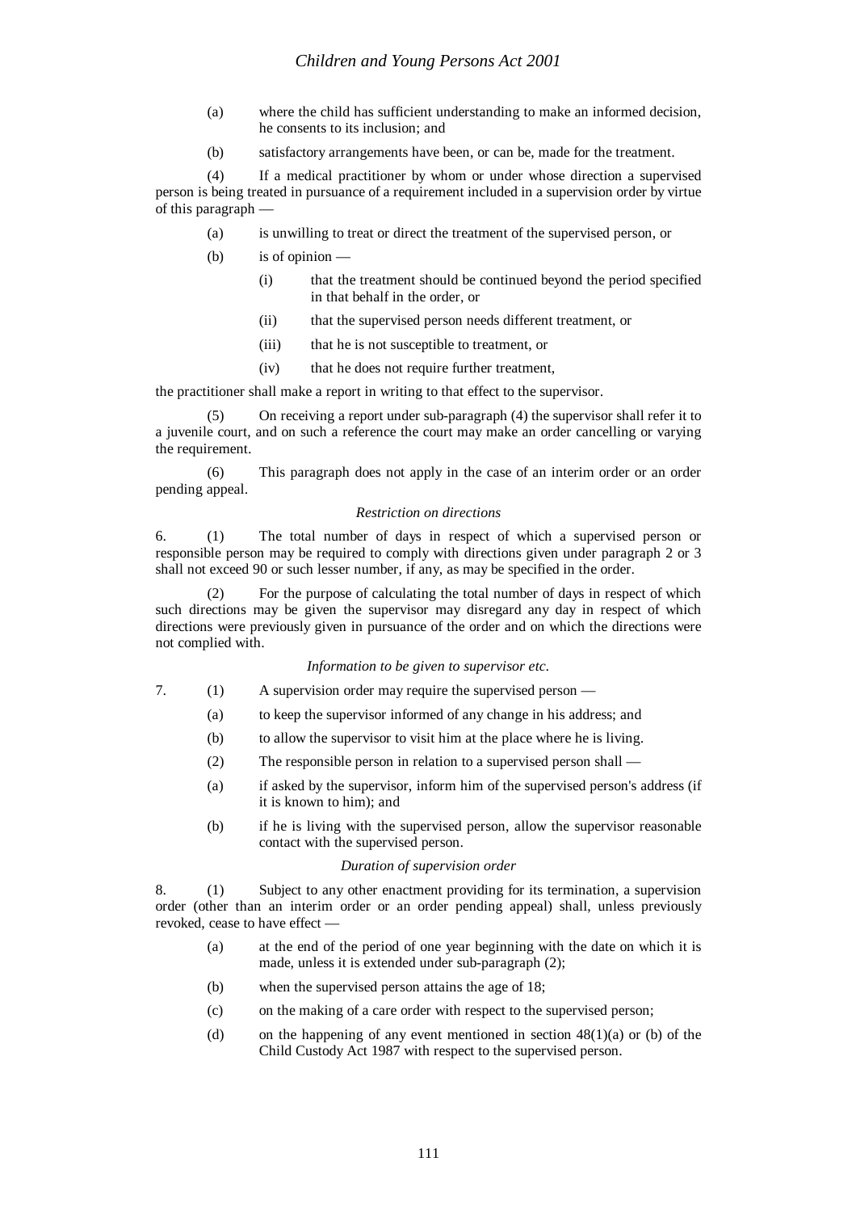(a) where the child has sufficient understanding to make an informed decision, he consents to its inclusion; and

(b) satisfactory arrangements have been, or can be, made for the treatment.

(4) If a medical practitioner by whom or under whose direction a supervised person is being treated in pursuance of a requirement included in a supervision order by virtue of this paragraph —

(a) is unwilling to treat or direct the treatment of the supervised person, or

(b) is of opinion —

(i) that the treatment should be continued beyond the period specified in that behalf in the order, or

(ii) that the supervised person needs different treatment, or

(iii) that he is not susceptible to treatment, or

(iv) that he does not require further treatment,

the practitioner shall make a report in writing to that effect to the supervisor.

(5) On receiving a report under sub-paragraph (4) the supervisor shall refer it to a juvenile court, and on such a reference the court may make an order cancelling or varying the requirement.

(6) This paragraph does not apply in the case of an interim order or an order pending appeal.

*Restriction on directions*

6. (1) The total number of days in respect of which a supervised person or responsible person may be required to comply with directions given under paragraph 2 or 3 shall not exceed 90 or such lesser number, if any, as may be specified in the order.

(2) For the purpose of calculating the total number of days in respect of which such directions may be given the supervisor may disregard any day in respect of which directions were previously given in pursuance of the order and on which the directions were not complied with.

*Information to be given to supervisor etc.*

7. (1) A supervision order may require the supervised person —

(a) to keep the supervisor informed of any change in his address; and

(b) to allow the supervisor to visit him at the place where he is living.

(2) The responsible person in relation to a supervised person shall —

(a) if asked by the supervisor, inform him of the supervised person's address (if it is known to him); and

(b) if he is living with the supervised person, allow the supervisor reasonable contact with the supervised person.

*Duration of supervision order*

8. (1) Subject to any other enactment providing for its termination, a supervision order (other than an interim order or an order pending appeal) shall, unless previously revoked, cease to have effect —

(a) at the end of the period of one year beginning with the date on which it is made, unless it is extended under sub-paragraph (2);

(b) when the supervised person attains the age of 18;

(c) on the making of a care order with respect to the supervised person;

(d) on the happening of any event mentioned in section 48(1)(a) or (b) of the Child Custody Act 1987 with respect to the supervised person.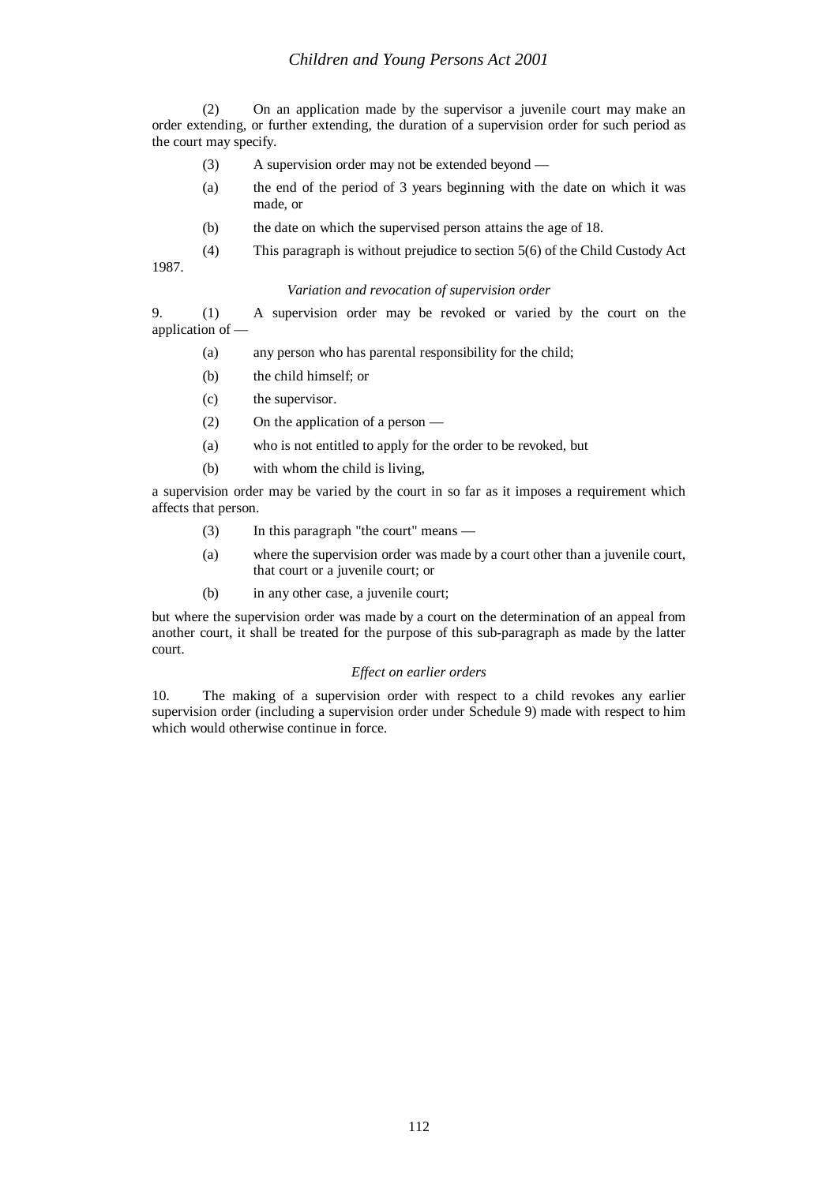(2) On an application made by the supervisor a juvenile court may make an order extending, or further extending, the duration of a supervision order for such period as the court may specify.

(3) A supervision order may not be extended beyond —

(a) the end of the period of 3 years beginning with the date on which it was made, or

(b) the date on which the supervised person attains the age of 18.

(4) This paragraph is without prejudice to section 5(6) of the Child Custody Act 1987.

*Variation and revocation of supervision order*

9. (1) A supervision order may be revoked or varied by the court on the application of —

(a) any person who has parental responsibility for the child;

(b) the child himself; or

(c) the supervisor.

(2) On the application of a person —

(a) who is not entitled to apply for the order to be revoked, but

(b) with whom the child is living,

a supervision order may be varied by the court in so far as it imposes a requirement which affects that person.

(3) In this paragraph "the court" means —

(a) where the supervision order was made by a court other than a juvenile court, that court or a juvenile court; or

(b) in any other case, a juvenile court;

but where the supervision order was made by a court on the determination of an appeal from another court, it shall be treated for the purpose of this sub-paragraph as made by the latter court.

*Effect on earlier orders*

10. The making of a supervision order with respect to a child revokes any earlier supervision order (including a supervision order under Schedule 9) made with respect to him which would otherwise continue in force.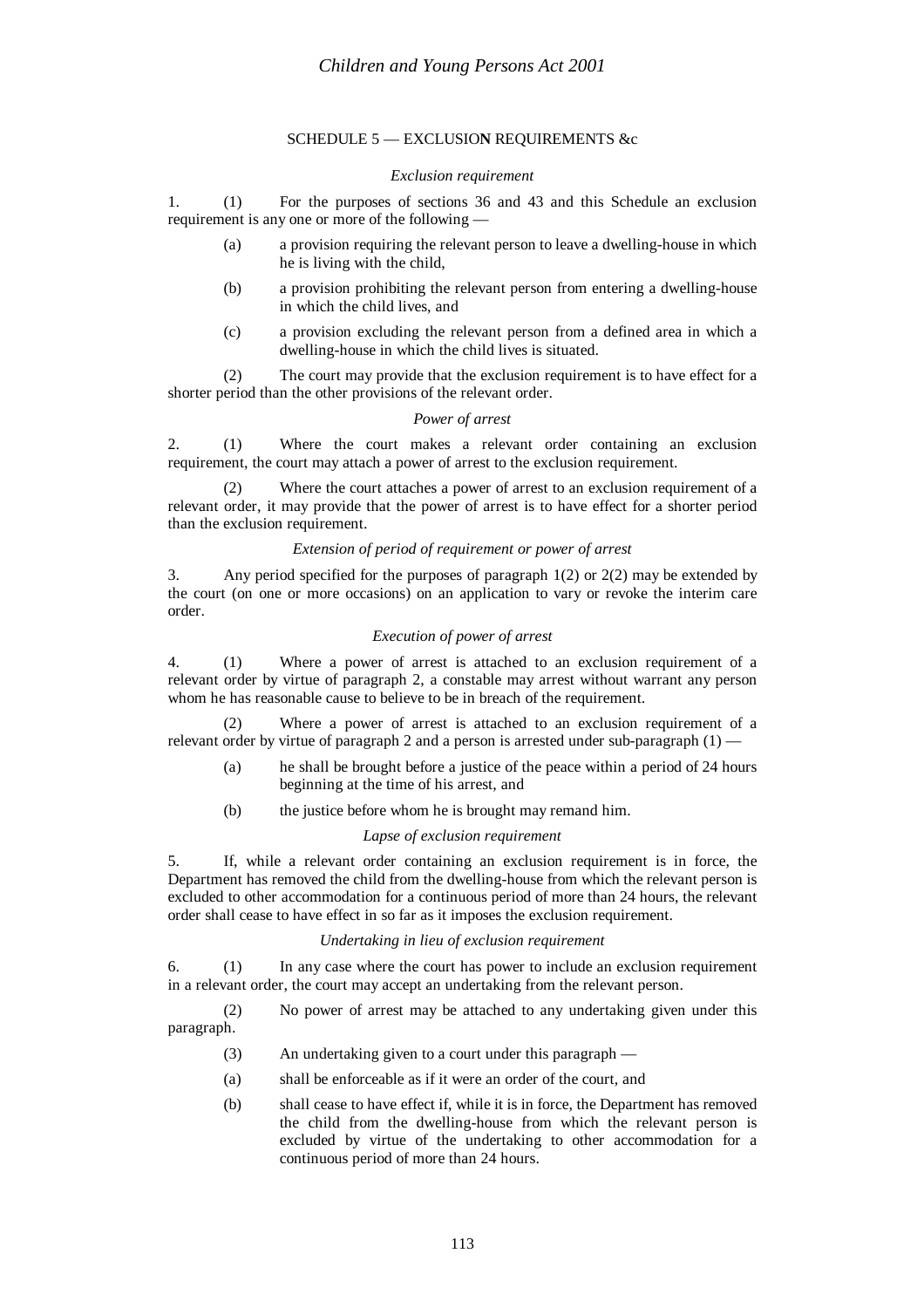## SCHEDULE 5 — EXCLUSION REQUIREMENTS &c

*Exclusion requirement*

1. (1) For the purposes of sections 36 and 43 and this Schedule an exclusion requirement is any one or more of the following —

   (a) a provision requiring the relevant person to leave a dwelling-house in which he is living with the child,

   (b) a provision prohibiting the relevant person from entering a dwelling-house in which the child lives, and

   (c) a provision excluding the relevant person from a defined area in which a dwelling-house in which the child lives is situated.

(2) The court may provide that the exclusion requirement is to have effect for a shorter period than the other provisions of the relevant order.

*Power of arrest*

2. (1) Where the court makes a relevant order containing an exclusion requirement, the court may attach a power of arrest to the exclusion requirement.

(2) Where the court attaches a power of arrest to an exclusion requirement of a relevant order, it may provide that the power of arrest is to have effect for a shorter period than the exclusion requirement.

*Extension of period of requirement or power of arrest*

3. Any period specified for the purposes of paragraph 1(2) or 2(2) may be extended by the court (on one or more occasions) on an application to vary or revoke the interim care order.

*Execution of power of arrest*

4. (1) Where a power of arrest is attached to an exclusion requirement of a relevant order by virtue of paragraph 2, a constable may arrest without warrant any person whom he has reasonable cause to believe to be in breach of the requirement.

(2) Where a power of arrest is attached to an exclusion requirement of a relevant order by virtue of paragraph 2 and a person is arrested under sub-paragraph (1) —

   (a) he shall be brought before a justice of the peace within a period of 24 hours beginning at the time of his arrest, and

   (b) the justice before whom he is brought may remand him.

*Lapse of exclusion requirement*

5. If, while a relevant order containing an exclusion requirement is in force, the Department has removed the child from the dwelling-house from which the relevant person is excluded to other accommodation for a continuous period of more than 24 hours, the relevant order shall cease to have effect in so far as it imposes the exclusion requirement.

*Undertaking in lieu of exclusion requirement*

6. (1) In any case where the court has power to include an exclusion requirement in a relevant order, the court may accept an undertaking from the relevant person.

(2) No power of arrest may be attached to any undertaking given under this paragraph.

(3) An undertaking given to a court under this paragraph —

   (a) shall be enforceable as if it were an order of the court, and

   (b) shall cease to have effect if, while it is in force, the Department has removed the child from the dwelling-house from which the relevant person is excluded by virtue of the undertaking to other accommodation for a continuous period of more than 24 hours.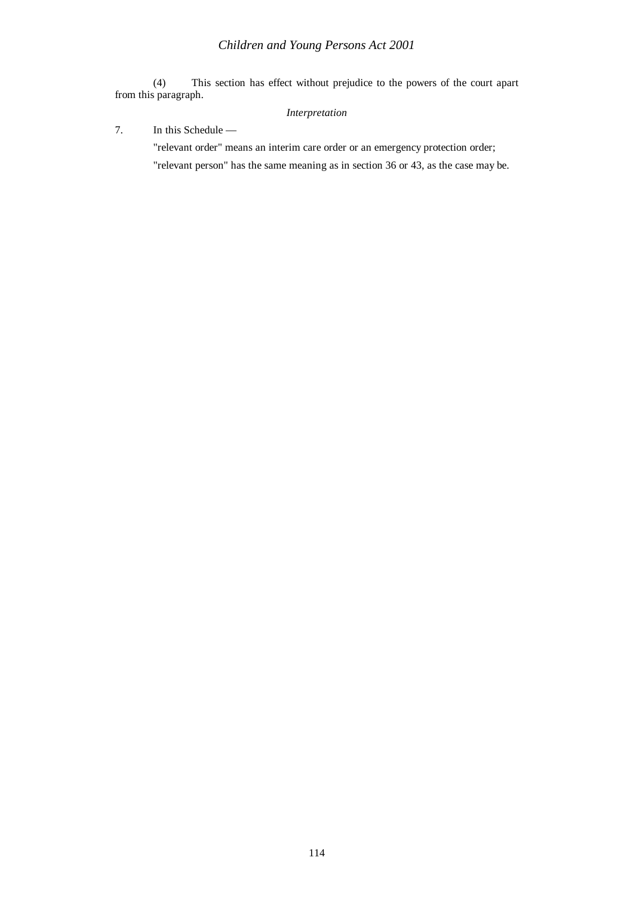(4) This section has effect without prejudice to the powers of the court apart from this paragraph.

*Interpretation*

7. In this Schedule —

"relevant order" means an interim care order or an emergency protection order;

"relevant person" has the same meaning as in section 36 or 43, as the case may be.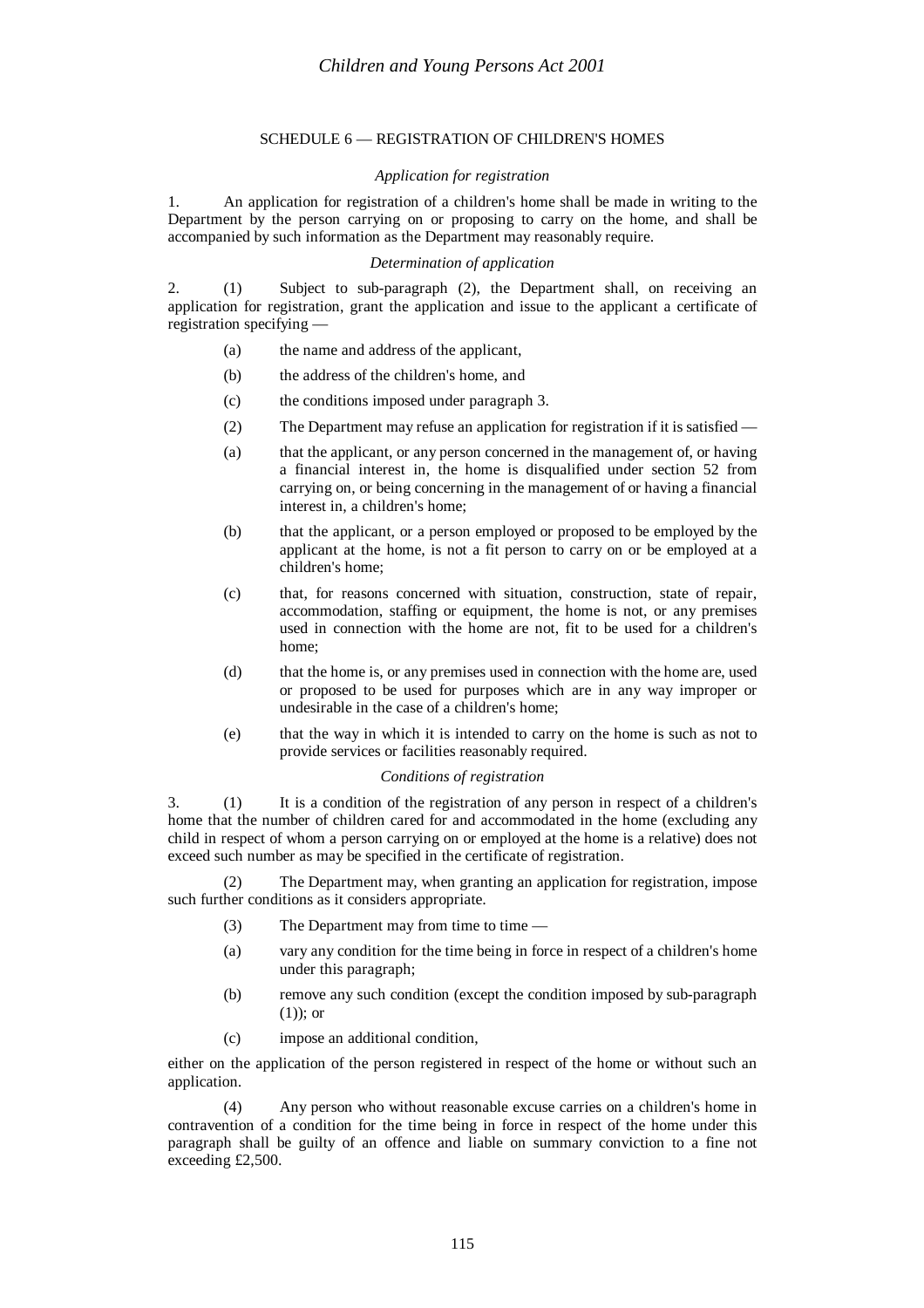## SCHEDULE 6 — REGISTRATION OF CHILDREN'S HOMES

*Application for registration*

1. An application for registration of a children's home shall be made in writing to the Department by the person carrying on or proposing to carry on the home, and shall be accompanied by such information as the Department may reasonably require.

*Determination of application*

2. (1) Subject to sub-paragraph (2), the Department shall, on receiving an application for registration, grant the application and issue to the applicant a certificate of registration specifying —

- (a) the name and address of the applicant,
- (b) the address of the children's home, and
- (c) the conditions imposed under paragraph 3.

(2) The Department may refuse an application for registration if it is satisfied —

- (a) that the applicant, or any person concerned in the management of, or having a financial interest in, the home is disqualified under section 52 from carrying on, or being concerning in the management of or having a financial interest in, a children's home;
- (b) that the applicant, or a person employed or proposed to be employed by the applicant at the home, is not a fit person to carry on or be employed at a children's home;
- (c) that, for reasons concerned with situation, construction, state of repair, accommodation, staffing or equipment, the home is not, or any premises used in connection with the home are not, fit to be used for a children's home;
- (d) that the home is, or any premises used in connection with the home are, used or proposed to be used for purposes which are in any way improper or undesirable in the case of a children's home;
- (e) that the way in which it is intended to carry on the home is such as not to provide services or facilities reasonably required.

*Conditions of registration*

3. (1) It is a condition of the registration of any person in respect of a children's home that the number of children cared for and accommodated in the home (excluding any child in respect of whom a person carrying on or employed at the home is a relative) does not exceed such number as may be specified in the certificate of registration.

(2) The Department may, when granting an application for registration, impose such further conditions as it considers appropriate.

(3) The Department may from time to time —

- (a) vary any condition for the time being in force in respect of a children's home under this paragraph;
- (b) remove any such condition (except the condition imposed by sub-paragraph (1)); or
- (c) impose an additional condition,

either on the application of the person registered in respect of the home or without such an application.

(4) Any person who without reasonable excuse carries on a children's home in contravention of a condition for the time being in force in respect of the home under this paragraph shall be guilty of an offence and liable on summary conviction to a fine not exceeding £2,500.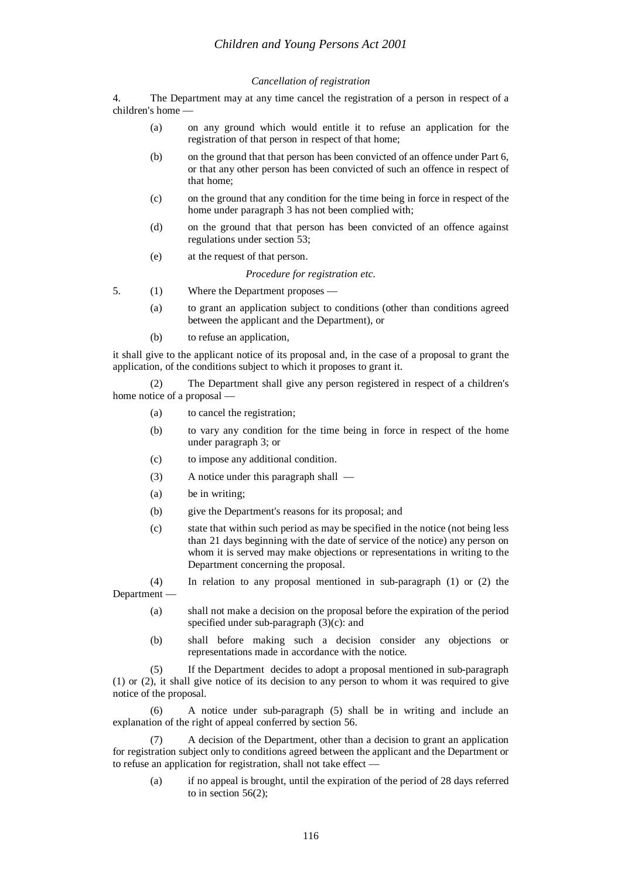*Cancellation of registration*

4. The Department may at any time cancel the registration of a person in respect of a children's home —

(a) on any ground which would entitle it to refuse an application for the registration of that person in respect of that home;

(b) on the ground that that person has been convicted of an offence under Part 6, or that any other person has been convicted of such an offence in respect of that home;

(c) on the ground that any condition for the time being in force in respect of the home under paragraph 3 has not been complied with;

(d) on the ground that that person has been convicted of an offence against regulations under section 53;

(e) at the request of that person.

*Procedure for registration etc.*

5. (1) Where the Department proposes —

(a) to grant an application subject to conditions (other than conditions agreed between the applicant and the Department), or

(b) to refuse an application,

it shall give to the applicant notice of its proposal and, in the case of a proposal to grant the application, of the conditions subject to which it proposes to grant it.

(2) The Department shall give any person registered in respect of a children's home notice of a proposal —

(a) to cancel the registration;

(b) to vary any condition for the time being in force in respect of the home under paragraph 3; or

(c) to impose any additional condition.

(3) A notice under this paragraph shall —

(a) be in writing;

(b) give the Department's reasons for its proposal; and

(c) state that within such period as may be specified in the notice (not being less than 21 days beginning with the date of service of the notice) any person on whom it is served may make objections or representations in writing to the Department concerning the proposal.

(4) In relation to any proposal mentioned in sub-paragraph (1) or (2) the Department —

(a) shall not make a decision on the proposal before the expiration of the period specified under sub-paragraph (3)(c): and

(b) shall before making such a decision consider any objections or representations made in accordance with the notice.

(5) If the Department decides to adopt a proposal mentioned in sub-paragraph (1) or (2), it shall give notice of its decision to any person to whom it was required to give notice of the proposal.

(6) A notice under sub-paragraph (5) shall be in writing and include an explanation of the right of appeal conferred by section 56.

(7) A decision of the Department, other than a decision to grant an application for registration subject only to conditions agreed between the applicant and the Department or to refuse an application for registration, shall not take effect —

(a) if no appeal is brought, until the expiration of the period of 28 days referred to in section 56(2);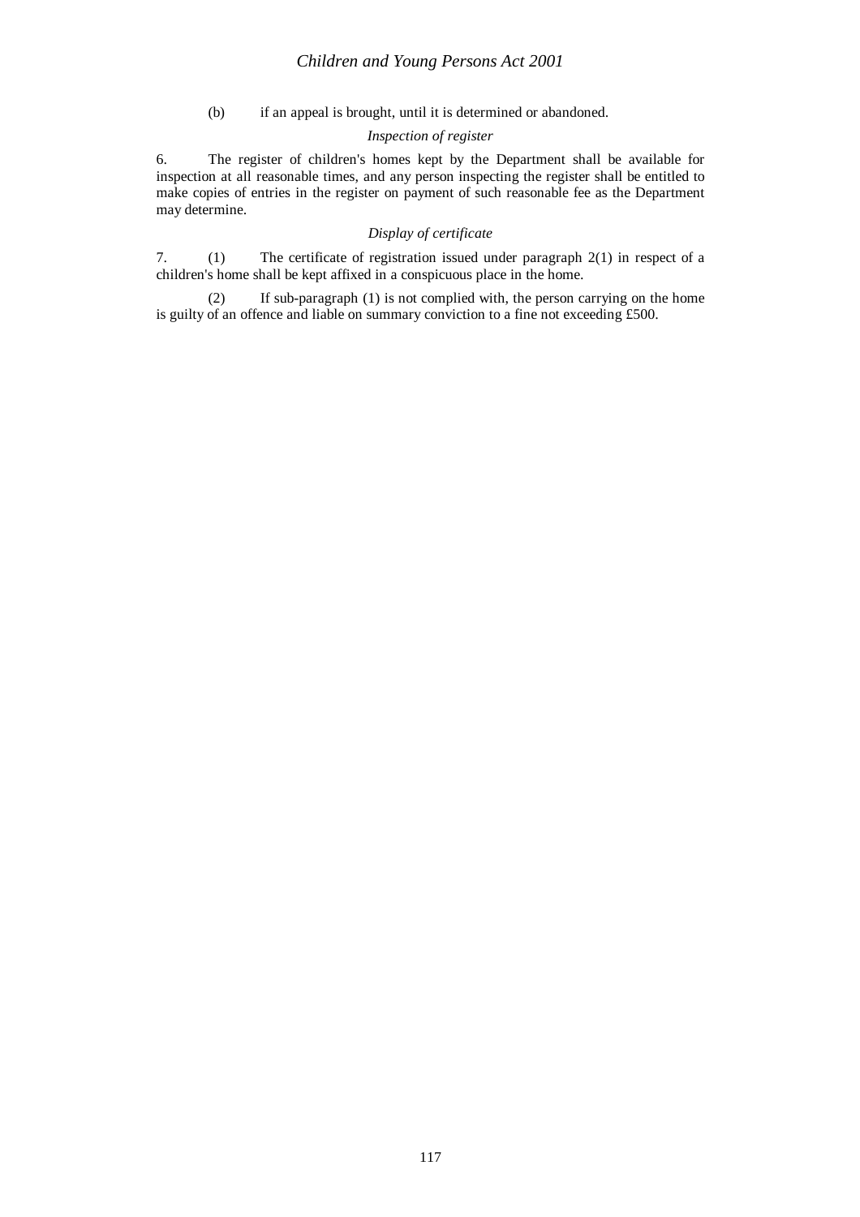(b) if an appeal is brought, until it is determined or abandoned.

*Inspection of register*

6. The register of children's homes kept by the Department shall be available for inspection at all reasonable times, and any person inspecting the register shall be entitled to make copies of entries in the register on payment of such reasonable fee as the Department may determine.

*Display of certificate*

7. (1) The certificate of registration issued under paragraph 2(1) in respect of a children's home shall be kept affixed in a conspicuous place in the home.

(2) If sub-paragraph (1) is not complied with, the person carrying on the home is guilty of an offence and liable on summary conviction to a fine not exceeding £500.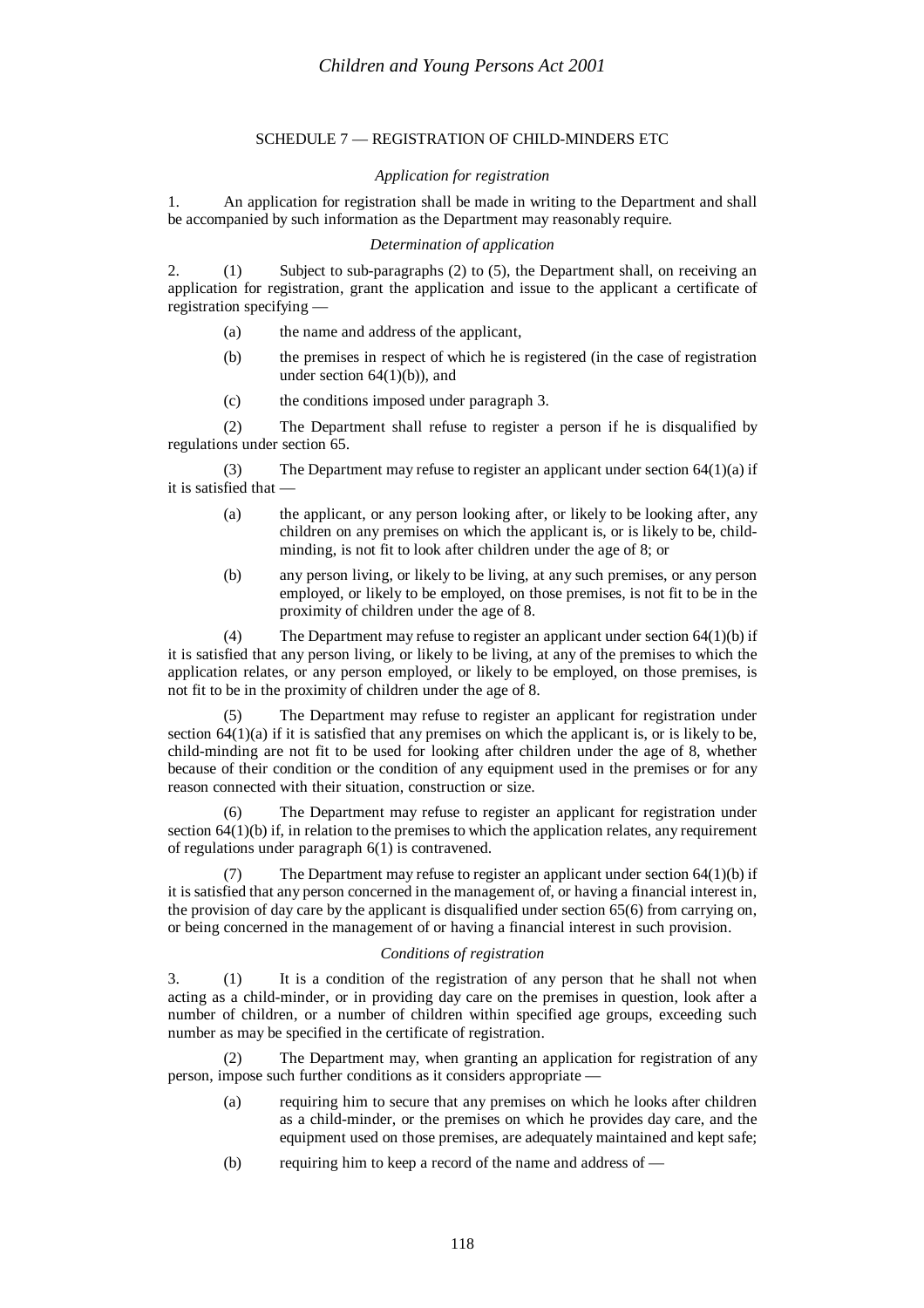## SCHEDULE 7 — REGISTRATION OF CHILD-MINDERS ETC

*Application for registration*

1. An application for registration shall be made in writing to the Department and shall be accompanied by such information as the Department may reasonably require.

*Determination of application*

2. (1) Subject to sub-paragraphs (2) to (5), the Department shall, on receiving an application for registration, grant the application and issue to the applicant a certificate of registration specifying —

 (a) the name and address of the applicant,

 (b) the premises in respect of which he is registered (in the case of registration under section 64(1)(b)), and

 (c) the conditions imposed under paragraph 3.

(2) The Department shall refuse to register a person if he is disqualified by regulations under section 65.

(3) The Department may refuse to register an applicant under section 64(1)(a) if it is satisfied that —

 (a) the applicant, or any person looking after, or likely to be looking after, any children on any premises on which the applicant is, or is likely to be, child-minding, is not fit to look after children under the age of 8; or

 (b) any person living, or likely to be living, at any such premises, or any person employed, or likely to be employed, on those premises, is not fit to be in the proximity of children under the age of 8.

(4) The Department may refuse to register an applicant under section 64(1)(b) if it is satisfied that any person living, or likely to be living, at any of the premises to which the application relates, or any person employed, or likely to be employed, on those premises, is not fit to be in the proximity of children under the age of 8.

(5) The Department may refuse to register an applicant for registration under section 64(1)(a) if it is satisfied that any premises on which the applicant is, or is likely to be, child-minding are not fit to be used for looking after children under the age of 8, whether because of their condition or the condition of any equipment used in the premises or for any reason connected with their situation, construction or size.

(6) The Department may refuse to register an applicant for registration under section 64(1)(b) if, in relation to the premises to which the application relates, any requirement of regulations under paragraph 6(1) is contravened.

(7) The Department may refuse to register an applicant under section 64(1)(b) if it is satisfied that any person concerned in the management of, or having a financial interest in, the provision of day care by the applicant is disqualified under section 65(6) from carrying on, or being concerned in the management of or having a financial interest in such provision.

*Conditions of registration*

3. (1) It is a condition of the registration of any person that he shall not when acting as a child-minder, or in providing day care on the premises in question, look after a number of children, or a number of children within specified age groups, exceeding such number as may be specified in the certificate of registration.

(2) The Department may, when granting an application for registration of any person, impose such further conditions as it considers appropriate —

 (a) requiring him to secure that any premises on which he looks after children as a child-minder, or the premises on which he provides day care, and the equipment used on those premises, are adequately maintained and kept safe;

 (b) requiring him to keep a record of the name and address of —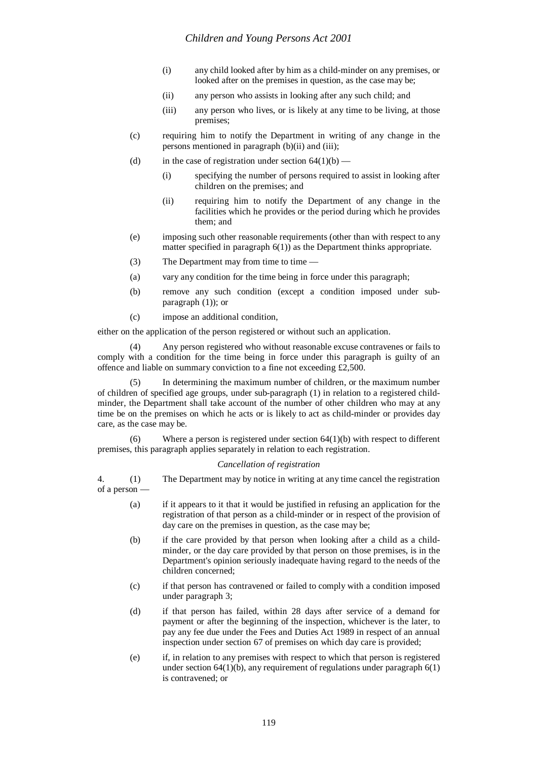(i) any child looked after by him as a child-minder on any premises, or looked after on the premises in question, as the case may be;

(ii) any person who assists in looking after any such child; and

(iii) any person who lives, or is likely at any time to be living, at those premises;

(c) requiring him to notify the Department in writing of any change in the persons mentioned in paragraph (b)(ii) and (iii);

(d) in the case of registration under section 64(1)(b) —

(i) specifying the number of persons required to assist in looking after children on the premises; and

(ii) requiring him to notify the Department of any change in the facilities which he provides or the period during which he provides them; and

(e) imposing such other reasonable requirements (other than with respect to any matter specified in paragraph 6(1)) as the Department thinks appropriate.

(3) The Department may from time to time —

(a) vary any condition for the time being in force under this paragraph;

(b) remove any such condition (except a condition imposed under sub-paragraph (1)); or

(c) impose an additional condition,

either on the application of the person registered or without such an application.

(4) Any person registered who without reasonable excuse contravenes or fails to comply with a condition for the time being in force under this paragraph is guilty of an offence and liable on summary conviction to a fine not exceeding £2,500.

(5) In determining the maximum number of children, or the maximum number of children of specified age groups, under sub-paragraph (1) in relation to a registered child-minder, the Department shall take account of the number of other children who may at any time be on the premises on which he acts or is likely to act as child-minder or provides day care, as the case may be.

(6) Where a person is registered under section 64(1)(b) with respect to different premises, this paragraph applies separately in relation to each registration.

*Cancellation of registration*

4. (1) The Department may by notice in writing at any time cancel the registration of a person —

(a) if it appears to it that it would be justified in refusing an application for the registration of that person as a child-minder or in respect of the provision of day care on the premises in question, as the case may be;

(b) if the care provided by that person when looking after a child as a child-minder, or the day care provided by that person on those premises, is in the Department's opinion seriously inadequate having regard to the needs of the children concerned;

(c) if that person has contravened or failed to comply with a condition imposed under paragraph 3;

(d) if that person has failed, within 28 days after service of a demand for payment or after the beginning of the inspection, whichever is the later, to pay any fee due under the Fees and Duties Act 1989 in respect of an annual inspection under section 67 of premises on which day care is provided;

(e) if, in relation to any premises with respect to which that person is registered under section 64(1)(b), any requirement of regulations under paragraph 6(1) is contravened; or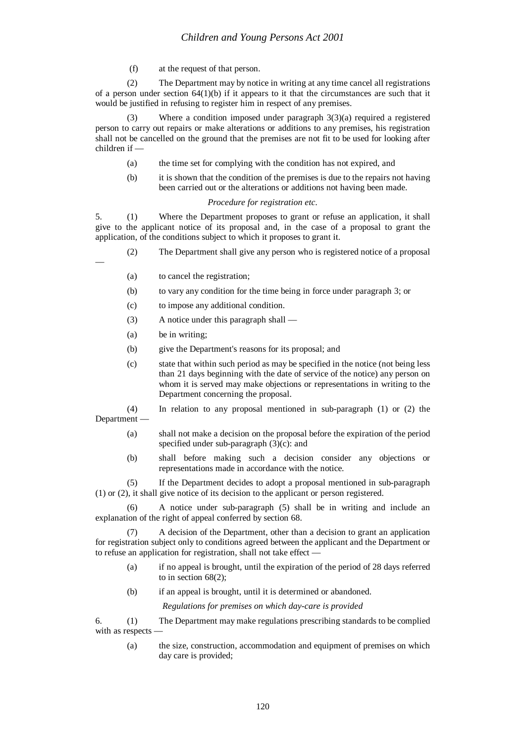(f) at the request of that person.

(2) The Department may by notice in writing at any time cancel all registrations of a person under section 64(1)(b) if it appears to it that the circumstances are such that it would be justified in refusing to register him in respect of any premises.

(3) Where a condition imposed under paragraph 3(3)(a) required a registered person to carry out repairs or make alterations or additions to any premises, his registration shall not be cancelled on the ground that the premises are not fit to be used for looking after children if —

(a) the time set for complying with the condition has not expired, and

(b) it is shown that the condition of the premises is due to the repairs not having been carried out or the alterations or additions not having been made.

*Procedure for registration etc.*

5. (1) Where the Department proposes to grant or refuse an application, it shall give to the applicant notice of its proposal and, in the case of a proposal to grant the application, of the conditions subject to which it proposes to grant it.

(2) The Department shall give any person who is registered notice of a proposal —

(a) to cancel the registration;

(b) to vary any condition for the time being in force under paragraph 3; or

(c) to impose any additional condition.

(3) A notice under this paragraph shall —

(a) be in writing;

(b) give the Department's reasons for its proposal; and

(c) state that within such period as may be specified in the notice (not being less than 21 days beginning with the date of service of the notice) any person on whom it is served may make objections or representations in writing to the Department concerning the proposal.

(4) In relation to any proposal mentioned in sub-paragraph (1) or (2) the Department —

(a) shall not make a decision on the proposal before the expiration of the period specified under sub-paragraph (3)(c): and

(b) shall before making such a decision consider any objections or representations made in accordance with the notice.

(5) If the Department decides to adopt a proposal mentioned in sub-paragraph (1) or (2), it shall give notice of its decision to the applicant or person registered.

(6) A notice under sub-paragraph (5) shall be in writing and include an explanation of the right of appeal conferred by section 68.

(7) A decision of the Department, other than a decision to grant an application for registration subject only to conditions agreed between the applicant and the Department or to refuse an application for registration, shall not take effect —

(a) if no appeal is brought, until the expiration of the period of 28 days referred to in section 68(2);

(b) if an appeal is brought, until it is determined or abandoned.

*Regulations for premises on which day-care is provided*

6. (1) The Department may make regulations prescribing standards to be complied with as respects —

(a) the size, construction, accommodation and equipment of premises on which day care is provided;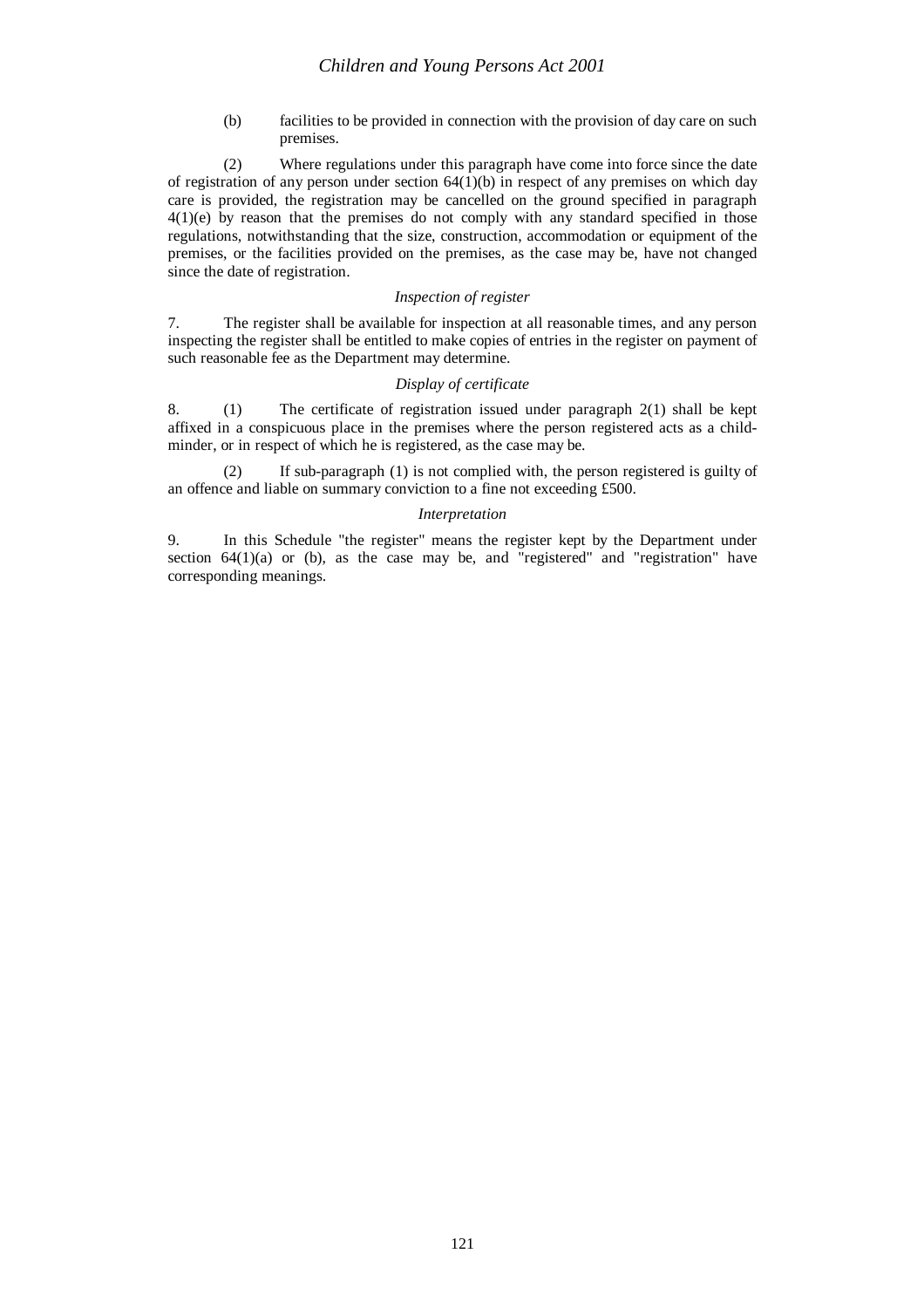(b) facilities to be provided in connection with the provision of day care on such premises.

(2) Where regulations under this paragraph have come into force since the date of registration of any person under section 64(1)(b) in respect of any premises on which day care is provided, the registration may be cancelled on the ground specified in paragraph 4(1)(e) by reason that the premises do not comply with any standard specified in those regulations, notwithstanding that the size, construction, accommodation or equipment of the premises, or the facilities provided on the premises, as the case may be, have not changed since the date of registration.

*Inspection of register*

7. The register shall be available for inspection at all reasonable times, and any person inspecting the register shall be entitled to make copies of entries in the register on payment of such reasonable fee as the Department may determine.

*Display of certificate*

8. (1) The certificate of registration issued under paragraph 2(1) shall be kept affixed in a conspicuous place in the premises where the person registered acts as a child-minder, or in respect of which he is registered, as the case may be.

(2) If sub-paragraph (1) is not complied with, the person registered is guilty of an offence and liable on summary conviction to a fine not exceeding £500.

*Interpretation*

9. In this Schedule "the register" means the register kept by the Department under section 64(1)(a) or (b), as the case may be, and "registered" and "registration" have corresponding meanings.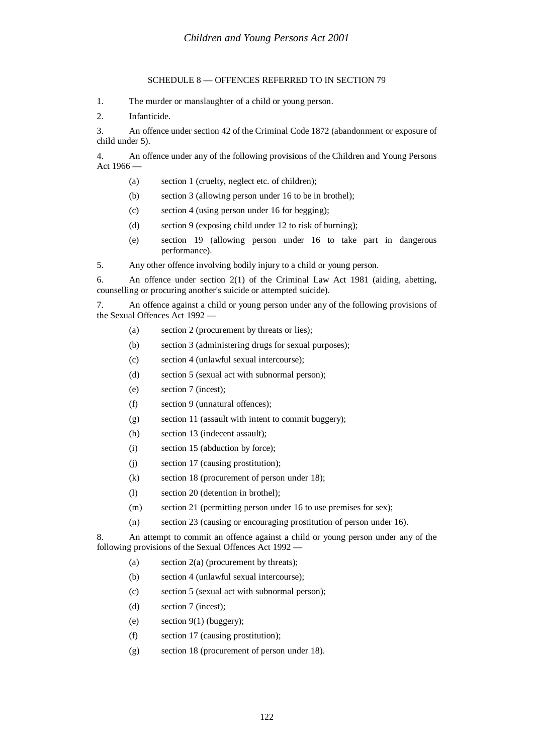## SCHEDULE 8 — OFFENCES REFERRED TO IN SECTION 79

1. The murder or manslaughter of a child or young person.

2. Infanticide.

3. An offence under section 42 of the Criminal Code 1872 (abandonment or exposure of child under 5).

4. An offence under any of the following provisions of the Children and Young Persons Act 1966 —

   (a) section 1 (cruelty, neglect etc. of children);

   (b) section 3 (allowing person under 16 to be in brothel);

   (c) section 4 (using person under 16 for begging);

   (d) section 9 (exposing child under 12 to risk of burning);

   (e) section 19 (allowing person under 16 to take part in dangerous performance).

5. Any other offence involving bodily injury to a child or young person.

6. An offence under section 2(1) of the Criminal Law Act 1981 (aiding, abetting, counselling or procuring another's suicide or attempted suicide).

7. An offence against a child or young person under any of the following provisions of the Sexual Offences Act 1992 —

   (a) section 2 (procurement by threats or lies);

   (b) section 3 (administering drugs for sexual purposes);

   (c) section 4 (unlawful sexual intercourse);

   (d) section 5 (sexual act with subnormal person);

   (e) section 7 (incest);

   (f) section 9 (unnatural offences);

   (g) section 11 (assault with intent to commit buggery);

   (h) section 13 (indecent assault);

   (i) section 15 (abduction by force);

   (j) section 17 (causing prostitution);

   (k) section 18 (procurement of person under 18);

   (l) section 20 (detention in brothel);

   (m) section 21 (permitting person under 16 to use premises for sex);

   (n) section 23 (causing or encouraging prostitution of person under 16).

8. An attempt to commit an offence against a child or young person under any of the following provisions of the Sexual Offences Act 1992 —

   (a) section 2(a) (procurement by threats);

   (b) section 4 (unlawful sexual intercourse);

   (c) section 5 (sexual act with subnormal person);

   (d) section 7 (incest);

   (e) section 9(1) (buggery);

   (f) section 17 (causing prostitution);

   (g) section 18 (procurement of person under 18).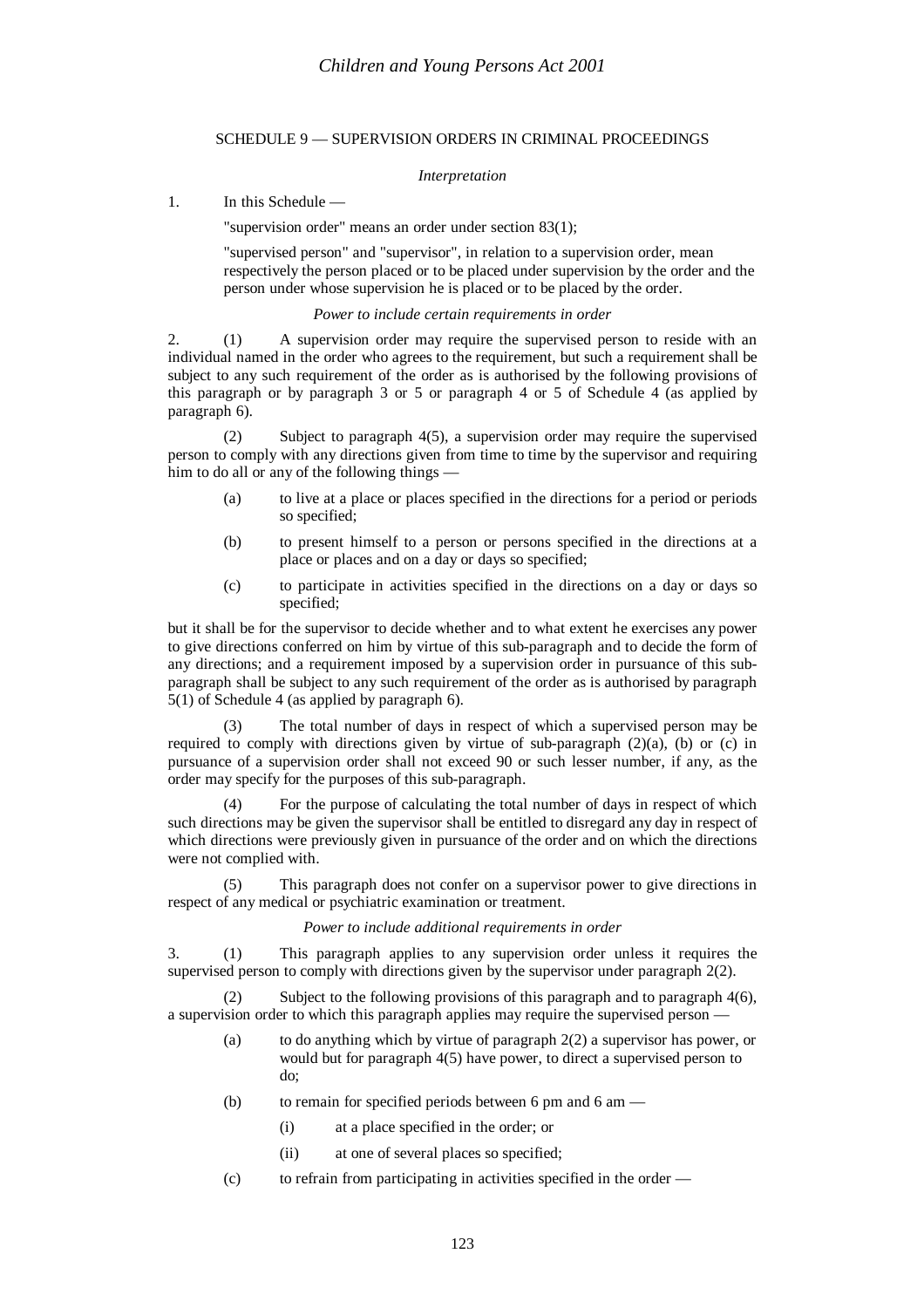## SCHEDULE 9 — SUPERVISION ORDERS IN CRIMINAL PROCEEDINGS

*Interpretation*

1. In this Schedule —

"supervision order" means an order under section 83(1);

"supervised person" and "supervisor", in relation to a supervision order, mean respectively the person placed or to be placed under supervision by the order and the person under whose supervision he is placed or to be placed by the order.

*Power to include certain requirements in order*

2. (1) A supervision order may require the supervised person to reside with an individual named in the order who agrees to the requirement, but such a requirement shall be subject to any such requirement of the order as is authorised by the following provisions of this paragraph or by paragraph 3 or 5 or paragraph 4 or 5 of Schedule 4 (as applied by paragraph 6).

(2) Subject to paragraph 4(5), a supervision order may require the supervised person to comply with any directions given from time to time by the supervisor and requiring him to do all or any of the following things —

(a) to live at a place or places specified in the directions for a period or periods so specified;

(b) to present himself to a person or persons specified in the directions at a place or places and on a day or days so specified;

(c) to participate in activities specified in the directions on a day or days so specified;

but it shall be for the supervisor to decide whether and to what extent he exercises any power to give directions conferred on him by virtue of this sub-paragraph and to decide the form of any directions; and a requirement imposed by a supervision order in pursuance of this sub-paragraph shall be subject to any such requirement of the order as is authorised by paragraph 5(1) of Schedule 4 (as applied by paragraph 6).

(3) The total number of days in respect of which a supervised person may be required to comply with directions given by virtue of sub-paragraph (2)(a), (b) or (c) in pursuance of a supervision order shall not exceed 90 or such lesser number, if any, as the order may specify for the purposes of this sub-paragraph.

(4) For the purpose of calculating the total number of days in respect of which such directions may be given the supervisor shall be entitled to disregard any day in respect of which directions were previously given in pursuance of the order and on which the directions were not complied with.

(5) This paragraph does not confer on a supervisor power to give directions in respect of any medical or psychiatric examination or treatment.

*Power to include additional requirements in order*

3. (1) This paragraph applies to any supervision order unless it requires the supervised person to comply with directions given by the supervisor under paragraph 2(2).

(2) Subject to the following provisions of this paragraph and to paragraph 4(6), a supervision order to which this paragraph applies may require the supervised person —

(a) to do anything which by virtue of paragraph 2(2) a supervisor has power, or would but for paragraph 4(5) have power, to direct a supervised person to do;

(b) to remain for specified periods between 6 pm and 6 am —

(i) at a place specified in the order; or

(ii) at one of several places so specified;

(c) to refrain from participating in activities specified in the order —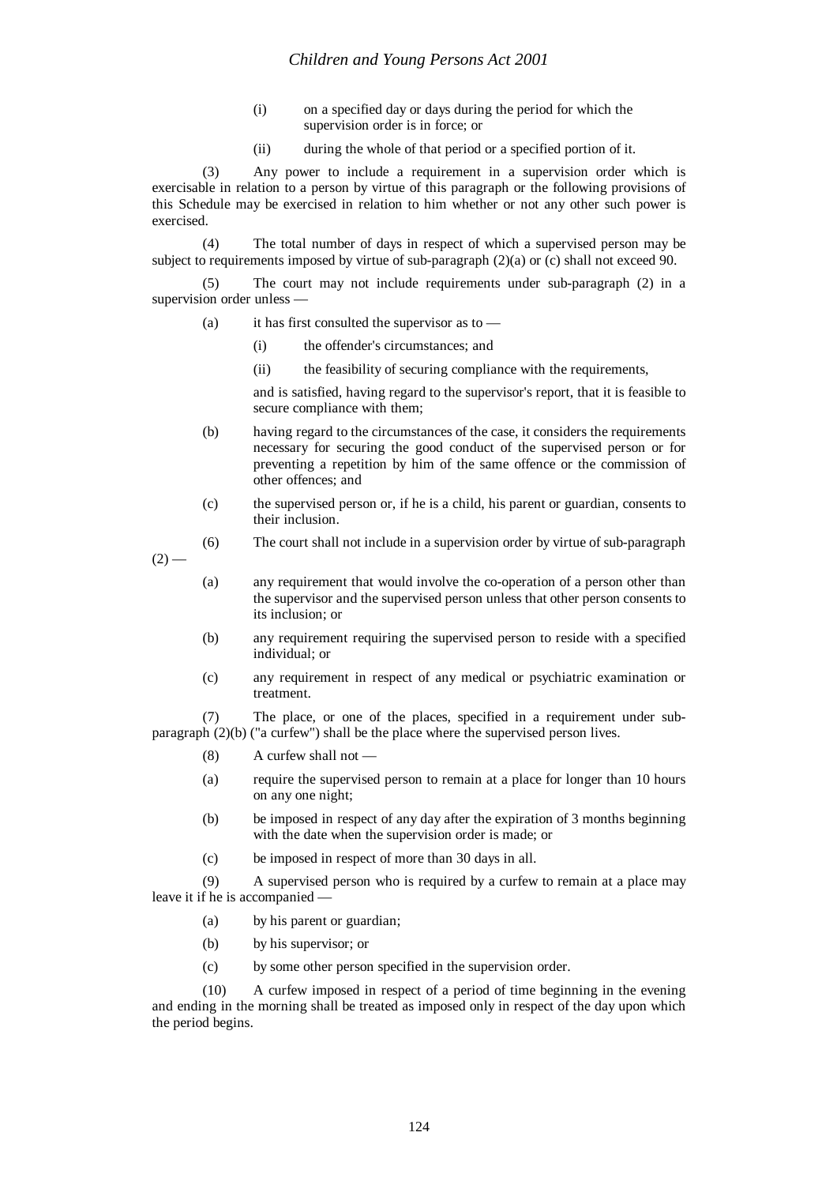(i) on a specified day or days during the period for which the supervision order is in force; or

(ii) during the whole of that period or a specified portion of it.

(3) Any power to include a requirement in a supervision order which is exercisable in relation to a person by virtue of this paragraph or the following provisions of this Schedule may be exercised in relation to him whether or not any other such power is exercised.

(4) The total number of days in respect of which a supervised person may be subject to requirements imposed by virtue of sub-paragraph (2)(a) or (c) shall not exceed 90.

(5) The court may not include requirements under sub-paragraph (2) in a supervision order unless —

(a) it has first consulted the supervisor as to —

(i) the offender's circumstances; and

(ii) the feasibility of securing compliance with the requirements,

and is satisfied, having regard to the supervisor's report, that it is feasible to secure compliance with them;

(b) having regard to the circumstances of the case, it considers the requirements necessary for securing the good conduct of the supervised person or for preventing a repetition by him of the same offence or the commission of other offences; and

(c) the supervised person or, if he is a child, his parent or guardian, consents to their inclusion.

(6) The court shall not include in a supervision order by virtue of sub-paragraph (2) —

(a) any requirement that would involve the co-operation of a person other than the supervisor and the supervised person unless that other person consents to its inclusion; or

(b) any requirement requiring the supervised person to reside with a specified individual; or

(c) any requirement in respect of any medical or psychiatric examination or treatment.

(7) The place, or one of the places, specified in a requirement under sub-paragraph (2)(b) ("a curfew") shall be the place where the supervised person lives.

(8) A curfew shall not —

(a) require the supervised person to remain at a place for longer than 10 hours on any one night;

(b) be imposed in respect of any day after the expiration of 3 months beginning with the date when the supervision order is made; or

(c) be imposed in respect of more than 30 days in all.

(9) A supervised person who is required by a curfew to remain at a place may leave it if he is accompanied —

(a) by his parent or guardian;

(b) by his supervisor; or

(c) by some other person specified in the supervision order.

(10) A curfew imposed in respect of a period of time beginning in the evening and ending in the morning shall be treated as imposed only in respect of the day upon which the period begins.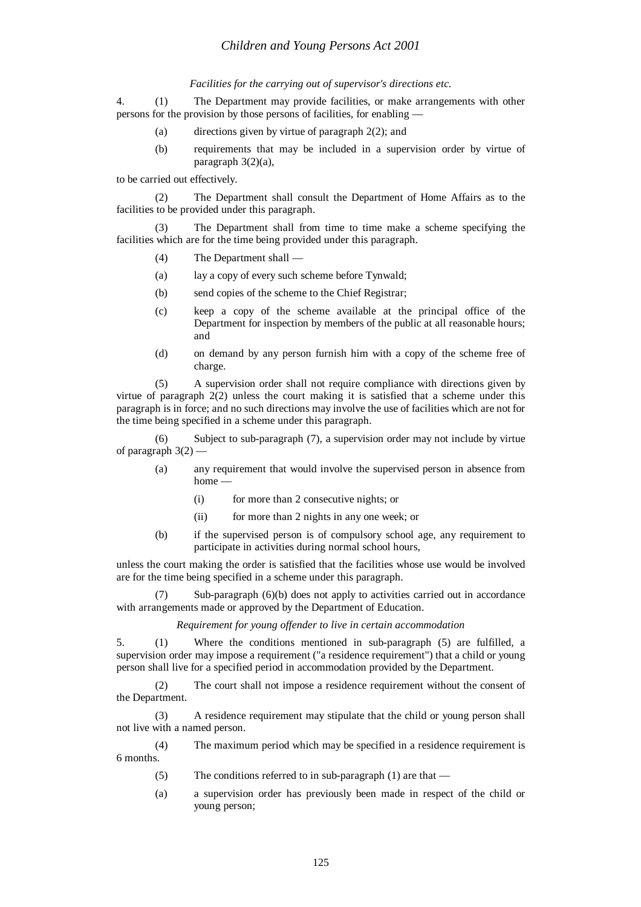*Facilities for the carrying out of supervisor's directions etc.*

4. (1) The Department may provide facilities, or make arrangements with other persons for the provision by those persons of facilities, for enabling —

(a) directions given by virtue of paragraph 2(2); and

(b) requirements that may be included in a supervision order by virtue of paragraph 3(2)(a),

to be carried out effectively.

(2) The Department shall consult the Department of Home Affairs as to the facilities to be provided under this paragraph.

(3) The Department shall from time to time make a scheme specifying the facilities which are for the time being provided under this paragraph.

(4) The Department shall —

(a) lay a copy of every such scheme before Tynwald;

(b) send copies of the scheme to the Chief Registrar;

(c) keep a copy of the scheme available at the principal office of the Department for inspection by members of the public at all reasonable hours; and

(d) on demand by any person furnish him with a copy of the scheme free of charge.

(5) A supervision order shall not require compliance with directions given by virtue of paragraph 2(2) unless the court making it is satisfied that a scheme under this paragraph is in force; and no such directions may involve the use of facilities which are not for the time being specified in a scheme under this paragraph.

(6) Subject to sub-paragraph (7), a supervision order may not include by virtue of paragraph 3(2) —

(a) any requirement that would involve the supervised person in absence from home —

(i) for more than 2 consecutive nights; or

(ii) for more than 2 nights in any one week; or

(b) if the supervised person is of compulsory school age, any requirement to participate in activities during normal school hours,

unless the court making the order is satisfied that the facilities whose use would be involved are for the time being specified in a scheme under this paragraph.

(7) Sub-paragraph (6)(b) does not apply to activities carried out in accordance with arrangements made or approved by the Department of Education.

*Requirement for young offender to live in certain accommodation*

5. (1) Where the conditions mentioned in sub-paragraph (5) are fulfilled, a supervision order may impose a requirement ("a residence requirement") that a child or young person shall live for a specified period in accommodation provided by the Department.

(2) The court shall not impose a residence requirement without the consent of the Department.

(3) A residence requirement may stipulate that the child or young person shall not live with a named person.

(4) The maximum period which may be specified in a residence requirement is 6 months.

(5) The conditions referred to in sub-paragraph (1) are that —

(a) a supervision order has previously been made in respect of the child or young person;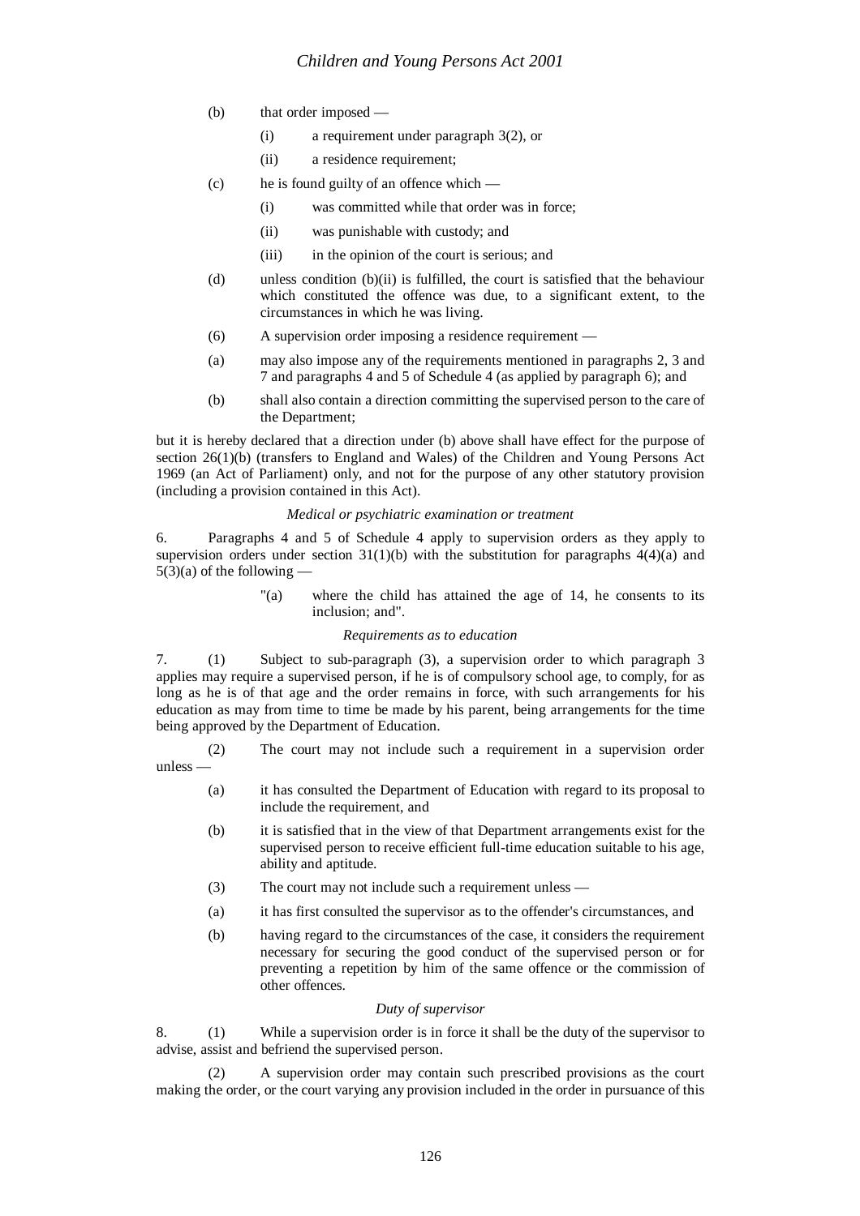(b) that order imposed —

(i) a requirement under paragraph 3(2), or

(ii) a residence requirement;

(c) he is found guilty of an offence which —

(i) was committed while that order was in force;

(ii) was punishable with custody; and

(iii) in the opinion of the court is serious; and

(d) unless condition (b)(ii) is fulfilled, the court is satisfied that the behaviour which constituted the offence was due, to a significant extent, to the circumstances in which he was living.

(6) A supervision order imposing a residence requirement —

(a) may also impose any of the requirements mentioned in paragraphs 2, 3 and 7 and paragraphs 4 and 5 of Schedule 4 (as applied by paragraph 6); and

(b) shall also contain a direction committing the supervised person to the care of the Department;

but it is hereby declared that a direction under (b) above shall have effect for the purpose of section 26(1)(b) (transfers to England and Wales) of the Children and Young Persons Act 1969 (an Act of Parliament) only, and not for the purpose of any other statutory provision (including a provision contained in this Act).

*Medical or psychiatric examination or treatment*

6. Paragraphs 4 and 5 of Schedule 4 apply to supervision orders as they apply to supervision orders under section 31(1)(b) with the substitution for paragraphs 4(4)(a) and 5(3)(a) of the following —

> "(a) where the child has attained the age of 14, he consents to its inclusion; and".

*Requirements as to education*

7. (1) Subject to sub-paragraph (3), a supervision order to which paragraph 3 applies may require a supervised person, if he is of compulsory school age, to comply, for as long as he is of that age and the order remains in force, with such arrangements for his education as may from time to time be made by his parent, being arrangements for the time being approved by the Department of Education.

(2) The court may not include such a requirement in a supervision order unless —

(a) it has consulted the Department of Education with regard to its proposal to include the requirement, and

(b) it is satisfied that in the view of that Department arrangements exist for the supervised person to receive efficient full-time education suitable to his age, ability and aptitude.

(3) The court may not include such a requirement unless —

(a) it has first consulted the supervisor as to the offender's circumstances, and

(b) having regard to the circumstances of the case, it considers the requirement necessary for securing the good conduct of the supervised person or for preventing a repetition by him of the same offence or the commission of other offences.

*Duty of supervisor*

8. (1) While a supervision order is in force it shall be the duty of the supervisor to advise, assist and befriend the supervised person.

(2) A supervision order may contain such prescribed provisions as the court making the order, or the court varying any provision included in the order in pursuance of this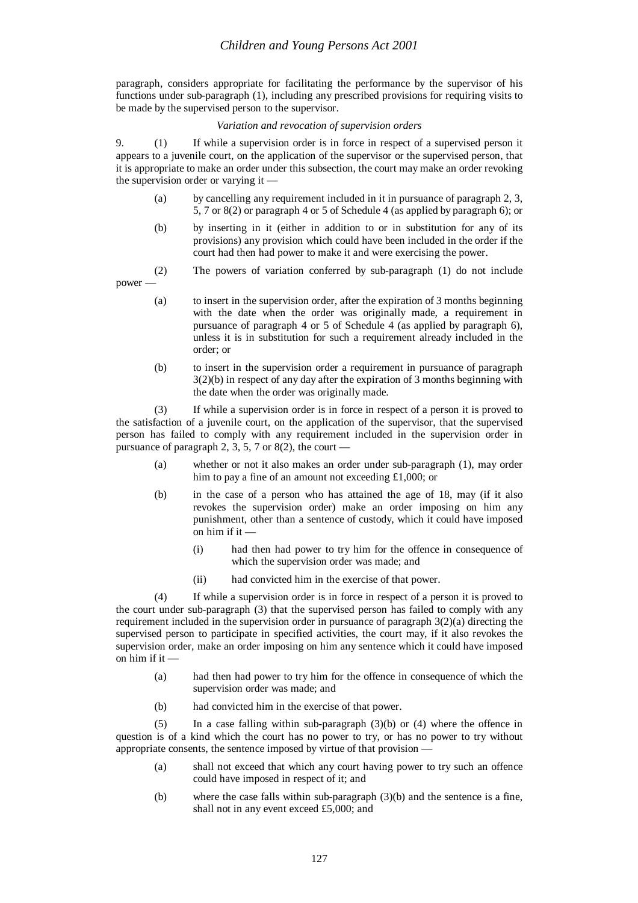paragraph, considers appropriate for facilitating the performance by the supervisor of his functions under sub-paragraph (1), including any prescribed provisions for requiring visits to be made by the supervised person to the supervisor.

*Variation and revocation of supervision orders*

9. (1) If while a supervision order is in force in respect of a supervised person it appears to a juvenile court, on the application of the supervisor or the supervised person, that it is appropriate to make an order under this subsection, the court may make an order revoking the supervision order or varying it —

(a) by cancelling any requirement included in it in pursuance of paragraph 2, 3, 5, 7 or 8(2) or paragraph 4 or 5 of Schedule 4 (as applied by paragraph 6); or

(b) by inserting in it (either in addition to or in substitution for any of its provisions) any provision which could have been included in the order if the court had then had power to make it and were exercising the power.

(2) The powers of variation conferred by sub-paragraph (1) do not include power —

(a) to insert in the supervision order, after the expiration of 3 months beginning with the date when the order was originally made, a requirement in pursuance of paragraph 4 or 5 of Schedule 4 (as applied by paragraph 6), unless it is in substitution for such a requirement already included in the order; or

(b) to insert in the supervision order a requirement in pursuance of paragraph 3(2)(b) in respect of any day after the expiration of 3 months beginning with the date when the order was originally made.

(3) If while a supervision order is in force in respect of a person it is proved to the satisfaction of a juvenile court, on the application of the supervisor, that the supervised person has failed to comply with any requirement included in the supervision order in pursuance of paragraph 2, 3, 5, 7 or 8(2), the court —

(a) whether or not it also makes an order under sub-paragraph (1), may order him to pay a fine of an amount not exceeding £1,000; or

(b) in the case of a person who has attained the age of 18, may (if it also revokes the supervision order) make an order imposing on him any punishment, other than a sentence of custody, which it could have imposed on him if it —

   (i) had then had power to try him for the offence in consequence of which the supervision order was made; and

   (ii) had convicted him in the exercise of that power.

(4) If while a supervision order is in force in respect of a person it is proved to the court under sub-paragraph (3) that the supervised person has failed to comply with any requirement included in the supervision order in pursuance of paragraph 3(2)(a) directing the supervised person to participate in specified activities, the court may, if it also revokes the supervision order, make an order imposing on him any sentence which it could have imposed on him if it —

(a) had then had power to try him for the offence in consequence of which the supervision order was made; and

(b) had convicted him in the exercise of that power.

(5) In a case falling within sub-paragraph (3)(b) or (4) where the offence in question is of a kind which the court has no power to try, or has no power to try without appropriate consents, the sentence imposed by virtue of that provision —

(a) shall not exceed that which any court having power to try such an offence could have imposed in respect of it; and

(b) where the case falls within sub-paragraph (3)(b) and the sentence is a fine, shall not in any event exceed £5,000; and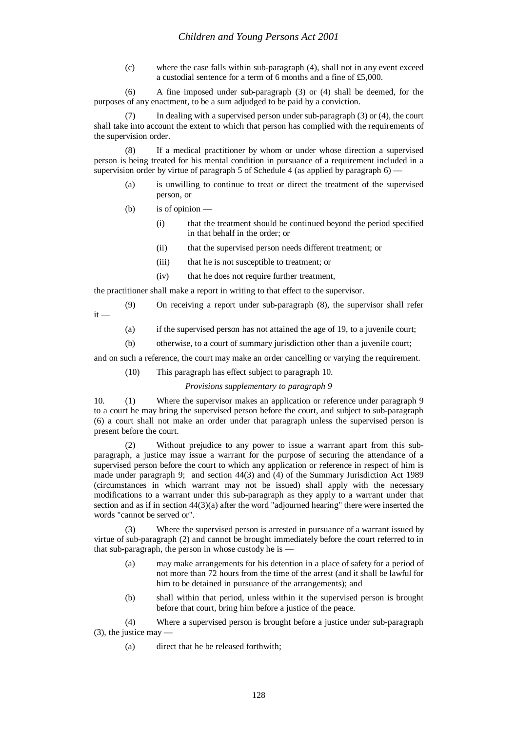(c) where the case falls within sub-paragraph (4), shall not in any event exceed a custodial sentence for a term of 6 months and a fine of £5,000.

(6) A fine imposed under sub-paragraph (3) or (4) shall be deemed, for the purposes of any enactment, to be a sum adjudged to be paid by a conviction.

(7) In dealing with a supervised person under sub-paragraph (3) or (4), the court shall take into account the extent to which that person has complied with the requirements of the supervision order.

(8) If a medical practitioner by whom or under whose direction a supervised person is being treated for his mental condition in pursuance of a requirement included in a supervision order by virtue of paragraph 5 of Schedule 4 (as applied by paragraph 6) —

(a) is unwilling to continue to treat or direct the treatment of the supervised person, or

(b) is of opinion —

(i) that the treatment should be continued beyond the period specified in that behalf in the order; or

(ii) that the supervised person needs different treatment; or

(iii) that he is not susceptible to treatment; or

(iv) that he does not require further treatment,

the practitioner shall make a report in writing to that effect to the supervisor.

(9) On receiving a report under sub-paragraph (8), the supervisor shall refer it —

(a) if the supervised person has not attained the age of 19, to a juvenile court;

(b) otherwise, to a court of summary jurisdiction other than a juvenile court;

and on such a reference, the court may make an order cancelling or varying the requirement.

(10) This paragraph has effect subject to paragraph 10.

*Provisions supplementary to paragraph 9*

10. (1) Where the supervisor makes an application or reference under paragraph 9 to a court he may bring the supervised person before the court, and subject to sub-paragraph (6) a court shall not make an order under that paragraph unless the supervised person is present before the court.

(2) Without prejudice to any power to issue a warrant apart from this sub-paragraph, a justice may issue a warrant for the purpose of securing the attendance of a supervised person before the court to which any application or reference in respect of him is made under paragraph 9; and section 44(3) and (4) of the Summary Jurisdiction Act 1989 (circumstances in which warrant may not be issued) shall apply with the necessary modifications to a warrant under this sub-paragraph as they apply to a warrant under that section and as if in section 44(3)(a) after the word "adjourned hearing" there were inserted the words "cannot be served or".

(3) Where the supervised person is arrested in pursuance of a warrant issued by virtue of sub-paragraph (2) and cannot be brought immediately before the court referred to in that sub-paragraph, the person in whose custody he is —

(a) may make arrangements for his detention in a place of safety for a period of not more than 72 hours from the time of the arrest (and it shall be lawful for him to be detained in pursuance of the arrangements); and

(b) shall within that period, unless within it the supervised person is brought before that court, bring him before a justice of the peace.

(4) Where a supervised person is brought before a justice under sub-paragraph (3), the justice may —

(a) direct that he be released forthwith;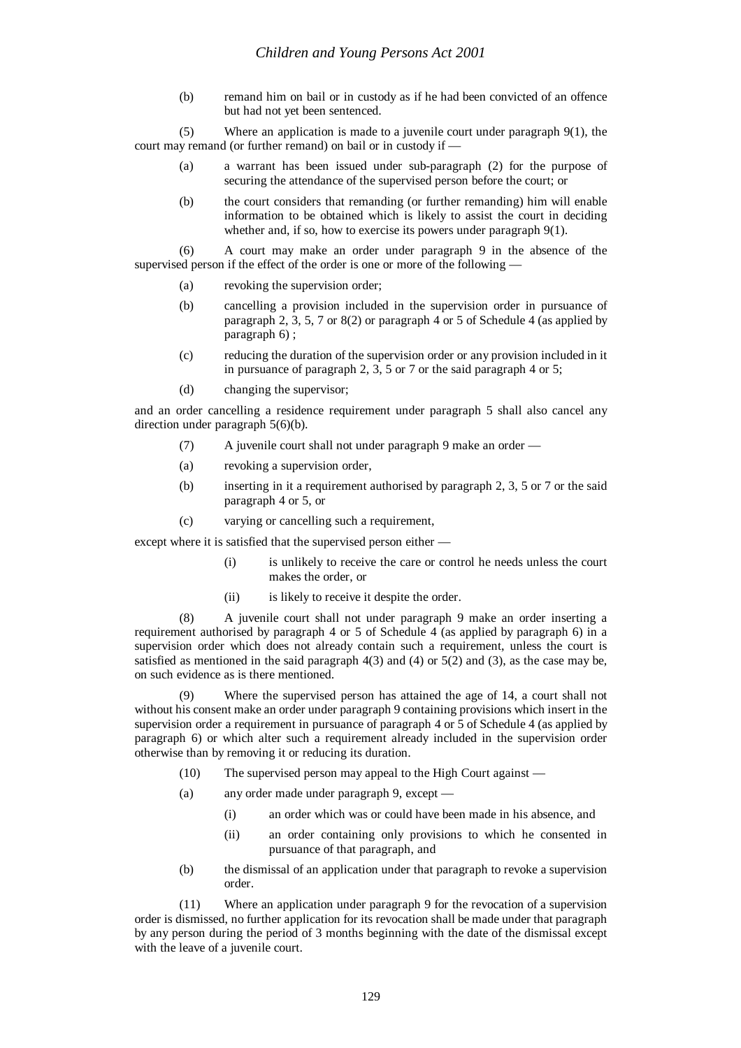(b) remand him on bail or in custody as if he had been convicted of an offence but had not yet been sentenced.

(5) Where an application is made to a juvenile court under paragraph 9(1), the court may remand (or further remand) on bail or in custody if —

(a) a warrant has been issued under sub-paragraph (2) for the purpose of securing the attendance of the supervised person before the court; or

(b) the court considers that remanding (or further remanding) him will enable information to be obtained which is likely to assist the court in deciding whether and, if so, how to exercise its powers under paragraph 9(1).

(6) A court may make an order under paragraph 9 in the absence of the supervised person if the effect of the order is one or more of the following —

(a) revoking the supervision order;

(b) cancelling a provision included in the supervision order in pursuance of paragraph 2, 3, 5, 7 or 8(2) or paragraph 4 or 5 of Schedule 4 (as applied by paragraph 6) ;

(c) reducing the duration of the supervision order or any provision included in it in pursuance of paragraph 2, 3, 5 or 7 or the said paragraph 4 or 5;

(d) changing the supervisor;

and an order cancelling a residence requirement under paragraph 5 shall also cancel any direction under paragraph 5(6)(b).

(7) A juvenile court shall not under paragraph 9 make an order —

(a) revoking a supervision order,

(b) inserting in it a requirement authorised by paragraph 2, 3, 5 or 7 or the said paragraph 4 or 5, or

(c) varying or cancelling such a requirement,

except where it is satisfied that the supervised person either —

(i) is unlikely to receive the care or control he needs unless the court makes the order, or

(ii) is likely to receive it despite the order.

(8) A juvenile court shall not under paragraph 9 make an order inserting a requirement authorised by paragraph 4 or 5 of Schedule 4 (as applied by paragraph 6) in a supervision order which does not already contain such a requirement, unless the court is satisfied as mentioned in the said paragraph 4(3) and (4) or 5(2) and (3), as the case may be, on such evidence as is there mentioned.

(9) Where the supervised person has attained the age of 14, a court shall not without his consent make an order under paragraph 9 containing provisions which insert in the supervision order a requirement in pursuance of paragraph 4 or 5 of Schedule 4 (as applied by paragraph 6) or which alter such a requirement already included in the supervision order otherwise than by removing it or reducing its duration.

(10) The supervised person may appeal to the High Court against —

(a) any order made under paragraph 9, except —

(i) an order which was or could have been made in his absence, and

(ii) an order containing only provisions to which he consented in pursuance of that paragraph, and

(b) the dismissal of an application under that paragraph to revoke a supervision order.

(11) Where an application under paragraph 9 for the revocation of a supervision order is dismissed, no further application for its revocation shall be made under that paragraph by any person during the period of 3 months beginning with the date of the dismissal except with the leave of a juvenile court.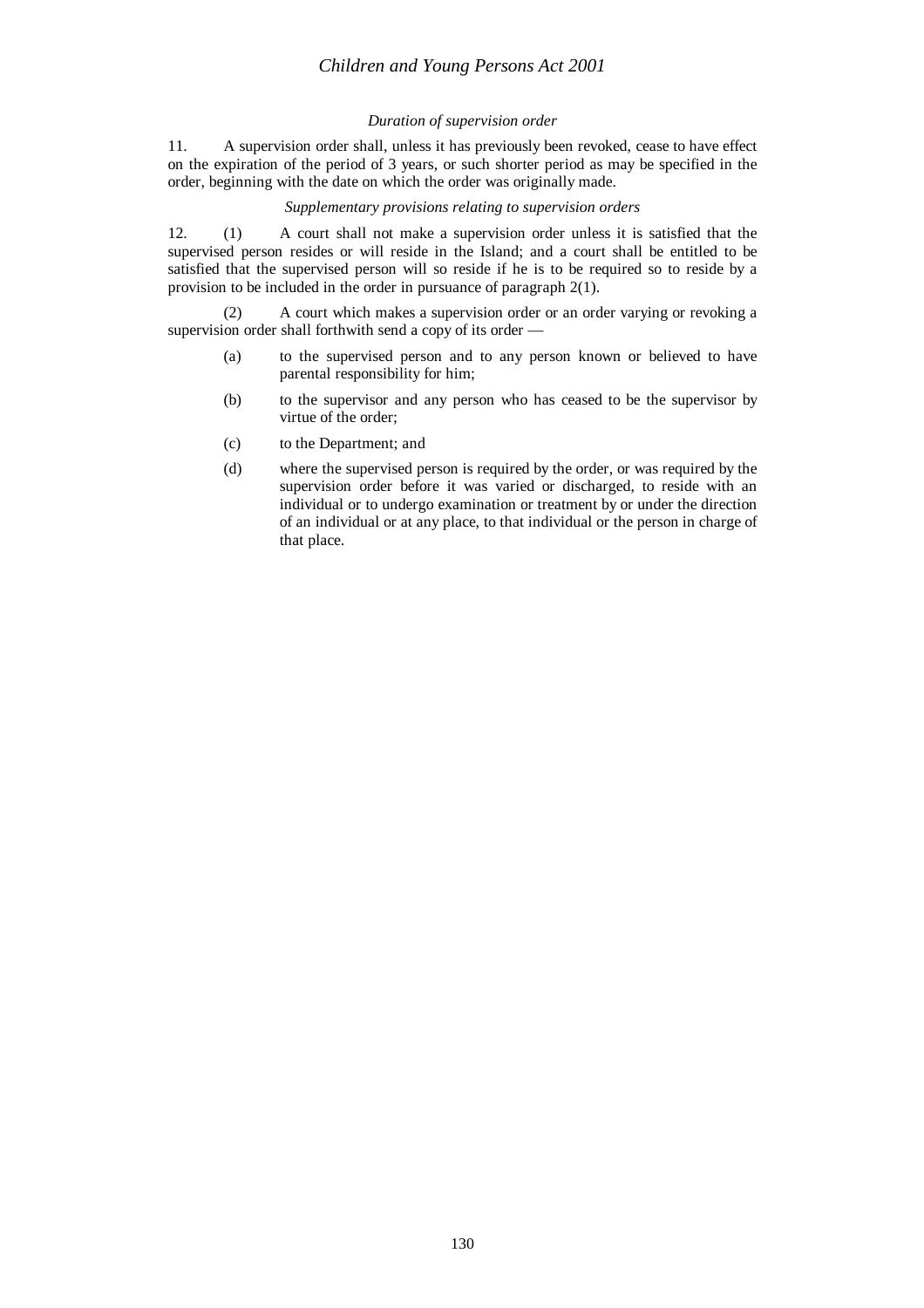*Duration of supervision order*

11. A supervision order shall, unless it has previously been revoked, cease to have effect on the expiration of the period of 3 years, or such shorter period as may be specified in the order, beginning with the date on which the order was originally made.

*Supplementary provisions relating to supervision orders*

12. (1) A court shall not make a supervision order unless it is satisfied that the supervised person resides or will reside in the Island; and a court shall be entitled to be satisfied that the supervised person will so reside if he is to be required so to reside by a provision to be included in the order in pursuance of paragraph 2(1).

(2) A court which makes a supervision order or an order varying or revoking a supervision order shall forthwith send a copy of its order —

- (a) to the supervised person and to any person known or believed to have parental responsibility for him;
- (b) to the supervisor and any person who has ceased to be the supervisor by virtue of the order;
- (c) to the Department; and
- (d) where the supervised person is required by the order, or was required by the supervision order before it was varied or discharged, to reside with an individual or to undergo examination or treatment by or under the direction of an individual or at any place, to that individual or the person in charge of that place.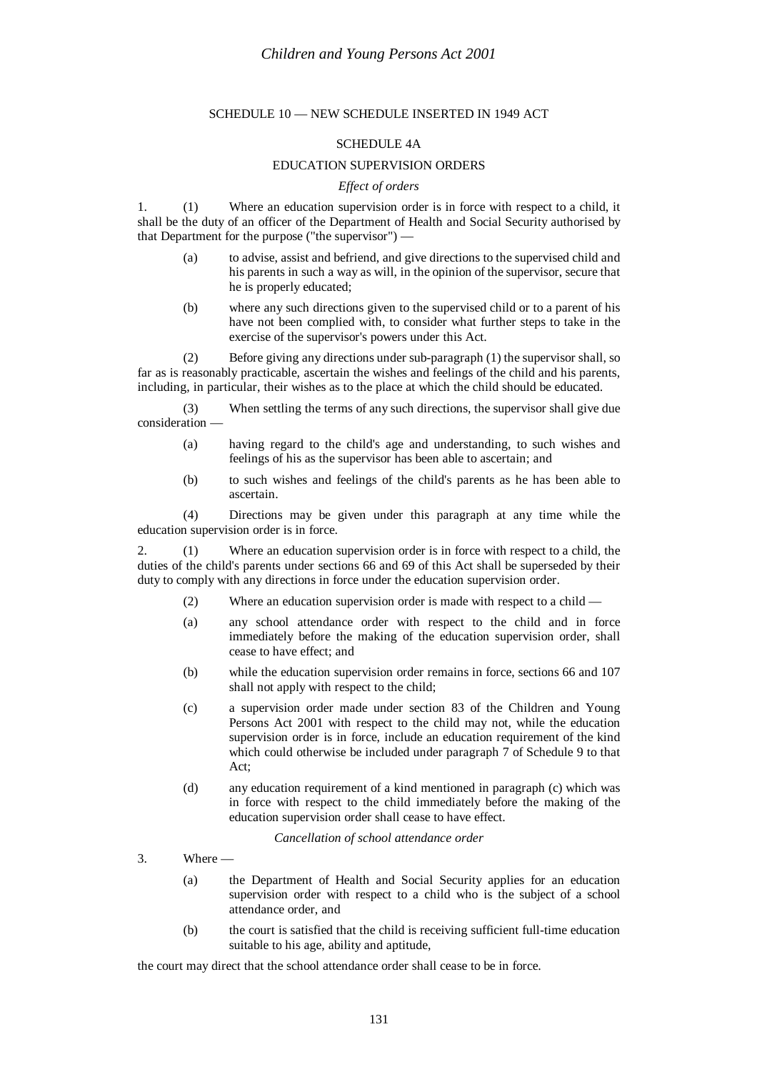## SCHEDULE 10 — NEW SCHEDULE INSERTED IN 1949 ACT

### SCHEDULE 4A

### EDUCATION SUPERVISION ORDERS

*Effect of orders*

1. (1) Where an education supervision order is in force with respect to a child, it shall be the duty of an officer of the Department of Health and Social Security authorised by that Department for the purpose ("the supervisor") —

 (a) to advise, assist and befriend, and give directions to the supervised child and his parents in such a way as will, in the opinion of the supervisor, secure that he is properly educated;

 (b) where any such directions given to the supervised child or to a parent of his have not been complied with, to consider what further steps to take in the exercise of the supervisor's powers under this Act.

 (2) Before giving any directions under sub-paragraph (1) the supervisor shall, so far as is reasonably practicable, ascertain the wishes and feelings of the child and his parents, including, in particular, their wishes as to the place at which the child should be educated.

 (3) When settling the terms of any such directions, the supervisor shall give due consideration —

 (a) having regard to the child's age and understanding, to such wishes and feelings of his as the supervisor has been able to ascertain; and

 (b) to such wishes and feelings of the child's parents as he has been able to ascertain.

 (4) Directions may be given under this paragraph at any time while the education supervision order is in force.

2. (1) Where an education supervision order is in force with respect to a child, the duties of the child's parents under sections 66 and 69 of this Act shall be superseded by their duty to comply with any directions in force under the education supervision order.

 (2) Where an education supervision order is made with respect to a child —

 (a) any school attendance order with respect to the child and in force immediately before the making of the education supervision order, shall cease to have effect; and

 (b) while the education supervision order remains in force, sections 66 and 107 shall not apply with respect to the child;

 (c) a supervision order made under section 83 of the Children and Young Persons Act 2001 with respect to the child may not, while the education supervision order is in force, include an education requirement of the kind which could otherwise be included under paragraph 7 of Schedule 9 to that Act;

 (d) any education requirement of a kind mentioned in paragraph (c) which was in force with respect to the child immediately before the making of the education supervision order shall cease to have effect.

*Cancellation of school attendance order*

3. Where —

 (a) the Department of Health and Social Security applies for an education supervision order with respect to a child who is the subject of a school attendance order, and

 (b) the court is satisfied that the child is receiving sufficient full-time education suitable to his age, ability and aptitude,

the court may direct that the school attendance order shall cease to be in force.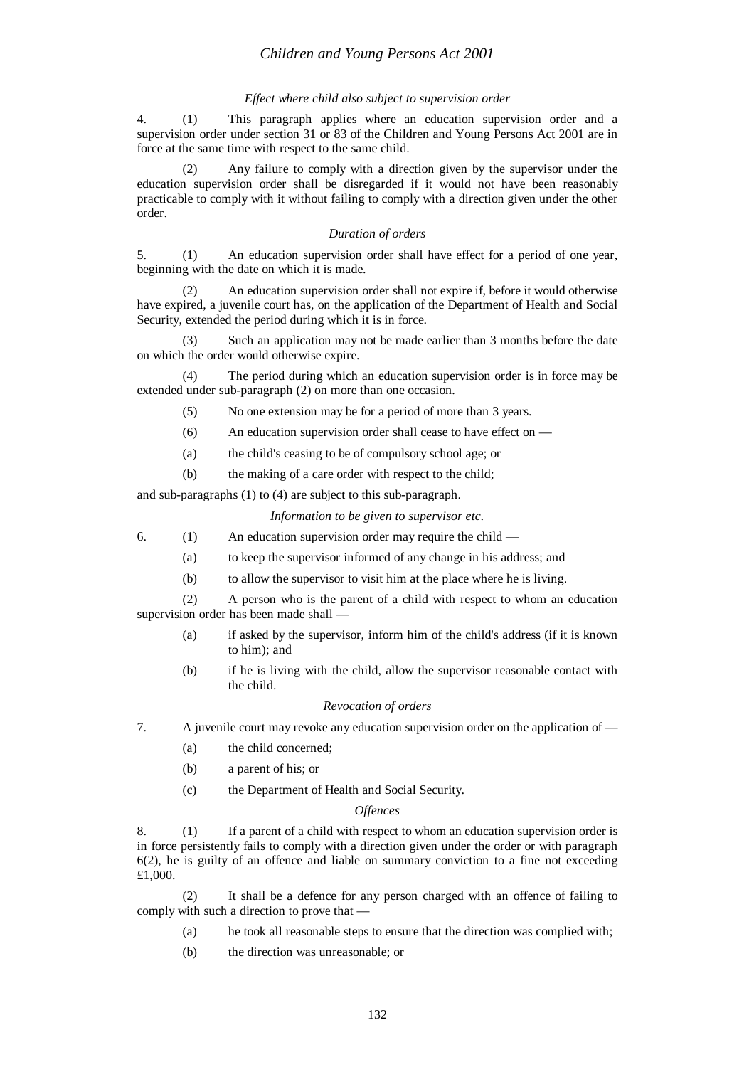*Effect where child also subject to supervision order*

4. (1) This paragraph applies where an education supervision order and a supervision order under section 31 or 83 of the Children and Young Persons Act 2001 are in force at the same time with respect to the same child.

(2) Any failure to comply with a direction given by the supervisor under the education supervision order shall be disregarded if it would not have been reasonably practicable to comply with it without failing to comply with a direction given under the other order.

*Duration of orders*

5. (1) An education supervision order shall have effect for a period of one year, beginning with the date on which it is made.

(2) An education supervision order shall not expire if, before it would otherwise have expired, a juvenile court has, on the application of the Department of Health and Social Security, extended the period during which it is in force.

(3) Such an application may not be made earlier than 3 months before the date on which the order would otherwise expire.

(4) The period during which an education supervision order is in force may be extended under sub-paragraph (2) on more than one occasion.

(5) No one extension may be for a period of more than 3 years.

(6) An education supervision order shall cease to have effect on —

(a) the child's ceasing to be of compulsory school age; or

(b) the making of a care order with respect to the child;

and sub-paragraphs (1) to (4) are subject to this sub-paragraph.

*Information to be given to supervisor etc.*

6. (1) An education supervision order may require the child —

(a) to keep the supervisor informed of any change in his address; and

(b) to allow the supervisor to visit him at the place where he is living.

(2) A person who is the parent of a child with respect to whom an education supervision order has been made shall —

(a) if asked by the supervisor, inform him of the child's address (if it is known to him); and

(b) if he is living with the child, allow the supervisor reasonable contact with the child.

*Revocation of orders*

7. A juvenile court may revoke any education supervision order on the application of —

(a) the child concerned;

(b) a parent of his; or

(c) the Department of Health and Social Security.

*Offences*

8. (1) If a parent of a child with respect to whom an education supervision order is in force persistently fails to comply with a direction given under the order or with paragraph 6(2), he is guilty of an offence and liable on summary conviction to a fine not exceeding £1,000.

(2) It shall be a defence for any person charged with an offence of failing to comply with such a direction to prove that —

(a) he took all reasonable steps to ensure that the direction was complied with;

(b) the direction was unreasonable; or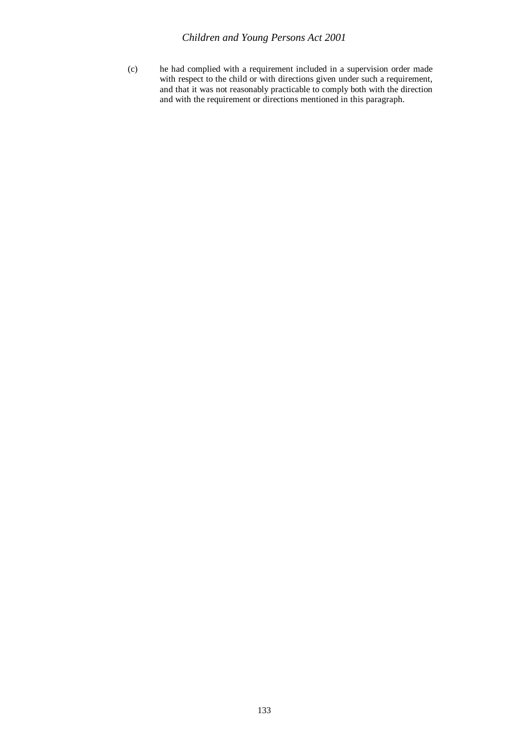(c) he had complied with a requirement included in a supervision order made with respect to the child or with directions given under such a requirement, and that it was not reasonably practicable to comply both with the direction and with the requirement or directions mentioned in this paragraph.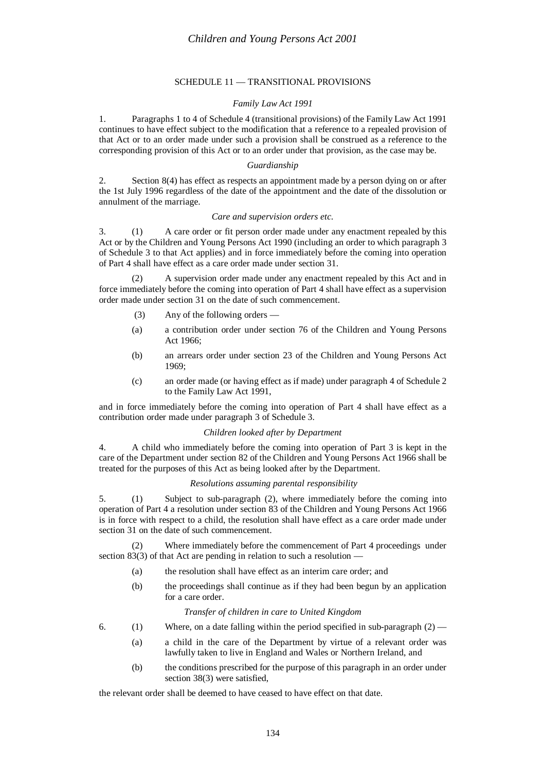## SCHEDULE 11 — TRANSITIONAL PROVISIONS

*Family Law Act 1991*

1. Paragraphs 1 to 4 of Schedule 4 (transitional provisions) of the Family Law Act 1991 continues to have effect subject to the modification that a reference to a repealed provision of that Act or to an order made under such a provision shall be construed as a reference to the corresponding provision of this Act or to an order under that provision, as the case may be.

*Guardianship*

2. Section 8(4) has effect as respects an appointment made by a person dying on or after the 1st July 1996 regardless of the date of the appointment and the date of the dissolution or annulment of the marriage.

*Care and supervision orders etc.*

3. (1) A care order or fit person order made under any enactment repealed by this Act or by the Children and Young Persons Act 1990 (including an order to which paragraph 3 of Schedule 3 to that Act applies) and in force immediately before the coming into operation of Part 4 shall have effect as a care order made under section 31.

(2) A supervision order made under any enactment repealed by this Act and in force immediately before the coming into operation of Part 4 shall have effect as a supervision order made under section 31 on the date of such commencement.

(3) Any of the following orders —

(a) a contribution order under section 76 of the Children and Young Persons Act 1966;

(b) an arrears order under section 23 of the Children and Young Persons Act 1969;

(c) an order made (or having effect as if made) under paragraph 4 of Schedule 2 to the Family Law Act 1991,

and in force immediately before the coming into operation of Part 4 shall have effect as a contribution order made under paragraph 3 of Schedule 3.

*Children looked after by Department*

4. A child who immediately before the coming into operation of Part 3 is kept in the care of the Department under section 82 of the Children and Young Persons Act 1966 shall be treated for the purposes of this Act as being looked after by the Department.

*Resolutions assuming parental responsibility*

5. (1) Subject to sub-paragraph (2), where immediately before the coming into operation of Part 4 a resolution under section 83 of the Children and Young Persons Act 1966 is in force with respect to a child, the resolution shall have effect as a care order made under section 31 on the date of such commencement.

(2) Where immediately before the commencement of Part 4 proceedings under section 83(3) of that Act are pending in relation to such a resolution —

(a) the resolution shall have effect as an interim care order; and

(b) the proceedings shall continue as if they had been begun by an application for a care order.

*Transfer of children in care to United Kingdom*

6. (1) Where, on a date falling within the period specified in sub-paragraph (2) —

(a) a child in the care of the Department by virtue of a relevant order was lawfully taken to live in England and Wales or Northern Ireland, and

(b) the conditions prescribed for the purpose of this paragraph in an order under section 38(3) were satisfied,

the relevant order shall be deemed to have ceased to have effect on that date.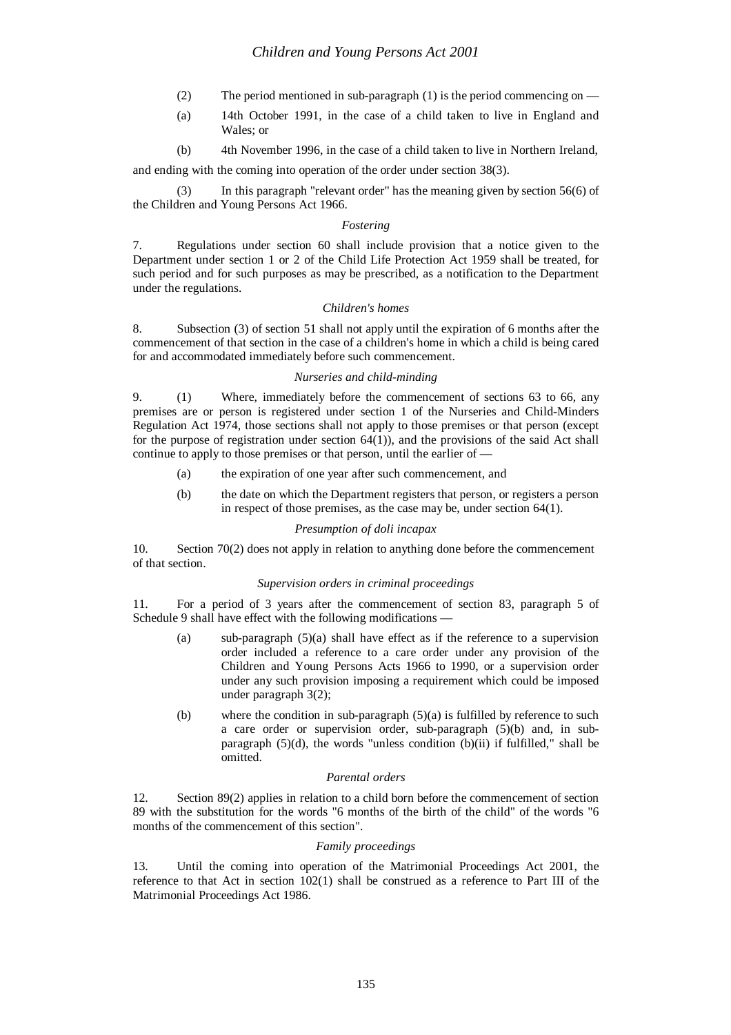(2) The period mentioned in sub-paragraph (1) is the period commencing on —

(a) 14th October 1991, in the case of a child taken to live in England and Wales; or

(b) 4th November 1996, in the case of a child taken to live in Northern Ireland,

and ending with the coming into operation of the order under section 38(3).

(3) In this paragraph "relevant order" has the meaning given by section 56(6) of the Children and Young Persons Act 1966.

*Fostering*

7. Regulations under section 60 shall include provision that a notice given to the Department under section 1 or 2 of the Child Life Protection Act 1959 shall be treated, for such period and for such purposes as may be prescribed, as a notification to the Department under the regulations.

*Children's homes*

8. Subsection (3) of section 51 shall not apply until the expiration of 6 months after the commencement of that section in the case of a children's home in which a child is being cared for and accommodated immediately before such commencement.

*Nurseries and child-minding*

9. (1) Where, immediately before the commencement of sections 63 to 66, any premises are or person is registered under section 1 of the Nurseries and Child-Minders Regulation Act 1974, those sections shall not apply to those premises or that person (except for the purpose of registration under section 64(1)), and the provisions of the said Act shall continue to apply to those premises or that person, until the earlier of —

(a) the expiration of one year after such commencement, and

(b) the date on which the Department registers that person, or registers a person in respect of those premises, as the case may be, under section 64(1).

*Presumption of doli incapax*

10. Section 70(2) does not apply in relation to anything done before the commencement of that section.

*Supervision orders in criminal proceedings*

11. For a period of 3 years after the commencement of section 83, paragraph 5 of Schedule 9 shall have effect with the following modifications —

(a) sub-paragraph (5)(a) shall have effect as if the reference to a supervision order included a reference to a care order under any provision of the Children and Young Persons Acts 1966 to 1990, or a supervision order under any such provision imposing a requirement which could be imposed under paragraph 3(2);

(b) where the condition in sub-paragraph (5)(a) is fulfilled by reference to such a care order or supervision order, sub-paragraph (5)(b) and, in sub-paragraph (5)(d), the words "unless condition (b)(ii) if fulfilled," shall be omitted.

*Parental orders*

12. Section 89(2) applies in relation to a child born before the commencement of section 89 with the substitution for the words "6 months of the birth of the child" of the words "6 months of the commencement of this section".

*Family proceedings*

13. Until the coming into operation of the Matrimonial Proceedings Act 2001, the reference to that Act in section 102(1) shall be construed as a reference to Part III of the Matrimonial Proceedings Act 1986.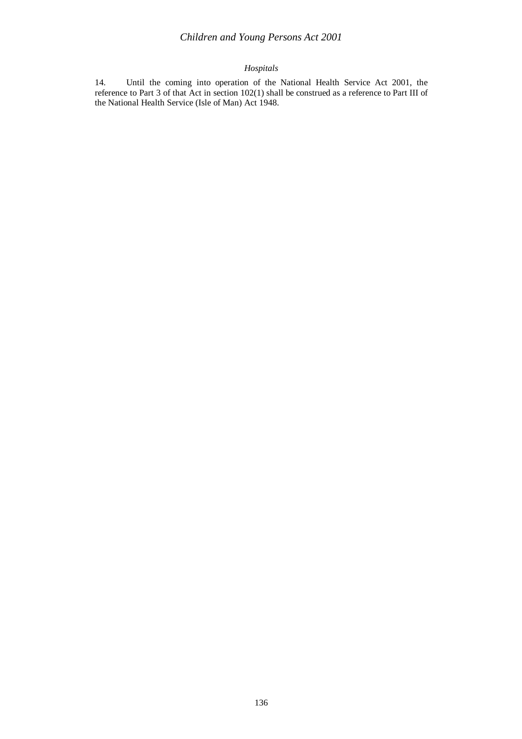*Hospitals*

14. Until the coming into operation of the National Health Service Act 2001, the reference to Part 3 of that Act in section 102(1) shall be construed as a reference to Part III of the National Health Service (Isle of Man) Act 1948.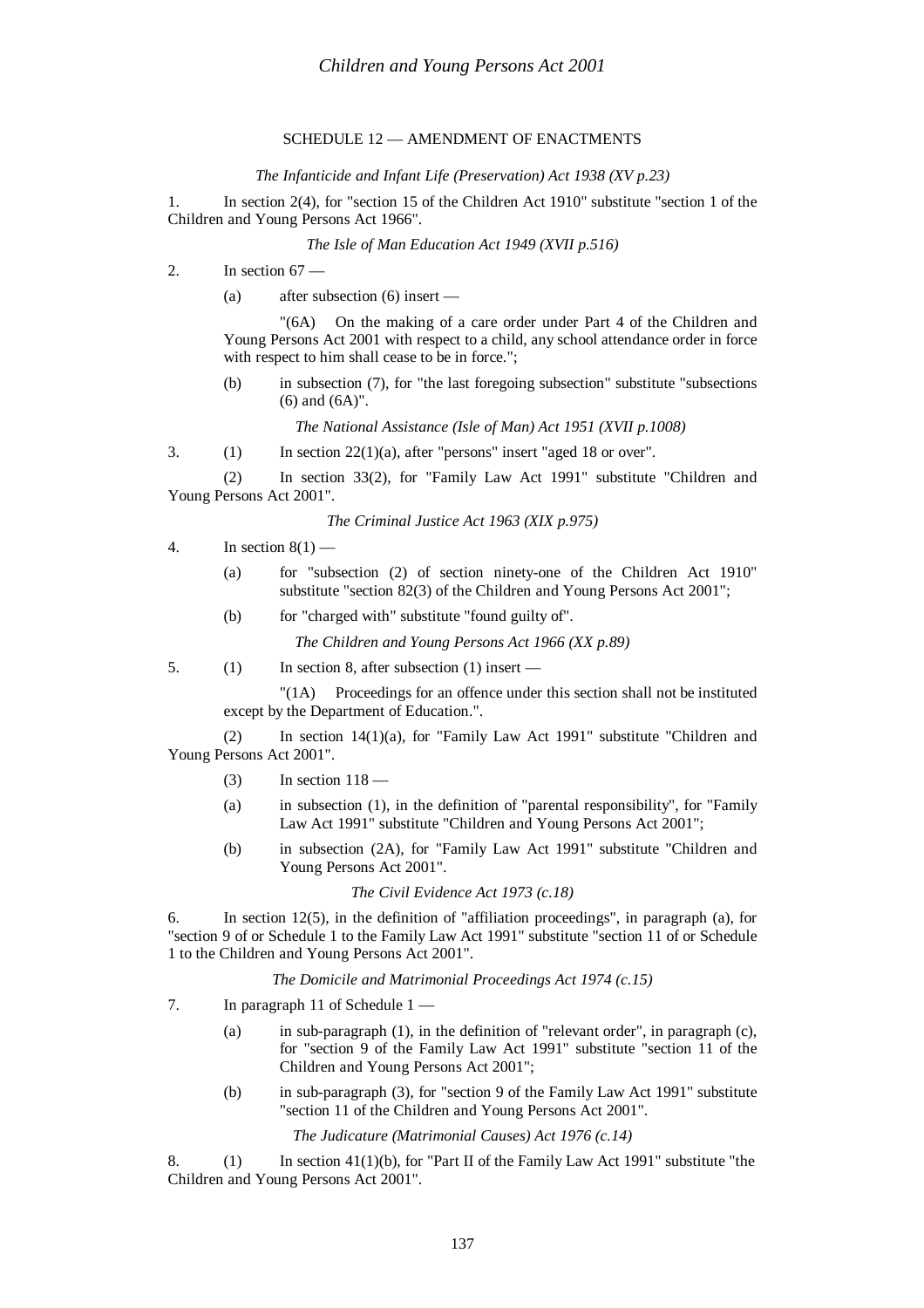## SCHEDULE 12 — AMENDMENT OF ENACTMENTS

*The Infanticide and Infant Life (Preservation) Act 1938 (XV p.23)*

1. In section 2(4), for "section 15 of the Children Act 1910" substitute "section 1 of the Children and Young Persons Act 1966".

*The Isle of Man Education Act 1949 (XVII p.516)*

2. In section 67 —

   (a) after subsection (6) insert —

   "(6A) On the making of a care order under Part 4 of the Children and Young Persons Act 2001 with respect to a child, any school attendance order in force with respect to him shall cease to be in force.";

   (b) in subsection (7), for "the last foregoing subsection" substitute "subsections (6) and (6A)".

*The National Assistance (Isle of Man) Act 1951 (XVII p.1008)*

3. (1) In section 22(1)(a), after "persons" insert "aged 18 or over".

(2) In section 33(2), for "Family Law Act 1991" substitute "Children and Young Persons Act 2001".

*The Criminal Justice Act 1963 (XIX p.975)*

4. In section 8(1) —

   (a) for "subsection (2) of section ninety-one of the Children Act 1910" substitute "section 82(3) of the Children and Young Persons Act 2001";

   (b) for "charged with" substitute "found guilty of".

*The Children and Young Persons Act 1966 (XX p.89)*

5. (1) In section 8, after subsection (1) insert —

   "(1A) Proceedings for an offence under this section shall not be instituted except by the Department of Education.".

(2) In section 14(1)(a), for "Family Law Act 1991" substitute "Children and Young Persons Act 2001".

(3) In section 118 —

   (a) in subsection (1), in the definition of "parental responsibility", for "Family Law Act 1991" substitute "Children and Young Persons Act 2001";

   (b) in subsection (2A), for "Family Law Act 1991" substitute "Children and Young Persons Act 2001".

*The Civil Evidence Act 1973 (c.18)*

6. In section 12(5), in the definition of "affiliation proceedings", in paragraph (a), for "section 9 of or Schedule 1 to the Family Law Act 1991" substitute "section 11 of or Schedule 1 to the Children and Young Persons Act 2001".

*The Domicile and Matrimonial Proceedings Act 1974 (c.15)*

7. In paragraph 11 of Schedule 1 —

   (a) in sub-paragraph (1), in the definition of "relevant order", in paragraph (c), for "section 9 of the Family Law Act 1991" substitute "section 11 of the Children and Young Persons Act 2001";

   (b) in sub-paragraph (3), for "section 9 of the Family Law Act 1991" substitute "section 11 of the Children and Young Persons Act 2001".

*The Judicature (Matrimonial Causes) Act 1976 (c.14)*

8. (1) In section 41(1)(b), for "Part II of the Family Law Act 1991" substitute "the Children and Young Persons Act 2001".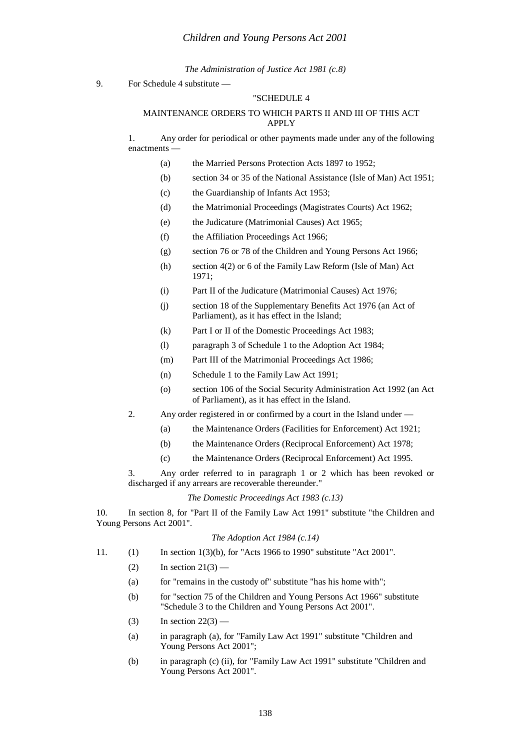*The Administration of Justice Act 1981 (c.8)*

9. For Schedule 4 substitute —

"SCHEDULE 4

MAINTENANCE ORDERS TO WHICH PARTS II AND III OF THIS ACT APPLY

1. Any order for periodical or other payments made under any of the following enactments —

   (a) the Married Persons Protection Acts 1897 to 1952;

   (b) section 34 or 35 of the National Assistance (Isle of Man) Act 1951;

   (c) the Guardianship of Infants Act 1953;

   (d) the Matrimonial Proceedings (Magistrates Courts) Act 1962;

   (e) the Judicature (Matrimonial Causes) Act 1965;

   (f) the Affiliation Proceedings Act 1966;

   (g) section 76 or 78 of the Children and Young Persons Act 1966;

   (h) section 4(2) or 6 of the Family Law Reform (Isle of Man) Act 1971;

   (i) Part II of the Judicature (Matrimonial Causes) Act 1976;

   (j) section 18 of the Supplementary Benefits Act 1976 (an Act of Parliament), as it has effect in the Island;

   (k) Part I or II of the Domestic Proceedings Act 1983;

   (l) paragraph 3 of Schedule 1 to the Adoption Act 1984;

   (m) Part III of the Matrimonial Proceedings Act 1986;

   (n) Schedule 1 to the Family Law Act 1991;

   (o) section 106 of the Social Security Administration Act 1992 (an Act of Parliament), as it has effect in the Island.

2. Any order registered in or confirmed by a court in the Island under —

   (a) the Maintenance Orders (Facilities for Enforcement) Act 1921;

   (b) the Maintenance Orders (Reciprocal Enforcement) Act 1978;

   (c) the Maintenance Orders (Reciprocal Enforcement) Act 1995.

3. Any order referred to in paragraph 1 or 2 which has been revoked or discharged if any arrears are recoverable thereunder."

*The Domestic Proceedings Act 1983 (c.13)*

10. In section 8, for "Part II of the Family Law Act 1991" substitute "the Children and Young Persons Act 2001".

*The Adoption Act 1984 (c.14)*

11. (1) In section 1(3)(b), for "Acts 1966 to 1990" substitute "Act 2001".

(2) In section 21(3) —

(a) for "remains in the custody of" substitute "has his home with";

(b) for "section 75 of the Children and Young Persons Act 1966" substitute "Schedule 3 to the Children and Young Persons Act 2001".

(3) In section 22(3) —

(a) in paragraph (a), for "Family Law Act 1991" substitute "Children and Young Persons Act 2001";

(b) in paragraph (c) (ii), for "Family Law Act 1991" substitute "Children and Young Persons Act 2001".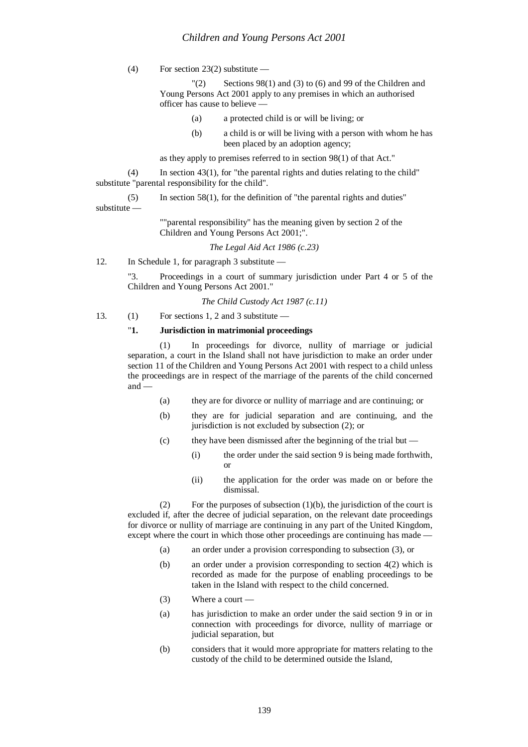(4) For section 23(2) substitute —

"(2) Sections 98(1) and (3) to (6) and 99 of the Children and Young Persons Act 2001 apply to any premises in which an authorised officer has cause to believe —

(a) a protected child is or will be living; or

(b) a child is or will be living with a person with whom he has been placed by an adoption agency;

as they apply to premises referred to in section 98(1) of that Act."

(4) In section 43(1), for "the parental rights and duties relating to the child" substitute "parental responsibility for the child".

(5) In section 58(1), for the definition of "the parental rights and duties" substitute —

""parental responsibility" has the meaning given by section 2 of the Children and Young Persons Act 2001;".

*The Legal Aid Act 1986 (c.23)*

12. In Schedule 1, for paragraph 3 substitute —

"3. Proceedings in a court of summary jurisdiction under Part 4 or 5 of the Children and Young Persons Act 2001."

*The Child Custody Act 1987 (c.11)*

13. (1) For sections 1, 2 and 3 substitute —

"**1. Jurisdiction in matrimonial proceedings**

(1) In proceedings for divorce, nullity of marriage or judicial separation, a court in the Island shall not have jurisdiction to make an order under section 11 of the Children and Young Persons Act 2001 with respect to a child unless the proceedings are in respect of the marriage of the parents of the child concerned and —

(a) they are for divorce or nullity of marriage and are continuing; or

(b) they are for judicial separation and are continuing, and the jurisdiction is not excluded by subsection (2); or

(c) they have been dismissed after the beginning of the trial but —

(i) the order under the said section 9 is being made forthwith, or

(ii) the application for the order was made on or before the dismissal.

(2) For the purposes of subsection (1)(b), the jurisdiction of the court is excluded if, after the decree of judicial separation, on the relevant date proceedings for divorce or nullity of marriage are continuing in any part of the United Kingdom, except where the court in which those other proceedings are continuing has made —

(a) an order under a provision corresponding to subsection (3), or

(b) an order under a provision corresponding to section 4(2) which is recorded as made for the purpose of enabling proceedings to be taken in the Island with respect to the child concerned.

(3) Where a court —

(a) has jurisdiction to make an order under the said section 9 in or in connection with proceedings for divorce, nullity of marriage or judicial separation, but

(b) considers that it would more appropriate for matters relating to the custody of the child to be determined outside the Island,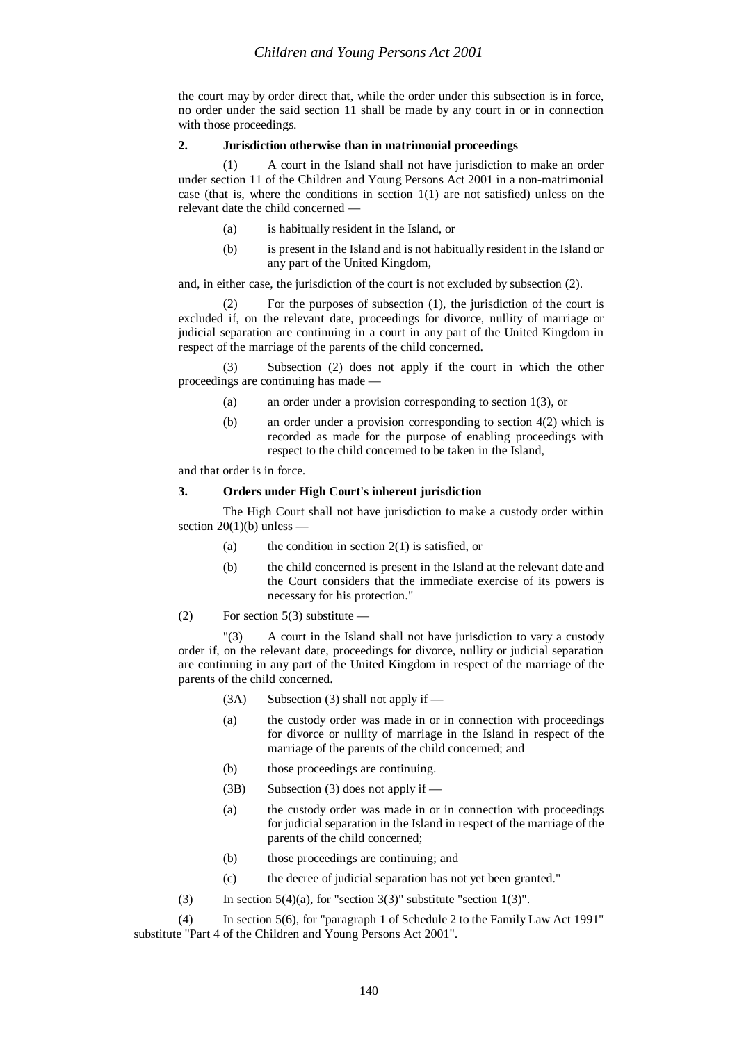the court may by order direct that, while the order under this subsection is in force, no order under the said section 11 shall be made by any court in or in connection with those proceedings.

**2. Jurisdiction otherwise than in matrimonial proceedings**

(1) A court in the Island shall not have jurisdiction to make an order under section 11 of the Children and Young Persons Act 2001 in a non-matrimonial case (that is, where the conditions in section 1(1) are not satisfied) unless on the relevant date the child concerned —

(a) is habitually resident in the Island, or

(b) is present in the Island and is not habitually resident in the Island or any part of the United Kingdom,

and, in either case, the jurisdiction of the court is not excluded by subsection (2).

(2) For the purposes of subsection (1), the jurisdiction of the court is excluded if, on the relevant date, proceedings for divorce, nullity of marriage or judicial separation are continuing in a court in any part of the United Kingdom in respect of the marriage of the parents of the child concerned.

(3) Subsection (2) does not apply if the court in which the other proceedings are continuing has made —

(a) an order under a provision corresponding to section 1(3), or

(b) an order under a provision corresponding to section 4(2) which is recorded as made for the purpose of enabling proceedings with respect to the child concerned to be taken in the Island,

and that order is in force.

**3. Orders under High Court's inherent jurisdiction**

The High Court shall not have jurisdiction to make a custody order within section 20(1)(b) unless —

(a) the condition in section 2(1) is satisfied, or

(b) the child concerned is present in the Island at the relevant date and the Court considers that the immediate exercise of its powers is necessary for his protection."

(2) For section 5(3) substitute —

"(3) A court in the Island shall not have jurisdiction to vary a custody order if, on the relevant date, proceedings for divorce, nullity or judicial separation are continuing in any part of the United Kingdom in respect of the marriage of the parents of the child concerned.

(3A) Subsection (3) shall not apply if —

(a) the custody order was made in or in connection with proceedings for divorce or nullity of marriage in the Island in respect of the marriage of the parents of the child concerned; and

(b) those proceedings are continuing.

(3B) Subsection (3) does not apply if —

(a) the custody order was made in or in connection with proceedings for judicial separation in the Island in respect of the marriage of the parents of the child concerned;

(b) those proceedings are continuing; and

(c) the decree of judicial separation has not yet been granted."

(3) In section 5(4)(a), for "section 3(3)" substitute "section 1(3)".

(4) In section 5(6), for "paragraph 1 of Schedule 2 to the Family Law Act 1991" substitute "Part 4 of the Children and Young Persons Act 2001".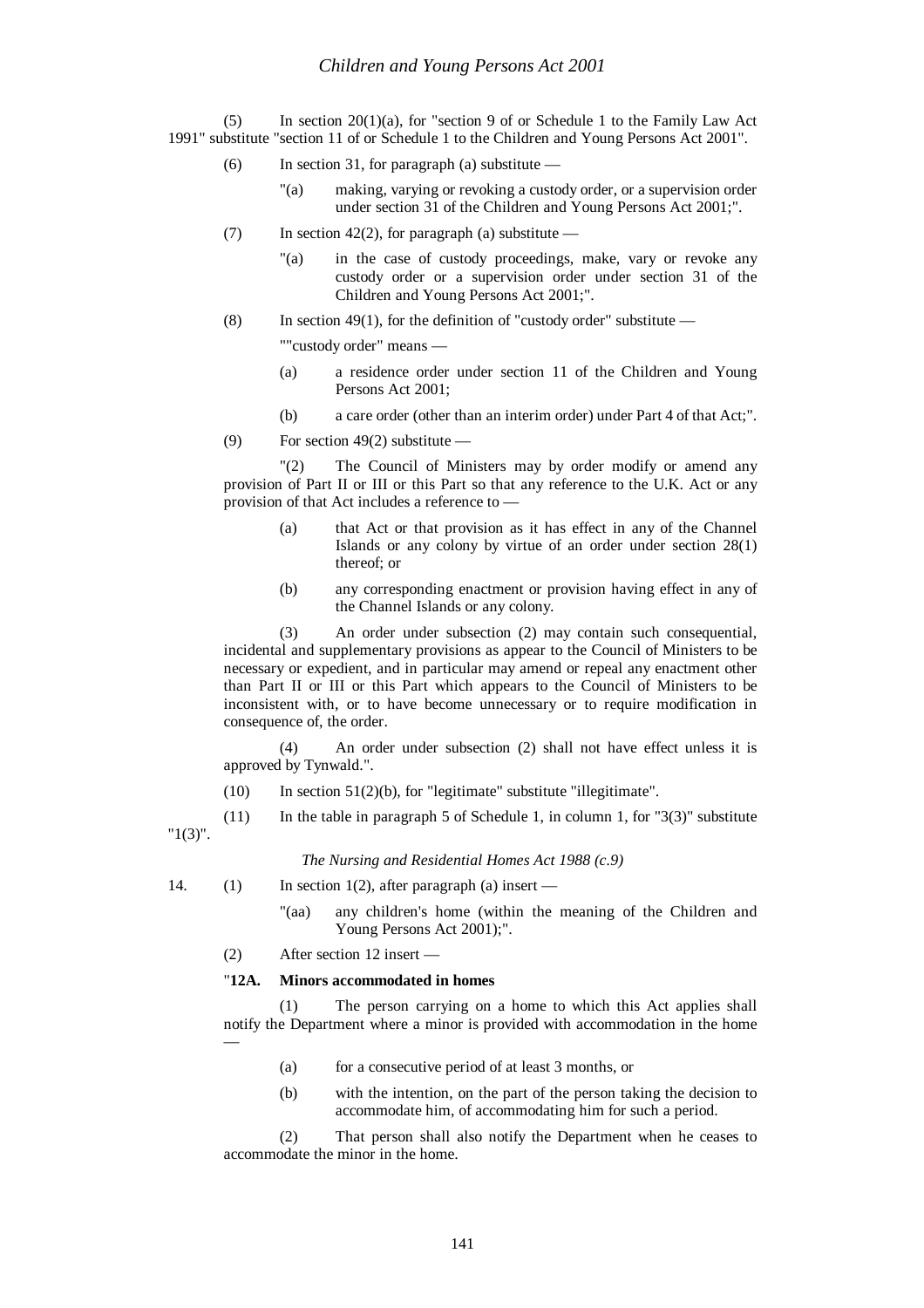(5) In section 20(1)(a), for "section 9 of or Schedule 1 to the Family Law Act 1991" substitute "section 11 of or Schedule 1 to the Children and Young Persons Act 2001".

(6) In section 31, for paragraph (a) substitute —

> "(a) making, varying or revoking a custody order, or a supervision order under section 31 of the Children and Young Persons Act 2001;".

(7) In section 42(2), for paragraph (a) substitute —

> "(a) in the case of custody proceedings, make, vary or revoke any custody order or a supervision order under section 31 of the Children and Young Persons Act 2001;".

(8) In section 49(1), for the definition of "custody order" substitute —

> ""custody order" means —
>
> (a) a residence order under section 11 of the Children and Young Persons Act 2001;
>
> (b) a care order (other than an interim order) under Part 4 of that Act;".

(9) For section 49(2) substitute —

> "(2) The Council of Ministers may by order modify or amend any provision of Part II or III or this Part so that any reference to the U.K. Act or any provision of that Act includes a reference to —
>
> (a) that Act or that provision as it has effect in any of the Channel Islands or any colony by virtue of an order under section 28(1) thereof; or
>
> (b) any corresponding enactment or provision having effect in any of the Channel Islands or any colony.
>
> (3) An order under subsection (2) may contain such consequential, incidental and supplementary provisions as appear to the Council of Ministers to be necessary or expedient, and in particular may amend or repeal any enactment other than Part II or III or this Part which appears to the Council of Ministers to be inconsistent with, or to have become unnecessary or to require modification in consequence of, the order.
>
> (4) An order under subsection (2) shall not have effect unless it is approved by Tynwald.".

(10) In section 51(2)(b), for "legitimate" substitute "illegitimate".

(11) In the table in paragraph 5 of Schedule 1, in column 1, for "3(3)" substitute "1(3)".

*The Nursing and Residential Homes Act 1988 (c.9)*

14. (1) In section 1(2), after paragraph (a) insert —

> "(aa) any children's home (within the meaning of the Children and Young Persons Act 2001);".

(2) After section 12 insert —

> "**12A. Minors accommodated in homes**
>
> (1) The person carrying on a home to which this Act applies shall notify the Department where a minor is provided with accommodation in the home —
>
> (a) for a consecutive period of at least 3 months, or
>
> (b) with the intention, on the part of the person taking the decision to accommodate him, of accommodating him for such a period.
>
> (2) That person shall also notify the Department when he ceases to accommodate the minor in the home.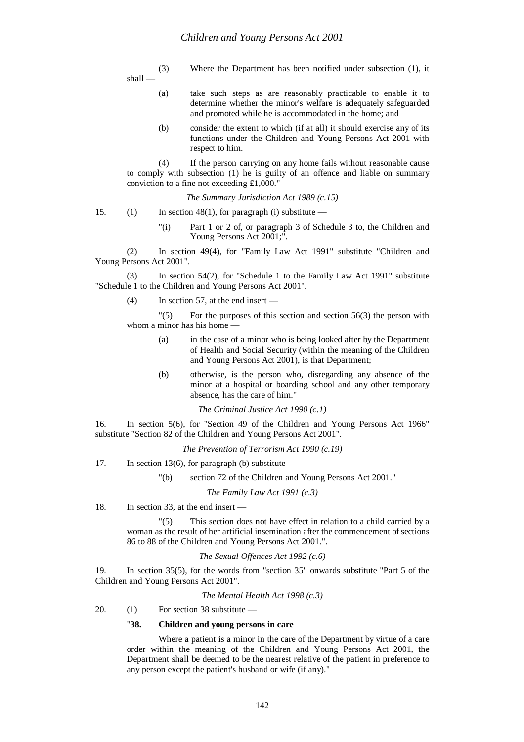(3) Where the Department has been notified under subsection (1), it shall —

(a) take such steps as are reasonably practicable to enable it to determine whether the minor's welfare is adequately safeguarded and promoted while he is accommodated in the home; and

(b) consider the extent to which (if at all) it should exercise any of its functions under the Children and Young Persons Act 2001 with respect to him.

(4) If the person carrying on any home fails without reasonable cause to comply with subsection (1) he is guilty of an offence and liable on summary conviction to a fine not exceeding £1,000."

*The Summary Jurisdiction Act 1989 (c.15)*

15. (1) In section 48(1), for paragraph (i) substitute —

"(i) Part 1 or 2 of, or paragraph 3 of Schedule 3 to, the Children and Young Persons Act 2001;".

(2) In section 49(4), for "Family Law Act 1991" substitute "Children and Young Persons Act 2001".

(3) In section 54(2), for "Schedule 1 to the Family Law Act 1991" substitute "Schedule 1 to the Children and Young Persons Act 2001".

(4) In section 57, at the end insert —

"(5) For the purposes of this section and section 56(3) the person with whom a minor has his home —

(a) in the case of a minor who is being looked after by the Department of Health and Social Security (within the meaning of the Children and Young Persons Act 2001), is that Department;

(b) otherwise, is the person who, disregarding any absence of the minor at a hospital or boarding school and any other temporary absence, has the care of him."

*The Criminal Justice Act 1990 (c.1)*

16. In section 5(6), for "Section 49 of the Children and Young Persons Act 1966" substitute "Section 82 of the Children and Young Persons Act 2001".

*The Prevention of Terrorism Act 1990 (c.19)*

17. In section 13(6), for paragraph (b) substitute —

"(b) section 72 of the Children and Young Persons Act 2001."

*The Family Law Act 1991 (c.3)*

18. In section 33, at the end insert —

"(5) This section does not have effect in relation to a child carried by a woman as the result of her artificial insemination after the commencement of sections 86 to 88 of the Children and Young Persons Act 2001.".

*The Sexual Offences Act 1992 (c.6)*

19. In section 35(5), for the words from "section 35" onwards substitute "Part 5 of the Children and Young Persons Act 2001".

*The Mental Health Act 1998 (c.3)*

20. (1) For section 38 substitute —

"**38. Children and young persons in care**

Where a patient is a minor in the care of the Department by virtue of a care order within the meaning of the Children and Young Persons Act 2001, the Department shall be deemed to be the nearest relative of the patient in preference to any person except the patient's husband or wife (if any)."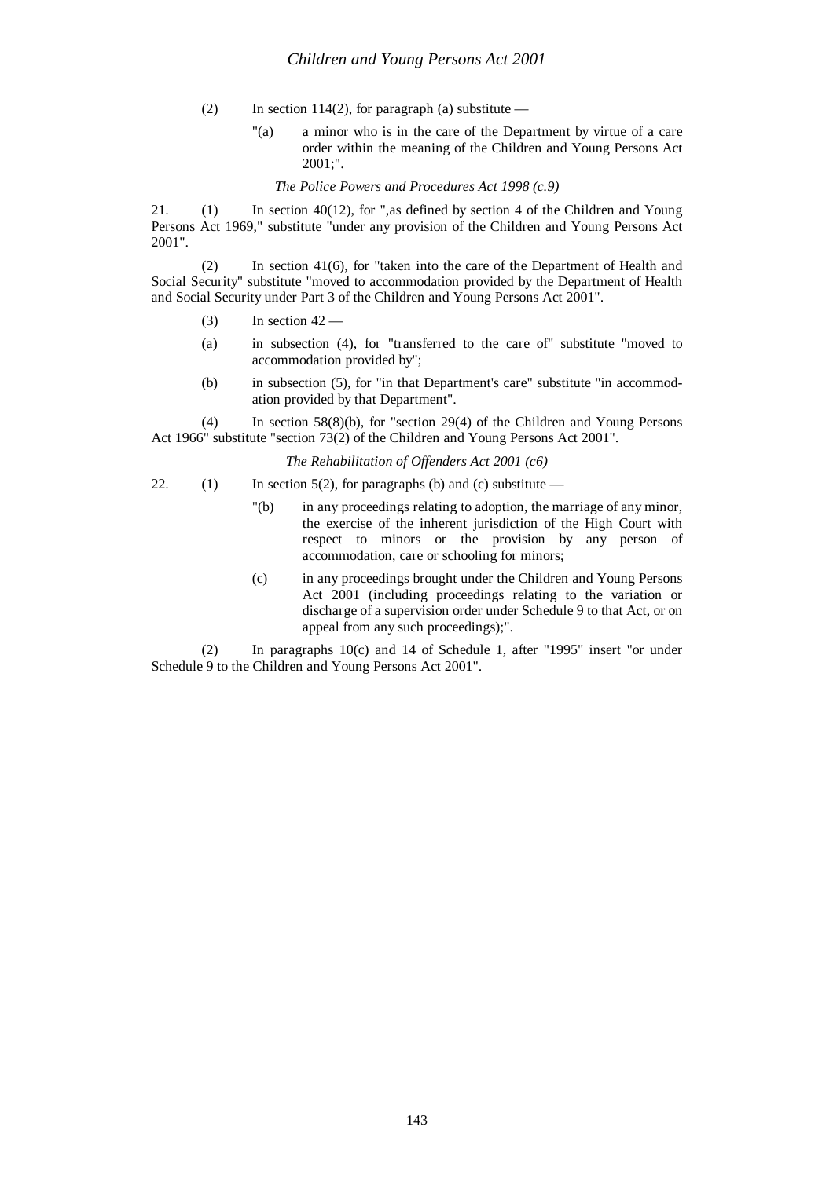(2) In section 114(2), for paragraph (a) substitute —

"(a) a minor who is in the care of the Department by virtue of a care order within the meaning of the Children and Young Persons Act 2001;".

*The Police Powers and Procedures Act 1998 (c.9)*

21. (1) In section 40(12), for ",as defined by section 4 of the Children and Young Persons Act 1969," substitute "under any provision of the Children and Young Persons Act 2001".

(2) In section 41(6), for "taken into the care of the Department of Health and Social Security" substitute "moved to accommodation provided by the Department of Health and Social Security under Part 3 of the Children and Young Persons Act 2001".

(3) In section 42 —

(a) in subsection (4), for "transferred to the care of" substitute "moved to accommodation provided by";

(b) in subsection (5), for "in that Department's care" substitute "in accommodation provided by that Department".

(4) In section 58(8)(b), for "section 29(4) of the Children and Young Persons Act 1966" substitute "section 73(2) of the Children and Young Persons Act 2001".

*The Rehabilitation of Offenders Act 2001 (c6)*

22. (1) In section 5(2), for paragraphs (b) and (c) substitute —

"(b) in any proceedings relating to adoption, the marriage of any minor, the exercise of the inherent jurisdiction of the High Court with respect to minors or the provision by any person of accommodation, care or schooling for minors;

(c) in any proceedings brought under the Children and Young Persons Act 2001 (including proceedings relating to the variation or discharge of a supervision order under Schedule 9 to that Act, or on appeal from any such proceedings);".

(2) In paragraphs 10(c) and 14 of Schedule 1, after "1995" insert "or under Schedule 9 to the Children and Young Persons Act 2001".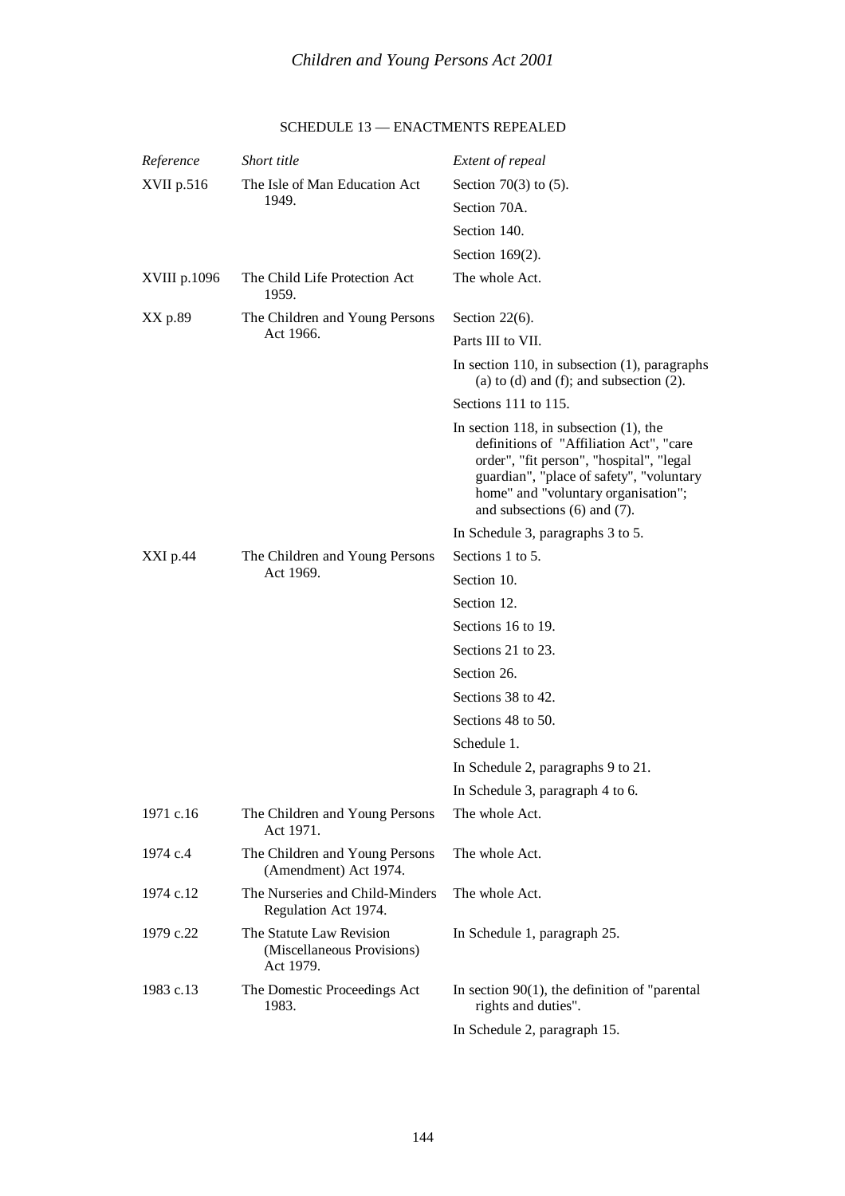## SCHEDULE 13 — ENACTMENTS REPEALED

| *Reference* | *Short title* | *Extent of repeal* |
|---|---|---|
| XVII p.516 | The Isle of Man Education Act 1949. | Section 70(3) to (5). |
| | | Section 70A. |
| | | Section 140. |
| | | Section 169(2). |
| XVIII p.1096 | The Child Life Protection Act 1959. | The whole Act. |
| XX p.89 | The Children and Young Persons Act 1966. | Section 22(6). |
| | | Parts III to VII. |
| | | In section 110, in subsection (1), paragraphs (a) to (d) and (f); and subsection (2). |
| | | Sections 111 to 115. |
| | | In section 118, in subsection (1), the definitions of "Affiliation Act", "care order", "fit person", "hospital", "legal guardian", "place of safety", "voluntary home" and "voluntary organisation"; and subsections (6) and (7). |
| | | In Schedule 3, paragraphs 3 to 5. |
| XXI p.44 | The Children and Young Persons Act 1969. | Sections 1 to 5. |
| | | Section 10. |
| | | Section 12. |
| | | Sections 16 to 19. |
| | | Sections 21 to 23. |
| | | Section 26. |
| | | Sections 38 to 42. |
| | | Sections 48 to 50. |
| | | Schedule 1. |
| | | In Schedule 2, paragraphs 9 to 21. |
| | | In Schedule 3, paragraph 4 to 6. |
| 1971 c.16 | The Children and Young Persons Act 1971. | The whole Act. |
| 1974 c.4 | The Children and Young Persons (Amendment) Act 1974. | The whole Act. |
| 1974 c.12 | The Nurseries and Child-Minders Regulation Act 1974. | The whole Act. |
| 1979 c.22 | The Statute Law Revision (Miscellaneous Provisions) Act 1979. | In Schedule 1, paragraph 25. |
| 1983 c.13 | The Domestic Proceedings Act 1983. | In section 90(1), the definition of "parental rights and duties". |
| | | In Schedule 2, paragraph 15. |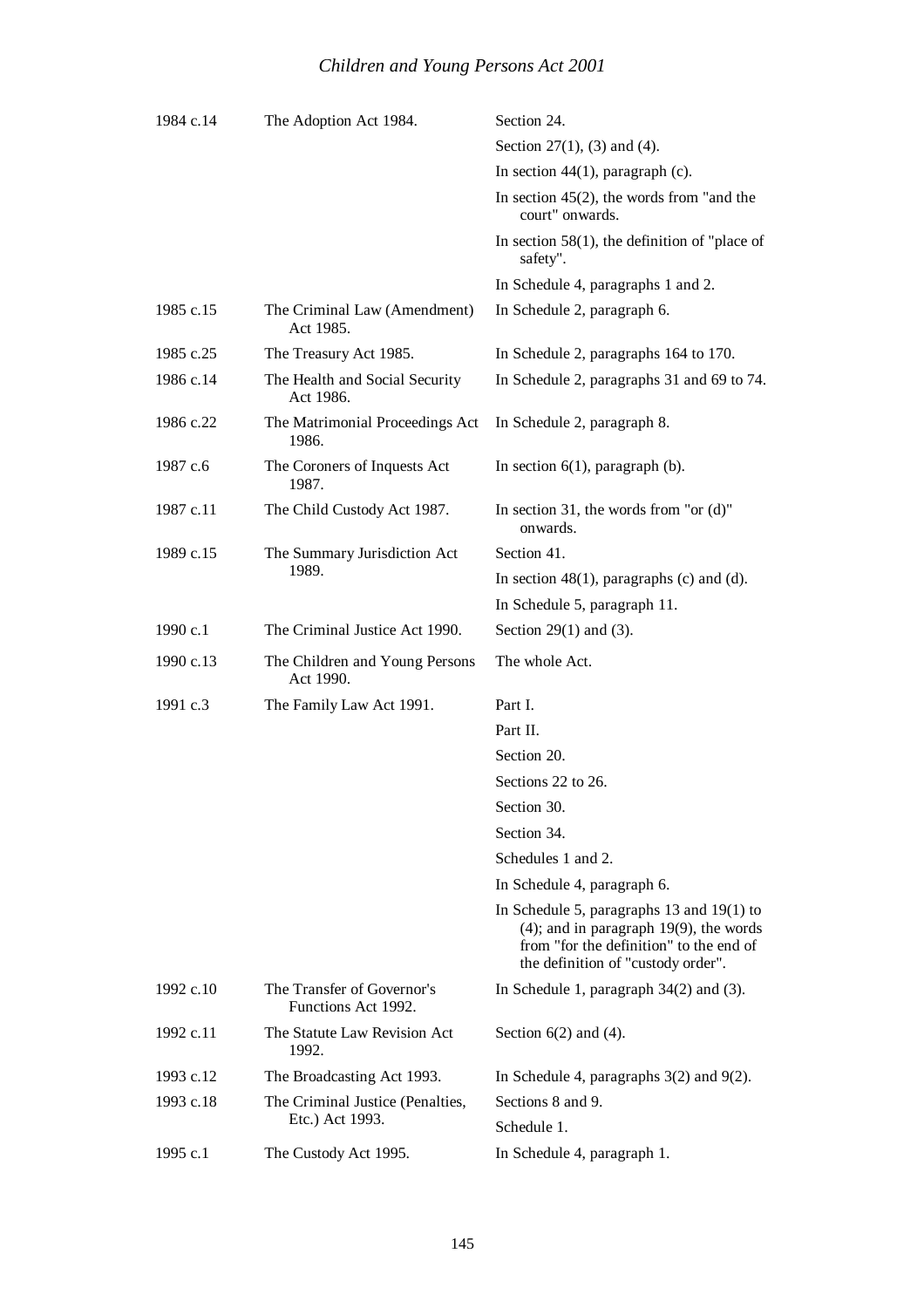| | | |
|---|---|---|
| 1984 c.14 | The Adoption Act 1984. | Section 24. |
| | | Section 27(1), (3) and (4). |
| | | In section 44(1), paragraph (c). |
| | | In section 45(2), the words from "and the court" onwards. |
| | | In section 58(1), the definition of "place of safety". |
| | | In Schedule 4, paragraphs 1 and 2. |
| 1985 c.15 | The Criminal Law (Amendment) Act 1985. | In Schedule 2, paragraph 6. |
| 1985 c.25 | The Treasury Act 1985. | In Schedule 2, paragraphs 164 to 170. |
| 1986 c.14 | The Health and Social Security Act 1986. | In Schedule 2, paragraphs 31 and 69 to 74. |
| 1986 c.22 | The Matrimonial Proceedings Act 1986. | In Schedule 2, paragraph 8. |
| 1987 c.6 | The Coroners of Inquests Act 1987. | In section 6(1), paragraph (b). |
| 1987 c.11 | The Child Custody Act 1987. | In section 31, the words from "or (d)" onwards. |
| 1989 c.15 | The Summary Jurisdiction Act 1989. | Section 41. |
| | | In section 48(1), paragraphs (c) and (d). |
| | | In Schedule 5, paragraph 11. |
| 1990 c.1 | The Criminal Justice Act 1990. | Section 29(1) and (3). |
| 1990 c.13 | The Children and Young Persons Act 1990. | The whole Act. |
| 1991 c.3 | The Family Law Act 1991. | Part I. |
| | | Part II. |
| | | Section 20. |
| | | Sections 22 to 26. |
| | | Section 30. |
| | | Section 34. |
| | | Schedules 1 and 2. |
| | | In Schedule 4, paragraph 6. |
| | | In Schedule 5, paragraphs 13 and 19(1) to (4); and in paragraph 19(9), the words from "for the definition" to the end of the definition of "custody order". |
| 1992 c.10 | The Transfer of Governor's Functions Act 1992. | In Schedule 1, paragraph 34(2) and (3). |
| 1992 c.11 | The Statute Law Revision Act 1992. | Section 6(2) and (4). |
| 1993 c.12 | The Broadcasting Act 1993. | In Schedule 4, paragraphs 3(2) and 9(2). |
| 1993 c.18 | The Criminal Justice (Penalties, Etc.) Act 1993. | Sections 8 and 9. |
| | | Schedule 1. |
| 1995 c.1 | The Custody Act 1995. | In Schedule 4, paragraph 1. |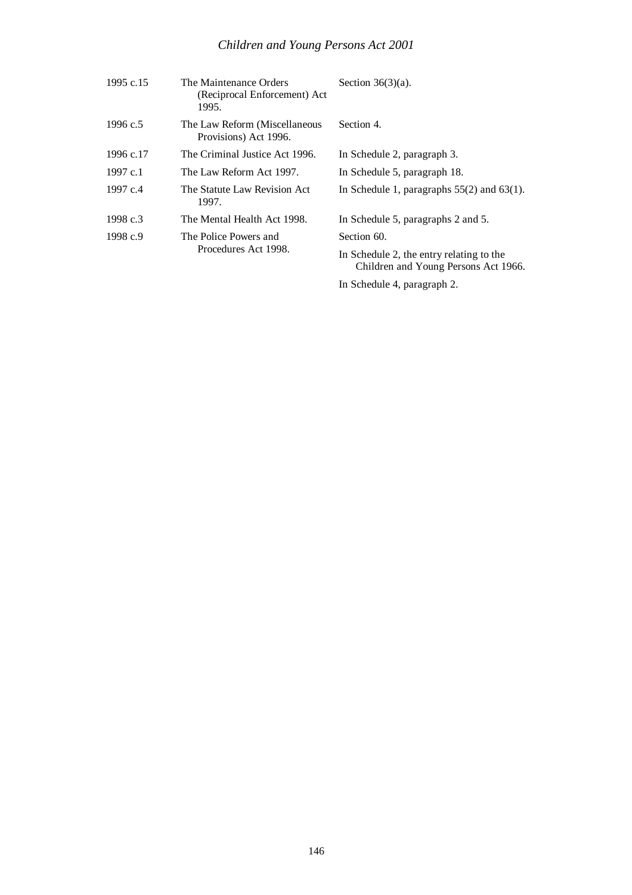| | | |
|---|---|---|
| 1995 c.15 | The Maintenance Orders (Reciprocal Enforcement) Act 1995. | Section 36(3)(a). |
| 1996 c.5 | The Law Reform (Miscellaneous Provisions) Act 1996. | Section 4. |
| 1996 c.17 | The Criminal Justice Act 1996. | In Schedule 2, paragraph 3. |
| 1997 c.1 | The Law Reform Act 1997. | In Schedule 5, paragraph 18. |
| 1997 c.4 | The Statute Law Revision Act 1997. | In Schedule 1, paragraphs 55(2) and 63(1). |
| 1998 c.3 | The Mental Health Act 1998. | In Schedule 5, paragraphs 2 and 5. |
| 1998 c.9 | The Police Powers and Procedures Act 1998. | Section 60. |
| | | In Schedule 2, the entry relating to the Children and Young Persons Act 1966. |
| | | In Schedule 4, paragraph 2. |